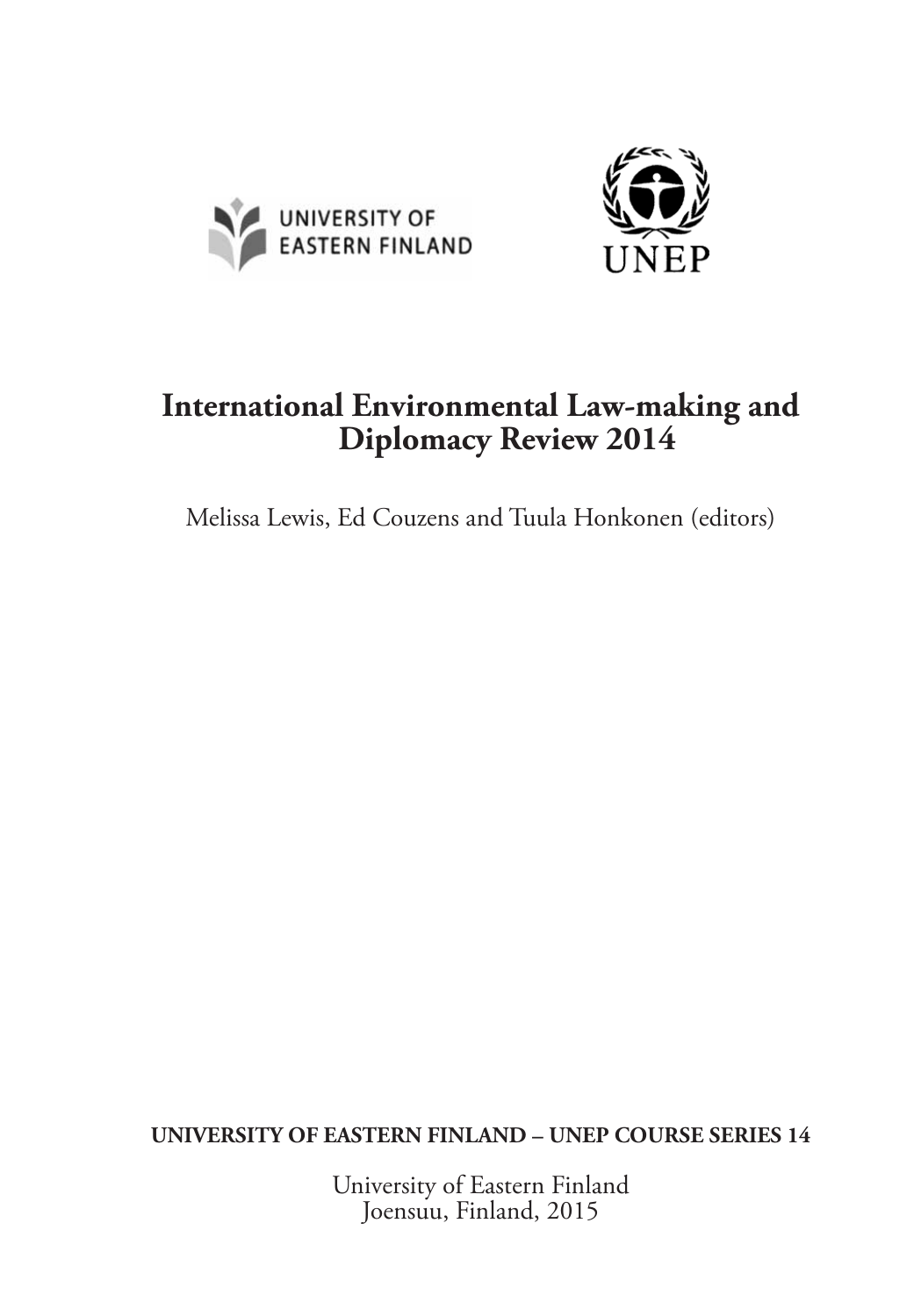UNIVERSITY OF EASTERN FINLAND

UNEP

# International Environmental Law-making and Diplomacy Review 2014

Melissa Lewis, Ed Couzens and Tuula Honkonen (editors)

**UNIVERSITY OF EASTERN FINLAND – UNEP COURSE SERIES 14**

University of Eastern Finland
Joensuu, Finland, 2015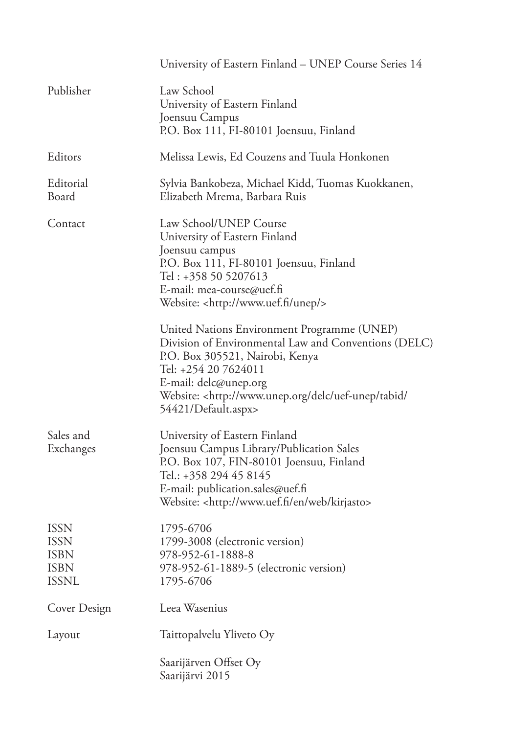University of Eastern Finland – UNEP Course Series 14

| | |
|---|---|
| Publisher | Law School<br>University of Eastern Finland<br>Joensuu Campus<br>P.O. Box 111, FI-80101 Joensuu, Finland |
| Editors | Melissa Lewis, Ed Couzens and Tuula Honkonen |
| Editorial Board | Sylvia Bankobeza, Michael Kidd, Tuomas Kuokkanen, Elizabeth Mrema, Barbara Ruis |
| Contact | Law School/UNEP Course<br>University of Eastern Finland<br>Joensuu campus<br>P.O. Box 111, FI-80101 Joensuu, Finland<br>Tel : +358 50 5207613<br>E-mail: mea-course@uef.fi<br>Website: <http://www.uef.fi/unep/><br><br>United Nations Environment Programme (UNEP)<br>Division of Environmental Law and Conventions (DELC)<br>P.O. Box 305521, Nairobi, Kenya<br>Tel: +254 20 7624011<br>E-mail: delc@unep.org<br>Website: <http://www.unep.org/delc/uef-unep/tabid/54421/Default.aspx> |
| Sales and Exchanges | University of Eastern Finland<br>Joensuu Campus Library/Publication Sales<br>P.O. Box 107, FIN-80101 Joensuu, Finland<br>Tel.: +358 294 45 8145<br>E-mail: publication.sales@uef.fi<br>Website: <http://www.uef.fi/en/web/kirjasto> |
| ISSN | 1795-6706 |
| ISSN | 1799-3008 (electronic version) |
| ISBN | 978-952-61-1888-8 |
| ISBN | 978-952-61-1889-5 (electronic version) |
| ISSNL | 1795-6706 |
| Cover Design | Leea Wasenius |
| Layout | Taittopalvelu Yliveto Oy |

Saarijärven Offset Oy
Saarijärvi 2015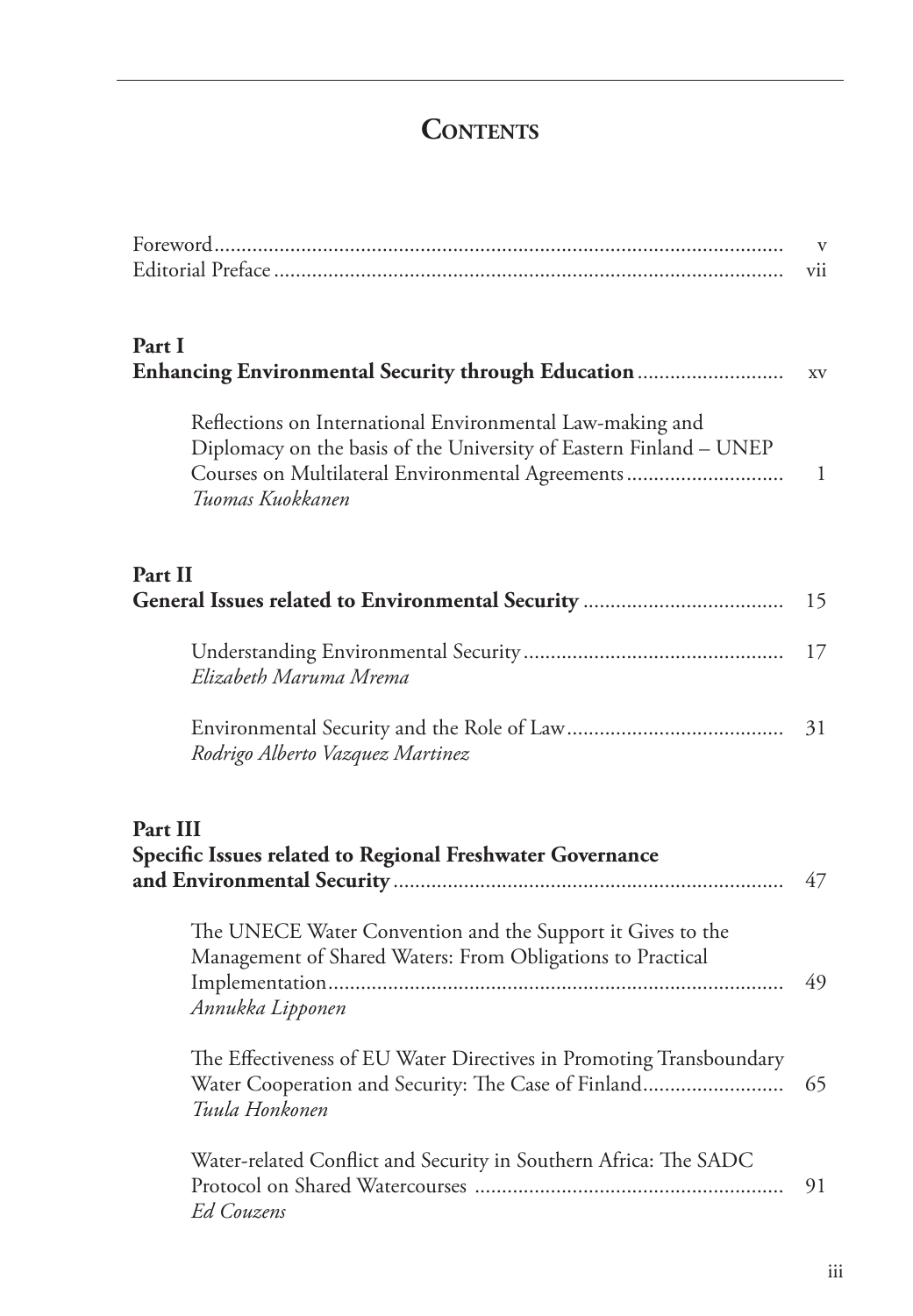# Contents

Foreword ... v
Editorial Preface ... vii

**Part I**
**Enhancing Environmental Security through Education** ... xv

Reflections on International Environmental Law-making and Diplomacy on the basis of the University of Eastern Finland – UNEP Courses on Multilateral Environmental Agreements ... 1
*Tuomas Kuokkanen*

**Part II**
**General Issues related to Environmental Security** ... 15

Understanding Environmental Security ... 17
*Elizabeth Maruma Mrema*

Environmental Security and the Role of Law ... 31
*Rodrigo Alberto Vazquez Martinez*

**Part III**
**Specific Issues related to Regional Freshwater Governance and Environmental Security** ... 47

The UNECE Water Convention and the Support it Gives to the Management of Shared Waters: From Obligations to Practical Implementation ... 49
*Annukka Lipponen*

The Effectiveness of EU Water Directives in Promoting Transboundary Water Cooperation and Security: The Case of Finland ... 65
*Tuula Honkonen*

Water-related Conflict and Security in Southern Africa: The SADC Protocol on Shared Watercourses ... 91
*Ed Couzens*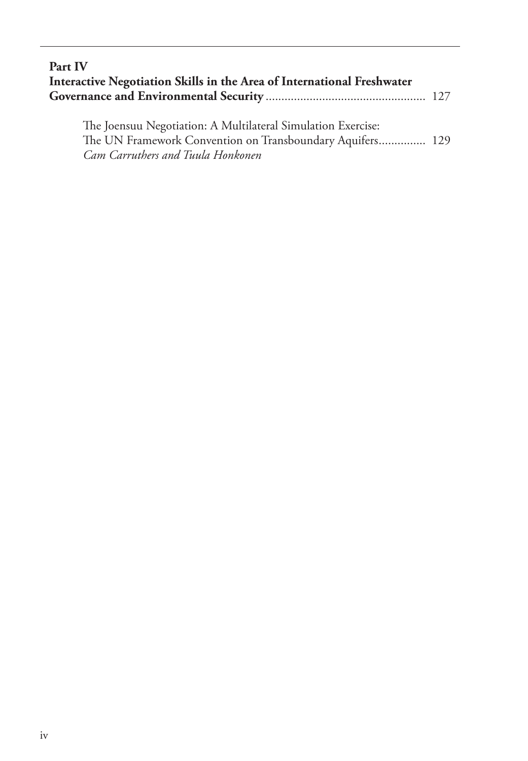**Part IV**
**Interactive Negotiation Skills in the Area of International Freshwater Governance and Environmental Security** .................................................. 127

The Joensuu Negotiation: A Multilateral Simulation Exercise:
The UN Framework Convention on Transboundary Aquifers............... 129
*Cam Carruthers and Tuula Honkonen*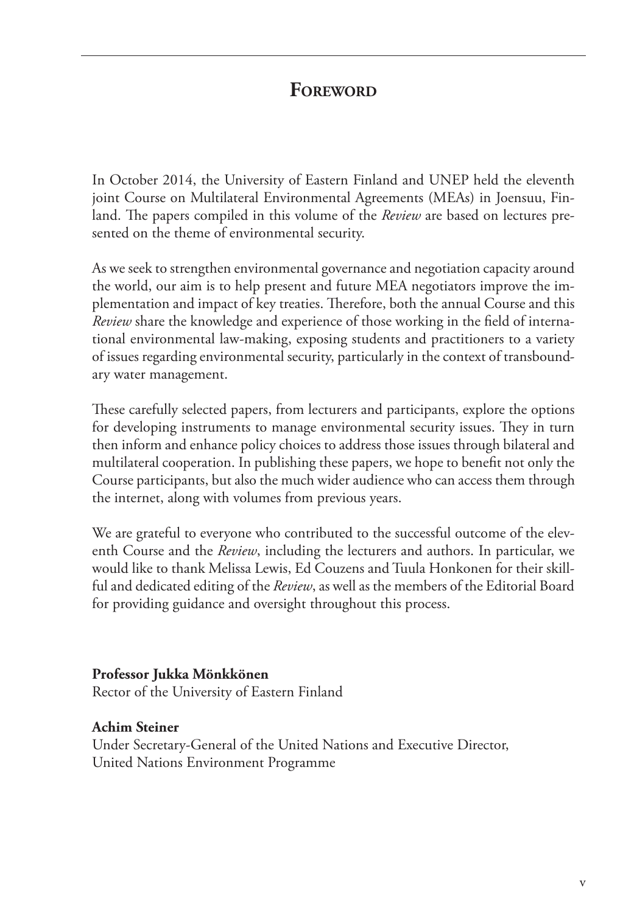# Foreword

In October 2014, the University of Eastern Finland and UNEP held the eleventh joint Course on Multilateral Environmental Agreements (MEAs) in Joensuu, Finland. The papers compiled in this volume of the *Review* are based on lectures presented on the theme of environmental security.

As we seek to strengthen environmental governance and negotiation capacity around the world, our aim is to help present and future MEA negotiators improve the implementation and impact of key treaties. Therefore, both the annual Course and this *Review* share the knowledge and experience of those working in the field of international environmental law-making, exposing students and practitioners to a variety of issues regarding environmental security, particularly in the context of transboundary water management.

These carefully selected papers, from lecturers and participants, explore the options for developing instruments to manage environmental security issues. They in turn then inform and enhance policy choices to address those issues through bilateral and multilateral cooperation. In publishing these papers, we hope to benefit not only the Course participants, but also the much wider audience who can access them through the internet, along with volumes from previous years.

We are grateful to everyone who contributed to the successful outcome of the eleventh Course and the *Review*, including the lecturers and authors. In particular, we would like to thank Melissa Lewis, Ed Couzens and Tuula Honkonen for their skillful and dedicated editing of the *Review*, as well as the members of the Editorial Board for providing guidance and oversight throughout this process.

**Professor Jukka Mönkkönen**
Rector of the University of Eastern Finland

**Achim Steiner**
Under Secretary-General of the United Nations and Executive Director,
United Nations Environment Programme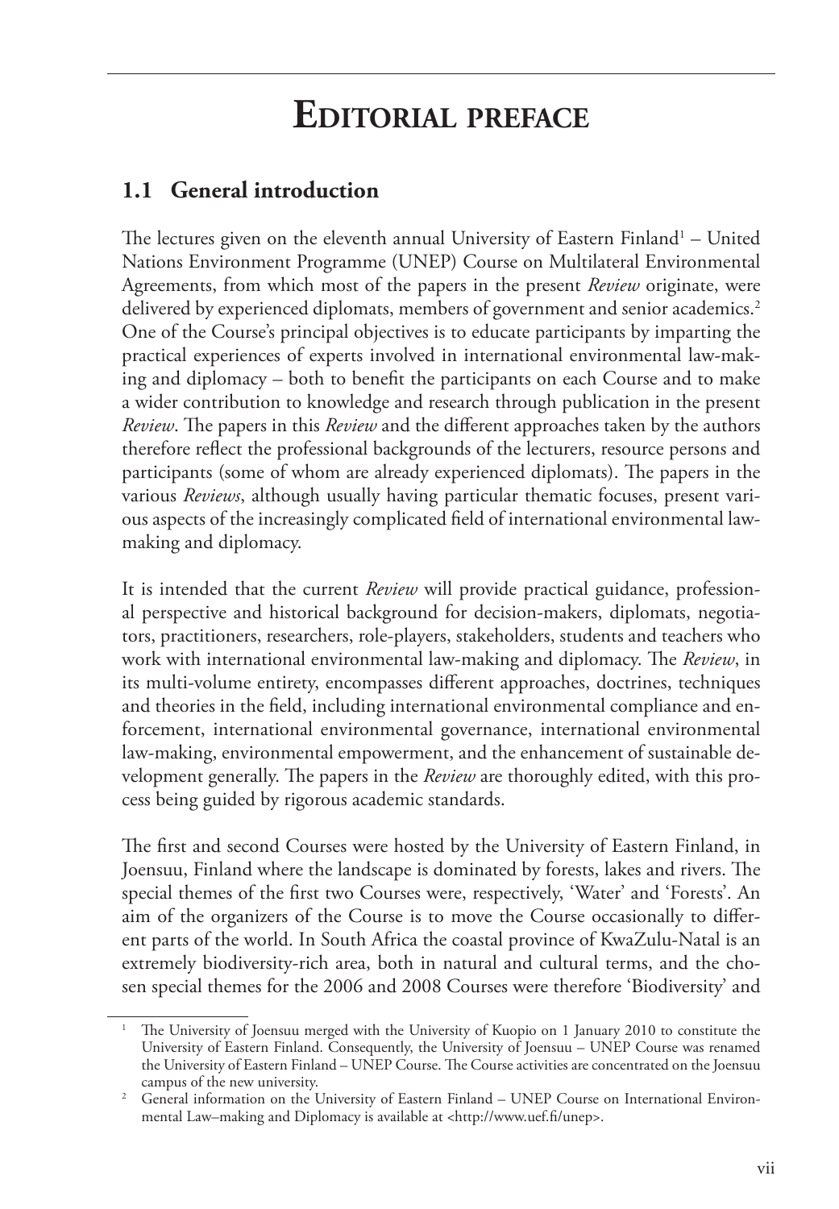# Editorial preface

## 1.1 General introduction

The lectures given on the eleventh annual University of Eastern Finland[1] – United Nations Environment Programme (UNEP) Course on Multilateral Environmental Agreements, from which most of the papers in the present *Review* originate, were delivered by experienced diplomats, members of government and senior academics.[2] One of the Course's principal objectives is to educate participants by imparting the practical experiences of experts involved in international environmental law-making and diplomacy – both to benefit the participants on each Course and to make a wider contribution to knowledge and research through publication in the present *Review*. The papers in this *Review* and the different approaches taken by the authors therefore reflect the professional backgrounds of the lecturers, resource persons and participants (some of whom are already experienced diplomats). The papers in the various *Reviews*, although usually having particular thematic focuses, present various aspects of the increasingly complicated field of international environmental law-making and diplomacy.

It is intended that the current *Review* will provide practical guidance, professional perspective and historical background for decision-makers, diplomats, negotiators, practitioners, researchers, role-players, stakeholders, students and teachers who work with international environmental law-making and diplomacy. The *Review*, in its multi-volume entirety, encompasses different approaches, doctrines, techniques and theories in the field, including international environmental compliance and enforcement, international environmental governance, international environmental law-making, environmental empowerment, and the enhancement of sustainable development generally. The papers in the *Review* are thoroughly edited, with this process being guided by rigorous academic standards.

The first and second Courses were hosted by the University of Eastern Finland, in Joensuu, Finland where the landscape is dominated by forests, lakes and rivers. The special themes of the first two Courses were, respectively, 'Water' and 'Forests'. An aim of the organizers of the Course is to move the Course occasionally to different parts of the world. In South Africa the coastal province of KwaZulu-Natal is an extremely biodiversity-rich area, both in natural and cultural terms, and the chosen special themes for the 2006 and 2008 Courses were therefore 'Biodiversity' and

---

[1] The University of Joensuu merged with the University of Kuopio on 1 January 2010 to constitute the University of Eastern Finland. Consequently, the University of Joensuu – UNEP Course was renamed the University of Eastern Finland – UNEP Course. The Course activities are concentrated on the Joensuu campus of the new university.

[2] General information on the University of Eastern Finland – UNEP Course on International Environmental Law–making and Diplomacy is available at <http://www.uef.fi/unep>.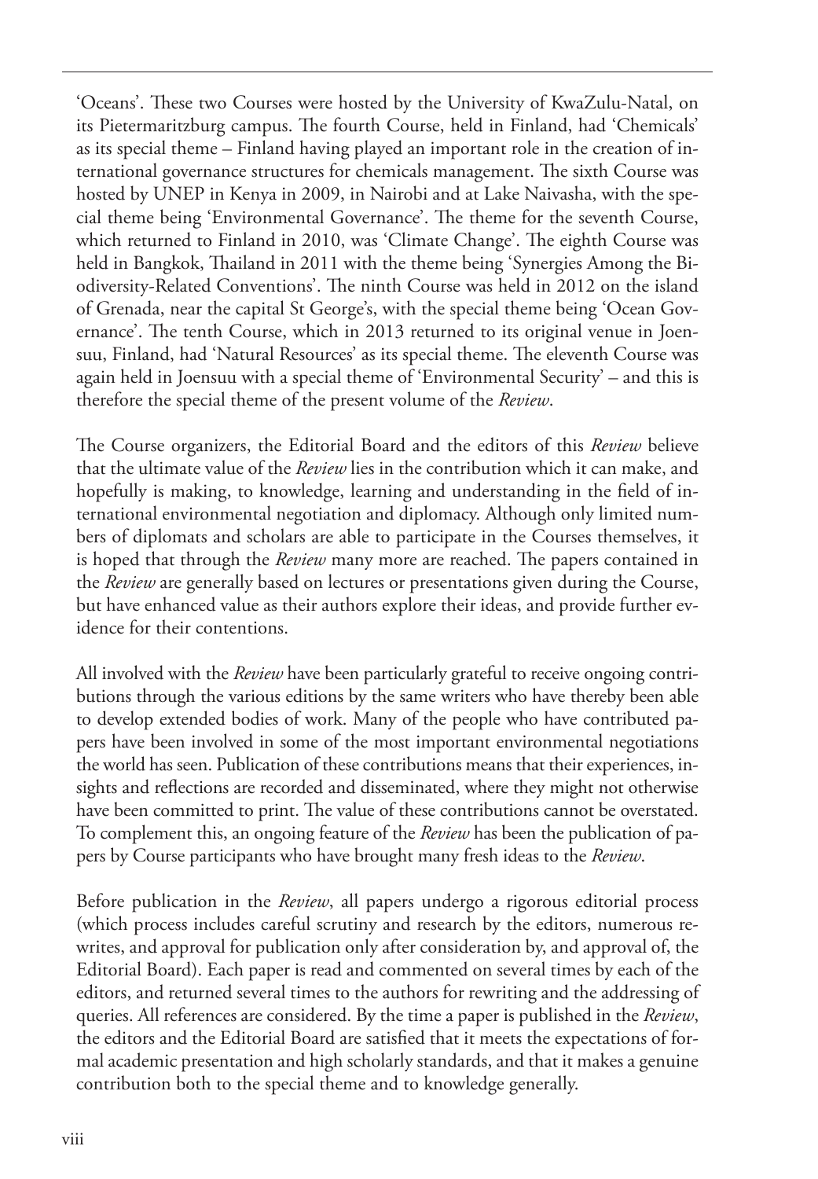'Oceans'. These two Courses were hosted by the University of KwaZulu-Natal, on its Pietermaritzburg campus. The fourth Course, held in Finland, had 'Chemicals' as its special theme – Finland having played an important role in the creation of international governance structures for chemicals management. The sixth Course was hosted by UNEP in Kenya in 2009, in Nairobi and at Lake Naivasha, with the special theme being 'Environmental Governance'. The theme for the seventh Course, which returned to Finland in 2010, was 'Climate Change'. The eighth Course was held in Bangkok, Thailand in 2011 with the theme being 'Synergies Among the Biodiversity-Related Conventions'. The ninth Course was held in 2012 on the island of Grenada, near the capital St George's, with the special theme being 'Ocean Governance'. The tenth Course, which in 2013 returned to its original venue in Joensuu, Finland, had 'Natural Resources' as its special theme. The eleventh Course was again held in Joensuu with a special theme of 'Environmental Security' – and this is therefore the special theme of the present volume of the *Review*.

The Course organizers, the Editorial Board and the editors of this *Review* believe that the ultimate value of the *Review* lies in the contribution which it can make, and hopefully is making, to knowledge, learning and understanding in the field of international environmental negotiation and diplomacy. Although only limited numbers of diplomats and scholars are able to participate in the Courses themselves, it is hoped that through the *Review* many more are reached. The papers contained in the *Review* are generally based on lectures or presentations given during the Course, but have enhanced value as their authors explore their ideas, and provide further evidence for their contentions.

All involved with the *Review* have been particularly grateful to receive ongoing contributions through the various editions by the same writers who have thereby been able to develop extended bodies of work. Many of the people who have contributed papers have been involved in some of the most important environmental negotiations the world has seen. Publication of these contributions means that their experiences, insights and reflections are recorded and disseminated, where they might not otherwise have been committed to print. The value of these contributions cannot be overstated. To complement this, an ongoing feature of the *Review* has been the publication of papers by Course participants who have brought many fresh ideas to the *Review*.

Before publication in the *Review*, all papers undergo a rigorous editorial process (which process includes careful scrutiny and research by the editors, numerous rewrites, and approval for publication only after consideration by, and approval of, the Editorial Board). Each paper is read and commented on several times by each of the editors, and returned several times to the authors for rewriting and the addressing of queries. All references are considered. By the time a paper is published in the *Review*, the editors and the Editorial Board are satisfied that it meets the expectations of formal academic presentation and high scholarly standards, and that it makes a genuine contribution both to the special theme and to knowledge generally.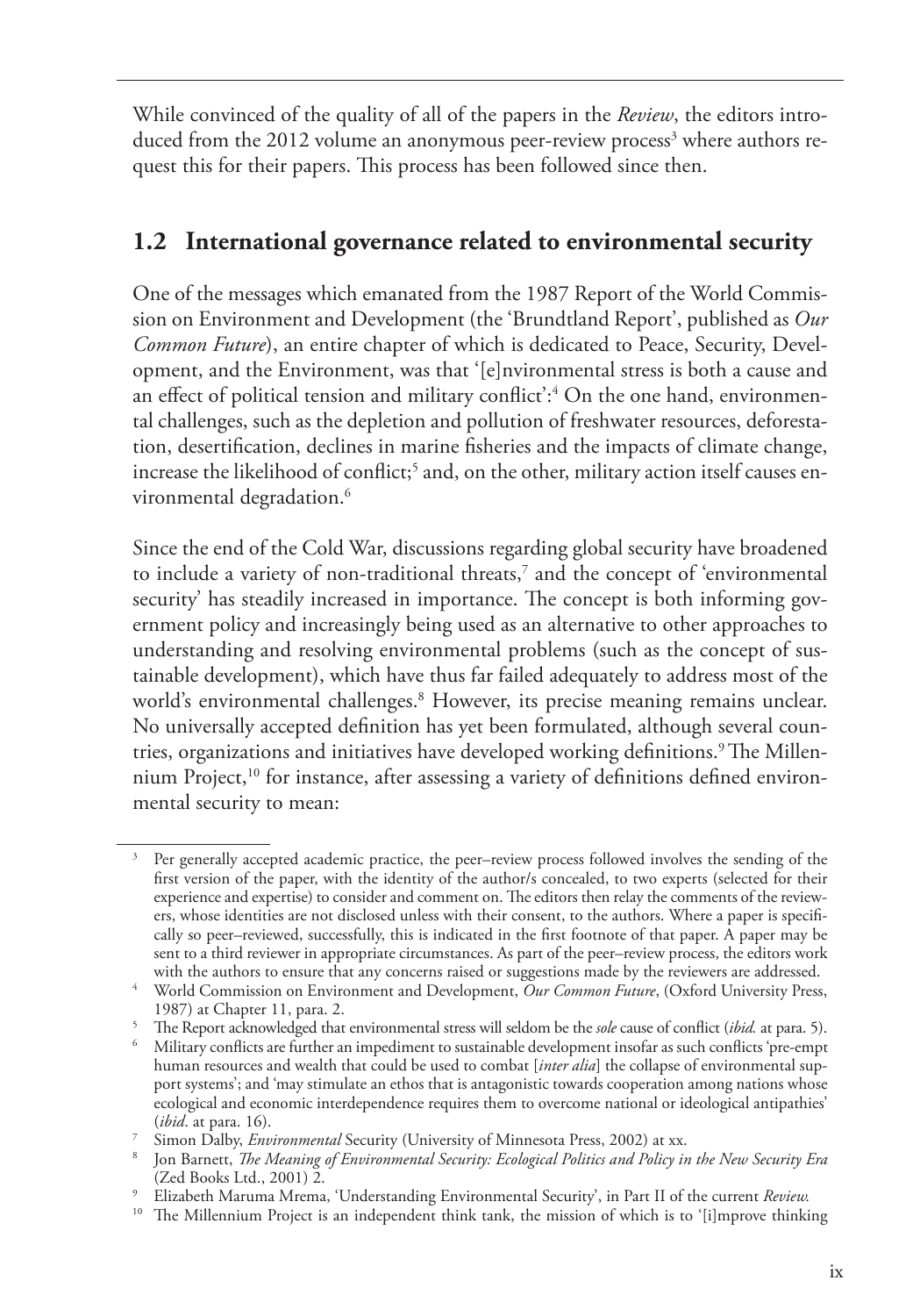While convinced of the quality of all of the papers in the *Review*, the editors introduced from the 2012 volume an anonymous peer-review process[3] where authors request this for their papers. This process has been followed since then.

## 1.2 International governance related to environmental security

One of the messages which emanated from the 1987 Report of the World Commission on Environment and Development (the 'Brundtland Report', published as *Our Common Future*), an entire chapter of which is dedicated to Peace, Security, Development, and the Environment, was that '[e]nvironmental stress is both a cause and an effect of political tension and military conflict':[4] On the one hand, environmental challenges, such as the depletion and pollution of freshwater resources, deforestation, desertification, declines in marine fisheries and the impacts of climate change, increase the likelihood of conflict;[5] and, on the other, military action itself causes environmental degradation.[6]

Since the end of the Cold War, discussions regarding global security have broadened to include a variety of non-traditional threats,[7] and the concept of 'environmental security' has steadily increased in importance. The concept is both informing government policy and increasingly being used as an alternative to other approaches to understanding and resolving environmental problems (such as the concept of sustainable development), which have thus far failed adequately to address most of the world's environmental challenges.[8] However, its precise meaning remains unclear. No universally accepted definition has yet been formulated, although several countries, organizations and initiatives have developed working definitions.[9] The Millennium Project,[10] for instance, after assessing a variety of definitions defined environmental security to mean:

---

[3] Per generally accepted academic practice, the peer–review process followed involves the sending of the first version of the paper, with the identity of the author/s concealed, to two experts (selected for their experience and expertise) to consider and comment on. The editors then relay the comments of the reviewers, whose identities are not disclosed unless with their consent, to the authors. Where a paper is specifically so peer–reviewed, successfully, this is indicated in the first footnote of that paper. A paper may be sent to a third reviewer in appropriate circumstances. As part of the peer–review process, the editors work with the authors to ensure that any concerns raised or suggestions made by the reviewers are addressed.

[4] World Commission on Environment and Development, *Our Common Future*, (Oxford University Press, 1987) at Chapter 11, para. 2.

[5] The Report acknowledged that environmental stress will seldom be the *sole* cause of conflict (*ibid.* at para. 5).

[6] Military conflicts are further an impediment to sustainable development insofar as such conflicts 'pre-empt human resources and wealth that could be used to combat [*inter alia*] the collapse of environmental support systems'; and 'may stimulate an ethos that is antagonistic towards cooperation among nations whose ecological and economic interdependence requires them to overcome national or ideological antipathies' (*ibid*. at para. 16).

[7] Simon Dalby, *Environmental* Security (University of Minnesota Press, 2002) at xx.

[8] Jon Barnett, *The Meaning of Environmental Security: Ecological Politics and Policy in the New Security Era* (Zed Books Ltd., 2001) 2.

[9] Elizabeth Maruma Mrema, 'Understanding Environmental Security', in Part II of the current *Review.*

[10] The Millennium Project is an independent think tank, the mission of which is to '[i]mprove thinking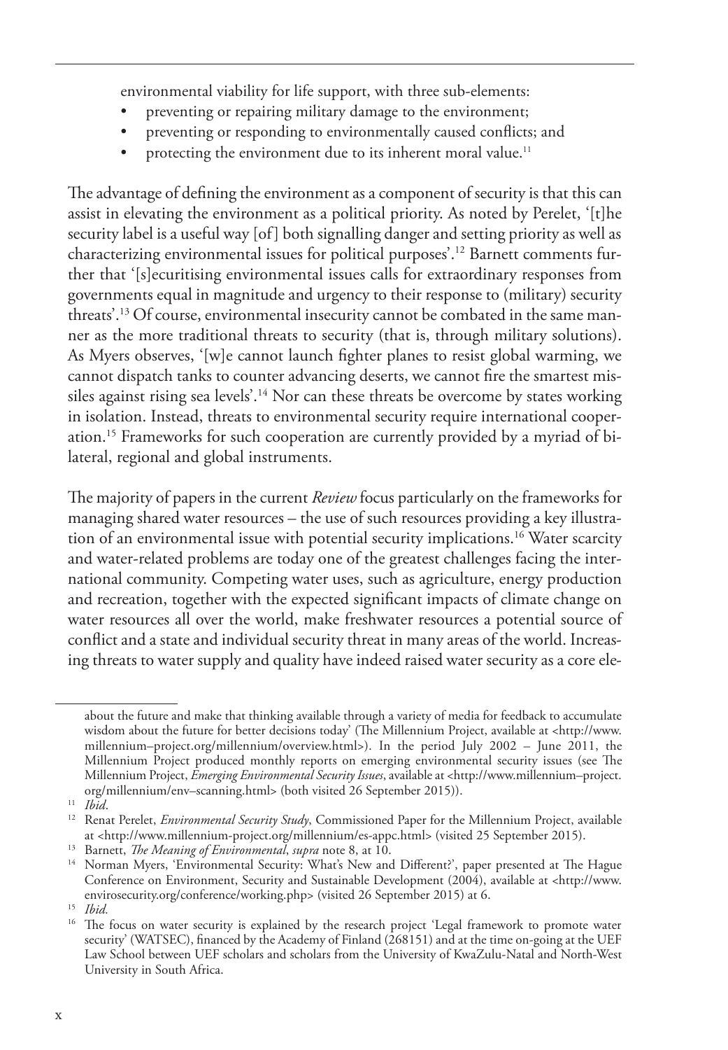environmental viability for life support, with three sub-elements:

- preventing or repairing military damage to the environment;
- preventing or responding to environmentally caused conflicts; and
- protecting the environment due to its inherent moral value.[11]

The advantage of defining the environment as a component of security is that this can assist in elevating the environment as a political priority. As noted by Perelet, '[t]he security label is a useful way [of] both signalling danger and setting priority as well as characterizing environmental issues for political purposes'.[12] Barnett comments further that '[s]ecuritising environmental issues calls for extraordinary responses from governments equal in magnitude and urgency to their response to (military) security threats'.[13] Of course, environmental insecurity cannot be combated in the same manner as the more traditional threats to security (that is, through military solutions). As Myers observes, '[w]e cannot launch fighter planes to resist global warming, we cannot dispatch tanks to counter advancing deserts, we cannot fire the smartest missiles against rising sea levels'.[14] Nor can these threats be overcome by states working in isolation. Instead, threats to environmental security require international cooperation.[15] Frameworks for such cooperation are currently provided by a myriad of bilateral, regional and global instruments.

The majority of papers in the current *Review* focus particularly on the frameworks for managing shared water resources – the use of such resources providing a key illustration of an environmental issue with potential security implications.[16] Water scarcity and water-related problems are today one of the greatest challenges facing the international community. Competing water uses, such as agriculture, energy production and recreation, together with the expected significant impacts of climate change on water resources all over the world, make freshwater resources a potential source of conflict and a state and individual security threat in many areas of the world. Increasing threats to water supply and quality have indeed raised water security as a core ele-

---

about the future and make that thinking available through a variety of media for feedback to accumulate wisdom about the future for better decisions today' (The Millennium Project, available at <http://www.millennium–project.org/millennium/overview.html>). In the period July 2002 – June 2011, the Millennium Project produced monthly reports on emerging environmental security issues (see The Millennium Project, *Emerging Environmental Security Issues*, available at <http://www.millennium–project.org/millennium/env–scanning.html> (both visited 26 September 2015)).

[11] *Ibid*.

[12] Renat Perelet, *Environmental Security Study*, Commissioned Paper for the Millennium Project, available at <http://www.millennium-project.org/millennium/es-appc.html> (visited 25 September 2015).

[13] Barnett, *The Meaning of Environmental*, *supra* note 8, at 10.

[14] Norman Myers, 'Environmental Security: What's New and Different?', paper presented at The Hague Conference on Environment, Security and Sustainable Development (2004), available at <http://www.envirosecurity.org/conference/working.php> (visited 26 September 2015) at 6.

[15] *Ibid.*

[16] The focus on water security is explained by the research project 'Legal framework to promote water security' (WATSEC), financed by the Academy of Finland (268151) and at the time on-going at the UEF Law School between UEF scholars and scholars from the University of KwaZulu-Natal and North-West University in South Africa.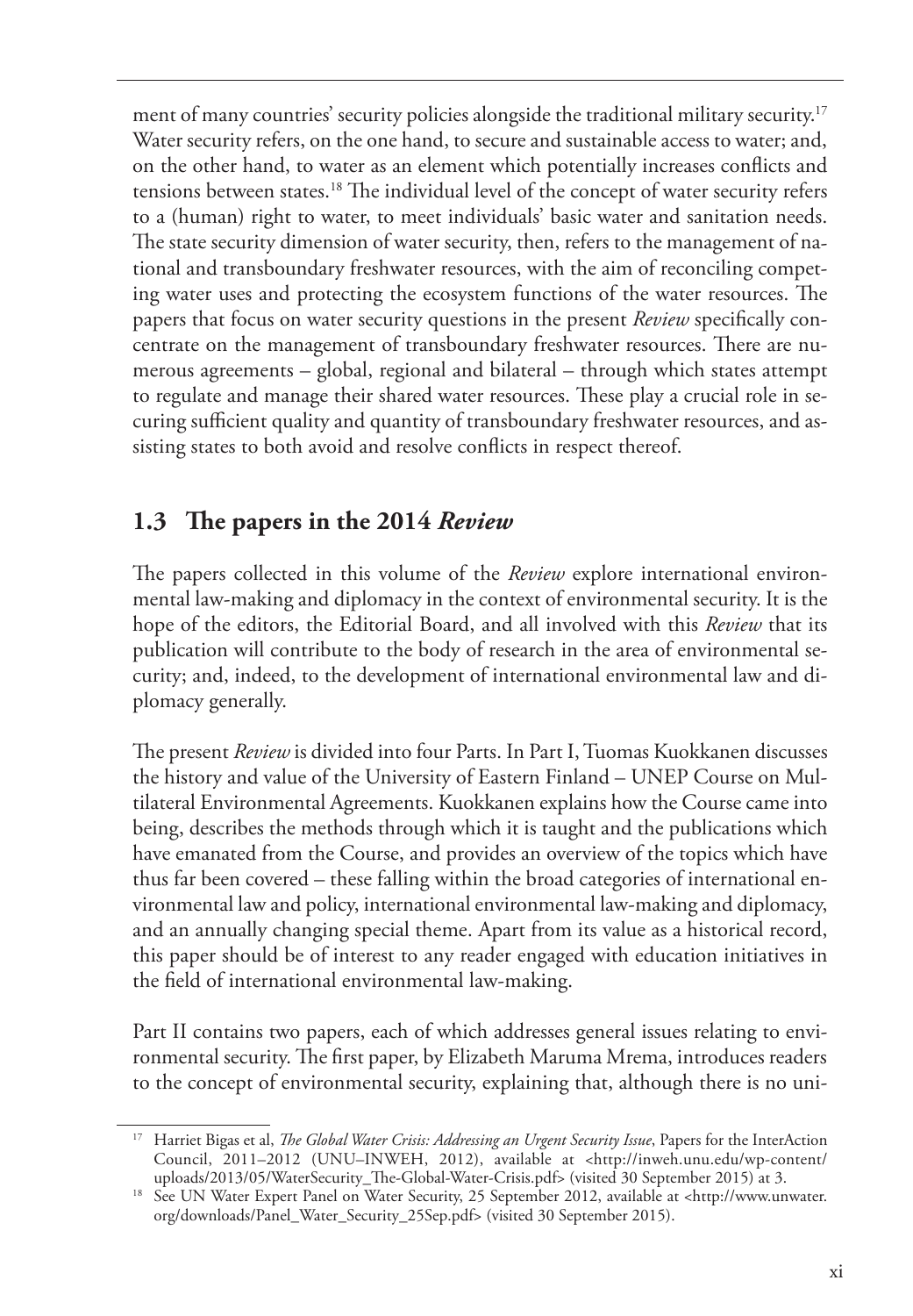ment of many countries' security policies alongside the traditional military security.[17] Water security refers, on the one hand, to secure and sustainable access to water; and, on the other hand, to water as an element which potentially increases conflicts and tensions between states.[18] The individual level of the concept of water security refers to a (human) right to water, to meet individuals' basic water and sanitation needs. The state security dimension of water security, then, refers to the management of national and transboundary freshwater resources, with the aim of reconciling competing water uses and protecting the ecosystem functions of the water resources. The papers that focus on water security questions in the present *Review* specifically concentrate on the management of transboundary freshwater resources. There are numerous agreements – global, regional and bilateral – through which states attempt to regulate and manage their shared water resources. These play a crucial role in securing sufficient quality and quantity of transboundary freshwater resources, and assisting states to both avoid and resolve conflicts in respect thereof.

## 1.3 The papers in the 2014 *Review*

The papers collected in this volume of the *Review* explore international environmental law-making and diplomacy in the context of environmental security. It is the hope of the editors, the Editorial Board, and all involved with this *Review* that its publication will contribute to the body of research in the area of environmental security; and, indeed, to the development of international environmental law and diplomacy generally.

The present *Review* is divided into four Parts. In Part I, Tuomas Kuokkanen discusses the history and value of the University of Eastern Finland – UNEP Course on Multilateral Environmental Agreements. Kuokkanen explains how the Course came into being, describes the methods through which it is taught and the publications which have emanated from the Course, and provides an overview of the topics which have thus far been covered – these falling within the broad categories of international environmental law and policy, international environmental law-making and diplomacy, and an annually changing special theme. Apart from its value as a historical record, this paper should be of interest to any reader engaged with education initiatives in the field of international environmental law-making.

Part II contains two papers, each of which addresses general issues relating to environmental security. The first paper, by Elizabeth Maruma Mrema, introduces readers to the concept of environmental security, explaining that, although there is no uni-

---

[17] Harriet Bigas et al, *The Global Water Crisis: Addressing an Urgent Security Issue*, Papers for the InterAction Council, 2011–2012 (UNU–INWEH, 2012), available at <http://inweh.unu.edu/wp-content/uploads/2013/05/WaterSecurity_The-Global-Water-Crisis.pdf> (visited 30 September 2015) at 3.

[18] See UN Water Expert Panel on Water Security, 25 September 2012, available at <http://www.unwater.org/downloads/Panel_Water_Security_25Sep.pdf> (visited 30 September 2015).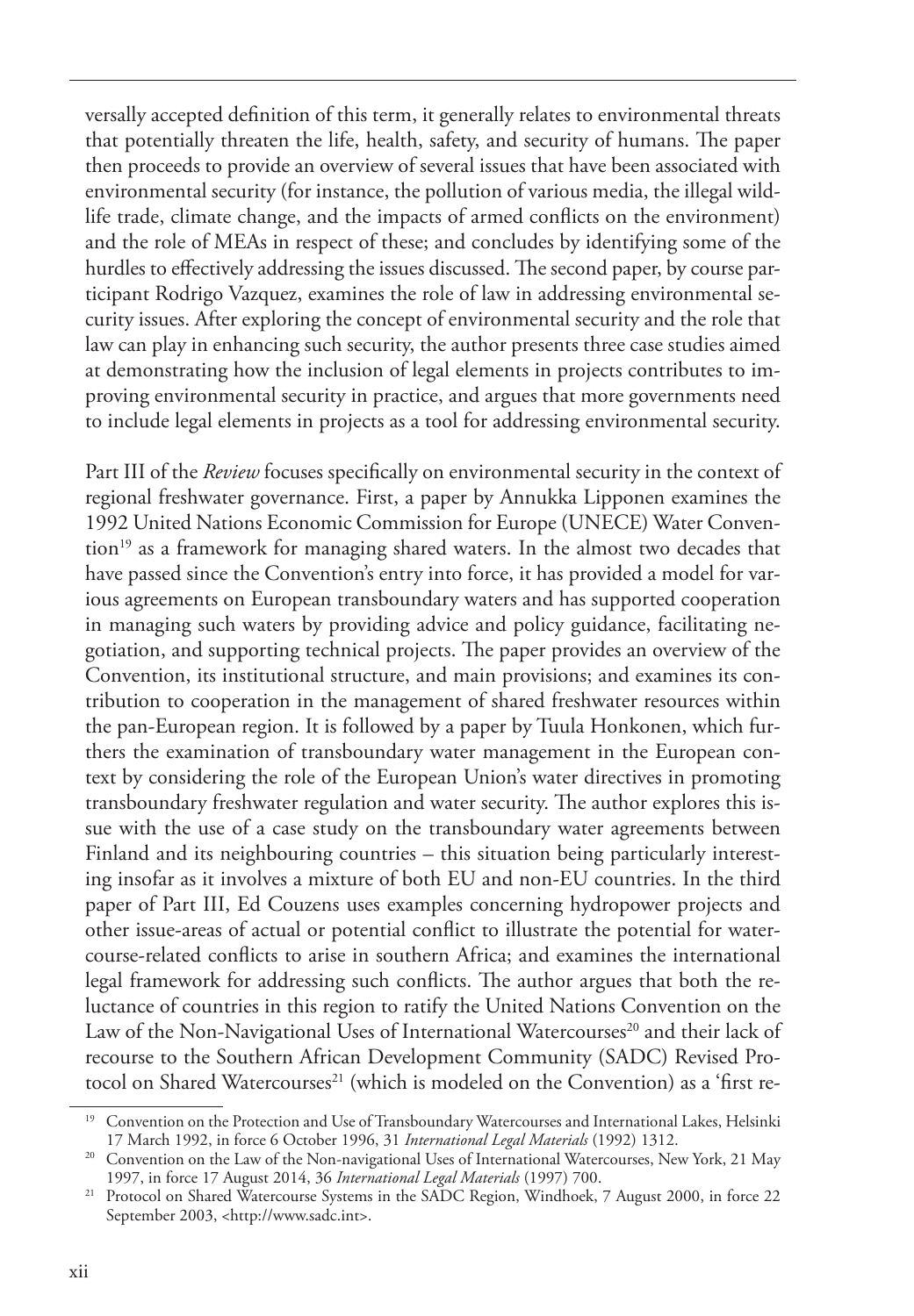versally accepted definition of this term, it generally relates to environmental threats that potentially threaten the life, health, safety, and security of humans. The paper then proceeds to provide an overview of several issues that have been associated with environmental security (for instance, the pollution of various media, the illegal wildlife trade, climate change, and the impacts of armed conflicts on the environment) and the role of MEAs in respect of these; and concludes by identifying some of the hurdles to effectively addressing the issues discussed. The second paper, by course participant Rodrigo Vazquez, examines the role of law in addressing environmental security issues. After exploring the concept of environmental security and the role that law can play in enhancing such security, the author presents three case studies aimed at demonstrating how the inclusion of legal elements in projects contributes to improving environmental security in practice, and argues that more governments need to include legal elements in projects as a tool for addressing environmental security.

Part III of the *Review* focuses specifically on environmental security in the context of regional freshwater governance. First, a paper by Annukka Lipponen examines the 1992 United Nations Economic Commission for Europe (UNECE) Water Convention[19] as a framework for managing shared waters. In the almost two decades that have passed since the Convention's entry into force, it has provided a model for various agreements on European transboundary waters and has supported cooperation in managing such waters by providing advice and policy guidance, facilitating negotiation, and supporting technical projects. The paper provides an overview of the Convention, its institutional structure, and main provisions; and examines its contribution to cooperation in the management of shared freshwater resources within the pan-European region. It is followed by a paper by Tuula Honkonen, which furthers the examination of transboundary water management in the European context by considering the role of the European Union's water directives in promoting transboundary freshwater regulation and water security. The author explores this issue with the use of a case study on the transboundary water agreements between Finland and its neighbouring countries – this situation being particularly interesting insofar as it involves a mixture of both EU and non-EU countries. In the third paper of Part III, Ed Couzens uses examples concerning hydropower projects and other issue-areas of actual or potential conflict to illustrate the potential for watercourse-related conflicts to arise in southern Africa; and examines the international legal framework for addressing such conflicts. The author argues that both the reluctance of countries in this region to ratify the United Nations Convention on the Law of the Non-Navigational Uses of International Watercourses[20] and their lack of recourse to the Southern African Development Community (SADC) Revised Protocol on Shared Watercourses[21] (which is modeled on the Convention) as a 'first re-

[19] Convention on the Protection and Use of Transboundary Watercourses and International Lakes, Helsinki 17 March 1992, in force 6 October 1996, 31 *International Legal Materials* (1992) 1312.

[20] Convention on the Law of the Non-navigational Uses of International Watercourses, New York, 21 May 1997, in force 17 August 2014, 36 *International Legal Materials* (1997) 700.

[21] Protocol on Shared Watercourse Systems in the SADC Region, Windhoek, 7 August 2000, in force 22 September 2003, <http://www.sadc.int>.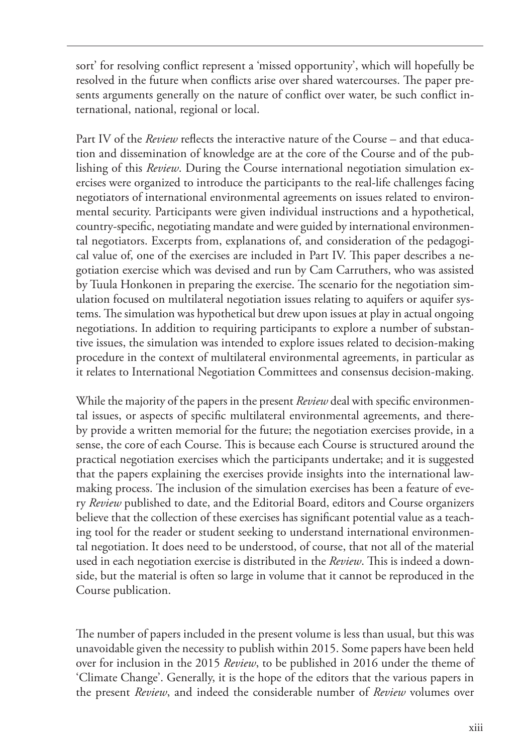sort' for resolving conflict represent a 'missed opportunity', which will hopefully be resolved in the future when conflicts arise over shared watercourses. The paper presents arguments generally on the nature of conflict over water, be such conflict international, national, regional or local.

Part IV of the *Review* reflects the interactive nature of the Course – and that education and dissemination of knowledge are at the core of the Course and of the publishing of this *Review*. During the Course international negotiation simulation exercises were organized to introduce the participants to the real-life challenges facing negotiators of international environmental agreements on issues related to environmental security. Participants were given individual instructions and a hypothetical, country-specific, negotiating mandate and were guided by international environmental negotiators. Excerpts from, explanations of, and consideration of the pedagogical value of, one of the exercises are included in Part IV. This paper describes a negotiation exercise which was devised and run by Cam Carruthers, who was assisted by Tuula Honkonen in preparing the exercise. The scenario for the negotiation simulation focused on multilateral negotiation issues relating to aquifers or aquifer systems. The simulation was hypothetical but drew upon issues at play in actual ongoing negotiations. In addition to requiring participants to explore a number of substantive issues, the simulation was intended to explore issues related to decision-making procedure in the context of multilateral environmental agreements, in particular as it relates to International Negotiation Committees and consensus decision-making.

While the majority of the papers in the present *Review* deal with specific environmental issues, or aspects of specific multilateral environmental agreements, and thereby provide a written memorial for the future; the negotiation exercises provide, in a sense, the core of each Course. This is because each Course is structured around the practical negotiation exercises which the participants undertake; and it is suggested that the papers explaining the exercises provide insights into the international law-making process. The inclusion of the simulation exercises has been a feature of every *Review* published to date, and the Editorial Board, editors and Course organizers believe that the collection of these exercises has significant potential value as a teaching tool for the reader or student seeking to understand international environmental negotiation. It does need to be understood, of course, that not all of the material used in each negotiation exercise is distributed in the *Review*. This is indeed a downside, but the material is often so large in volume that it cannot be reproduced in the Course publication.

The number of papers included in the present volume is less than usual, but this was unavoidable given the necessity to publish within 2015. Some papers have been held over for inclusion in the 2015 *Review*, to be published in 2016 under the theme of 'Climate Change'. Generally, it is the hope of the editors that the various papers in the present *Review*, and indeed the considerable number of *Review* volumes over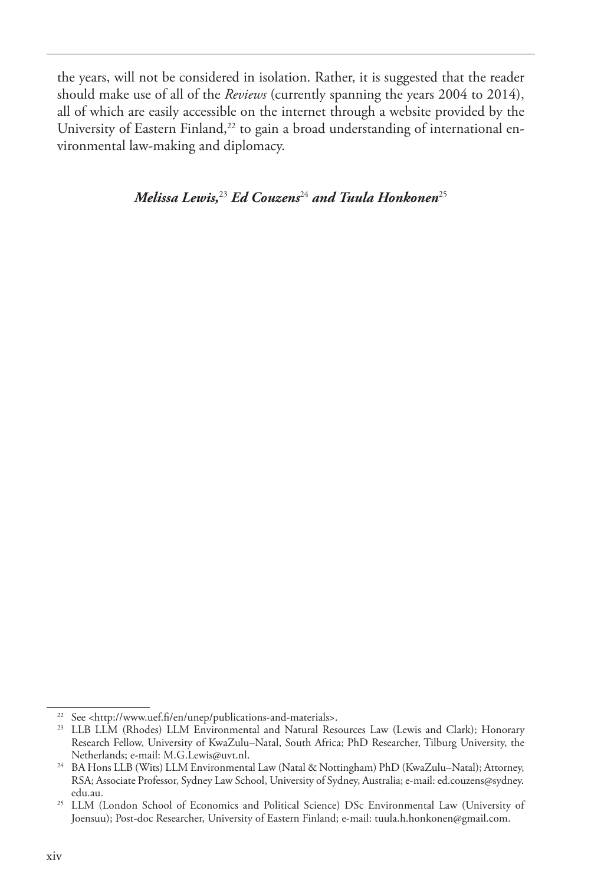the years, will not be considered in isolation. Rather, it is suggested that the reader should make use of all of the *Reviews* (currently spanning the years 2004 to 2014), all of which are easily accessible on the internet through a website provided by the University of Eastern Finland,[22] to gain a broad understanding of international environmental law-making and diplomacy.

***Melissa Lewis,***[23] ***Ed Couzens***[24] ***and Tuula Honkonen***[25]

---

[22] See <http://www.uef.fi/en/unep/publications-and-materials>.

[23] LLB LLM (Rhodes) LLM Environmental and Natural Resources Law (Lewis and Clark); Honorary Research Fellow, University of KwaZulu–Natal, South Africa; PhD Researcher, Tilburg University, the Netherlands; e-mail: M.G.Lewis@uvt.nl.

[24] BA Hons LLB (Wits) LLM Environmental Law (Natal & Nottingham) PhD (KwaZulu–Natal); Attorney, RSA; Associate Professor, Sydney Law School, University of Sydney, Australia; e-mail: ed.couzens@sydney.edu.au.

[25] LLM (London School of Economics and Political Science) DSc Environmental Law (University of Joensuu); Post-doc Researcher, University of Eastern Finland; e-mail: tuula.h.honkonen@gmail.com.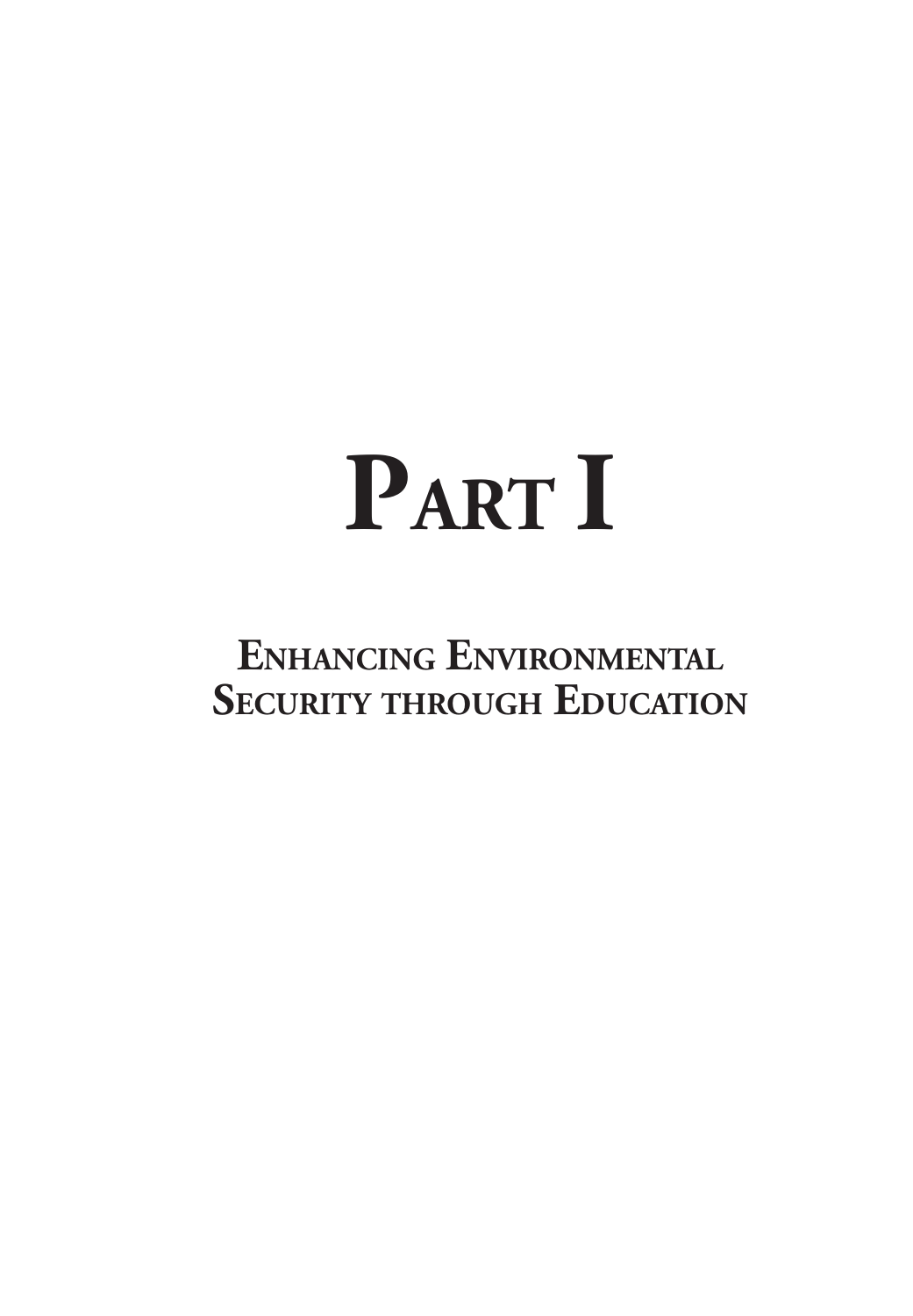# PART I

## ENHANCING ENVIRONMENTAL SECURITY THROUGH EDUCATION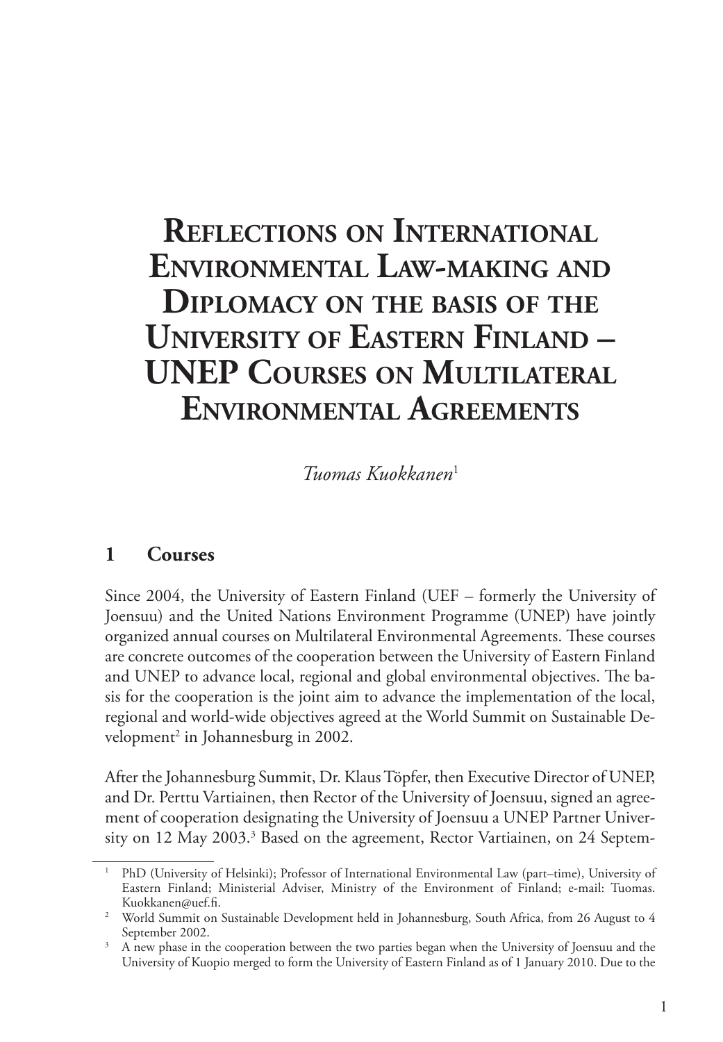# Reflections on International Environmental Law-making and Diplomacy on the basis of the University of Eastern Finland – UNEP Courses on Multilateral Environmental Agreements

*Tuomas Kuokkanen*[1]

## 1 Courses

Since 2004, the University of Eastern Finland (UEF – formerly the University of Joensuu) and the United Nations Environment Programme (UNEP) have jointly organized annual courses on Multilateral Environmental Agreements. These courses are concrete outcomes of the cooperation between the University of Eastern Finland and UNEP to advance local, regional and global environmental objectives. The basis for the cooperation is the joint aim to advance the implementation of the local, regional and world-wide objectives agreed at the World Summit on Sustainable Development[2] in Johannesburg in 2002.

After the Johannesburg Summit, Dr. Klaus Töpfer, then Executive Director of UNEP, and Dr. Perttu Vartiainen, then Rector of the University of Joensuu, signed an agreement of cooperation designating the University of Joensuu a UNEP Partner University on 12 May 2003.[3] Based on the agreement, Rector Vartiainen, on 24 Septem-

---

[1] PhD (University of Helsinki); Professor of International Environmental Law (part–time), University of Eastern Finland; Ministerial Adviser, Ministry of the Environment of Finland; e-mail: Tuomas.Kuokkanen@uef.fi.

[2] World Summit on Sustainable Development held in Johannesburg, South Africa, from 26 August to 4 September 2002.

[3] A new phase in the cooperation between the two parties began when the University of Joensuu and the University of Kuopio merged to form the University of Eastern Finland as of 1 January 2010. Due to the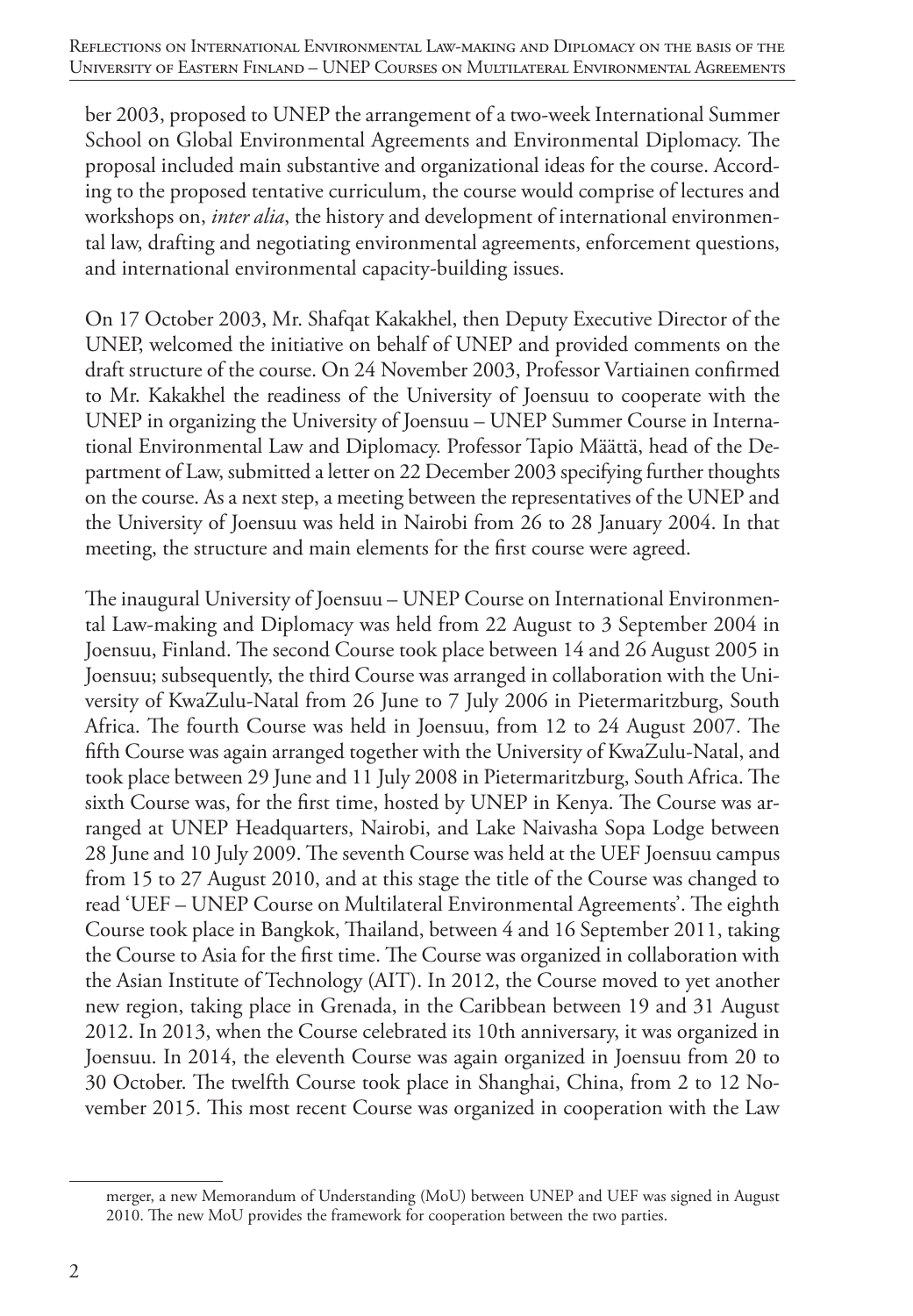ber 2003, proposed to UNEP the arrangement of a two-week International Summer School on Global Environmental Agreements and Environmental Diplomacy. The proposal included main substantive and organizational ideas for the course. According to the proposed tentative curriculum, the course would comprise of lectures and workshops on, *inter alia*, the history and development of international environmental law, drafting and negotiating environmental agreements, enforcement questions, and international environmental capacity-building issues.

On 17 October 2003, Mr. Shafqat Kakakhel, then Deputy Executive Director of the UNEP, welcomed the initiative on behalf of UNEP and provided comments on the draft structure of the course. On 24 November 2003, Professor Vartiainen confirmed to Mr. Kakakhel the readiness of the University of Joensuu to cooperate with the UNEP in organizing the University of Joensuu – UNEP Summer Course in International Environmental Law and Diplomacy. Professor Tapio Määttä, head of the Department of Law, submitted a letter on 22 December 2003 specifying further thoughts on the course. As a next step, a meeting between the representatives of the UNEP and the University of Joensuu was held in Nairobi from 26 to 28 January 2004. In that meeting, the structure and main elements for the first course were agreed.

The inaugural University of Joensuu – UNEP Course on International Environmental Law-making and Diplomacy was held from 22 August to 3 September 2004 in Joensuu, Finland. The second Course took place between 14 and 26 August 2005 in Joensuu; subsequently, the third Course was arranged in collaboration with the University of KwaZulu-Natal from 26 June to 7 July 2006 in Pietermaritzburg, South Africa. The fourth Course was held in Joensuu, from 12 to 24 August 2007. The fifth Course was again arranged together with the University of KwaZulu-Natal, and took place between 29 June and 11 July 2008 in Pietermaritzburg, South Africa. The sixth Course was, for the first time, hosted by UNEP in Kenya. The Course was arranged at UNEP Headquarters, Nairobi, and Lake Naivasha Sopa Lodge between 28 June and 10 July 2009. The seventh Course was held at the UEF Joensuu campus from 15 to 27 August 2010, and at this stage the title of the Course was changed to read 'UEF – UNEP Course on Multilateral Environmental Agreements'. The eighth Course took place in Bangkok, Thailand, between 4 and 16 September 2011, taking the Course to Asia for the first time. The Course was organized in collaboration with the Asian Institute of Technology (AIT). In 2012, the Course moved to yet another new region, taking place in Grenada, in the Caribbean between 19 and 31 August 2012. In 2013, when the Course celebrated its 10th anniversary, it was organized in Joensuu. In 2014, the eleventh Course was again organized in Joensuu from 20 to 30 October. The twelfth Course took place in Shanghai, China, from 2 to 12 November 2015. This most recent Course was organized in cooperation with the Law

merger, a new Memorandum of Understanding (MoU) between UNEP and UEF was signed in August 2010. The new MoU provides the framework for cooperation between the two parties.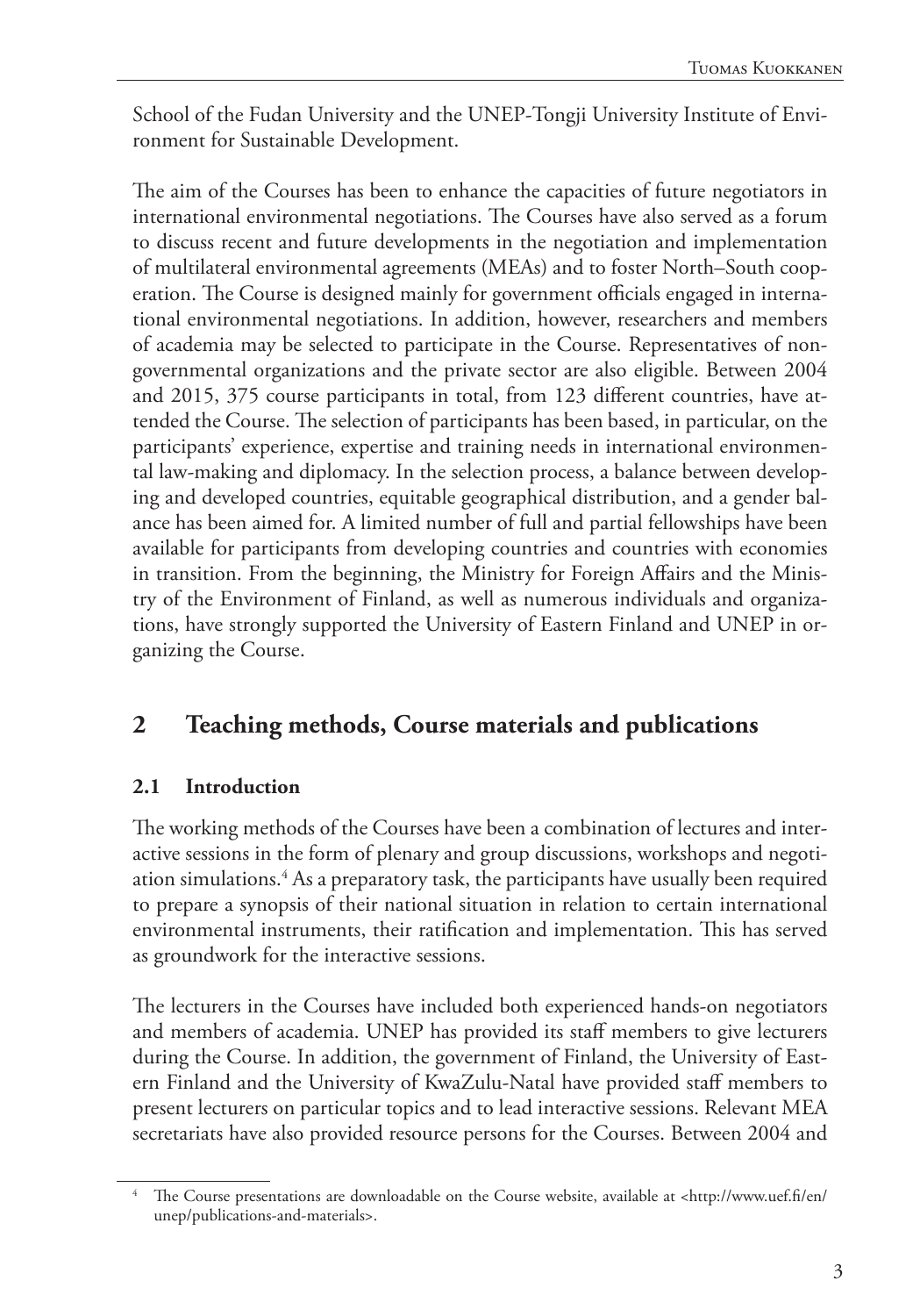School of the Fudan University and the UNEP-Tongji University Institute of Environment for Sustainable Development.

The aim of the Courses has been to enhance the capacities of future negotiators in international environmental negotiations. The Courses have also served as a forum to discuss recent and future developments in the negotiation and implementation of multilateral environmental agreements (MEAs) and to foster North–South cooperation. The Course is designed mainly for government officials engaged in international environmental negotiations. In addition, however, researchers and members of academia may be selected to participate in the Course. Representatives of non-governmental organizations and the private sector are also eligible. Between 2004 and 2015, 375 course participants in total, from 123 different countries, have attended the Course. The selection of participants has been based, in particular, on the participants' experience, expertise and training needs in international environmental law-making and diplomacy. In the selection process, a balance between developing and developed countries, equitable geographical distribution, and a gender balance has been aimed for. A limited number of full and partial fellowships have been available for participants from developing countries and countries with economies in transition. From the beginning, the Ministry for Foreign Affairs and the Ministry of the Environment of Finland, as well as numerous individuals and organizations, have strongly supported the University of Eastern Finland and UNEP in organizing the Course.

## 2 Teaching methods, Course materials and publications

### 2.1 Introduction

The working methods of the Courses have been a combination of lectures and interactive sessions in the form of plenary and group discussions, workshops and negotiation simulations.[4] As a preparatory task, the participants have usually been required to prepare a synopsis of their national situation in relation to certain international environmental instruments, their ratification and implementation. This has served as groundwork for the interactive sessions.

The lecturers in the Courses have included both experienced hands-on negotiators and members of academia. UNEP has provided its staff members to give lecturers during the Course. In addition, the government of Finland, the University of Eastern Finland and the University of KwaZulu-Natal have provided staff members to present lecturers on particular topics and to lead interactive sessions. Relevant MEA secretariats have also provided resource persons for the Courses. Between 2004 and

[4] The Course presentations are downloadable on the Course website, available at <http://www.uef.fi/en/unep/publications-and-materials>.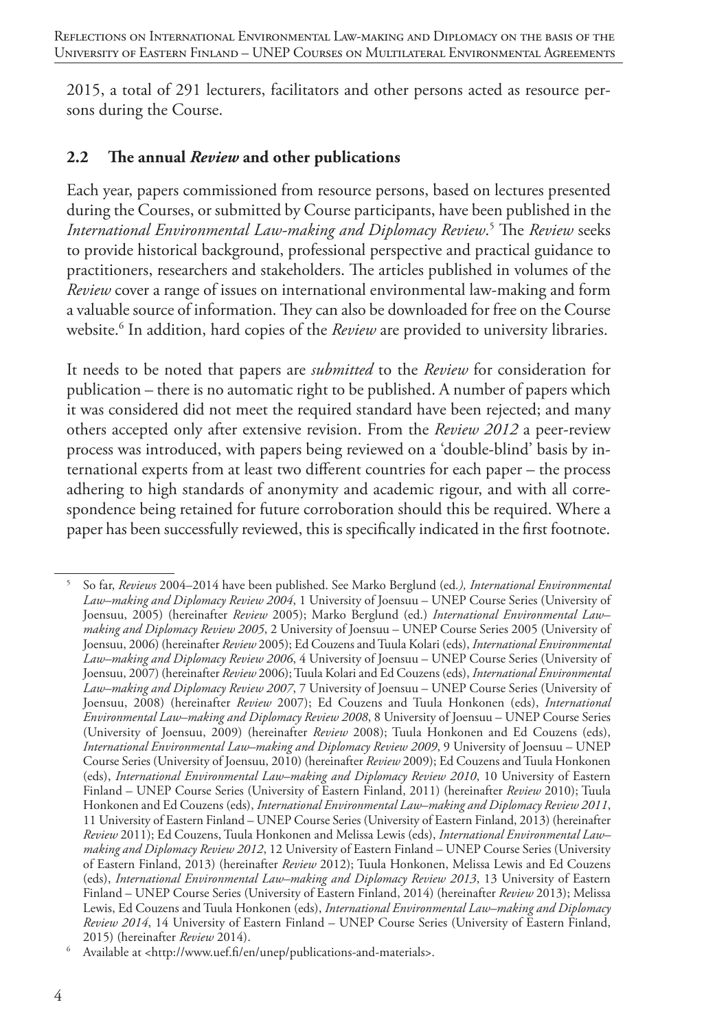2015, a total of 291 lecturers, facilitators and other persons acted as resource persons during the Course.

## 2.2 The annual *Review* and other publications

Each year, papers commissioned from resource persons, based on lectures presented during the Courses, or submitted by Course participants, have been published in the *International Environmental Law-making and Diplomacy Review*.[5] The *Review* seeks to provide historical background, professional perspective and practical guidance to practitioners, researchers and stakeholders. The articles published in volumes of the *Review* cover a range of issues on international environmental law-making and form a valuable source of information. They can also be downloaded for free on the Course website.[6] In addition, hard copies of the *Review* are provided to university libraries.

It needs to be noted that papers are *submitted* to the *Review* for consideration for publication – there is no automatic right to be published. A number of papers which it was considered did not meet the required standard have been rejected; and many others accepted only after extensive revision. From the *Review 2012* a peer-review process was introduced, with papers being reviewed on a 'double-blind' basis by international experts from at least two different countries for each paper – the process adhering to high standards of anonymity and academic rigour, and with all correspondence being retained for future corroboration should this be required. Where a paper has been successfully reviewed, this is specifically indicated in the first footnote.

---

[5] So far, *Reviews* 2004–2014 have been published. See Marko Berglund (ed*.), International Environmental Law–making and Diplomacy Review 2004*, 1 University of Joensuu – UNEP Course Series (University of Joensuu, 2005) (hereinafter *Review* 2005); Marko Berglund (ed.) *International Environmental Law–making and Diplomacy Review 2005*, 2 University of Joensuu – UNEP Course Series 2005 (University of Joensuu, 2006) (hereinafter *Review* 2005); Ed Couzens and Tuula Kolari (eds), *International Environmental Law–making and Diplomacy Review 2006*, 4 University of Joensuu – UNEP Course Series (University of Joensuu, 2007) (hereinafter *Review* 2006); Tuula Kolari and Ed Couzens (eds), *International Environmental Law–making and Diplomacy Review 2007*, 7 University of Joensuu – UNEP Course Series (University of Joensuu, 2008) (hereinafter *Review* 2007); Ed Couzens and Tuula Honkonen (eds), *International Environmental Law–making and Diplomacy Review 2008*, 8 University of Joensuu – UNEP Course Series (University of Joensuu, 2009) (hereinafter *Review* 2008); Tuula Honkonen and Ed Couzens (eds), *International Environmental Law–making and Diplomacy Review 2009*, 9 University of Joensuu – UNEP Course Series (University of Joensuu, 2010) (hereinafter *Review* 2009); Ed Couzens and Tuula Honkonen (eds), *International Environmental Law–making and Diplomacy Review 2010*, 10 University of Eastern Finland – UNEP Course Series (University of Eastern Finland, 2011) (hereinafter *Review* 2010); Tuula Honkonen and Ed Couzens (eds), *International Environmental Law–making and Diplomacy Review 2011*, 11 University of Eastern Finland – UNEP Course Series (University of Eastern Finland, 2013) (hereinafter *Review* 2011); Ed Couzens, Tuula Honkonen and Melissa Lewis (eds), *International Environmental Law–making and Diplomacy Review 2012*, 12 University of Eastern Finland – UNEP Course Series (University of Eastern Finland, 2013) (hereinafter *Review* 2012); Tuula Honkonen, Melissa Lewis and Ed Couzens (eds), *International Environmental Law–making and Diplomacy Review 2013*, 13 University of Eastern Finland – UNEP Course Series (University of Eastern Finland, 2014) (hereinafter *Review* 2013); Melissa Lewis, Ed Couzens and Tuula Honkonen (eds), *International Environmental Law–making and Diplomacy Review 2014*, 14 University of Eastern Finland – UNEP Course Series (University of Eastern Finland, 2015) (hereinafter *Review* 2014).

[6] Available at <http://www.uef.fi/en/unep/publications-and-materials>.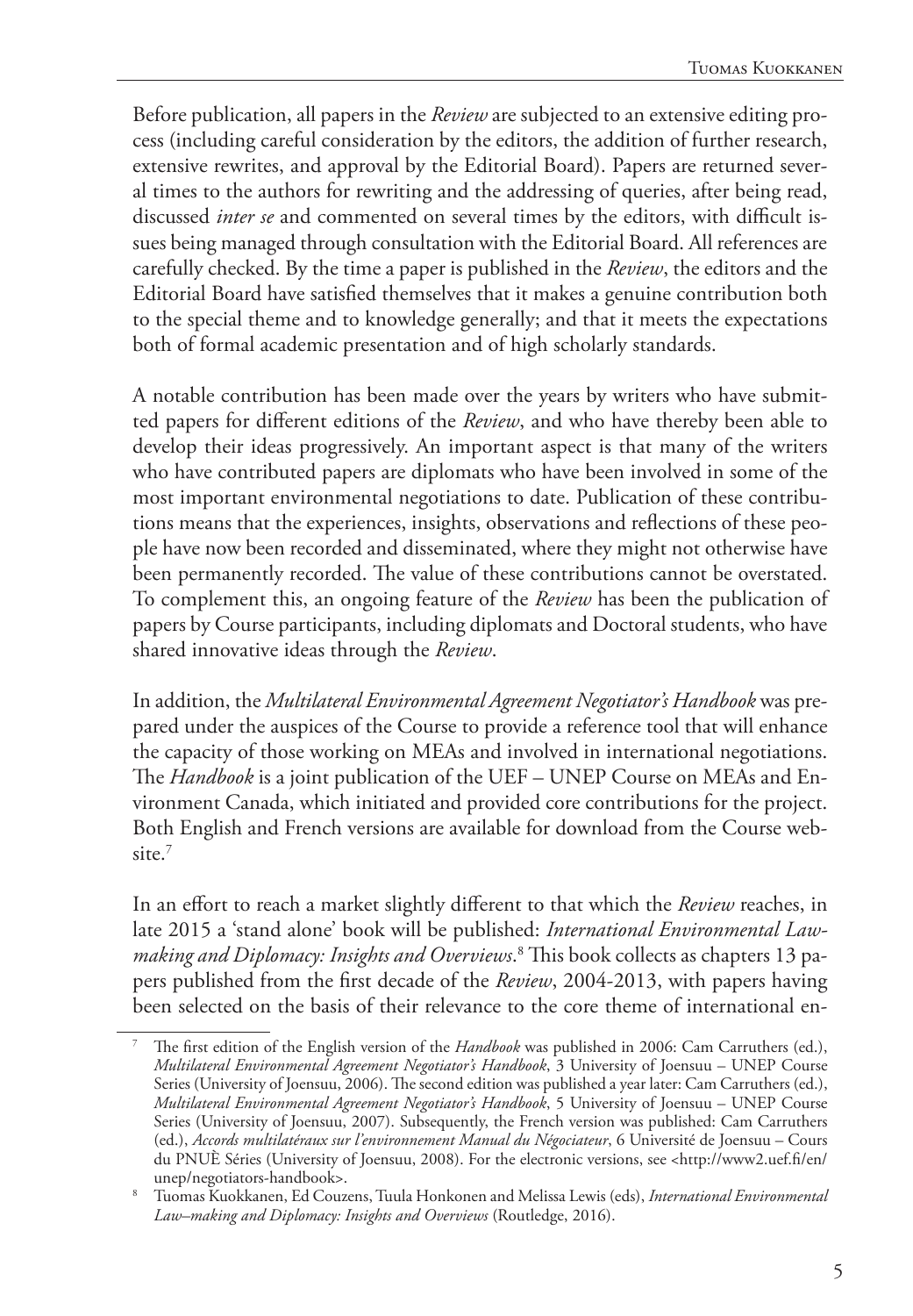Before publication, all papers in the *Review* are subjected to an extensive editing process (including careful consideration by the editors, the addition of further research, extensive rewrites, and approval by the Editorial Board). Papers are returned several times to the authors for rewriting and the addressing of queries, after being read, discussed *inter se* and commented on several times by the editors, with difficult issues being managed through consultation with the Editorial Board. All references are carefully checked. By the time a paper is published in the *Review*, the editors and the Editorial Board have satisfied themselves that it makes a genuine contribution both to the special theme and to knowledge generally; and that it meets the expectations both of formal academic presentation and of high scholarly standards.

A notable contribution has been made over the years by writers who have submitted papers for different editions of the *Review*, and who have thereby been able to develop their ideas progressively. An important aspect is that many of the writers who have contributed papers are diplomats who have been involved in some of the most important environmental negotiations to date. Publication of these contributions means that the experiences, insights, observations and reflections of these people have now been recorded and disseminated, where they might not otherwise have been permanently recorded. The value of these contributions cannot be overstated. To complement this, an ongoing feature of the *Review* has been the publication of papers by Course participants, including diplomats and Doctoral students, who have shared innovative ideas through the *Review*.

In addition, the *Multilateral Environmental Agreement Negotiator's Handbook* was prepared under the auspices of the Course to provide a reference tool that will enhance the capacity of those working on MEAs and involved in international negotiations. The *Handbook* is a joint publication of the UEF – UNEP Course on MEAs and Environment Canada, which initiated and provided core contributions for the project. Both English and French versions are available for download from the Course website.[7]

In an effort to reach a market slightly different to that which the *Review* reaches, in late 2015 a 'stand alone' book will be published: *International Environmental Law-making and Diplomacy: Insights and Overviews*.[8] This book collects as chapters 13 papers published from the first decade of the *Review*, 2004-2013, with papers having been selected on the basis of their relevance to the core theme of international en-

---

[7] The first edition of the English version of the *Handbook* was published in 2006: Cam Carruthers (ed.), *Multilateral Environmental Agreement Negotiator's Handbook*, 3 University of Joensuu – UNEP Course Series (University of Joensuu, 2006). The second edition was published a year later: Cam Carruthers (ed.), *Multilateral Environmental Agreement Negotiator's Handbook*, 5 University of Joensuu – UNEP Course Series (University of Joensuu, 2007). Subsequently, the French version was published: Cam Carruthers (ed.), *Accords multilatéraux sur l'environnement Manual du Négociateur*, 6 Université de Joensuu – Cours du PNUÈ Séries (University of Joensuu, 2008). For the electronic versions, see <http://www2.uef.fi/en/unep/negotiators-handbook>.

[8] Tuomas Kuokkanen, Ed Couzens, Tuula Honkonen and Melissa Lewis (eds), *International Environmental Law–making and Diplomacy: Insights and Overviews* (Routledge, 2016).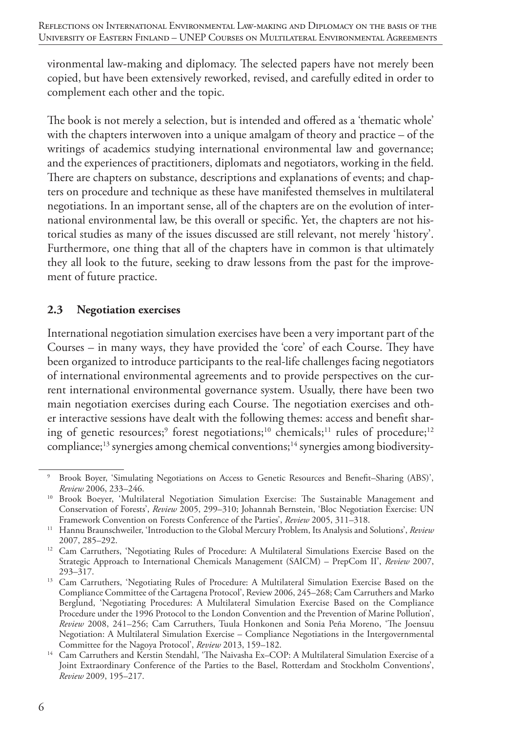vironmental law-making and diplomacy. The selected papers have not merely been copied, but have been extensively reworked, revised, and carefully edited in order to complement each other and the topic.

The book is not merely a selection, but is intended and offered as a 'thematic whole' with the chapters interwoven into a unique amalgam of theory and practice – of the writings of academics studying international environmental law and governance; and the experiences of practitioners, diplomats and negotiators, working in the field. There are chapters on substance, descriptions and explanations of events; and chapters on procedure and technique as these have manifested themselves in multilateral negotiations. In an important sense, all of the chapters are on the evolution of international environmental law, be this overall or specific. Yet, the chapters are not historical studies as many of the issues discussed are still relevant, not merely 'history'. Furthermore, one thing that all of the chapters have in common is that ultimately they all look to the future, seeking to draw lessons from the past for the improvement of future practice.

## 2.3 Negotiation exercises

International negotiation simulation exercises have been a very important part of the Courses – in many ways, they have provided the 'core' of each Course. They have been organized to introduce participants to the real-life challenges facing negotiators of international environmental agreements and to provide perspectives on the current international environmental governance system. Usually, there have been two main negotiation exercises during each Course. The negotiation exercises and other interactive sessions have dealt with the following themes: access and benefit sharing of genetic resources;[9] forest negotiations;[10] chemicals;[11] rules of procedure;[12] compliance;[13] synergies among chemical conventions;[14] synergies among biodiversity-

---

[9] Brook Boyer, 'Simulating Negotiations on Access to Genetic Resources and Benefit–Sharing (ABS)', *Review* 2006, 233–246.

[10] Brook Boeyer, 'Multilateral Negotiation Simulation Exercise: The Sustainable Management and Conservation of Forests', *Review* 2005, 299–310; Johannah Bernstein, 'Bloc Negotiation Exercise: UN Framework Convention on Forests Conference of the Parties', *Review* 2005, 311–318.

[11] Hannu Braunschweiler, 'Introduction to the Global Mercury Problem, Its Analysis and Solutions', *Review* 2007, 285–292.

[12] Cam Carruthers, 'Negotiating Rules of Procedure: A Multilateral Simulations Exercise Based on the Strategic Approach to International Chemicals Management (SAICM) – PrepCom II', *Review* 2007, 293–317.

[13] Cam Carruthers, 'Negotiating Rules of Procedure: A Multilateral Simulation Exercise Based on the Compliance Committee of the Cartagena Protocol', Review 2006, 245–268; Cam Carruthers and Marko Berglund, 'Negotiating Procedures: A Multilateral Simulation Exercise Based on the Compliance Procedure under the 1996 Protocol to the London Convention and the Prevention of Marine Pollution', *Review* 2008, 241–256; Cam Carruthers, Tuula Honkonen and Sonia Peña Moreno, 'The Joensuu Negotiation: A Multilateral Simulation Exercise – Compliance Negotiations in the Intergovernmental Committee for the Nagoya Protocol', *Review* 2013, 159–182.

[14] Cam Carruthers and Kerstin Stendahl, 'The Naivasha Ex–COP: A Multilateral Simulation Exercise of a Joint Extraordinary Conference of the Parties to the Basel, Rotterdam and Stockholm Conventions', *Review* 2009, 195–217.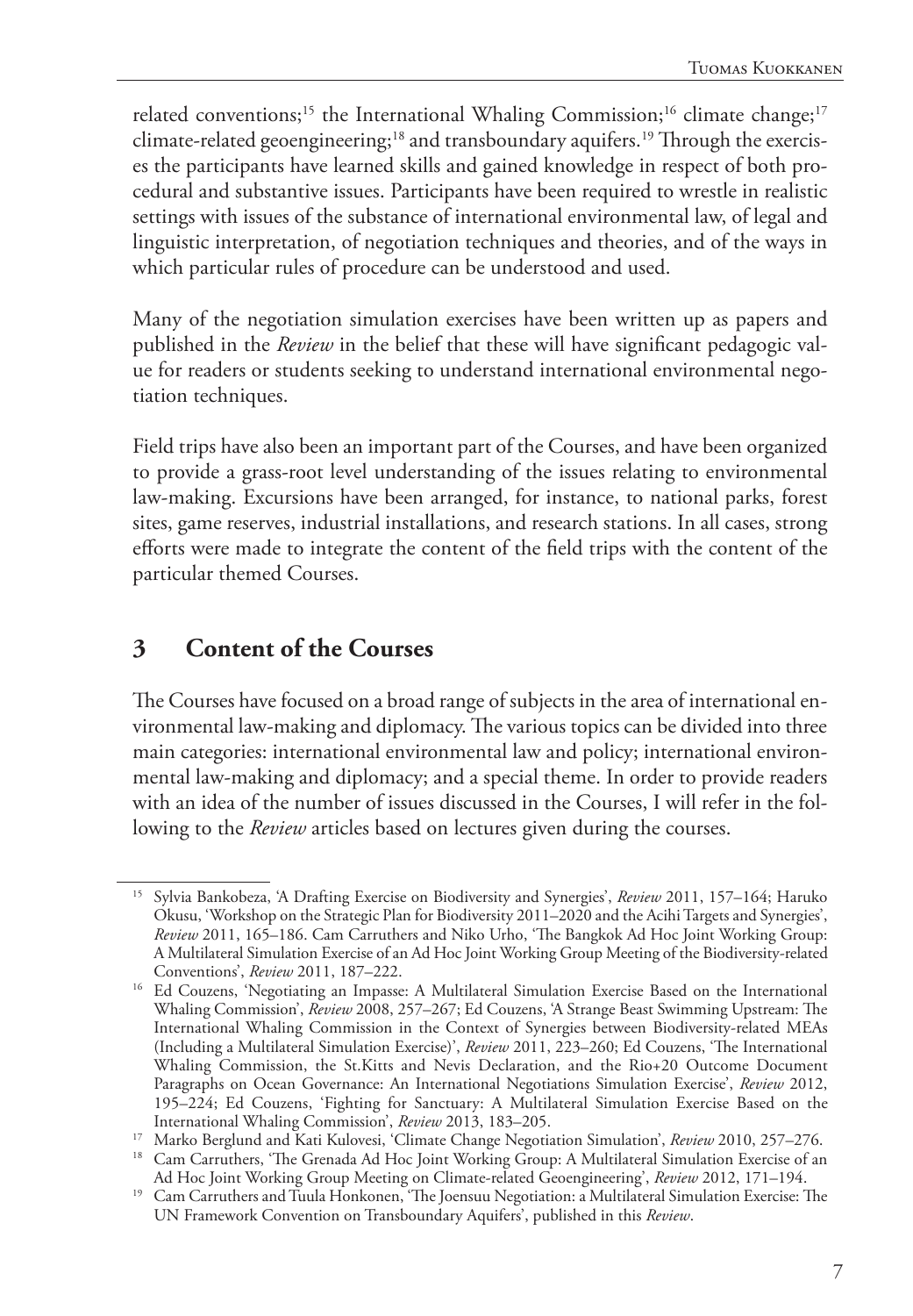related conventions;[15] the International Whaling Commission;[16] climate change;[17] climate-related geoengineering;[18] and transboundary aquifers.[19] Through the exercises the participants have learned skills and gained knowledge in respect of both procedural and substantive issues. Participants have been required to wrestle in realistic settings with issues of the substance of international environmental law, of legal and linguistic interpretation, of negotiation techniques and theories, and of the ways in which particular rules of procedure can be understood and used.

Many of the negotiation simulation exercises have been written up as papers and published in the *Review* in the belief that these will have significant pedagogic value for readers or students seeking to understand international environmental negotiation techniques.

Field trips have also been an important part of the Courses, and have been organized to provide a grass-root level understanding of the issues relating to environmental law-making. Excursions have been arranged, for instance, to national parks, forest sites, game reserves, industrial installations, and research stations. In all cases, strong efforts were made to integrate the content of the field trips with the content of the particular themed Courses.

## 3 Content of the Courses

The Courses have focused on a broad range of subjects in the area of international environmental law-making and diplomacy. The various topics can be divided into three main categories: international environmental law and policy; international environmental law-making and diplomacy; and a special theme. In order to provide readers with an idea of the number of issues discussed in the Courses, I will refer in the following to the *Review* articles based on lectures given during the courses.

---

[15] Sylvia Bankobeza, 'A Drafting Exercise on Biodiversity and Synergies', *Review* 2011, 157–164; Haruko Okusu, 'Workshop on the Strategic Plan for Biodiversity 2011–2020 and the Acihi Targets and Synergies', *Review* 2011, 165–186. Cam Carruthers and Niko Urho, 'The Bangkok Ad Hoc Joint Working Group: A Multilateral Simulation Exercise of an Ad Hoc Joint Working Group Meeting of the Biodiversity-related Conventions', *Review* 2011, 187–222.

[16] Ed Couzens, 'Negotiating an Impasse: A Multilateral Simulation Exercise Based on the International Whaling Commission', *Review* 2008, 257–267; Ed Couzens, 'A Strange Beast Swimming Upstream: The International Whaling Commission in the Context of Synergies between Biodiversity-related MEAs (Including a Multilateral Simulation Exercise)', *Review* 2011, 223–260; Ed Couzens, 'The International Whaling Commission, the St.Kitts and Nevis Declaration, and the Rio+20 Outcome Document Paragraphs on Ocean Governance: An International Negotiations Simulation Exercise', *Review* 2012, 195–224; Ed Couzens, 'Fighting for Sanctuary: A Multilateral Simulation Exercise Based on the International Whaling Commission', *Review* 2013, 183–205.

[17] Marko Berglund and Kati Kulovesi, 'Climate Change Negotiation Simulation', *Review* 2010, 257–276.

[18] Cam Carruthers, 'The Grenada Ad Hoc Joint Working Group: A Multilateral Simulation Exercise of an Ad Hoc Joint Working Group Meeting on Climate-related Geoengineering', *Review* 2012, 171–194.

[19] Cam Carruthers and Tuula Honkonen, 'The Joensuu Negotiation: a Multilateral Simulation Exercise: The UN Framework Convention on Transboundary Aquifers', published in this *Review*.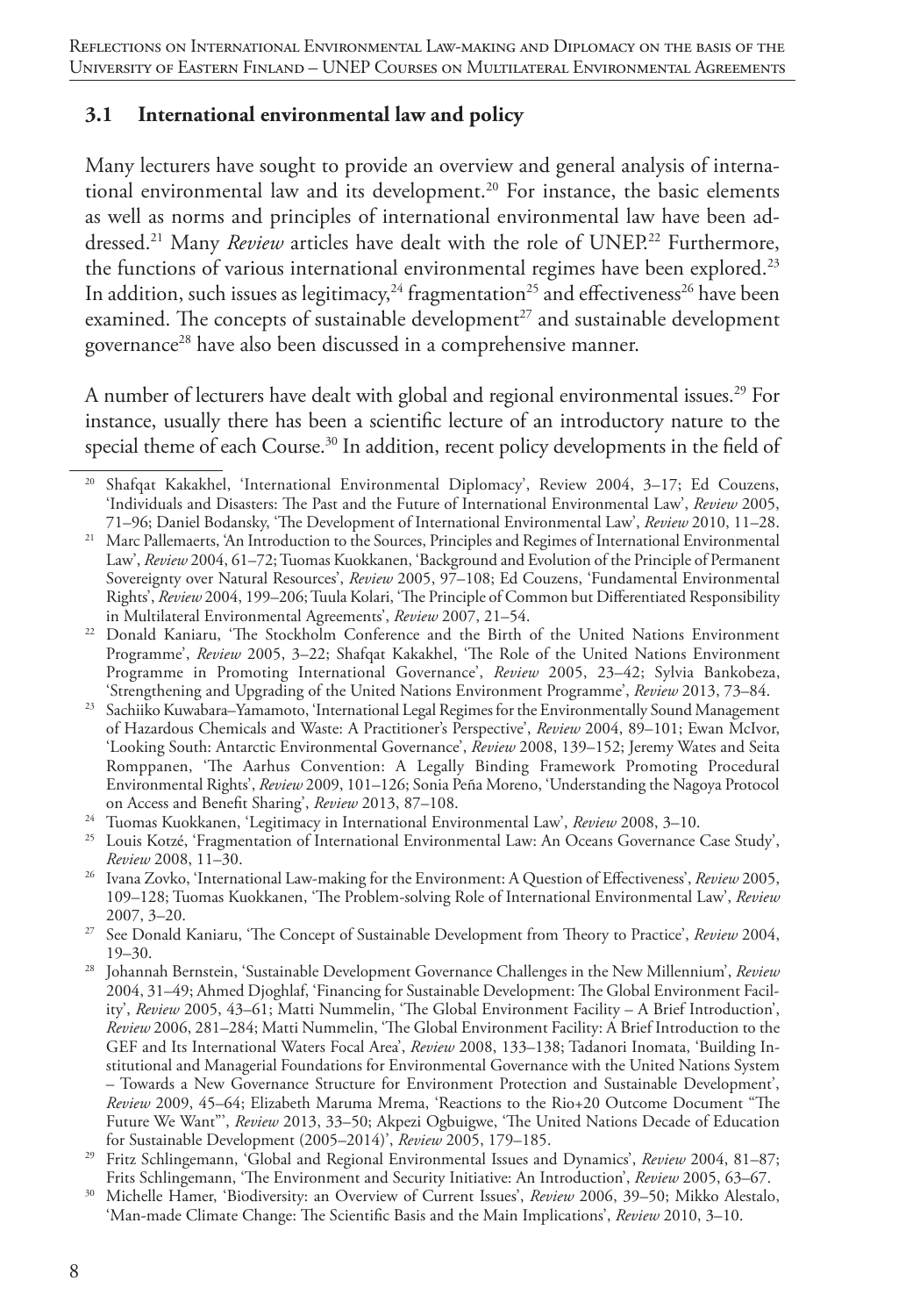### 3.1 International environmental law and policy

Many lecturers have sought to provide an overview and general analysis of international environmental law and its development.[20] For instance, the basic elements as well as norms and principles of international environmental law have been addressed.[21] Many *Review* articles have dealt with the role of UNEP.[22] Furthermore, the functions of various international environmental regimes have been explored.[23] In addition, such issues as legitimacy,[24] fragmentation[25] and effectiveness[26] have been examined. The concepts of sustainable development[27] and sustainable development governance[28] have also been discussed in a comprehensive manner.

A number of lecturers have dealt with global and regional environmental issues.[29] For instance, usually there has been a scientific lecture of an introductory nature to the special theme of each Course.[30] In addition, recent policy developments in the field of

---

[20] Shafqat Kakakhel, 'International Environmental Diplomacy', Review 2004, 3–17; Ed Couzens, 'Individuals and Disasters: The Past and the Future of International Environmental Law', *Review* 2005, 71–96; Daniel Bodansky, 'The Development of International Environmental Law', *Review* 2010, 11–28.

[21] Marc Pallemaerts, 'An Introduction to the Sources, Principles and Regimes of International Environmental Law', *Review* 2004, 61–72; Tuomas Kuokkanen, 'Background and Evolution of the Principle of Permanent Sovereignty over Natural Resources', *Review* 2005, 97–108; Ed Couzens, 'Fundamental Environmental Rights', *Review* 2004, 199–206; Tuula Kolari, 'The Principle of Common but Differentiated Responsibility in Multilateral Environmental Agreements', *Review* 2007, 21–54.

[22] Donald Kaniaru, 'The Stockholm Conference and the Birth of the United Nations Environment Programme', *Review* 2005, 3–22; Shafqat Kakakhel, 'The Role of the United Nations Environment Programme in Promoting International Governance', *Review* 2005, 23–42; Sylvia Bankobeza, 'Strengthening and Upgrading of the United Nations Environment Programme', *Review* 2013, 73–84.

[23] Sachiiko Kuwabara–Yamamoto, 'International Legal Regimes for the Environmentally Sound Management of Hazardous Chemicals and Waste: A Practitioner's Perspective', *Review* 2004, 89–101; Ewan McIvor, 'Looking South: Antarctic Environmental Governance', *Review* 2008, 139–152; Jeremy Wates and Seita Romppanen, 'The Aarhus Convention: A Legally Binding Framework Promoting Procedural Environmental Rights', *Review* 2009, 101–126; Sonia Peña Moreno, 'Understanding the Nagoya Protocol on Access and Benefit Sharing', *Review* 2013, 87–108.

[24] Tuomas Kuokkanen, 'Legitimacy in International Environmental Law', *Review* 2008, 3–10.

[25] Louis Kotzé, 'Fragmentation of International Environmental Law: An Oceans Governance Case Study', *Review* 2008, 11–30.

[26] Ivana Zovko, 'International Law-making for the Environment: A Question of Effectiveness', *Review* 2005, 109–128; Tuomas Kuokkanen, 'The Problem-solving Role of International Environmental Law', *Review* 2007, 3–20.

[27] See Donald Kaniaru, 'The Concept of Sustainable Development from Theory to Practice', *Review* 2004, 19–30.

[28] Johannah Bernstein, 'Sustainable Development Governance Challenges in the New Millennium', *Review* 2004, 31–49; Ahmed Djoghlaf, 'Financing for Sustainable Development: The Global Environment Facility', *Review* 2005, 43–61; Matti Nummelin, 'The Global Environment Facility – A Brief Introduction', *Review* 2006, 281–284; Matti Nummelin, 'The Global Environment Facility: A Brief Introduction to the GEF and Its International Waters Focal Area', *Review* 2008, 133–138; Tadanori Inomata, 'Building Institutional and Managerial Foundations for Environmental Governance with the United Nations System – Towards a New Governance Structure for Environment Protection and Sustainable Development', *Review* 2009, 45–64; Elizabeth Maruma Mrema, 'Reactions to the Rio+20 Outcome Document "The Future We Want"', *Review* 2013, 33–50; Akpezi Ogbuigwe, 'The United Nations Decade of Education for Sustainable Development (2005–2014)', *Review* 2005, 179–185.

[29] Fritz Schlingemann, 'Global and Regional Environmental Issues and Dynamics', *Review* 2004, 81–87; Frits Schlingemann, 'The Environment and Security Initiative: An Introduction', *Review* 2005, 63–67.

[30] Michelle Hamer, 'Biodiversity: an Overview of Current Issues', *Review* 2006, 39–50; Mikko Alestalo, 'Man-made Climate Change: The Scientific Basis and the Main Implications', *Review* 2010, 3–10.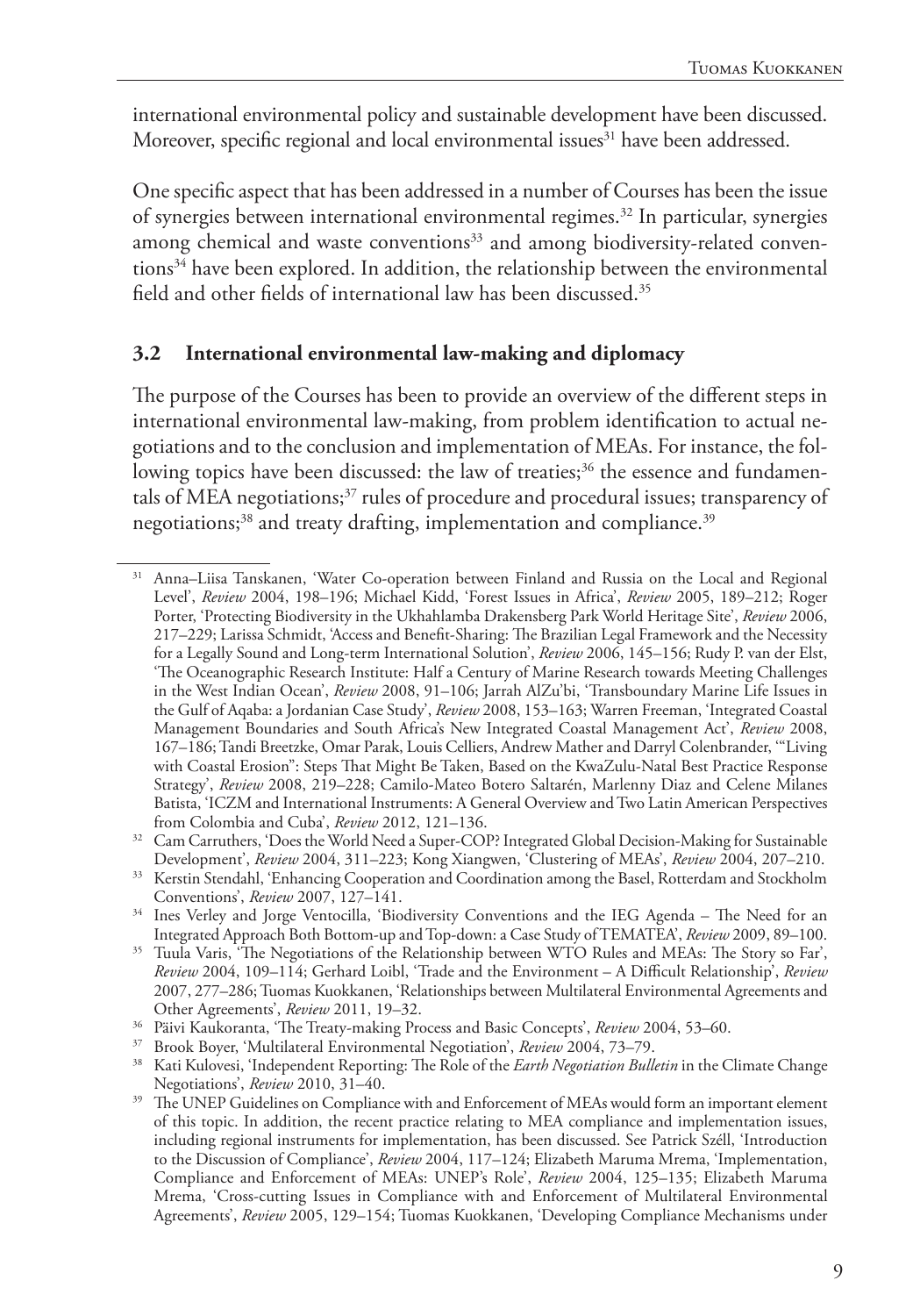international environmental policy and sustainable development have been discussed. Moreover, specific regional and local environmental issues[31] have been addressed.

One specific aspect that has been addressed in a number of Courses has been the issue of synergies between international environmental regimes.[32] In particular, synergies among chemical and waste conventions[33] and among biodiversity-related conventions[34] have been explored. In addition, the relationship between the environmental field and other fields of international law has been discussed.[35]

### 3.2 International environmental law-making and diplomacy

The purpose of the Courses has been to provide an overview of the different steps in international environmental law-making, from problem identification to actual negotiations and to the conclusion and implementation of MEAs. For instance, the following topics have been discussed: the law of treaties;[36] the essence and fundamentals of MEA negotiations;[37] rules of procedure and procedural issues; transparency of negotiations;[38] and treaty drafting, implementation and compliance.[39]

---

[31] Anna–Liisa Tanskanen, 'Water Co-operation between Finland and Russia on the Local and Regional Level', *Review* 2004, 198–196; Michael Kidd, 'Forest Issues in Africa', *Review* 2005, 189–212; Roger Porter, 'Protecting Biodiversity in the Ukhahlamba Drakensberg Park World Heritage Site', *Review* 2006, 217–229; Larissa Schmidt, 'Access and Benefit-Sharing: The Brazilian Legal Framework and the Necessity for a Legally Sound and Long-term International Solution', *Review* 2006, 145–156; Rudy P. van der Elst, 'The Oceanographic Research Institute: Half a Century of Marine Research towards Meeting Challenges in the West Indian Ocean', *Review* 2008, 91–106; Jarrah AlZu'bi, 'Transboundary Marine Life Issues in the Gulf of Aqaba: a Jordanian Case Study', *Review* 2008, 153–163; Warren Freeman, 'Integrated Coastal Management Boundaries and South Africa's New Integrated Coastal Management Act', *Review* 2008, 167–186; Tandi Breetzke, Omar Parak, Louis Celliers, Andrew Mather and Darryl Colenbrander, '"Living with Coastal Erosion": Steps That Might Be Taken, Based on the KwaZulu-Natal Best Practice Response Strategy', *Review* 2008, 219–228; Camilo-Mateo Botero Saltarén, Marlenny Diaz and Celene Milanes Batista, 'ICZM and International Instruments: A General Overview and Two Latin American Perspectives from Colombia and Cuba', *Review* 2012, 121–136.

[32] Cam Carruthers, 'Does the World Need a Super-COP? Integrated Global Decision-Making for Sustainable Development', *Review* 2004, 311–223; Kong Xiangwen, 'Clustering of MEAs', *Review* 2004, 207–210.

[33] Kerstin Stendahl, 'Enhancing Cooperation and Coordination among the Basel, Rotterdam and Stockholm Conventions', *Review* 2007, 127–141.

[34] Ines Verley and Jorge Ventocilla, 'Biodiversity Conventions and the IEG Agenda – The Need for an Integrated Approach Both Bottom-up and Top-down: a Case Study of TEMATEA', *Review* 2009, 89–100.

[35] Tuula Varis, 'The Negotiations of the Relationship between WTO Rules and MEAs: The Story so Far', *Review* 2004, 109–114; Gerhard Loibl, 'Trade and the Environment – A Difficult Relationship', *Review* 2007, 277–286; Tuomas Kuokkanen, 'Relationships between Multilateral Environmental Agreements and Other Agreements', *Review* 2011, 19–32.

[36] Päivi Kaukoranta, 'The Treaty-making Process and Basic Concepts', *Review* 2004, 53–60.

[37] Brook Boyer, 'Multilateral Environmental Negotiation', *Review* 2004, 73–79.

[38] Kati Kulovesi, 'Independent Reporting: The Role of the *Earth Negotiation Bulletin* in the Climate Change Negotiations', *Review* 2010, 31–40.

[39] The UNEP Guidelines on Compliance with and Enforcement of MEAs would form an important element of this topic. In addition, the recent practice relating to MEA compliance and implementation issues, including regional instruments for implementation, has been discussed. See Patrick Széll, 'Introduction to the Discussion of Compliance', *Review* 2004, 117–124; Elizabeth Maruma Mrema, 'Implementation, Compliance and Enforcement of MEAs: UNEP's Role', *Review* 2004, 125–135; Elizabeth Maruma Mrema, 'Cross-cutting Issues in Compliance with and Enforcement of Multilateral Environmental Agreements', *Review* 2005, 129–154; Tuomas Kuokkanen, 'Developing Compliance Mechanisms under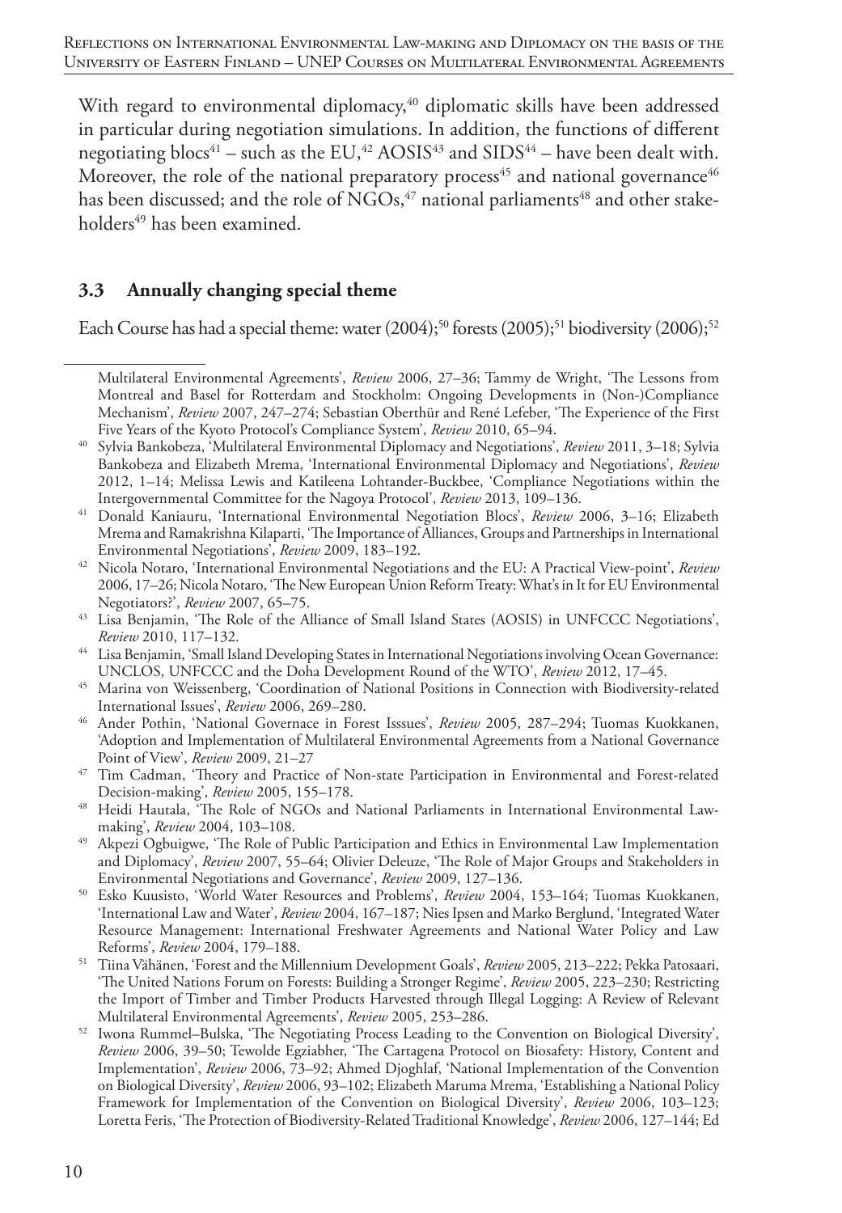With regard to environmental diplomacy,[40] diplomatic skills have been addressed in particular during negotiation simulations. In addition, the functions of different negotiating blocs[41] – such as the EU,[42] AOSIS[43] and SIDS[44] – have been dealt with. Moreover, the role of the national preparatory process[45] and national governance[46] has been discussed; and the role of NGOs,[47] national parliaments[48] and other stakeholders[49] has been examined.

### 3.3 Annually changing special theme

Each Course has had a special theme: water (2004);[50] forests (2005);[51] biodiversity (2006);[52]

---

Multilateral Environmental Agreements', *Review* 2006, 27–36; Tammy de Wright, 'The Lessons from Montreal and Basel for Rotterdam and Stockholm: Ongoing Developments in (Non-)Compliance Mechanism', *Review* 2007, 247–274; Sebastian Oberthür and René Lefeber, 'The Experience of the First Five Years of the Kyoto Protocol's Compliance System', *Review* 2010, 65–94.

[40] Sylvia Bankobeza, 'Multilateral Environmental Diplomacy and Negotiations', *Review* 2011, 3–18; Sylvia Bankobeza and Elizabeth Mrema, 'International Environmental Diplomacy and Negotiations', *Review* 2012, 1–14; Melissa Lewis and Katileena Lohtander-Buckbee, 'Compliance Negotiations within the Intergovernmental Committee for the Nagoya Protocol', *Review* 2013, 109–136.

[41] Donald Kaniaru, 'International Environmental Negotiation Blocs', *Review* 2006, 3–16; Elizabeth Mrema and Ramakrishna Kilaparti, 'The Importance of Alliances, Groups and Partnerships in International Environmental Negotiations', *Review* 2009, 183–192.

[42] Nicola Notaro, 'International Environmental Negotiations and the EU: A Practical View-point', *Review* 2006, 17–26; Nicola Notaro, 'The New European Union Reform Treaty: What's in It for EU Environmental Negotiators?', *Review* 2007, 65–75.

[43] Lisa Benjamin, 'The Role of the Alliance of Small Island States (AOSIS) in UNFCCC Negotiations', *Review* 2010, 117–132.

[44] Lisa Benjamin, 'Small Island Developing States in International Negotiations involving Ocean Governance: UNCLOS, UNFCCC and the Doha Development Round of the WTO', *Review* 2012, 17–45.

[45] Marina von Weissenberg, 'Coordination of National Positions in Connection with Biodiversity-related International Issues', *Review* 2006, 269–280.

[46] Ander Pothin, 'National Governace in Forest Isssues', *Review* 2005, 287–294; Tuomas Kuokkanen, 'Adoption and Implementation of Multilateral Environmental Agreements from a National Governance Point of View', *Review* 2009, 21–27

[47] Tim Cadman, 'Theory and Practice of Non-state Participation in Environmental and Forest-related Decision-making', *Review* 2005, 155–178.

[48] Heidi Hautala, 'The Role of NGOs and National Parliaments in International Environmental Law-making', *Review* 2004, 103–108.

[49] Akpezi Ogbuigwe, 'The Role of Public Participation and Ethics in Environmental Law Implementation and Diplomacy', *Review* 2007, 55–64; Olivier Deleuze, 'The Role of Major Groups and Stakeholders in Environmental Negotiations and Governance', *Review* 2009, 127–136.

[50] Esko Kuusisto, 'World Water Resources and Problems', *Review* 2004, 153–164; Tuomas Kuokkanen, 'International Law and Water', *Review* 2004, 167–187; Nies Ipsen and Marko Berglund, 'Integrated Water Resource Management: International Freshwater Agreements and National Water Policy and Law Reforms', *Review* 2004, 179–188.

[51] Tiina Vähänen, 'Forest and the Millennium Development Goals', *Review* 2005, 213–222; Pekka Patosaari, 'The United Nations Forum on Forests: Building a Stronger Regime', *Review* 2005, 223–230; Restricting the Import of Timber and Timber Products Harvested through Illegal Logging: A Review of Relevant Multilateral Environmental Agreements', *Review* 2005, 253–286.

[52] Iwona Rummel–Bulska, 'The Negotiating Process Leading to the Convention on Biological Diversity', *Review* 2006, 39–50; Tewolde Egziabher, 'The Cartagena Protocol on Biosafety: History, Content and Implementation', *Review* 2006, 73–92; Ahmed Djoghlaf, 'National Implementation of the Convention on Biological Diversity', *Review* 2006, 93–102; Elizabeth Maruma Mrema, 'Establishing a National Policy Framework for Implementation of the Convention on Biological Diversity', *Review* 2006, 103–123; Loretta Feris, 'The Protection of Biodiversity-Related Traditional Knowledge', *Review* 2006, 127–144; Ed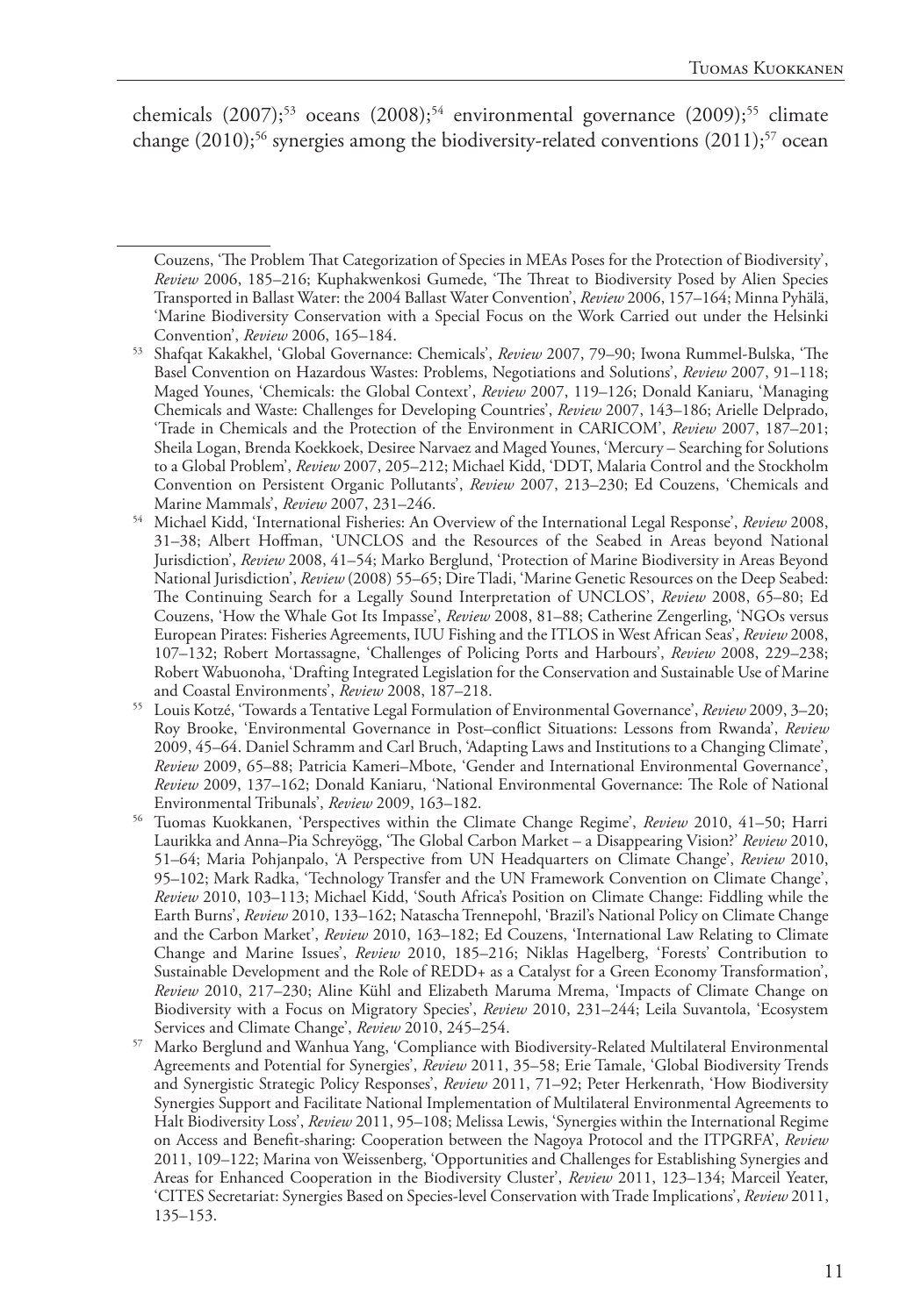chemicals (2007);[53] oceans (2008);[54] environmental governance (2009);[55] climate change (2010);[56] synergies among the biodiversity-related conventions (2011);[57] ocean

---

Couzens, 'The Problem That Categorization of Species in MEAs Poses for the Protection of Biodiversity', *Review* 2006, 185–216; Kuphakwenkosi Gumede, 'The Threat to Biodiversity Posed by Alien Species Transported in Ballast Water: the 2004 Ballast Water Convention', *Review* 2006, 157–164; Minna Pyhälä, 'Marine Biodiversity Conservation with a Special Focus on the Work Carried out under the Helsinki Convention', *Review* 2006, 165–184.

[53] Shafqat Kakakhel, 'Global Governance: Chemicals', *Review* 2007, 79–90; Iwona Rummel-Bulska, 'The Basel Convention on Hazardous Wastes: Problems, Negotiations and Solutions', *Review* 2007, 91–118; Maged Younes, 'Chemicals: the Global Context', *Review* 2007, 119–126; Donald Kaniaru, 'Managing Chemicals and Waste: Challenges for Developing Countries', *Review* 2007, 143–186; Arielle Delprado, 'Trade in Chemicals and the Protection of the Environment in CARICOM', *Review* 2007, 187–201; Sheila Logan, Brenda Koekkoek, Desiree Narvaez and Maged Younes, 'Mercury – Searching for Solutions to a Global Problem', *Review* 2007, 205–212; Michael Kidd, 'DDT, Malaria Control and the Stockholm Convention on Persistent Organic Pollutants', *Review* 2007, 213–230; Ed Couzens, 'Chemicals and Marine Mammals', *Review* 2007, 231–246.

[54] Michael Kidd, 'International Fisheries: An Overview of the International Legal Response', *Review* 2008, 31–38; Albert Hoffman, 'UNCLOS and the Resources of the Seabed in Areas beyond National Jurisdiction', *Review* 2008, 41–54; Marko Berglund, 'Protection of Marine Biodiversity in Areas Beyond National Jurisdiction', *Review* (2008) 55–65; Dire Tladi, 'Marine Genetic Resources on the Deep Seabed: The Continuing Search for a Legally Sound Interpretation of UNCLOS', *Review* 2008, 65–80; Ed Couzens, 'How the Whale Got Its Impasse', *Review* 2008, 81–88; Catherine Zengerling, 'NGOs versus European Pirates: Fisheries Agreements, IUU Fishing and the ITLOS in West African Seas', *Review* 2008, 107–132; Robert Mortassagne, 'Challenges of Policing Ports and Harbours', *Review* 2008, 229–238; Robert Wabuonoha, 'Drafting Integrated Legislation for the Conservation and Sustainable Use of Marine and Coastal Environments', *Review* 2008, 187–218.

[55] Louis Kotzé, 'Towards a Tentative Legal Formulation of Environmental Governance', *Review* 2009, 3–20; Roy Brooke, 'Environmental Governance in Post–conflict Situations: Lessons from Rwanda', *Review* 2009, 45–64. Daniel Schramm and Carl Bruch, 'Adapting Laws and Institutions to a Changing Climate', *Review* 2009, 65–88; Patricia Kameri–Mbote, 'Gender and International Environmental Governance', *Review* 2009, 137–162; Donald Kaniaru, 'National Environmental Governance: The Role of National Environmental Tribunals', *Review* 2009, 163–182.

[56] Tuomas Kuokkanen, 'Perspectives within the Climate Change Regime', *Review* 2010, 41–50; Harri Laurikka and Anna–Pia Schreyögg, 'The Global Carbon Market – a Disappearing Vision?' *Review* 2010, 51–64; Maria Pohjanpalo, 'A Perspective from UN Headquarters on Climate Change', *Review* 2010, 95–102; Mark Radka, 'Technology Transfer and the UN Framework Convention on Climate Change', *Review* 2010, 103–113; Michael Kidd, 'South Africa's Position on Climate Change: Fiddling while the Earth Burns', *Review* 2010, 133–162; Natascha Trennepohl, 'Brazil's National Policy on Climate Change and the Carbon Market', *Review* 2010, 163–182; Ed Couzens, 'International Law Relating to Climate Change and Marine Issues', *Review* 2010, 185–216; Niklas Hagelberg, 'Forests' Contribution to Sustainable Development and the Role of REDD+ as a Catalyst for a Green Economy Transformation', *Review* 2010, 217–230; Aline Kühl and Elizabeth Maruma Mrema, 'Impacts of Climate Change on Biodiversity with a Focus on Migratory Species', *Review* 2010, 231–244; Leila Suvantola, 'Ecosystem Services and Climate Change', *Review* 2010, 245–254.

[57] Marko Berglund and Wanhua Yang, 'Compliance with Biodiversity-Related Multilateral Environmental Agreements and Potential for Synergies', *Review* 2011, 35–58; Erie Tamale, 'Global Biodiversity Trends and Synergistic Strategic Policy Responses', *Review* 2011, 71–92; Peter Herkenrath, 'How Biodiversity Synergies Support and Facilitate National Implementation of Multilateral Environmental Agreements to Halt Biodiversity Loss', *Review* 2011, 95–108; Melissa Lewis, 'Synergies within the International Regime on Access and Benefit-sharing: Cooperation between the Nagoya Protocol and the ITPGRFA', *Review* 2011, 109–122; Marina von Weissenberg, 'Opportunities and Challenges for Establishing Synergies and Areas for Enhanced Cooperation in the Biodiversity Cluster', *Review* 2011, 123–134; Marceil Yeater, 'CITES Secretariat: Synergies Based on Species-level Conservation with Trade Implications', *Review* 2011, 135–153.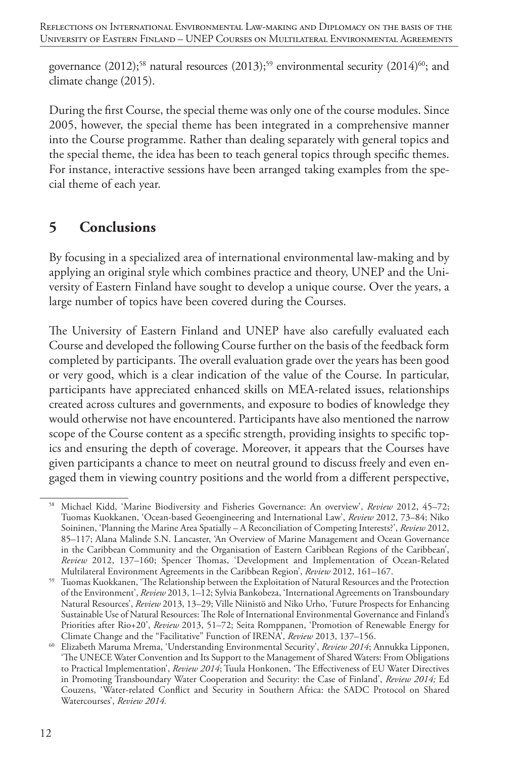governance (2012);[58] natural resources (2013);[59] environmental security (2014)[60]; and climate change (2015).

During the first Course, the special theme was only one of the course modules. Since 2005, however, the special theme has been integrated in a comprehensive manner into the Course programme. Rather than dealing separately with general topics and the special theme, the idea has been to teach general topics through specific themes. For instance, interactive sessions have been arranged taking examples from the special theme of each year.

## 5 Conclusions

By focusing in a specialized area of international environmental law-making and by applying an original style which combines practice and theory, UNEP and the University of Eastern Finland have sought to develop a unique course. Over the years, a large number of topics have been covered during the Courses.

The University of Eastern Finland and UNEP have also carefully evaluated each Course and developed the following Course further on the basis of the feedback form completed by participants. The overall evaluation grade over the years has been good or very good, which is a clear indication of the value of the Course. In particular, participants have appreciated enhanced skills on MEA-related issues, relationships created across cultures and governments, and exposure to bodies of knowledge they would otherwise not have encountered. Participants have also mentioned the narrow scope of the Course content as a specific strength, providing insights to specific topics and ensuring the depth of coverage. Moreover, it appears that the Courses have given participants a chance to meet on neutral ground to discuss freely and even engaged them in viewing country positions and the world from a different perspective,

---

[58] Michael Kidd, 'Marine Biodiversity and Fisheries Governance: An overview', *Review* 2012, 45–72; Tuomas Kuokkanen, 'Ocean-based Geoengineering and International Law', *Review* 2012, 73–84; Niko Soininen, 'Planning the Marine Area Spatially – A Reconciliation of Competing Interests?', *Review* 2012, 85–117; Alana Malinde S.N. Lancaster, 'An Overview of Marine Management and Ocean Governance in the Caribbean Community and the Organisation of Eastern Caribbean Regions of the Caribbean', *Review* 2012, 137–160; Spencer Thomas, 'Development and Implementation of Ocean-Related Multilateral Environment Agreements in the Caribbean Region', *Review* 2012, 161–167.

[59] Tuomas Kuokkanen, 'The Relationship between the Exploitation of Natural Resources and the Protection of the Environment', *Review* 2013, 1–12; Sylvia Bankobeza, 'International Agreements on Transboundary Natural Resources', *Review* 2013, 13–29; Ville Niinistö and Niko Urho, 'Future Prospects for Enhancing Sustainable Use of Natural Resources: The Role of International Environmental Governance and Finland's Priorities after Rio+20', *Review* 2013, 51–72; Seita Romppanen, 'Promotion of Renewable Energy for Climate Change and the "Facilitative" Function of IRENA', *Review* 2013, 137–156.

[60] Elizabeth Maruma Mrema, 'Understanding Environmental Security', *Review 2014*; Annukka Lipponen, 'The UNECE Water Convention and Its Support to the Management of Shared Waters: From Obligations to Practical Implementation', *Review 2014*; Tuula Honkonen, 'The Effectiveness of EU Water Directives in Promoting Transboundary Water Cooperation and Security: the Case of Finland', *Review 2014;* Ed Couzens, 'Water-related Conflict and Security in Southern Africa: the SADC Protocol on Shared Watercourses', *Review 2014.*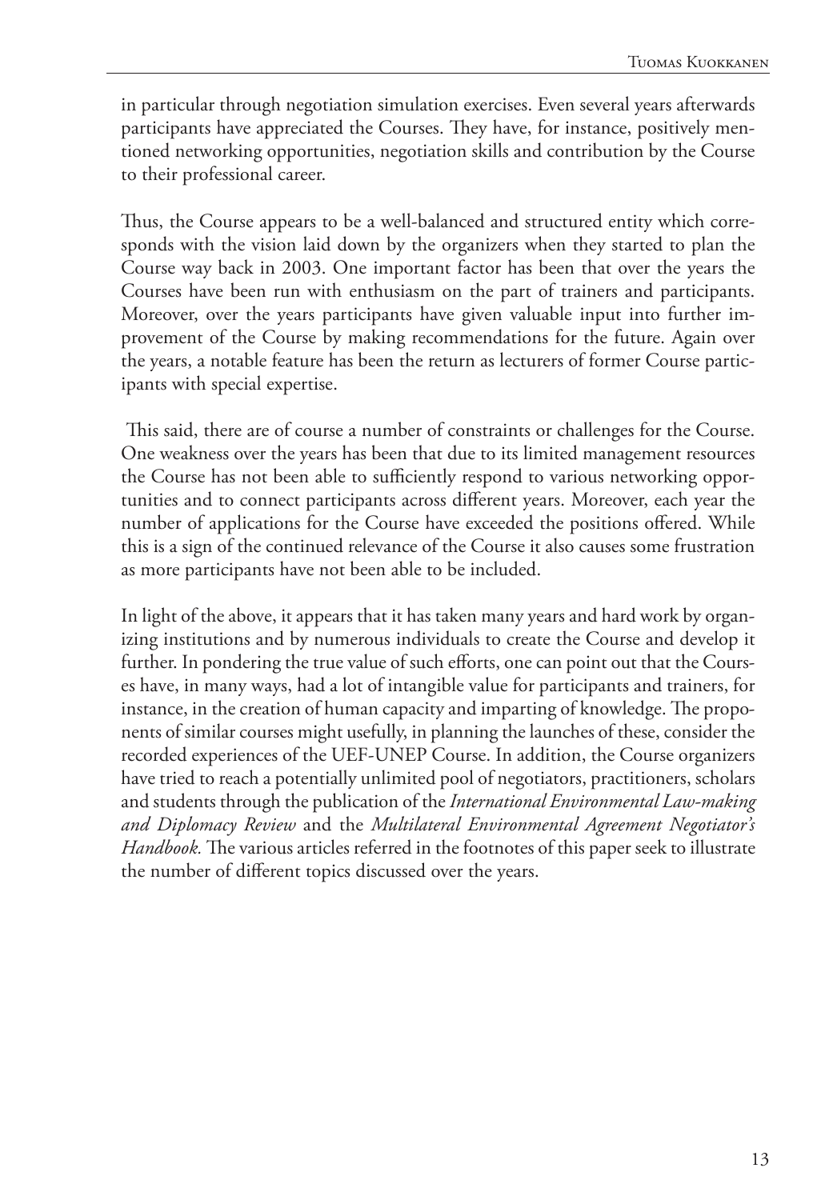in particular through negotiation simulation exercises. Even several years afterwards participants have appreciated the Courses. They have, for instance, positively mentioned networking opportunities, negotiation skills and contribution by the Course to their professional career.

Thus, the Course appears to be a well-balanced and structured entity which corresponds with the vision laid down by the organizers when they started to plan the Course way back in 2003. One important factor has been that over the years the Courses have been run with enthusiasm on the part of trainers and participants. Moreover, over the years participants have given valuable input into further improvement of the Course by making recommendations for the future. Again over the years, a notable feature has been the return as lecturers of former Course participants with special expertise.

This said, there are of course a number of constraints or challenges for the Course. One weakness over the years has been that due to its limited management resources the Course has not been able to sufficiently respond to various networking opportunities and to connect participants across different years. Moreover, each year the number of applications for the Course have exceeded the positions offered. While this is a sign of the continued relevance of the Course it also causes some frustration as more participants have not been able to be included.

In light of the above, it appears that it has taken many years and hard work by organizing institutions and by numerous individuals to create the Course and develop it further. In pondering the true value of such efforts, one can point out that the Courses have, in many ways, had a lot of intangible value for participants and trainers, for instance, in the creation of human capacity and imparting of knowledge. The proponents of similar courses might usefully, in planning the launches of these, consider the recorded experiences of the UEF-UNEP Course. In addition, the Course organizers have tried to reach a potentially unlimited pool of negotiators, practitioners, scholars and students through the publication of the *International Environmental Law-making and Diplomacy Review* and the *Multilateral Environmental Agreement Negotiator's Handbook.* The various articles referred in the footnotes of this paper seek to illustrate the number of different topics discussed over the years.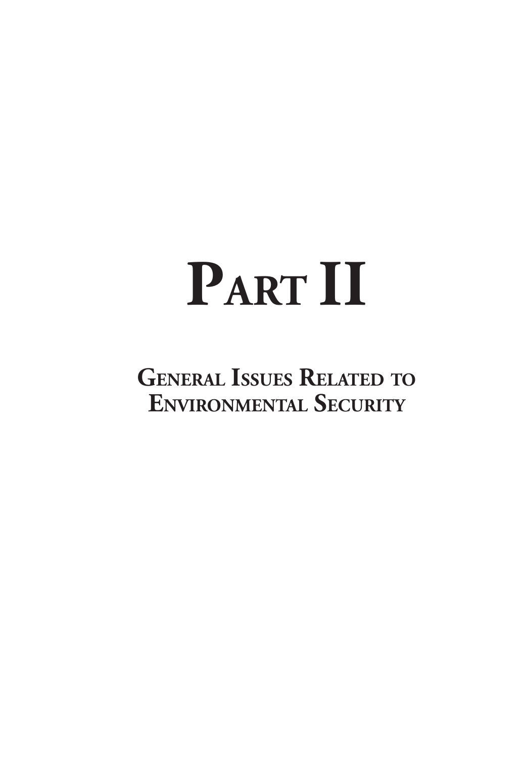# PART II

## GENERAL ISSUES RELATED TO ENVIRONMENTAL SECURITY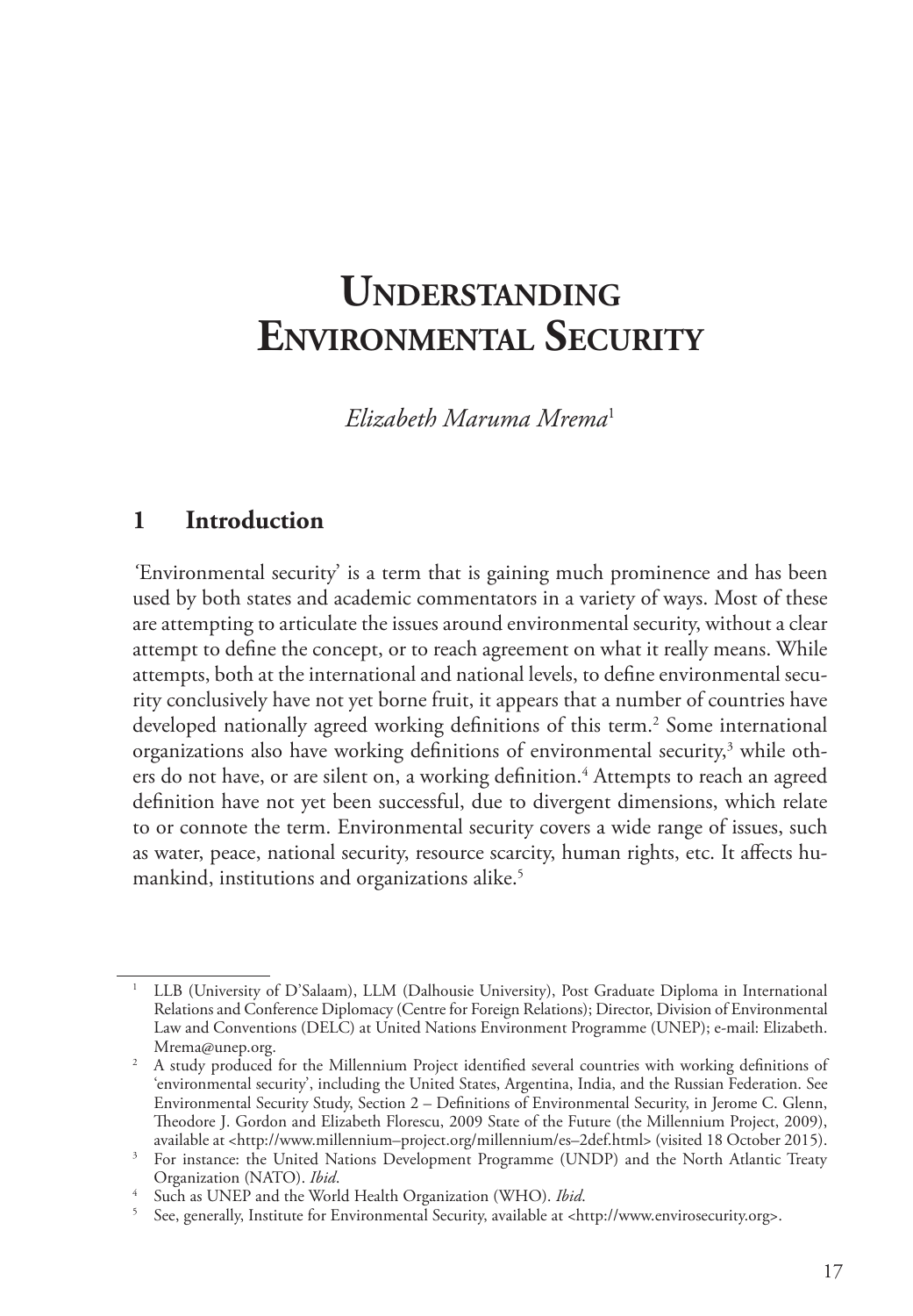# Understanding Environmental Security

*Elizabeth Maruma Mrema*[1]

## 1 Introduction

'Environmental security' is a term that is gaining much prominence and has been used by both states and academic commentators in a variety of ways. Most of these are attempting to articulate the issues around environmental security, without a clear attempt to define the concept, or to reach agreement on what it really means. While attempts, both at the international and national levels, to define environmental security conclusively have not yet borne fruit, it appears that a number of countries have developed nationally agreed working definitions of this term.[2] Some international organizations also have working definitions of environmental security,[3] while others do not have, or are silent on, a working definition.[4] Attempts to reach an agreed definition have not yet been successful, due to divergent dimensions, which relate to or connote the term. Environmental security covers a wide range of issues, such as water, peace, national security, resource scarcity, human rights, etc. It affects humankind, institutions and organizations alike.[5]

---

[1] LLB (University of D'Salaam), LLM (Dalhousie University), Post Graduate Diploma in International Relations and Conference Diplomacy (Centre for Foreign Relations); Director, Division of Environmental Law and Conventions (DELC) at United Nations Environment Programme (UNEP); e-mail: Elizabeth.Mrema@unep.org.

[2] A study produced for the Millennium Project identified several countries with working definitions of 'environmental security', including the United States, Argentina, India, and the Russian Federation. See Environmental Security Study, Section 2 – Definitions of Environmental Security, in Jerome C. Glenn, Theodore J. Gordon and Elizabeth Florescu, 2009 State of the Future (the Millennium Project, 2009), available at <http://www.millennium–project.org/millennium/es–2def.html> (visited 18 October 2015).

[3] For instance: the United Nations Development Programme (UNDP) and the North Atlantic Treaty Organization (NATO). *Ibid*.

[4] Such as UNEP and the World Health Organization (WHO). *Ibid*.

[5] See, generally, Institute for Environmental Security, available at <http://www.envirosecurity.org>.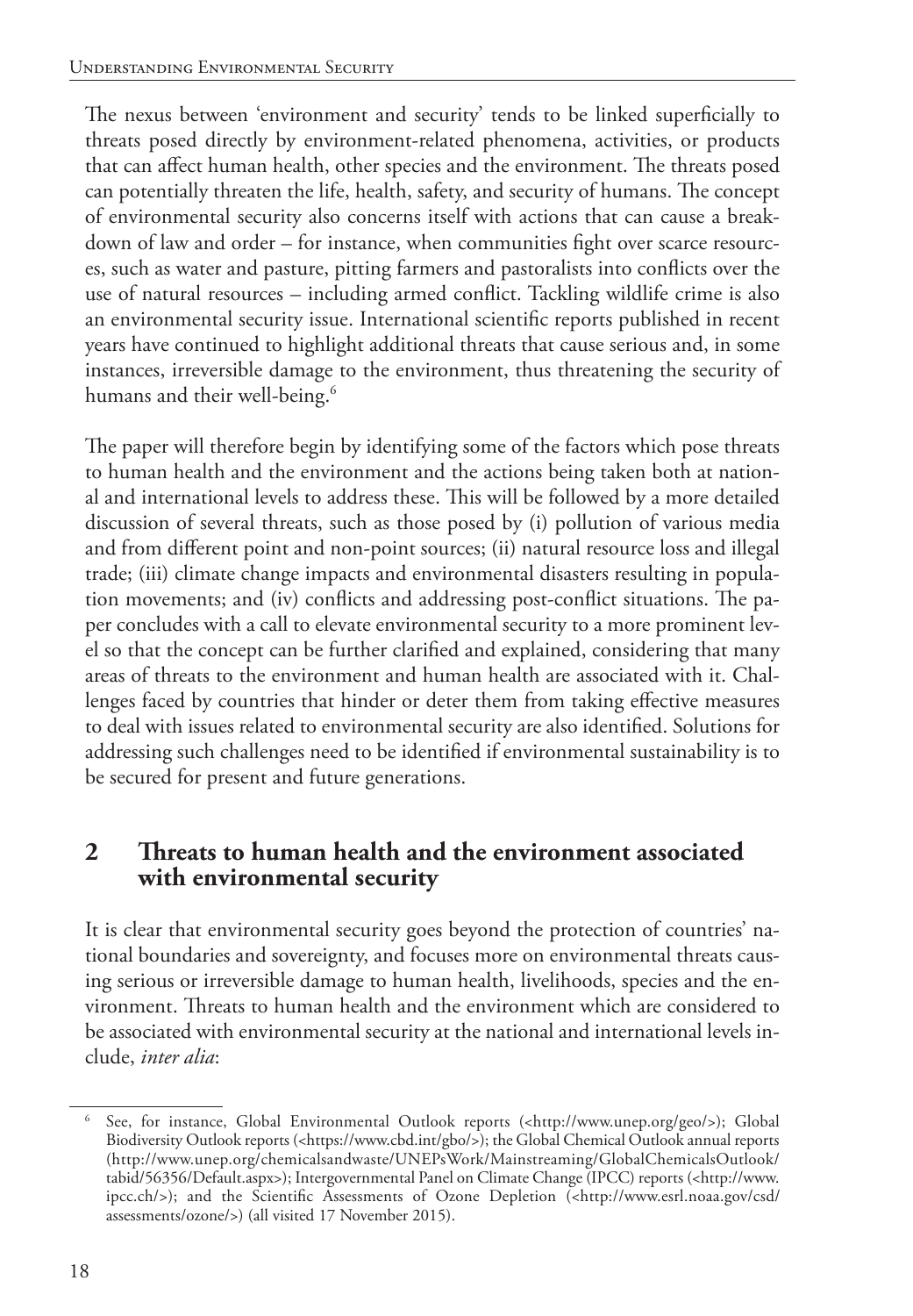The nexus between 'environment and security' tends to be linked superficially to threats posed directly by environment-related phenomena, activities, or products that can affect human health, other species and the environment. The threats posed can potentially threaten the life, health, safety, and security of humans. The concept of environmental security also concerns itself with actions that can cause a breakdown of law and order – for instance, when communities fight over scarce resources, such as water and pasture, pitting farmers and pastoralists into conflicts over the use of natural resources – including armed conflict. Tackling wildlife crime is also an environmental security issue. International scientific reports published in recent years have continued to highlight additional threats that cause serious and, in some instances, irreversible damage to the environment, thus threatening the security of humans and their well-being.[6]

The paper will therefore begin by identifying some of the factors which pose threats to human health and the environment and the actions being taken both at national and international levels to address these. This will be followed by a more detailed discussion of several threats, such as those posed by (i) pollution of various media and from different point and non-point sources; (ii) natural resource loss and illegal trade; (iii) climate change impacts and environmental disasters resulting in population movements; and (iv) conflicts and addressing post-conflict situations. The paper concludes with a call to elevate environmental security to a more prominent level so that the concept can be further clarified and explained, considering that many areas of threats to the environment and human health are associated with it. Challenges faced by countries that hinder or deter them from taking effective measures to deal with issues related to environmental security are also identified. Solutions for addressing such challenges need to be identified if environmental sustainability is to be secured for present and future generations.

## 2 Threats to human health and the environment associated with environmental security

It is clear that environmental security goes beyond the protection of countries' national boundaries and sovereignty, and focuses more on environmental threats causing serious or irreversible damage to human health, livelihoods, species and the environment. Threats to human health and the environment which are considered to be associated with environmental security at the national and international levels include, *inter alia*:

---

[6] See, for instance, Global Environmental Outlook reports (<http://www.unep.org/geo/>); Global Biodiversity Outlook reports (<https://www.cbd.int/gbo/>); the Global Chemical Outlook annual reports (http://www.unep.org/chemicalsandwaste/UNEPsWork/Mainstreaming/GlobalChemicalsOutlook/tabid/56356/Default.aspx>); Intergovernmental Panel on Climate Change (IPCC) reports (<http://www.ipcc.ch/>); and the Scientific Assessments of Ozone Depletion (<http://www.esrl.noaa.gov/csd/assessments/ozone/>) (all visited 17 November 2015).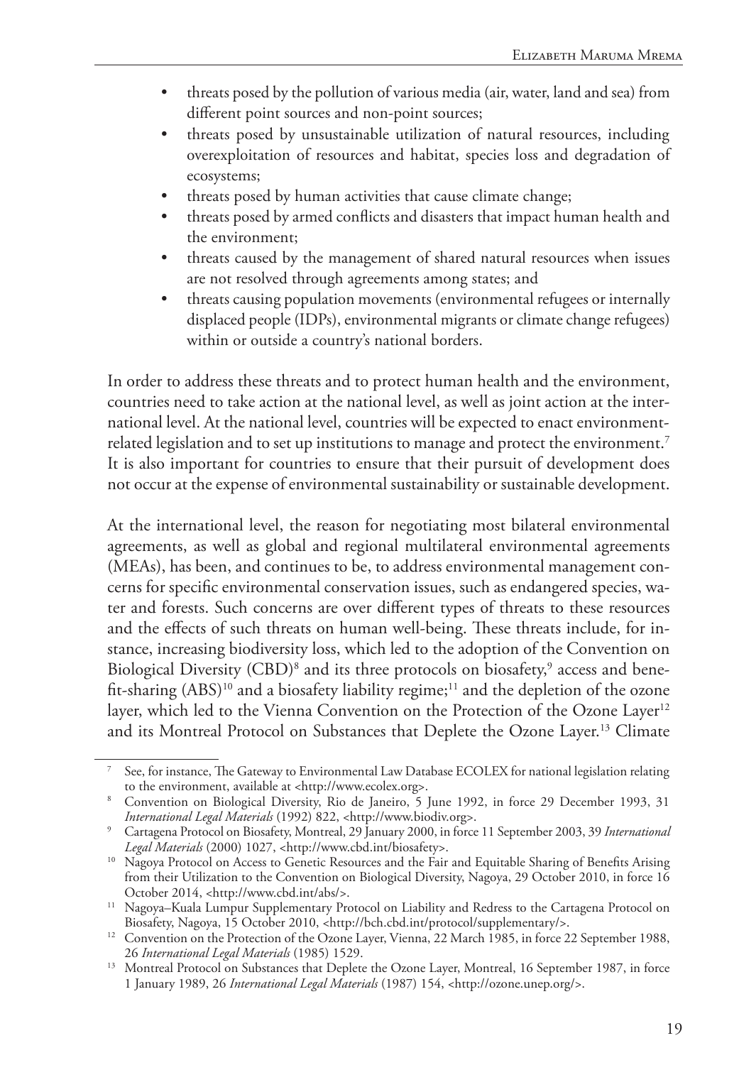- threats posed by the pollution of various media (air, water, land and sea) from different point sources and non-point sources;
- threats posed by unsustainable utilization of natural resources, including overexploitation of resources and habitat, species loss and degradation of ecosystems;
- threats posed by human activities that cause climate change;
- threats posed by armed conflicts and disasters that impact human health and the environment;
- threats caused by the management of shared natural resources when issues are not resolved through agreements among states; and
- threats causing population movements (environmental refugees or internally displaced people (IDPs), environmental migrants or climate change refugees) within or outside a country's national borders.

In order to address these threats and to protect human health and the environment, countries need to take action at the national level, as well as joint action at the international level. At the national level, countries will be expected to enact environment-related legislation and to set up institutions to manage and protect the environment.[7] It is also important for countries to ensure that their pursuit of development does not occur at the expense of environmental sustainability or sustainable development.

At the international level, the reason for negotiating most bilateral environmental agreements, as well as global and regional multilateral environmental agreements (MEAs), has been, and continues to be, to address environmental management concerns for specific environmental conservation issues, such as endangered species, water and forests. Such concerns are over different types of threats to these resources and the effects of such threats on human well-being. These threats include, for instance, increasing biodiversity loss, which led to the adoption of the Convention on Biological Diversity (CBD)[8] and its three protocols on biosafety,[9] access and benefit-sharing (ABS)[10] and a biosafety liability regime;[11] and the depletion of the ozone layer, which led to the Vienna Convention on the Protection of the Ozone Layer[12] and its Montreal Protocol on Substances that Deplete the Ozone Layer.[13] Climate

---

[7] See, for instance, The Gateway to Environmental Law Database ECOLEX for national legislation relating to the environment, available at <http://www.ecolex.org>.

[8] Convention on Biological Diversity, Rio de Janeiro, 5 June 1992, in force 29 December 1993, 31 *International Legal Materials* (1992) 822, <http://www.biodiv.org>.

[9] Cartagena Protocol on Biosafety, Montreal, 29 January 2000, in force 11 September 2003, 39 *International Legal Materials* (2000) 1027, <http://www.cbd.int/biosafety>.

[10] Nagoya Protocol on Access to Genetic Resources and the Fair and Equitable Sharing of Benefits Arising from their Utilization to the Convention on Biological Diversity, Nagoya, 29 October 2010, in force 16 October 2014, <http://www.cbd.int/abs/>.

[11] Nagoya–Kuala Lumpur Supplementary Protocol on Liability and Redress to the Cartagena Protocol on Biosafety, Nagoya, 15 October 2010, <http://bch.cbd.int/protocol/supplementary/>.

[12] Convention on the Protection of the Ozone Layer, Vienna, 22 March 1985, in force 22 September 1988, 26 *International Legal Materials* (1985) 1529.

[13] Montreal Protocol on Substances that Deplete the Ozone Layer, Montreal, 16 September 1987, in force 1 January 1989, 26 *International Legal Materials* (1987) 154, <http://ozone.unep.org/>.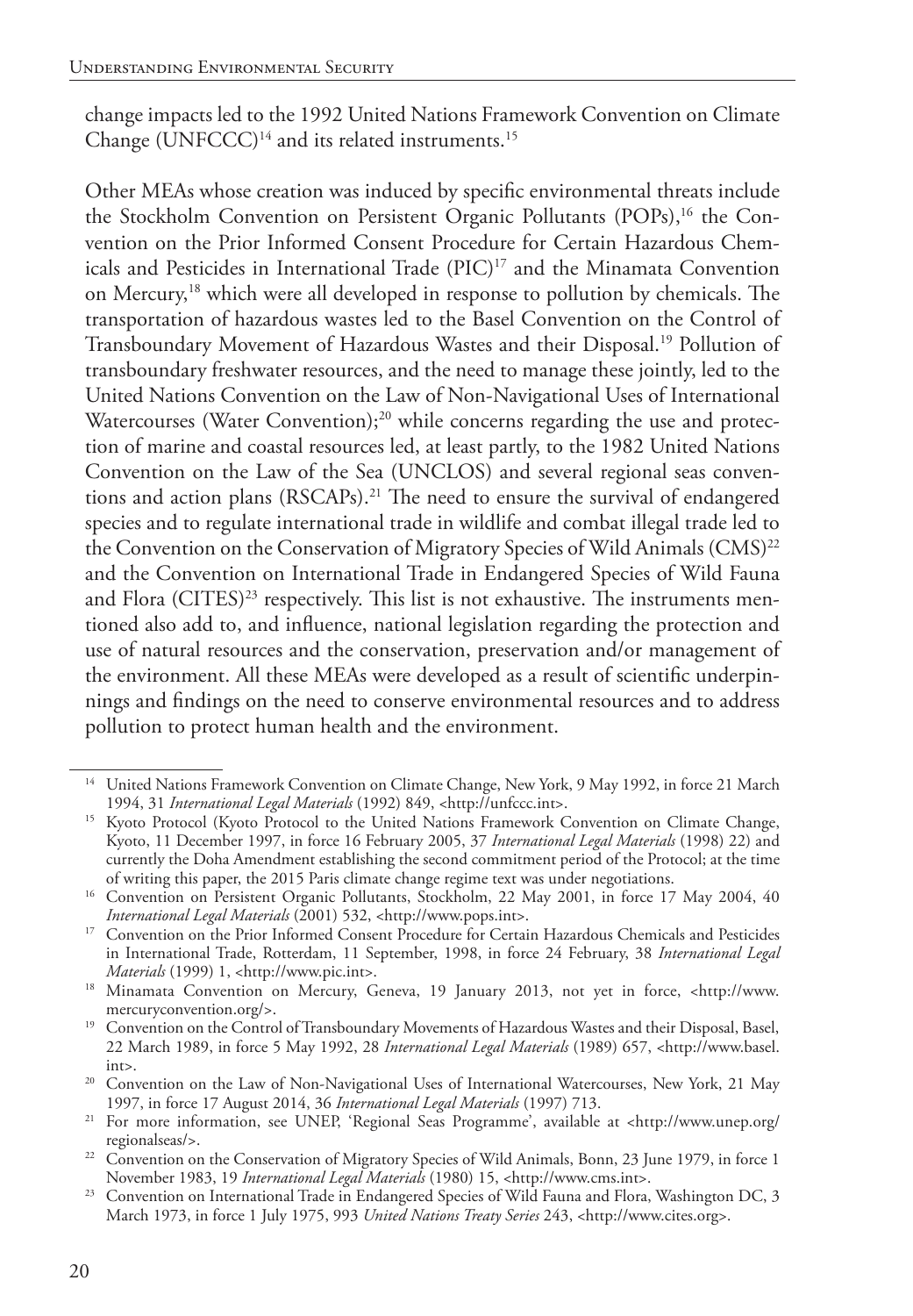change impacts led to the 1992 United Nations Framework Convention on Climate Change (UNFCCC)[14] and its related instruments.[15]

Other MEAs whose creation was induced by specific environmental threats include the Stockholm Convention on Persistent Organic Pollutants (POPs),[16] the Convention on the Prior Informed Consent Procedure for Certain Hazardous Chemicals and Pesticides in International Trade (PIC)[17] and the Minamata Convention on Mercury,[18] which were all developed in response to pollution by chemicals. The transportation of hazardous wastes led to the Basel Convention on the Control of Transboundary Movement of Hazardous Wastes and their Disposal.[19] Pollution of transboundary freshwater resources, and the need to manage these jointly, led to the United Nations Convention on the Law of Non-Navigational Uses of International Watercourses (Water Convention);[20] while concerns regarding the use and protection of marine and coastal resources led, at least partly, to the 1982 United Nations Convention on the Law of the Sea (UNCLOS) and several regional seas conventions and action plans (RSCAPs).[21] The need to ensure the survival of endangered species and to regulate international trade in wildlife and combat illegal trade led to the Convention on the Conservation of Migratory Species of Wild Animals (CMS)[22] and the Convention on International Trade in Endangered Species of Wild Fauna and Flora (CITES)[23] respectively. This list is not exhaustive. The instruments mentioned also add to, and influence, national legislation regarding the protection and use of natural resources and the conservation, preservation and/or management of the environment. All these MEAs were developed as a result of scientific underpinnings and findings on the need to conserve environmental resources and to address pollution to protect human health and the environment.

---

[14] United Nations Framework Convention on Climate Change, New York, 9 May 1992, in force 21 March 1994, 31 *International Legal Materials* (1992) 849, <http://unfccc.int>.

[15] Kyoto Protocol (Kyoto Protocol to the United Nations Framework Convention on Climate Change, Kyoto, 11 December 1997, in force 16 February 2005, 37 *International Legal Materials* (1998) 22) and currently the Doha Amendment establishing the second commitment period of the Protocol; at the time of writing this paper, the 2015 Paris climate change regime text was under negotiations.

[16] Convention on Persistent Organic Pollutants, Stockholm, 22 May 2001, in force 17 May 2004, 40 *International Legal Materials* (2001) 532, <http://www.pops.int>.

[17] Convention on the Prior Informed Consent Procedure for Certain Hazardous Chemicals and Pesticides in International Trade, Rotterdam, 11 September, 1998, in force 24 February, 38 *International Legal Materials* (1999) 1, <http://www.pic.int>.

[18] Minamata Convention on Mercury, Geneva, 19 January 2013, not yet in force, <http://www.mercuryconvention.org/>.

[19] Convention on the Control of Transboundary Movements of Hazardous Wastes and their Disposal, Basel, 22 March 1989, in force 5 May 1992, 28 *International Legal Materials* (1989) 657, <http://www.basel.int>.

[20] Convention on the Law of Non-Navigational Uses of International Watercourses, New York, 21 May 1997, in force 17 August 2014, 36 *International Legal Materials* (1997) 713.

[21] For more information, see UNEP, 'Regional Seas Programme', available at <http://www.unep.org/regionalseas/>.

[22] Convention on the Conservation of Migratory Species of Wild Animals, Bonn, 23 June 1979, in force 1 November 1983, 19 *International Legal Materials* (1980) 15, <http://www.cms.int>.

[23] Convention on International Trade in Endangered Species of Wild Fauna and Flora, Washington DC, 3 March 1973, in force 1 July 1975, 993 *United Nations Treaty Series* 243, <http://www.cites.org>.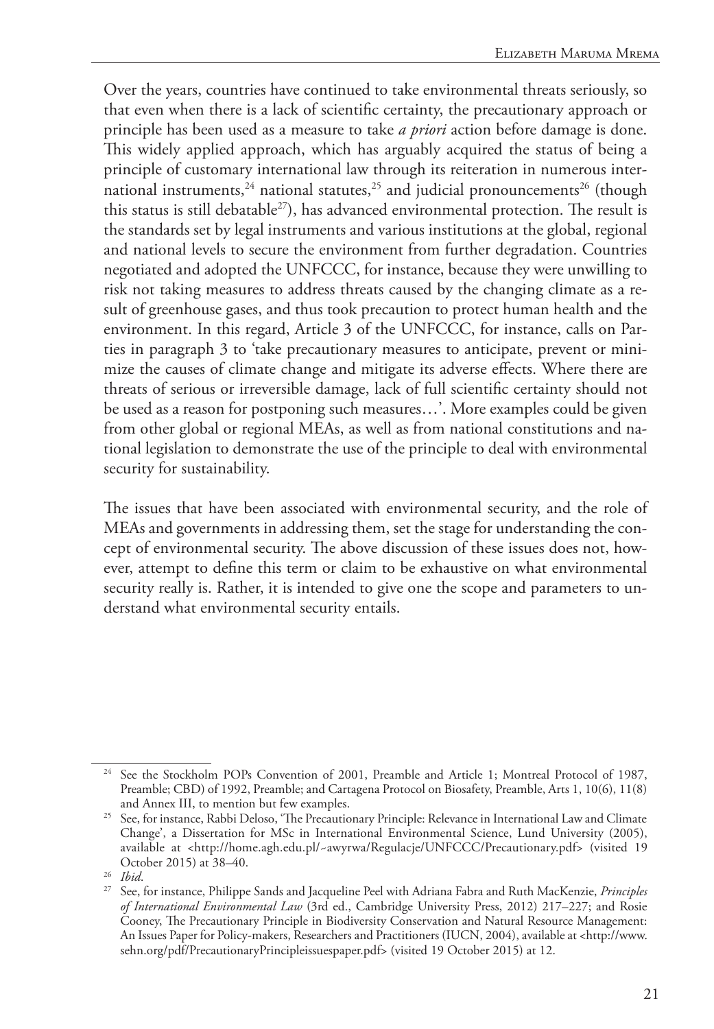Over the years, countries have continued to take environmental threats seriously, so that even when there is a lack of scientific certainty, the precautionary approach or principle has been used as a measure to take *a priori* action before damage is done. This widely applied approach, which has arguably acquired the status of being a principle of customary international law through its reiteration in numerous international instruments,[24] national statutes,[25] and judicial pronouncements[26] (though this status is still debatable[27]), has advanced environmental protection. The result is the standards set by legal instruments and various institutions at the global, regional and national levels to secure the environment from further degradation. Countries negotiated and adopted the UNFCCC, for instance, because they were unwilling to risk not taking measures to address threats caused by the changing climate as a result of greenhouse gases, and thus took precaution to protect human health and the environment. In this regard, Article 3 of the UNFCCC, for instance, calls on Parties in paragraph 3 to 'take precautionary measures to anticipate, prevent or minimize the causes of climate change and mitigate its adverse effects. Where there are threats of serious or irreversible damage, lack of full scientific certainty should not be used as a reason for postponing such measures…'. More examples could be given from other global or regional MEAs, as well as from national constitutions and national legislation to demonstrate the use of the principle to deal with environmental security for sustainability.

The issues that have been associated with environmental security, and the role of MEAs and governments in addressing them, set the stage for understanding the concept of environmental security. The above discussion of these issues does not, however, attempt to define this term or claim to be exhaustive on what environmental security really is. Rather, it is intended to give one the scope and parameters to understand what environmental security entails.

---

[24] See the Stockholm POPs Convention of 2001, Preamble and Article 1; Montreal Protocol of 1987, Preamble; CBD) of 1992, Preamble; and Cartagena Protocol on Biosafety, Preamble, Arts 1, 10(6), 11(8) and Annex III, to mention but few examples.

[25] See, for instance, Rabbi Deloso, 'The Precautionary Principle: Relevance in International Law and Climate Change', a Dissertation for MSc in International Environmental Science, Lund University (2005), available at <http://home.agh.edu.pl/~awyrwa/Regulacje/UNFCCC/Precautionary.pdf> (visited 19 October 2015) at 38–40.

[26] *Ibid*.

[27] See, for instance, Philippe Sands and Jacqueline Peel with Adriana Fabra and Ruth MacKenzie, *Principles of International Environmental Law* (3rd ed., Cambridge University Press, 2012) 217–227; and Rosie Cooney, The Precautionary Principle in Biodiversity Conservation and Natural Resource Management: An Issues Paper for Policy-makers, Researchers and Practitioners (IUCN, 2004), available at <http://www.sehn.org/pdf/PrecautionaryPrincipleissuespaper.pdf> (visited 19 October 2015) at 12.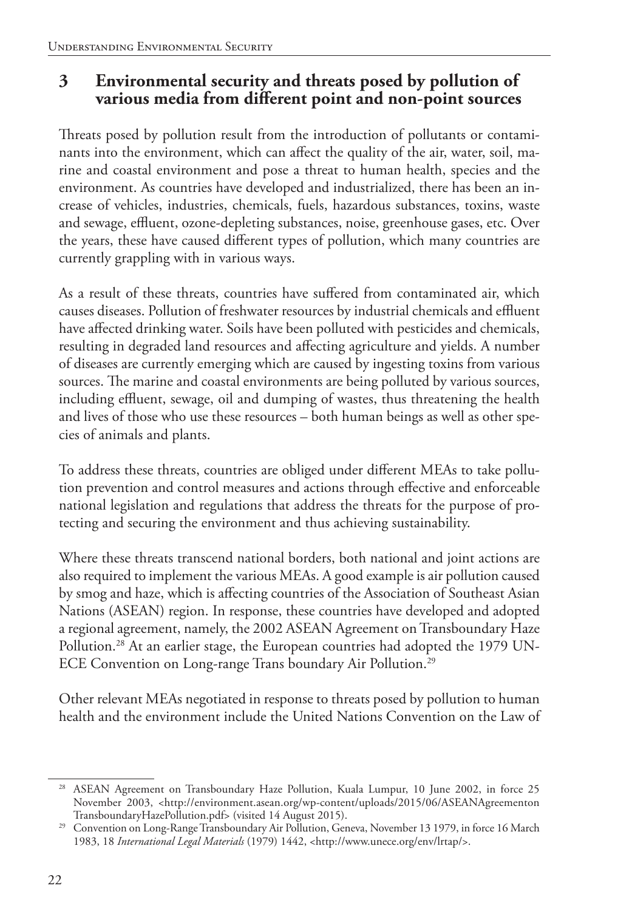## 3 Environmental security and threats posed by pollution of various media from different point and non-point sources

Threats posed by pollution result from the introduction of pollutants or contaminants into the environment, which can affect the quality of the air, water, soil, marine and coastal environment and pose a threat to human health, species and the environment. As countries have developed and industrialized, there has been an increase of vehicles, industries, chemicals, fuels, hazardous substances, toxins, waste and sewage, effluent, ozone-depleting substances, noise, greenhouse gases, etc. Over the years, these have caused different types of pollution, which many countries are currently grappling with in various ways.

As a result of these threats, countries have suffered from contaminated air, which causes diseases. Pollution of freshwater resources by industrial chemicals and effluent have affected drinking water. Soils have been polluted with pesticides and chemicals, resulting in degraded land resources and affecting agriculture and yields. A number of diseases are currently emerging which are caused by ingesting toxins from various sources. The marine and coastal environments are being polluted by various sources, including effluent, sewage, oil and dumping of wastes, thus threatening the health and lives of those who use these resources – both human beings as well as other species of animals and plants.

To address these threats, countries are obliged under different MEAs to take pollution prevention and control measures and actions through effective and enforceable national legislation and regulations that address the threats for the purpose of protecting and securing the environment and thus achieving sustainability.

Where these threats transcend national borders, both national and joint actions are also required to implement the various MEAs. A good example is air pollution caused by smog and haze, which is affecting countries of the Association of Southeast Asian Nations (ASEAN) region. In response, these countries have developed and adopted a regional agreement, namely, the 2002 ASEAN Agreement on Transboundary Haze Pollution.[28] At an earlier stage, the European countries had adopted the 1979 UN-ECE Convention on Long-range Trans boundary Air Pollution.[29]

Other relevant MEAs negotiated in response to threats posed by pollution to human health and the environment include the United Nations Convention on the Law of

---

[28] ASEAN Agreement on Transboundary Haze Pollution, Kuala Lumpur, 10 June 2002, in force 25 November 2003, <http://environment.asean.org/wp-content/uploads/2015/06/ASEANAgreementonTransboundaryHazePollution.pdf> (visited 14 August 2015).

[29] Convention on Long-Range Transboundary Air Pollution, Geneva, November 13 1979, in force 16 March 1983, 18 *International Legal Materials* (1979) 1442, <http://www.unece.org/env/lrtap/>.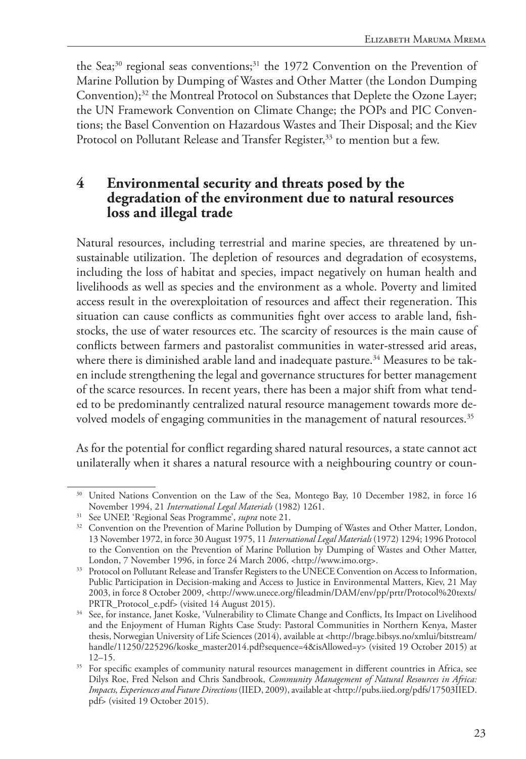the Sea;[30] regional seas conventions;[31] the 1972 Convention on the Prevention of Marine Pollution by Dumping of Wastes and Other Matter (the London Dumping Convention);[32] the Montreal Protocol on Substances that Deplete the Ozone Layer; the UN Framework Convention on Climate Change; the POPs and PIC Conventions; the Basel Convention on Hazardous Wastes and Their Disposal; and the Kiev Protocol on Pollutant Release and Transfer Register,[33] to mention but a few.

## 4 Environmental security and threats posed by the degradation of the environment due to natural resources loss and illegal trade

Natural resources, including terrestrial and marine species, are threatened by unsustainable utilization. The depletion of resources and degradation of ecosystems, including the loss of habitat and species, impact negatively on human health and livelihoods as well as species and the environment as a whole. Poverty and limited access result in the overexploitation of resources and affect their regeneration. This situation can cause conflicts as communities fight over access to arable land, fishstocks, the use of water resources etc. The scarcity of resources is the main cause of conflicts between farmers and pastoralist communities in water-stressed arid areas, where there is diminished arable land and inadequate pasture.[34] Measures to be taken include strengthening the legal and governance structures for better management of the scarce resources. In recent years, there has been a major shift from what tended to be predominantly centralized natural resource management towards more devolved models of engaging communities in the management of natural resources.[35]

As for the potential for conflict regarding shared natural resources, a state cannot act unilaterally when it shares a natural resource with a neighbouring country or coun-

---

[30] United Nations Convention on the Law of the Sea, Montego Bay, 10 December 1982, in force 16 November 1994, 21 *International Legal Materials* (1982) 1261.

[31] See UNEP, 'Regional Seas Programme', *supra* note 21.

[32] Convention on the Prevention of Marine Pollution by Dumping of Wastes and Other Matter, London, 13 November 1972, in force 30 August 1975, 11 *International Legal Materials* (1972) 1294; 1996 Protocol to the Convention on the Prevention of Marine Pollution by Dumping of Wastes and Other Matter, London, 7 November 1996, in force 24 March 2006, <http://www.imo.org>.

[33] Protocol on Pollutant Release and Transfer Registers to the UNECE Convention on Access to Information, Public Participation in Decision-making and Access to Justice in Environmental Matters, Kiev, 21 May 2003, in force 8 October 2009, <http://www.unece.org/fileadmin/DAM/env/pp/prtr/Protocol%20texts/PRTR_Protocol_e.pdf> (visited 14 August 2015).

[34] See, for instance, Janet Koske, 'Vulnerability to Climate Change and Conflicts, Its Impact on Livelihood and the Enjoyment of Human Rights Case Study: Pastoral Communities in Northern Kenya, Master thesis, Norwegian University of Life Sciences (2014), available at <http://brage.bibsys.no/xmlui/bitstream/handle/11250/225296/koske_master2014.pdf?sequence=4&isAllowed=y> (visited 19 October 2015) at 12–15.

[35] For specific examples of community natural resources management in different countries in Africa, see Dilys Roe, Fred Nelson and Chris Sandbrook, *Community Management of Natural Resources in Africa: Impacts, Experiences and Future Directions* (IIED, 2009), available at <http://pubs.iied.org/pdfs/17503IIED.pdf> (visited 19 October 2015).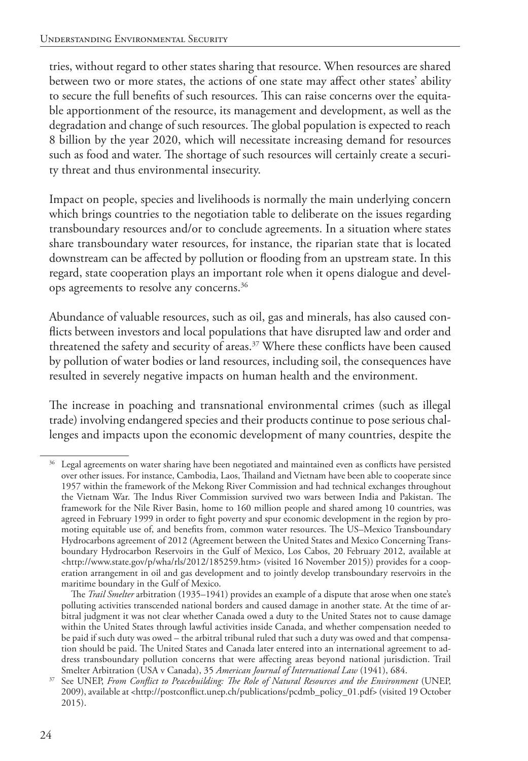tries, without regard to other states sharing that resource. When resources are shared between two or more states, the actions of one state may affect other states' ability to secure the full benefits of such resources. This can raise concerns over the equitable apportionment of the resource, its management and development, as well as the degradation and change of such resources. The global population is expected to reach 8 billion by the year 2020, which will necessitate increasing demand for resources such as food and water. The shortage of such resources will certainly create a security threat and thus environmental insecurity.

Impact on people, species and livelihoods is normally the main underlying concern which brings countries to the negotiation table to deliberate on the issues regarding transboundary resources and/or to conclude agreements. In a situation where states share transboundary water resources, for instance, the riparian state that is located downstream can be affected by pollution or flooding from an upstream state. In this regard, state cooperation plays an important role when it opens dialogue and develops agreements to resolve any concerns.[36]

Abundance of valuable resources, such as oil, gas and minerals, has also caused conflicts between investors and local populations that have disrupted law and order and threatened the safety and security of areas.[37] Where these conflicts have been caused by pollution of water bodies or land resources, including soil, the consequences have resulted in severely negative impacts on human health and the environment.

The increase in poaching and transnational environmental crimes (such as illegal trade) involving endangered species and their products continue to pose serious challenges and impacts upon the economic development of many countries, despite the

---

[36] Legal agreements on water sharing have been negotiated and maintained even as conflicts have persisted over other issues. For instance, Cambodia, Laos, Thailand and Vietnam have been able to cooperate since 1957 within the framework of the Mekong River Commission and had technical exchanges throughout the Vietnam War. The Indus River Commission survived two wars between India and Pakistan. The framework for the Nile River Basin, home to 160 million people and shared among 10 countries, was agreed in February 1999 in order to fight poverty and spur economic development in the region by promoting equitable use of, and benefits from, common water resources. The US–Mexico Transboundary Hydrocarbons agreement of 2012 (Agreement between the United States and Mexico Concerning Transboundary Hydrocarbon Reservoirs in the Gulf of Mexico, Los Cabos, 20 February 2012, available at <http://www.state.gov/p/wha/rls/2012/185259.htm> (visited 16 November 2015)) provides for a cooperation arrangement in oil and gas development and to jointly develop transboundary reservoirs in the maritime boundary in the Gulf of Mexico.

The *Trail Smelter* arbitration (1935–1941) provides an example of a dispute that arose when one state's polluting activities transcended national borders and caused damage in another state. At the time of arbitral judgment it was not clear whether Canada owed a duty to the United States not to cause damage within the United States through lawful activities inside Canada, and whether compensation needed to be paid if such duty was owed – the arbitral tribunal ruled that such a duty was owed and that compensation should be paid. The United States and Canada later entered into an international agreement to address transboundary pollution concerns that were affecting areas beyond national jurisdiction. Trail Smelter Arbitration (USA v Canada), 35 *American Journal of International Law* (1941), 684.

[37] See UNEP, *From Conflict to Peacebuilding: The Role of Natural Resources and the Environment* (UNEP, 2009), available at <http://postconflict.unep.ch/publications/pcdmb_policy_01.pdf> (visited 19 October 2015).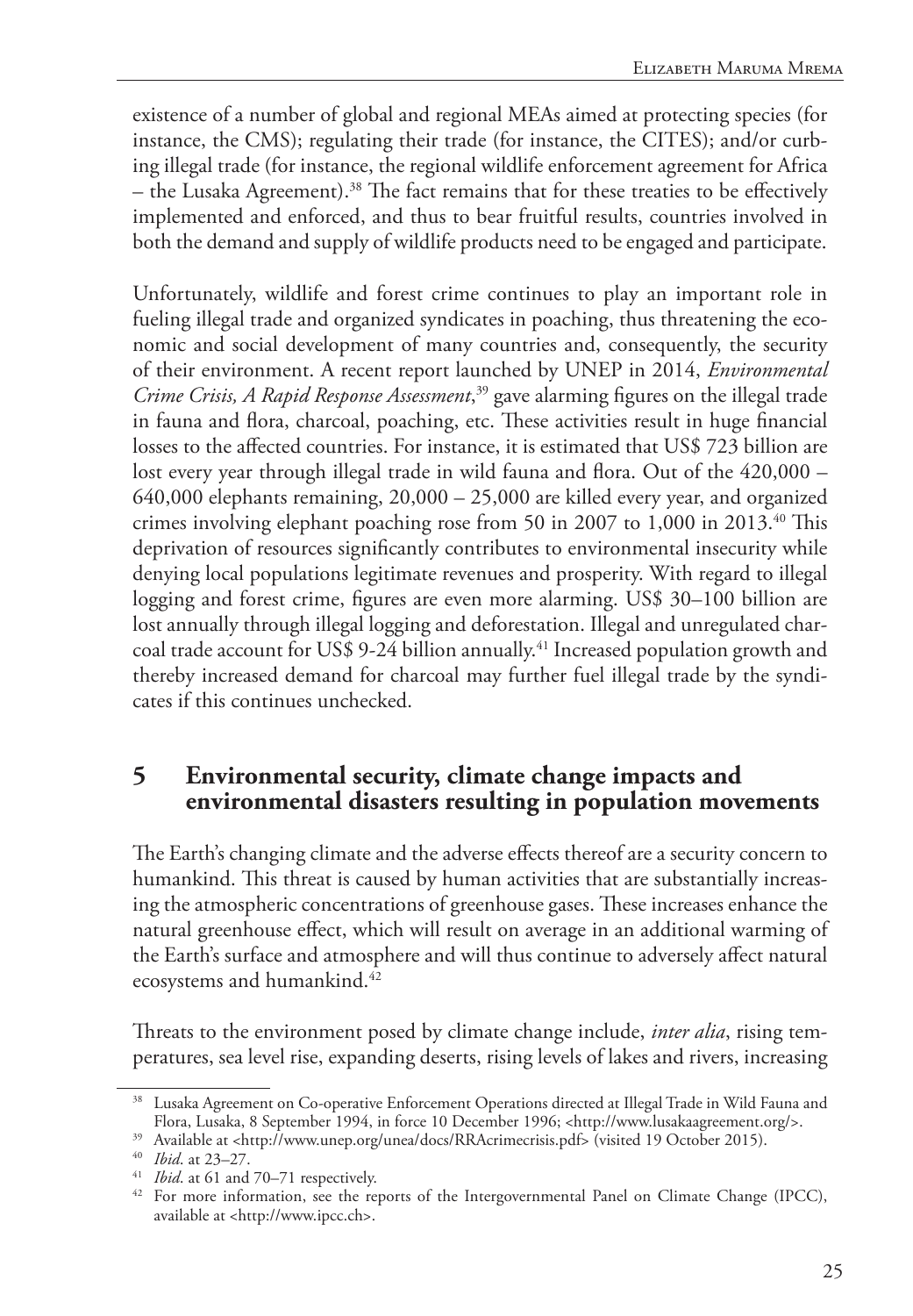existence of a number of global and regional MEAs aimed at protecting species (for instance, the CMS); regulating their trade (for instance, the CITES); and/or curbing illegal trade (for instance, the regional wildlife enforcement agreement for Africa – the Lusaka Agreement).[38] The fact remains that for these treaties to be effectively implemented and enforced, and thus to bear fruitful results, countries involved in both the demand and supply of wildlife products need to be engaged and participate.

Unfortunately, wildlife and forest crime continues to play an important role in fueling illegal trade and organized syndicates in poaching, thus threatening the economic and social development of many countries and, consequently, the security of their environment. A recent report launched by UNEP in 2014, *Environmental Crime Crisis, A Rapid Response Assessment*,[39] gave alarming figures on the illegal trade in fauna and flora, charcoal, poaching, etc. These activities result in huge financial losses to the affected countries. For instance, it is estimated that US$ 723 billion are lost every year through illegal trade in wild fauna and flora. Out of the 420,000 – 640,000 elephants remaining, 20,000 – 25,000 are killed every year, and organized crimes involving elephant poaching rose from 50 in 2007 to 1,000 in 2013.[40] This deprivation of resources significantly contributes to environmental insecurity while denying local populations legitimate revenues and prosperity. With regard to illegal logging and forest crime, figures are even more alarming. US$ 30–100 billion are lost annually through illegal logging and deforestation. Illegal and unregulated charcoal trade account for US$ 9-24 billion annually.[41] Increased population growth and thereby increased demand for charcoal may further fuel illegal trade by the syndicates if this continues unchecked.

## 5 Environmental security, climate change impacts and environmental disasters resulting in population movements

The Earth's changing climate and the adverse effects thereof are a security concern to humankind. This threat is caused by human activities that are substantially increasing the atmospheric concentrations of greenhouse gases. These increases enhance the natural greenhouse effect, which will result on average in an additional warming of the Earth's surface and atmosphere and will thus continue to adversely affect natural ecosystems and humankind.[42]

Threats to the environment posed by climate change include, *inter alia*, rising temperatures, sea level rise, expanding deserts, rising levels of lakes and rivers, increasing

---

[38] Lusaka Agreement on Co-operative Enforcement Operations directed at Illegal Trade in Wild Fauna and Flora, Lusaka, 8 September 1994, in force 10 December 1996; <http://www.lusakaagreement.org/>.

[39] Available at <http://www.unep.org/unea/docs/RRAcrimecrisis.pdf> (visited 19 October 2015).

[40] *Ibid*. at 23–27.

[41] *Ibid*. at 61 and 70–71 respectively.

[42] For more information, see the reports of the Intergovernmental Panel on Climate Change (IPCC), available at <http://www.ipcc.ch>.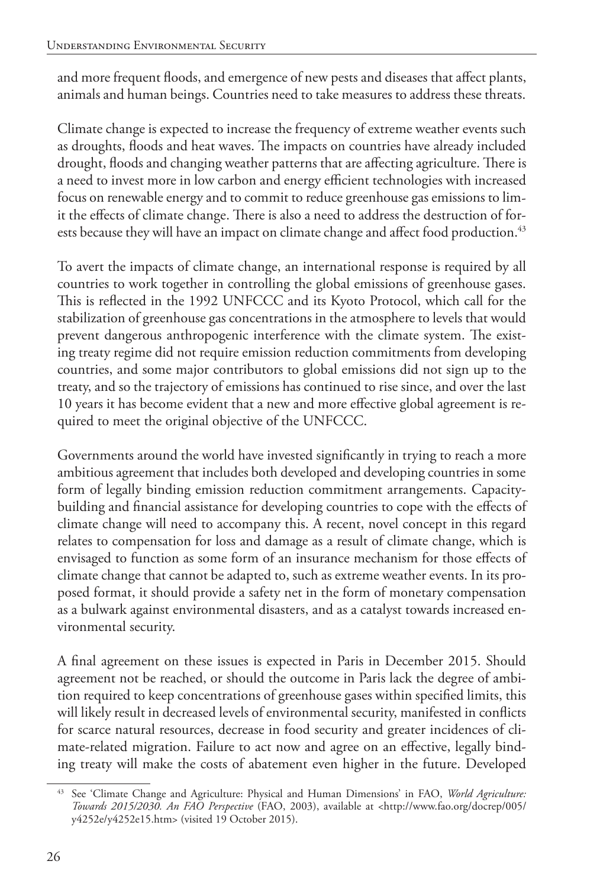and more frequent floods, and emergence of new pests and diseases that affect plants, animals and human beings. Countries need to take measures to address these threats.

Climate change is expected to increase the frequency of extreme weather events such as droughts, floods and heat waves. The impacts on countries have already included drought, floods and changing weather patterns that are affecting agriculture. There is a need to invest more in low carbon and energy efficient technologies with increased focus on renewable energy and to commit to reduce greenhouse gas emissions to limit the effects of climate change. There is also a need to address the destruction of forests because they will have an impact on climate change and affect food production.[43]

To avert the impacts of climate change, an international response is required by all countries to work together in controlling the global emissions of greenhouse gases. This is reflected in the 1992 UNFCCC and its Kyoto Protocol, which call for the stabilization of greenhouse gas concentrations in the atmosphere to levels that would prevent dangerous anthropogenic interference with the climate system. The existing treaty regime did not require emission reduction commitments from developing countries, and some major contributors to global emissions did not sign up to the treaty, and so the trajectory of emissions has continued to rise since, and over the last 10 years it has become evident that a new and more effective global agreement is required to meet the original objective of the UNFCCC.

Governments around the world have invested significantly in trying to reach a more ambitious agreement that includes both developed and developing countries in some form of legally binding emission reduction commitment arrangements. Capacity-building and financial assistance for developing countries to cope with the effects of climate change will need to accompany this. A recent, novel concept in this regard relates to compensation for loss and damage as a result of climate change, which is envisaged to function as some form of an insurance mechanism for those effects of climate change that cannot be adapted to, such as extreme weather events. In its proposed format, it should provide a safety net in the form of monetary compensation as a bulwark against environmental disasters, and as a catalyst towards increased environmental security.

A final agreement on these issues is expected in Paris in December 2015. Should agreement not be reached, or should the outcome in Paris lack the degree of ambition required to keep concentrations of greenhouse gases within specified limits, this will likely result in decreased levels of environmental security, manifested in conflicts for scarce natural resources, decrease in food security and greater incidences of climate-related migration. Failure to act now and agree on an effective, legally binding treaty will make the costs of abatement even higher in the future. Developed

[43] See 'Climate Change and Agriculture: Physical and Human Dimensions' in FAO, *World Agriculture: Towards 2015/2030. An FAO Perspective* (FAO, 2003), available at <http://www.fao.org/docrep/005/y4252e/y4252e15.htm> (visited 19 October 2015).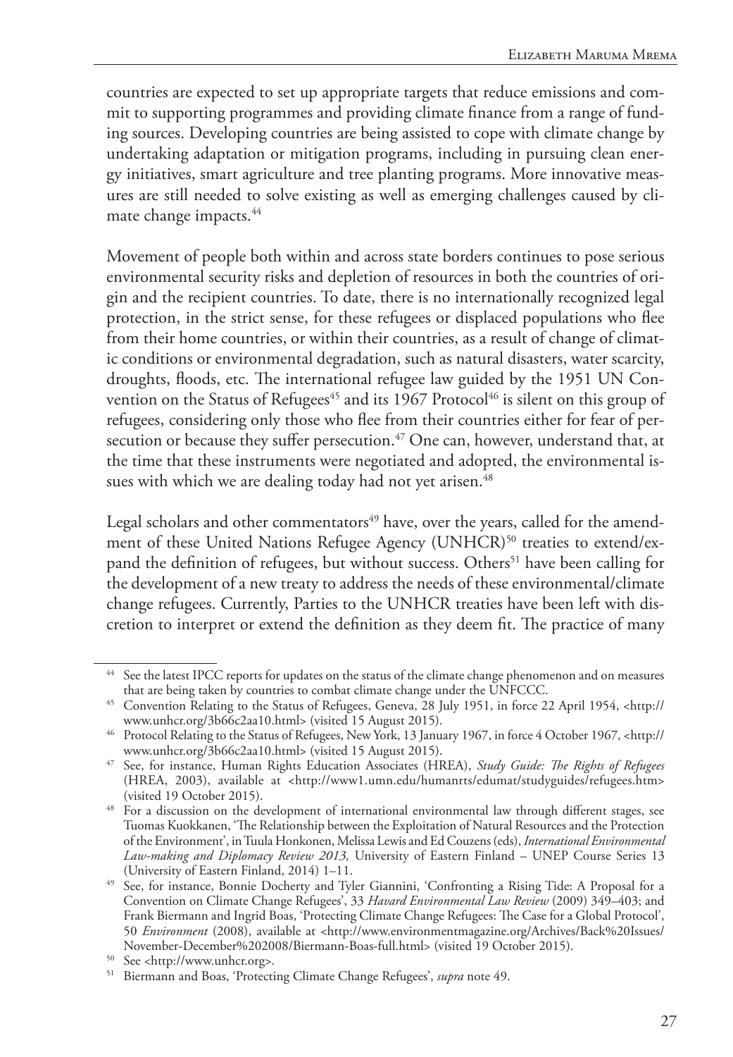countries are expected to set up appropriate targets that reduce emissions and commit to supporting programmes and providing climate finance from a range of funding sources. Developing countries are being assisted to cope with climate change by undertaking adaptation or mitigation programs, including in pursuing clean energy initiatives, smart agriculture and tree planting programs. More innovative measures are still needed to solve existing as well as emerging challenges caused by climate change impacts.[44]

Movement of people both within and across state borders continues to pose serious environmental security risks and depletion of resources in both the countries of origin and the recipient countries. To date, there is no internationally recognized legal protection, in the strict sense, for these refugees or displaced populations who flee from their home countries, or within their countries, as a result of change of climatic conditions or environmental degradation, such as natural disasters, water scarcity, droughts, floods, etc. The international refugee law guided by the 1951 UN Convention on the Status of Refugees[45] and its 1967 Protocol[46] is silent on this group of refugees, considering only those who flee from their countries either for fear of persecution or because they suffer persecution.[47] One can, however, understand that, at the time that these instruments were negotiated and adopted, the environmental issues with which we are dealing today had not yet arisen.[48]

Legal scholars and other commentators[49] have, over the years, called for the amendment of these United Nations Refugee Agency (UNHCR)[50] treaties to extend/expand the definition of refugees, but without success. Others[51] have been calling for the development of a new treaty to address the needs of these environmental/climate change refugees. Currently, Parties to the UNHCR treaties have been left with discretion to interpret or extend the definition as they deem fit. The practice of many

---

[44] See the latest IPCC reports for updates on the status of the climate change phenomenon and on measures that are being taken by countries to combat climate change under the UNFCCC.

[45] Convention Relating to the Status of Refugees, Geneva, 28 July 1951, in force 22 April 1954, <http://www.unhcr.org/3b66c2aa10.html> (visited 15 August 2015).

[46] Protocol Relating to the Status of Refugees, New York, 13 January 1967, in force 4 October 1967, <http://www.unhcr.org/3b66c2aa10.html> (visited 15 August 2015).

[47] See, for instance, Human Rights Education Associates (HREA), *Study Guide: The Rights of Refugees* (HREA, 2003), available at <http://www1.umn.edu/humanrts/edumat/studyguides/refugees.htm> (visited 19 October 2015).

[48] For a discussion on the development of international environmental law through different stages, see Tuomas Kuokkanen, 'The Relationship between the Exploitation of Natural Resources and the Protection of the Environment', in Tuula Honkonen, Melissa Lewis and Ed Couzens (eds), *International Environmental Law-making and Diplomacy Review 2013,* University of Eastern Finland – UNEP Course Series 13 (University of Eastern Finland, 2014) 1–11.

[49] See, for instance, Bonnie Docherty and Tyler Giannini, 'Confronting a Rising Tide: A Proposal for a Convention on Climate Change Refugees', 33 *Havard Environmental Law Review* (2009) 349–403; and Frank Biermann and Ingrid Boas, 'Protecting Climate Change Refugees: The Case for a Global Protocol', 50 *Environment* (2008), available at <http://www.environmentmagazine.org/Archives/Back%20Issues/November-December%202008/Biermann-Boas-full.html> (visited 19 October 2015).

[50] See <http://www.unhcr.org>.

[51] Biermann and Boas, 'Protecting Climate Change Refugees', *supra* note 49.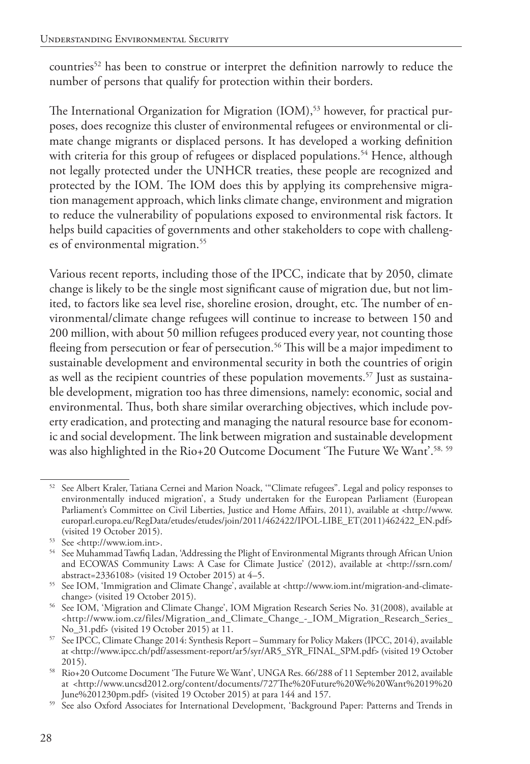countries[52] has been to construe or interpret the definition narrowly to reduce the number of persons that qualify for protection within their borders.

The International Organization for Migration (IOM),[53] however, for practical purposes, does recognize this cluster of environmental refugees or environmental or climate change migrants or displaced persons. It has developed a working definition with criteria for this group of refugees or displaced populations.[54] Hence, although not legally protected under the UNHCR treaties, these people are recognized and protected by the IOM. The IOM does this by applying its comprehensive migration management approach, which links climate change, environment and migration to reduce the vulnerability of populations exposed to environmental risk factors. It helps build capacities of governments and other stakeholders to cope with challenges of environmental migration.[55]

Various recent reports, including those of the IPCC, indicate that by 2050, climate change is likely to be the single most significant cause of migration due, but not limited, to factors like sea level rise, shoreline erosion, drought, etc. The number of environmental/climate change refugees will continue to increase to between 150 and 200 million, with about 50 million refugees produced every year, not counting those fleeing from persecution or fear of persecution.[56] This will be a major impediment to sustainable development and environmental security in both the countries of origin as well as the recipient countries of these population movements.[57] Just as sustainable development, migration too has three dimensions, namely: economic, social and environmental. Thus, both share similar overarching objectives, which include poverty eradication, and protecting and managing the natural resource base for economic and social development. The link between migration and sustainable development was also highlighted in the Rio+20 Outcome Document 'The Future We Want'.[58, 59]

---

[52] See Albert Kraler, Tatiana Cernei and Marion Noack, '"Climate refugees". Legal and policy responses to environmentally induced migration', a Study undertaken for the European Parliament (European Parliament's Committee on Civil Liberties, Justice and Home Affairs, 2011), available at <http://www.europarl.europa.eu/RegData/etudes/etudes/join/2011/462422/IPOL-LIBE_ET(2011)462422_EN.pdf> (visited 19 October 2015).

[53] See <http://www.iom.int>.

[54] See Muhammad Tawfiq Ladan, 'Addressing the Plight of Environmental Migrants through African Union and ECOWAS Community Laws: A Case for Climate Justice' (2012), available at <http://ssrn.com/abstract=2336108> (visited 19 October 2015) at 4–5.

[55] See IOM, 'Immigration and Climate Change', available at <http://www.iom.int/migration-and-climate-change> (visited 19 October 2015).

[56] See IOM, 'Migration and Climate Change', IOM Migration Research Series No. 31(2008), available at <http://www.iom.cz/files/Migration_and_Climate_Change_-_IOM_Migration_Research_Series_No_31.pdf> (visited 19 October 2015) at 11.

[57] See IPCC, Climate Change 2014: Synthesis Report – Summary for Policy Makers (IPCC, 2014), available at <http://www.ipcc.ch/pdf/assessment-report/ar5/syr/AR5_SYR_FINAL_SPM.pdf> (visited 19 October 2015).

[58] Rio+20 Outcome Document 'The Future We Want', UNGA Res. 66/288 of 11 September 2012, available at <http://www.uncsd2012.org/content/documents/727The%20Future%20We%20Want%2019%20June%201230pm.pdf> (visited 19 October 2015) at para 144 and 157.

[59] See also Oxford Associates for International Development, 'Background Paper: Patterns and Trends in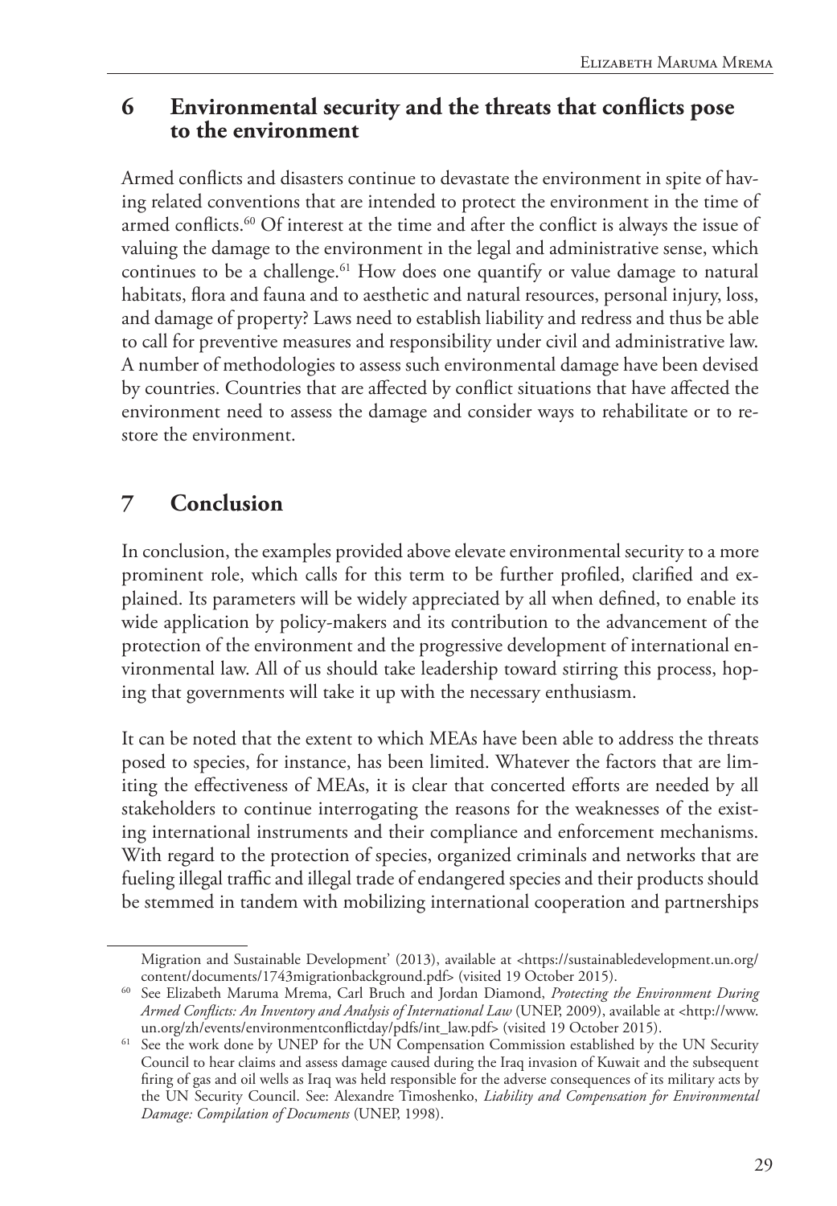## 6 Environmental security and the threats that conflicts pose to the environment

Armed conflicts and disasters continue to devastate the environment in spite of having related conventions that are intended to protect the environment in the time of armed conflicts.[60] Of interest at the time and after the conflict is always the issue of valuing the damage to the environment in the legal and administrative sense, which continues to be a challenge.[61] How does one quantify or value damage to natural habitats, flora and fauna and to aesthetic and natural resources, personal injury, loss, and damage of property? Laws need to establish liability and redress and thus be able to call for preventive measures and responsibility under civil and administrative law. A number of methodologies to assess such environmental damage have been devised by countries. Countries that are affected by conflict situations that have affected the environment need to assess the damage and consider ways to rehabilitate or to restore the environment.

## 7 Conclusion

In conclusion, the examples provided above elevate environmental security to a more prominent role, which calls for this term to be further profiled, clarified and explained. Its parameters will be widely appreciated by all when defined, to enable its wide application by policy-makers and its contribution to the advancement of the protection of the environment and the progressive development of international environmental law. All of us should take leadership toward stirring this process, hoping that governments will take it up with the necessary enthusiasm.

It can be noted that the extent to which MEAs have been able to address the threats posed to species, for instance, has been limited. Whatever the factors that are limiting the effectiveness of MEAs, it is clear that concerted efforts are needed by all stakeholders to continue interrogating the reasons for the weaknesses of the existing international instruments and their compliance and enforcement mechanisms. With regard to the protection of species, organized criminals and networks that are fueling illegal traffic and illegal trade of endangered species and their products should be stemmed in tandem with mobilizing international cooperation and partnerships

---

Migration and Sustainable Development' (2013), available at <https://sustainabledevelopment.un.org/content/documents/1743migrationbackground.pdf> (visited 19 October 2015).

[60] See Elizabeth Maruma Mrema, Carl Bruch and Jordan Diamond, *Protecting the Environment During Armed Conflicts: An Inventory and Analysis of International Law* (UNEP, 2009), available at <http://www.un.org/zh/events/environmentconflictday/pdfs/int_law.pdf> (visited 19 October 2015).

[61] See the work done by UNEP for the UN Compensation Commission established by the UN Security Council to hear claims and assess damage caused during the Iraq invasion of Kuwait and the subsequent firing of gas and oil wells as Iraq was held responsible for the adverse consequences of its military acts by the UN Security Council. See: Alexandre Timoshenko, *Liability and Compensation for Environmental Damage: Compilation of Documents* (UNEP, 1998).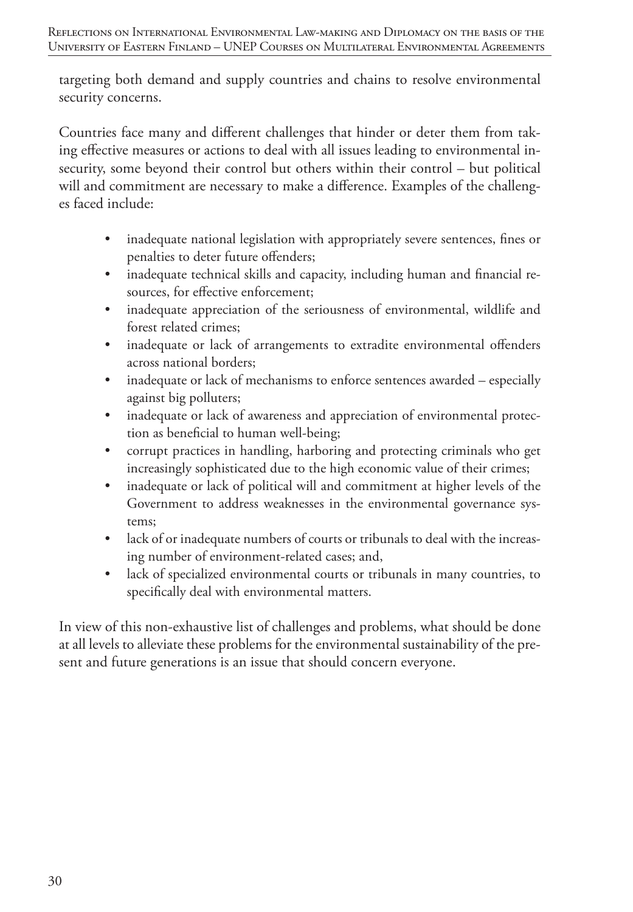targeting both demand and supply countries and chains to resolve environmental security concerns.

Countries face many and different challenges that hinder or deter them from taking effective measures or actions to deal with all issues leading to environmental insecurity, some beyond their control but others within their control – but political will and commitment are necessary to make a difference. Examples of the challenges faced include:

- inadequate national legislation with appropriately severe sentences, fines or penalties to deter future offenders;
- inadequate technical skills and capacity, including human and financial resources, for effective enforcement;
- inadequate appreciation of the seriousness of environmental, wildlife and forest related crimes;
- inadequate or lack of arrangements to extradite environmental offenders across national borders;
- inadequate or lack of mechanisms to enforce sentences awarded – especially against big polluters;
- inadequate or lack of awareness and appreciation of environmental protection as beneficial to human well-being;
- corrupt practices in handling, harboring and protecting criminals who get increasingly sophisticated due to the high economic value of their crimes;
- inadequate or lack of political will and commitment at higher levels of the Government to address weaknesses in the environmental governance systems;
- lack of or inadequate numbers of courts or tribunals to deal with the increasing number of environment-related cases; and,
- lack of specialized environmental courts or tribunals in many countries, to specifically deal with environmental matters.

In view of this non-exhaustive list of challenges and problems, what should be done at all levels to alleviate these problems for the environmental sustainability of the present and future generations is an issue that should concern everyone.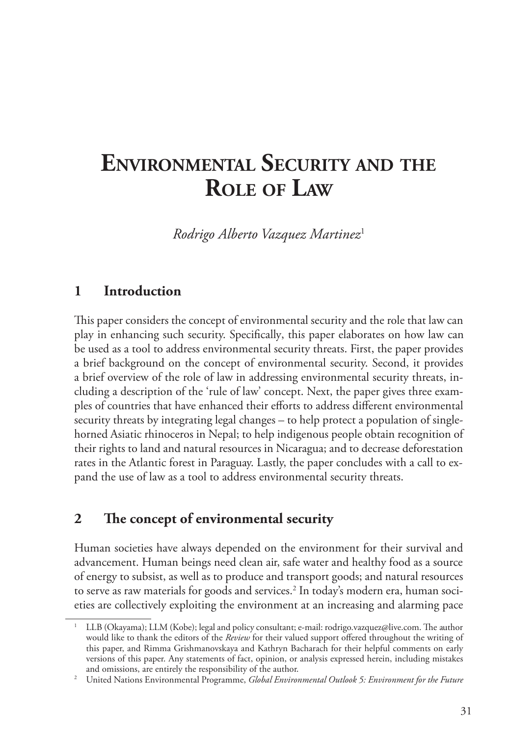# Environmental Security and the Role of Law

*Rodrigo Alberto Vazquez Martinez*[1]

## 1 Introduction

This paper considers the concept of environmental security and the role that law can play in enhancing such security. Specifically, this paper elaborates on how law can be used as a tool to address environmental security threats. First, the paper provides a brief background on the concept of environmental security. Second, it provides a brief overview of the role of law in addressing environmental security threats, including a description of the 'rule of law' concept. Next, the paper gives three examples of countries that have enhanced their efforts to address different environmental security threats by integrating legal changes – to help protect a population of single-horned Asiatic rhinoceros in Nepal; to help indigenous people obtain recognition of their rights to land and natural resources in Nicaragua; and to decrease deforestation rates in the Atlantic forest in Paraguay. Lastly, the paper concludes with a call to expand the use of law as a tool to address environmental security threats.

## 2 The concept of environmental security

Human societies have always depended on the environment for their survival and advancement. Human beings need clean air, safe water and healthy food as a source of energy to subsist, as well as to produce and transport goods; and natural resources to serve as raw materials for goods and services.[2] In today's modern era, human societies are collectively exploiting the environment at an increasing and alarming pace

---

[1] LLB (Okayama); LLM (Kobe); legal and policy consultant; e-mail: rodrigo.vazquez@live.com. The author would like to thank the editors of the *Review* for their valued support offered throughout the writing of this paper, and Rimma Grishmanovskaya and Kathryn Bacharach for their helpful comments on early versions of this paper. Any statements of fact, opinion, or analysis expressed herein, including mistakes and omissions, are entirely the responsibility of the author.

[2] United Nations Environmental Programme, *Global Environmental Outlook 5: Environment for the Future*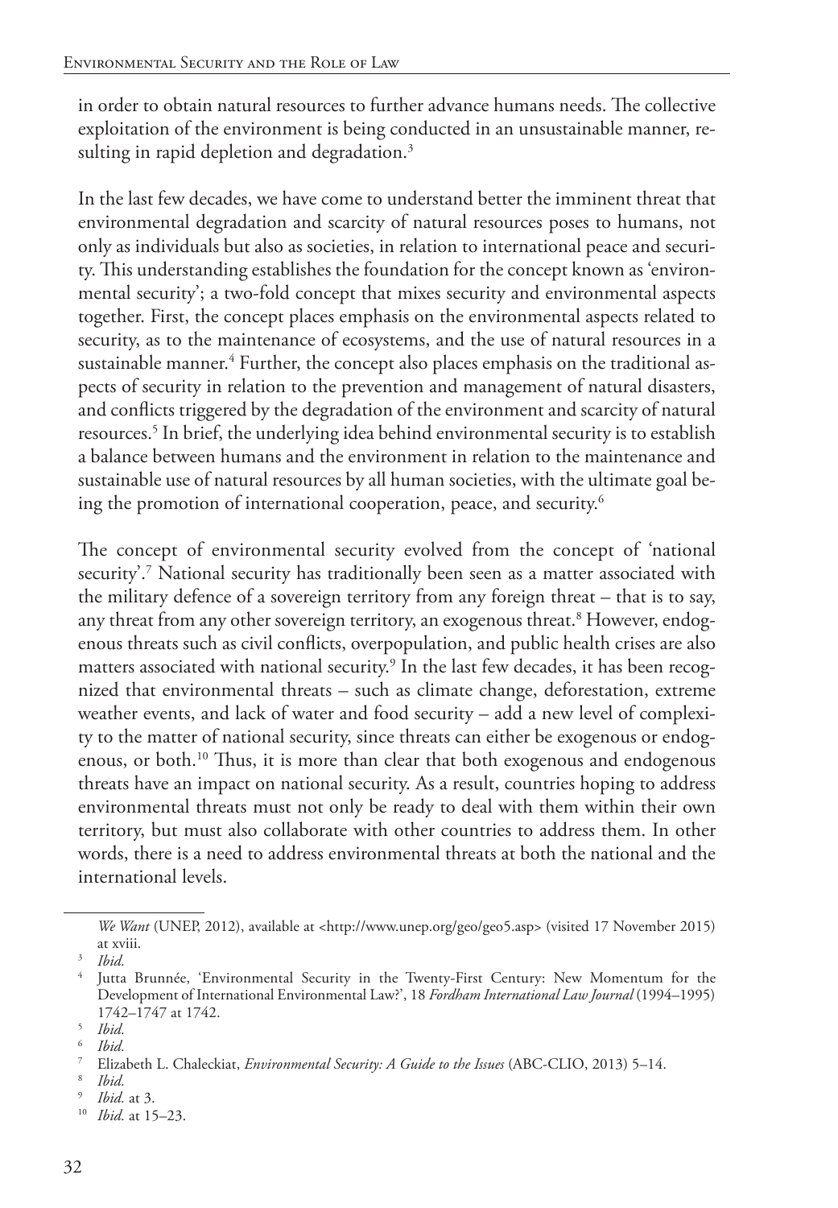in order to obtain natural resources to further advance humans needs. The collective exploitation of the environment is being conducted in an unsustainable manner, resulting in rapid depletion and degradation.[3]

In the last few decades, we have come to understand better the imminent threat that environmental degradation and scarcity of natural resources poses to humans, not only as individuals but also as societies, in relation to international peace and security. This understanding establishes the foundation for the concept known as 'environmental security'; a two-fold concept that mixes security and environmental aspects together. First, the concept places emphasis on the environmental aspects related to security, as to the maintenance of ecosystems, and the use of natural resources in a sustainable manner.[4] Further, the concept also places emphasis on the traditional aspects of security in relation to the prevention and management of natural disasters, and conflicts triggered by the degradation of the environment and scarcity of natural resources.[5] In brief, the underlying idea behind environmental security is to establish a balance between humans and the environment in relation to the maintenance and sustainable use of natural resources by all human societies, with the ultimate goal being the promotion of international cooperation, peace, and security.[6]

The concept of environmental security evolved from the concept of 'national security'.[7] National security has traditionally been seen as a matter associated with the military defence of a sovereign territory from any foreign threat – that is to say, any threat from any other sovereign territory, an exogenous threat.[8] However, endogenous threats such as civil conflicts, overpopulation, and public health crises are also matters associated with national security.[9] In the last few decades, it has been recognized that environmental threats – such as climate change, deforestation, extreme weather events, and lack of water and food security – add a new level of complexity to the matter of national security, since threats can either be exogenous or endogenous, or both.[10] Thus, it is more than clear that both exogenous and endogenous threats have an impact on national security. As a result, countries hoping to address environmental threats must not only be ready to deal with them within their own territory, but must also collaborate with other countries to address them. In other words, there is a need to address environmental threats at both the national and the international levels.

---

*We Want* (UNEP, 2012), available at <http://www.unep.org/geo/geo5.asp> (visited 17 November 2015) at xviii.

[3] *Ibid.*

[4] Jutta Brunnée, 'Environmental Security in the Twenty-First Century: New Momentum for the Development of International Environmental Law?', 18 *Fordham International Law Journal* (1994–1995) 1742–1747 at 1742.

[5] *Ibid.*

[6] *Ibid.*

[7] Elizabeth L. Chaleckiat, *Environmental Security: A Guide to the Issues* (ABC-CLIO, 2013) 5–14.

[8] *Ibid.*

[9] *Ibid.* at 3.

[10] *Ibid.* at 15–23.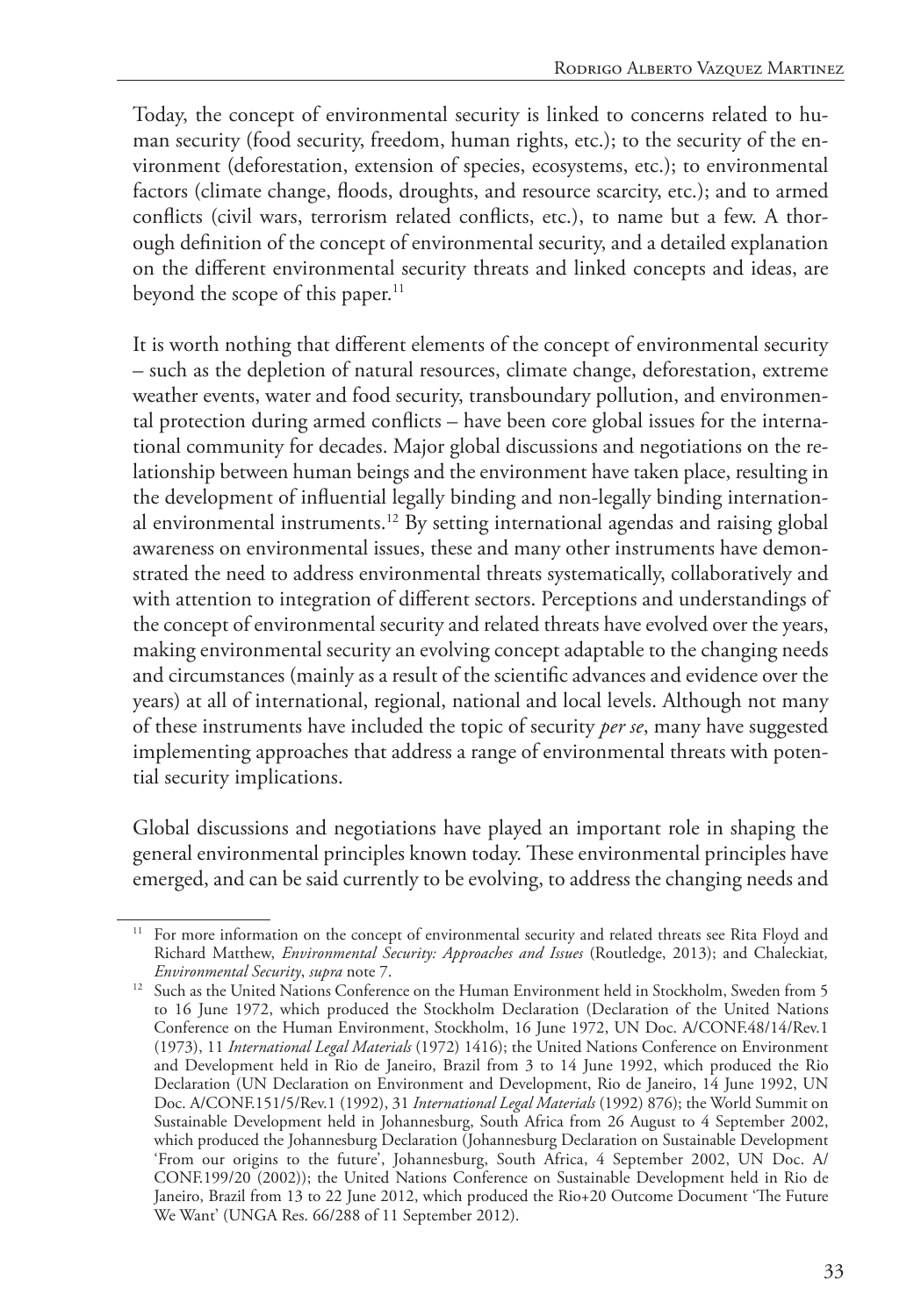Today, the concept of environmental security is linked to concerns related to human security (food security, freedom, human rights, etc.); to the security of the environment (deforestation, extension of species, ecosystems, etc.); to environmental factors (climate change, floods, droughts, and resource scarcity, etc.); and to armed conflicts (civil wars, terrorism related conflicts, etc.), to name but a few. A thorough definition of the concept of environmental security, and a detailed explanation on the different environmental security threats and linked concepts and ideas, are beyond the scope of this paper.[11]

It is worth nothing that different elements of the concept of environmental security – such as the depletion of natural resources, climate change, deforestation, extreme weather events, water and food security, transboundary pollution, and environmental protection during armed conflicts – have been core global issues for the international community for decades. Major global discussions and negotiations on the relationship between human beings and the environment have taken place, resulting in the development of influential legally binding and non-legally binding international environmental instruments.[12] By setting international agendas and raising global awareness on environmental issues, these and many other instruments have demonstrated the need to address environmental threats systematically, collaboratively and with attention to integration of different sectors. Perceptions and understandings of the concept of environmental security and related threats have evolved over the years, making environmental security an evolving concept adaptable to the changing needs and circumstances (mainly as a result of the scientific advances and evidence over the years) at all of international, regional, national and local levels. Although not many of these instruments have included the topic of security *per se*, many have suggested implementing approaches that address a range of environmental threats with potential security implications.

Global discussions and negotiations have played an important role in shaping the general environmental principles known today. These environmental principles have emerged, and can be said currently to be evolving, to address the changing needs and

---

[11] For more information on the concept of environmental security and related threats see Rita Floyd and Richard Matthew, *Environmental Security: Approaches and Issues* (Routledge, 2013); and Chaleckiat*, Environmental Security*, *supra* note 7.

[12] Such as the United Nations Conference on the Human Environment held in Stockholm, Sweden from 5 to 16 June 1972, which produced the Stockholm Declaration (Declaration of the United Nations Conference on the Human Environment, Stockholm, 16 June 1972, UN Doc. A/CONF.48/14/Rev.1 (1973), 11 *International Legal Materials* (1972) 1416); the United Nations Conference on Environment and Development held in Rio de Janeiro, Brazil from 3 to 14 June 1992, which produced the Rio Declaration (UN Declaration on Environment and Development, Rio de Janeiro, 14 June 1992, UN Doc. A/CONF.151/5/Rev.1 (1992), 31 *International Legal Materials* (1992) 876); the World Summit on Sustainable Development held in Johannesburg, South Africa from 26 August to 4 September 2002, which produced the Johannesburg Declaration (Johannesburg Declaration on Sustainable Development 'From our origins to the future', Johannesburg, South Africa, 4 September 2002, UN Doc. A/CONF.199/20 (2002)); the United Nations Conference on Sustainable Development held in Rio de Janeiro, Brazil from 13 to 22 June 2012, which produced the Rio+20 Outcome Document 'The Future We Want' (UNGA Res. 66/288 of 11 September 2012).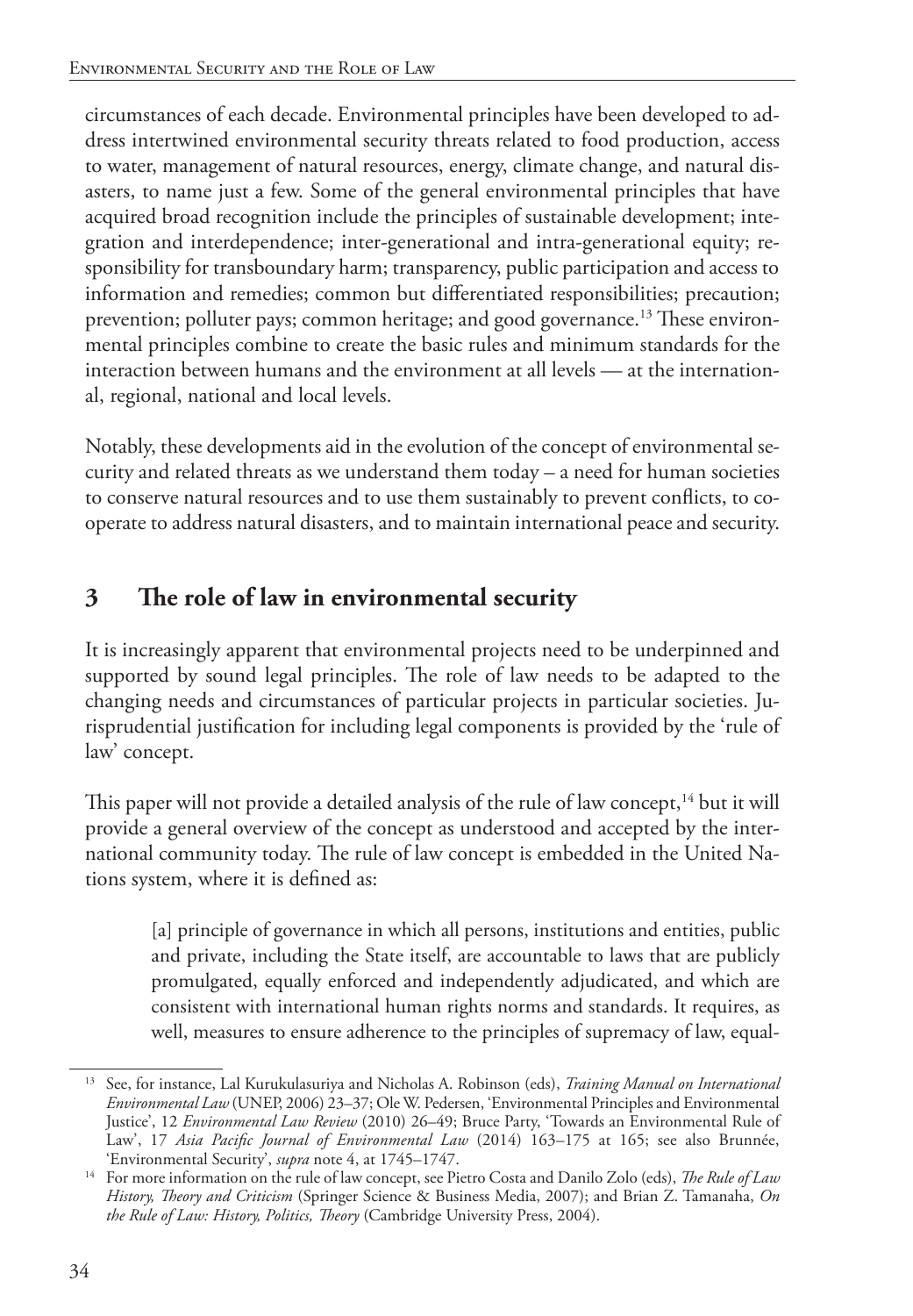circumstances of each decade. Environmental principles have been developed to address intertwined environmental security threats related to food production, access to water, management of natural resources, energy, climate change, and natural disasters, to name just a few. Some of the general environmental principles that have acquired broad recognition include the principles of sustainable development; integration and interdependence; inter-generational and intra-generational equity; responsibility for transboundary harm; transparency, public participation and access to information and remedies; common but differentiated responsibilities; precaution; prevention; polluter pays; common heritage; and good governance.[13] These environmental principles combine to create the basic rules and minimum standards for the interaction between humans and the environment at all levels — at the international, regional, national and local levels.

Notably, these developments aid in the evolution of the concept of environmental security and related threats as we understand them today – a need for human societies to conserve natural resources and to use them sustainably to prevent conflicts, to cooperate to address natural disasters, and to maintain international peace and security.

## 3 The role of law in environmental security

It is increasingly apparent that environmental projects need to be underpinned and supported by sound legal principles. The role of law needs to be adapted to the changing needs and circumstances of particular projects in particular societies. Jurisprudential justification for including legal components is provided by the 'rule of law' concept.

This paper will not provide a detailed analysis of the rule of law concept,[14] but it will provide a general overview of the concept as understood and accepted by the international community today. The rule of law concept is embedded in the United Nations system, where it is defined as:

> [a] principle of governance in which all persons, institutions and entities, public and private, including the State itself, are accountable to laws that are publicly promulgated, equally enforced and independently adjudicated, and which are consistent with international human rights norms and standards. It requires, as well, measures to ensure adherence to the principles of supremacy of law, equal-

---

[13] See, for instance, Lal Kurukulasuriya and Nicholas A. Robinson (eds), *Training Manual on International Environmental Law* (UNEP, 2006) 23–37; Ole W. Pedersen, 'Environmental Principles and Environmental Justice', 12 *Environmental Law Review* (2010) 26–49; Bruce Party, 'Towards an Environmental Rule of Law', 17 *Asia Pacific Journal of Environmental Law* (2014) 163–175 at 165; see also Brunnée, 'Environmental Security', *supra* note 4, at 1745–1747.

[14] For more information on the rule of law concept, see Pietro Costa and Danilo Zolo (eds), *The Rule of Law History, Theory and Criticism* (Springer Science & Business Media, 2007); and Brian Z. Tamanaha, *On the Rule of Law: History, Politics, Theory* (Cambridge University Press, 2004).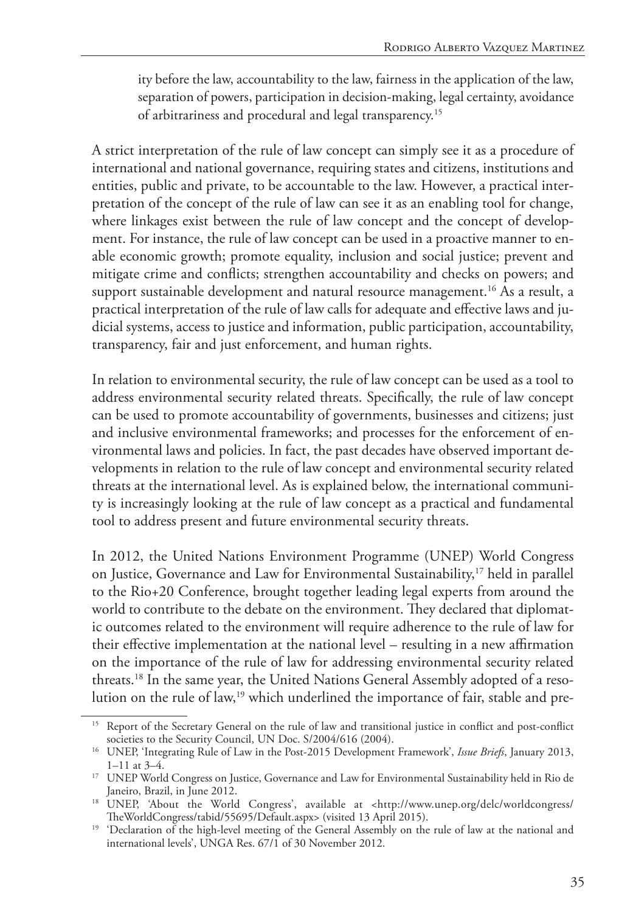> ity before the law, accountability to the law, fairness in the application of the law, separation of powers, participation in decision-making, legal certainty, avoidance of arbitrariness and procedural and legal transparency.[15]

A strict interpretation of the rule of law concept can simply see it as a procedure of international and national governance, requiring states and citizens, institutions and entities, public and private, to be accountable to the law. However, a practical interpretation of the concept of the rule of law can see it as an enabling tool for change, where linkages exist between the rule of law concept and the concept of development. For instance, the rule of law concept can be used in a proactive manner to enable economic growth; promote equality, inclusion and social justice; prevent and mitigate crime and conflicts; strengthen accountability and checks on powers; and support sustainable development and natural resource management.[16] As a result, a practical interpretation of the rule of law calls for adequate and effective laws and judicial systems, access to justice and information, public participation, accountability, transparency, fair and just enforcement, and human rights.

In relation to environmental security, the rule of law concept can be used as a tool to address environmental security related threats. Specifically, the rule of law concept can be used to promote accountability of governments, businesses and citizens; just and inclusive environmental frameworks; and processes for the enforcement of environmental laws and policies. In fact, the past decades have observed important developments in relation to the rule of law concept and environmental security related threats at the international level. As is explained below, the international community is increasingly looking at the rule of law concept as a practical and fundamental tool to address present and future environmental security threats.

In 2012, the United Nations Environment Programme (UNEP) World Congress on Justice, Governance and Law for Environmental Sustainability,[17] held in parallel to the Rio+20 Conference, brought together leading legal experts from around the world to contribute to the debate on the environment. They declared that diplomatic outcomes related to the environment will require adherence to the rule of law for their effective implementation at the national level – resulting in a new affirmation on the importance of the rule of law for addressing environmental security related threats.[18] In the same year, the United Nations General Assembly adopted of a resolution on the rule of law,[19] which underlined the importance of fair, stable and pre-

---

[15] Report of the Secretary General on the rule of law and transitional justice in conflict and post-conflict societies to the Security Council, UN Doc. S/2004/616 (2004).

[16] UNEP, 'Integrating Rule of Law in the Post-2015 Development Framework', *Issue Briefs*, January 2013, 1–11 at 3–4.

[17] UNEP World Congress on Justice, Governance and Law for Environmental Sustainability held in Rio de Janeiro, Brazil, in June 2012.

[18] UNEP, 'About the World Congress', available at <http://www.unep.org/delc/worldcongress/TheWorldCongress/tabid/55695/Default.aspx> (visited 13 April 2015).

[19] 'Declaration of the high-level meeting of the General Assembly on the rule of law at the national and international levels', UNGA Res. 67/1 of 30 November 2012.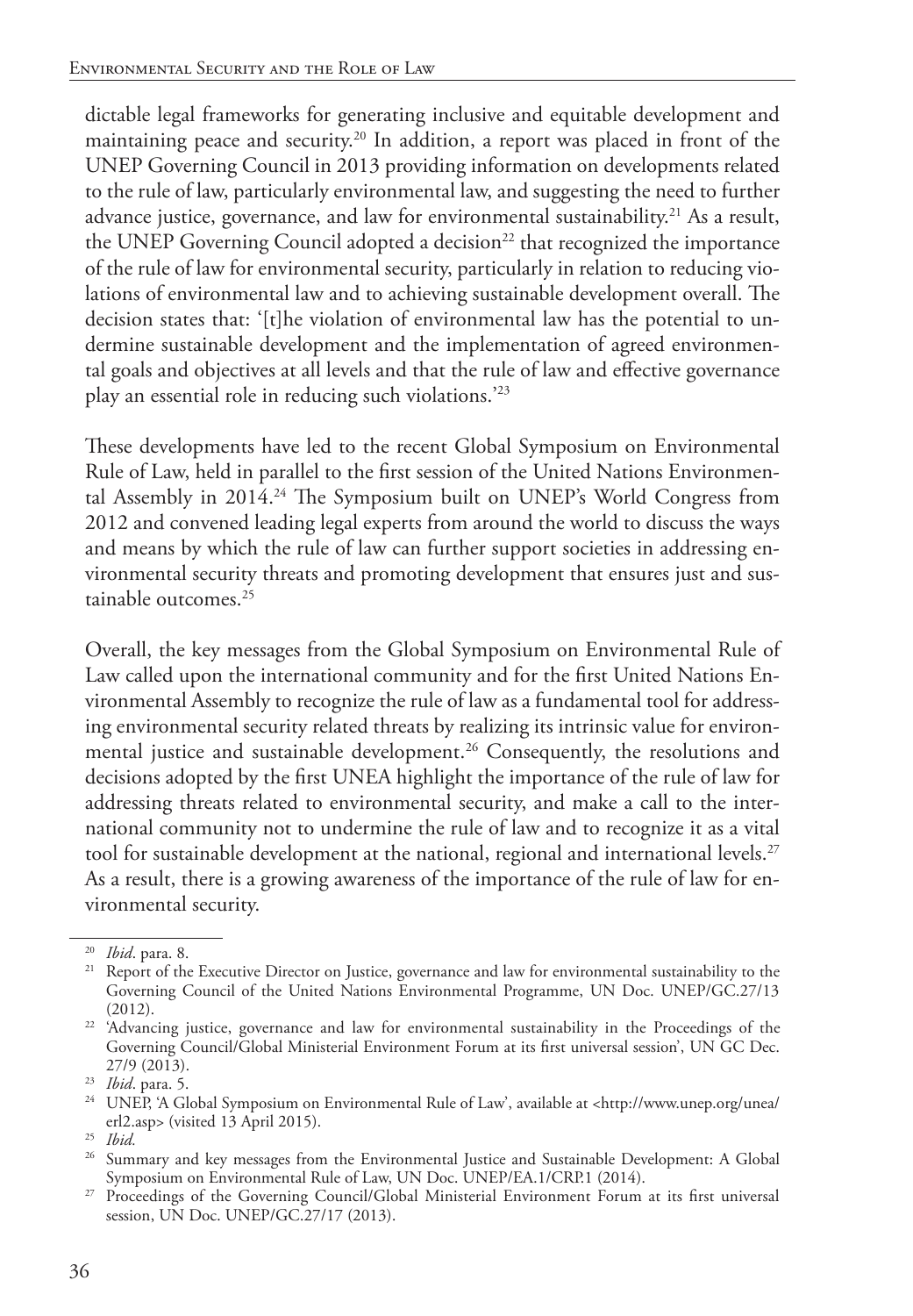dictable legal frameworks for generating inclusive and equitable development and maintaining peace and security.[20] In addition, a report was placed in front of the UNEP Governing Council in 2013 providing information on developments related to the rule of law, particularly environmental law, and suggesting the need to further advance justice, governance, and law for environmental sustainability.[21] As a result, the UNEP Governing Council adopted a decision[22] that recognized the importance of the rule of law for environmental security, particularly in relation to reducing violations of environmental law and to achieving sustainable development overall. The decision states that: '[t]he violation of environmental law has the potential to undermine sustainable development and the implementation of agreed environmental goals and objectives at all levels and that the rule of law and effective governance play an essential role in reducing such violations.'[23]

These developments have led to the recent Global Symposium on Environmental Rule of Law, held in parallel to the first session of the United Nations Environmental Assembly in 2014.[24] The Symposium built on UNEP's World Congress from 2012 and convened leading legal experts from around the world to discuss the ways and means by which the rule of law can further support societies in addressing environmental security threats and promoting development that ensures just and sustainable outcomes.[25]

Overall, the key messages from the Global Symposium on Environmental Rule of Law called upon the international community and for the first United Nations Environmental Assembly to recognize the rule of law as a fundamental tool for addressing environmental security related threats by realizing its intrinsic value for environmental justice and sustainable development.[26] Consequently, the resolutions and decisions adopted by the first UNEA highlight the importance of the rule of law for addressing threats related to environmental security, and make a call to the international community not to undermine the rule of law and to recognize it as a vital tool for sustainable development at the national, regional and international levels.[27] As a result, there is a growing awareness of the importance of the rule of law for environmental security.

---

[20] *Ibid*. para. 8.

[21] Report of the Executive Director on Justice, governance and law for environmental sustainability to the Governing Council of the United Nations Environmental Programme, UN Doc. UNEP/GC.27/13 (2012).

[22] 'Advancing justice, governance and law for environmental sustainability in the Proceedings of the Governing Council/Global Ministerial Environment Forum at its first universal session', UN GC Dec. 27/9 (2013).

[23] *Ibid*. para. 5.

[24] UNEP, 'A Global Symposium on Environmental Rule of Law', available at <http://www.unep.org/unea/erl2.asp> (visited 13 April 2015).

[25] *Ibid.*

[26] Summary and key messages from the Environmental Justice and Sustainable Development: A Global Symposium on Environmental Rule of Law, UN Doc. UNEP/EA.1/CRP.1 (2014).

[27] Proceedings of the Governing Council/Global Ministerial Environment Forum at its first universal session, UN Doc. UNEP/GC.27/17 (2013).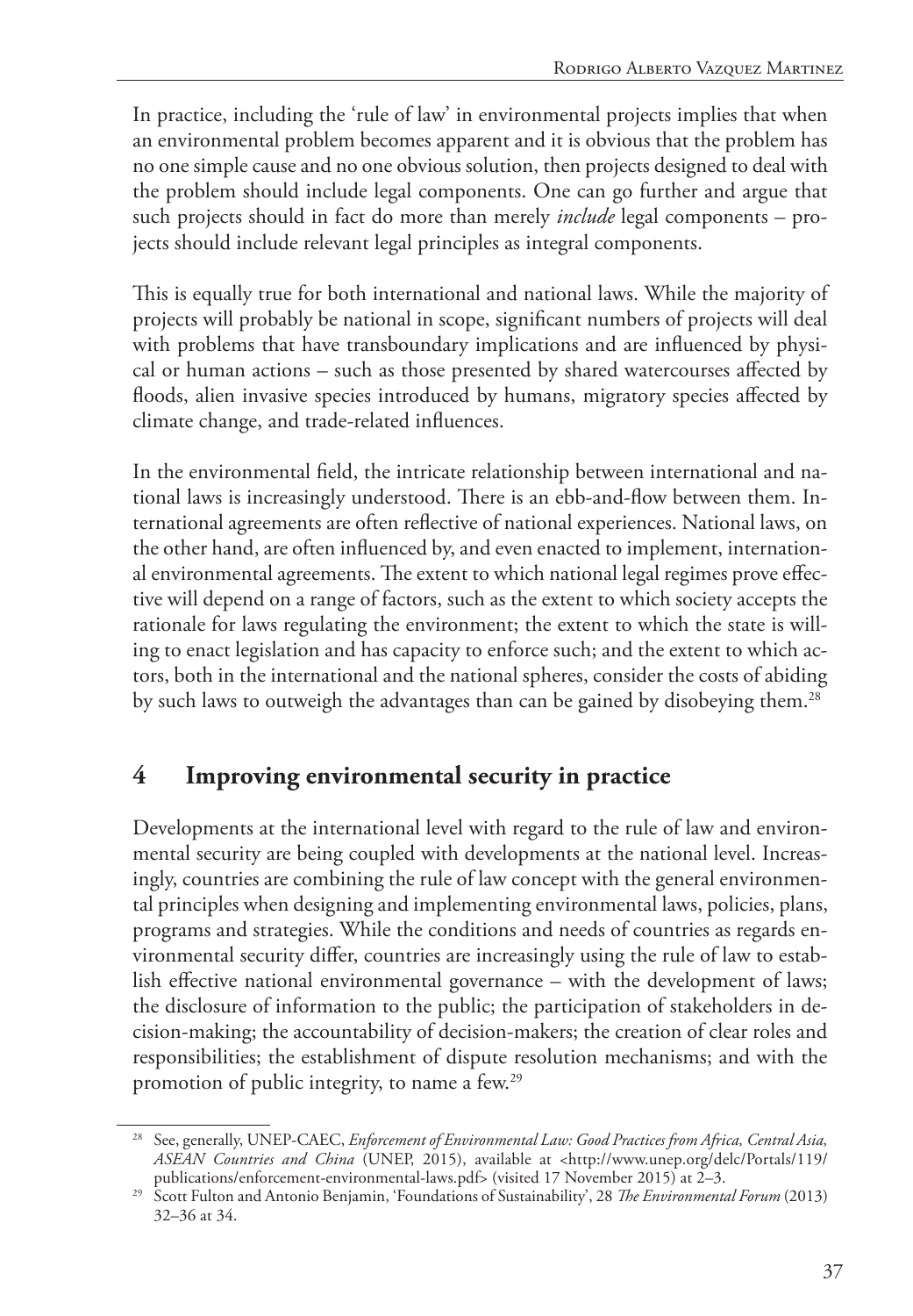In practice, including the 'rule of law' in environmental projects implies that when an environmental problem becomes apparent and it is obvious that the problem has no one simple cause and no one obvious solution, then projects designed to deal with the problem should include legal components. One can go further and argue that such projects should in fact do more than merely *include* legal components – projects should include relevant legal principles as integral components.

This is equally true for both international and national laws. While the majority of projects will probably be national in scope, significant numbers of projects will deal with problems that have transboundary implications and are influenced by physical or human actions – such as those presented by shared watercourses affected by floods, alien invasive species introduced by humans, migratory species affected by climate change, and trade-related influences.

In the environmental field, the intricate relationship between international and national laws is increasingly understood. There is an ebb-and-flow between them. International agreements are often reflective of national experiences. National laws, on the other hand, are often influenced by, and even enacted to implement, international environmental agreements. The extent to which national legal regimes prove effective will depend on a range of factors, such as the extent to which society accepts the rationale for laws regulating the environment; the extent to which the state is willing to enact legislation and has capacity to enforce such; and the extent to which actors, both in the international and the national spheres, consider the costs of abiding by such laws to outweigh the advantages than can be gained by disobeying them.[28]

## 4 Improving environmental security in practice

Developments at the international level with regard to the rule of law and environmental security are being coupled with developments at the national level. Increasingly, countries are combining the rule of law concept with the general environmental principles when designing and implementing environmental laws, policies, plans, programs and strategies. While the conditions and needs of countries as regards environmental security differ, countries are increasingly using the rule of law to establish effective national environmental governance – with the development of laws; the disclosure of information to the public; the participation of stakeholders in decision-making; the accountability of decision-makers; the creation of clear roles and responsibilities; the establishment of dispute resolution mechanisms; and with the promotion of public integrity, to name a few.[29]

---

[28] See, generally, UNEP-CAEC, *Enforcement of Environmental Law: Good Practices from Africa, Central Asia, ASEAN Countries and China* (UNEP, 2015), available at <http://www.unep.org/delc/Portals/119/publications/enforcement-environmental-laws.pdf> (visited 17 November 2015) at 2–3.

[29] Scott Fulton and Antonio Benjamin, 'Foundations of Sustainability', 28 *The Environmental Forum* (2013) 32–36 at 34.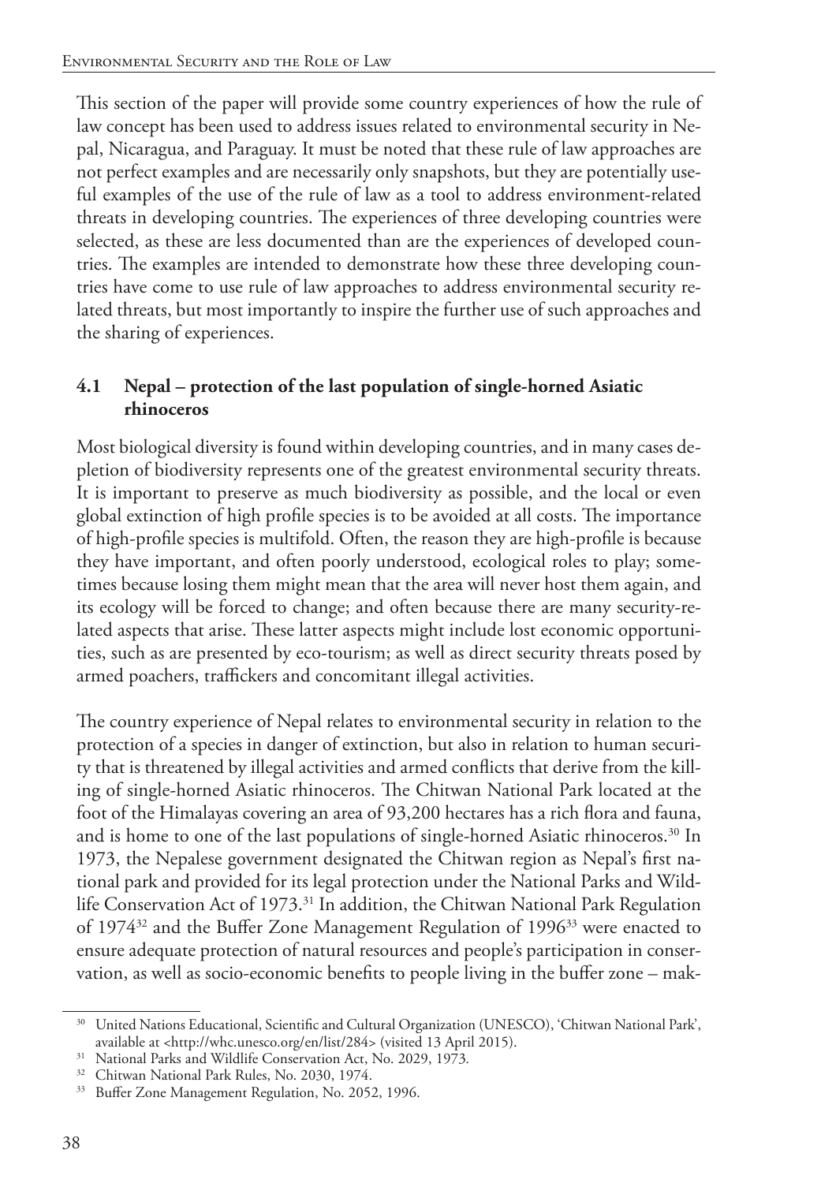This section of the paper will provide some country experiences of how the rule of law concept has been used to address issues related to environmental security in Nepal, Nicaragua, and Paraguay. It must be noted that these rule of law approaches are not perfect examples and are necessarily only snapshots, but they are potentially useful examples of the use of the rule of law as a tool to address environment-related threats in developing countries. The experiences of three developing countries were selected, as these are less documented than are the experiences of developed countries. The examples are intended to demonstrate how these three developing countries have come to use rule of law approaches to address environmental security related threats, but most importantly to inspire the further use of such approaches and the sharing of experiences.

### 4.1 Nepal – protection of the last population of single-horned Asiatic rhinoceros

Most biological diversity is found within developing countries, and in many cases depletion of biodiversity represents one of the greatest environmental security threats. It is important to preserve as much biodiversity as possible, and the local or even global extinction of high profile species is to be avoided at all costs. The importance of high-profile species is multifold. Often, the reason they are high-profile is because they have important, and often poorly understood, ecological roles to play; sometimes because losing them might mean that the area will never host them again, and its ecology will be forced to change; and often because there are many security-related aspects that arise. These latter aspects might include lost economic opportunities, such as are presented by eco-tourism; as well as direct security threats posed by armed poachers, traffickers and concomitant illegal activities.

The country experience of Nepal relates to environmental security in relation to the protection of a species in danger of extinction, but also in relation to human security that is threatened by illegal activities and armed conflicts that derive from the killing of single-horned Asiatic rhinoceros. The Chitwan National Park located at the foot of the Himalayas covering an area of 93,200 hectares has a rich flora and fauna, and is home to one of the last populations of single-horned Asiatic rhinoceros.[30] In 1973, the Nepalese government designated the Chitwan region as Nepal's first national park and provided for its legal protection under the National Parks and Wildlife Conservation Act of 1973.[31] In addition, the Chitwan National Park Regulation of 1974[32] and the Buffer Zone Management Regulation of 1996[33] were enacted to ensure adequate protection of natural resources and people's participation in conservation, as well as socio-economic benefits to people living in the buffer zone – mak-

---

[30] United Nations Educational, Scientific and Cultural Organization (UNESCO), 'Chitwan National Park', available at <http://whc.unesco.org/en/list/284> (visited 13 April 2015).

[31] National Parks and Wildlife Conservation Act, No. 2029, 1973.

[32] Chitwan National Park Rules, No. 2030, 1974.

[33] Buffer Zone Management Regulation, No. 2052, 1996.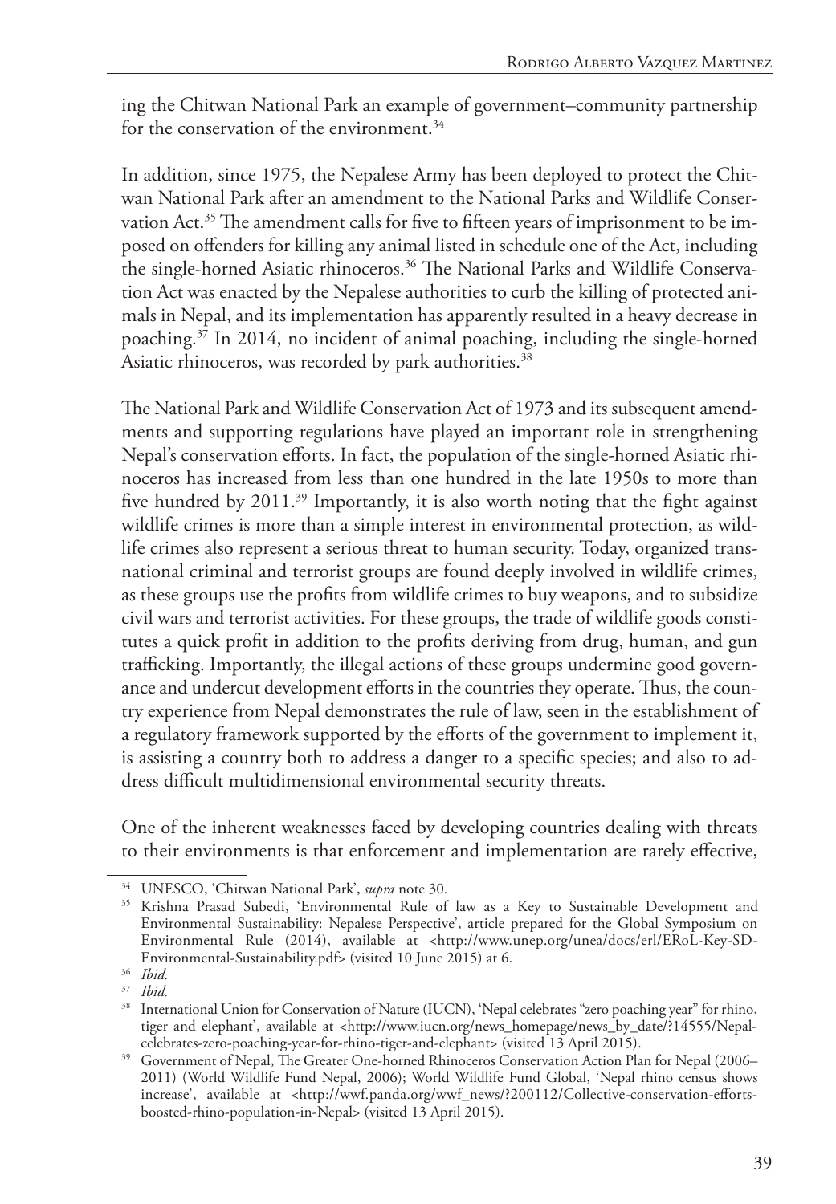ing the Chitwan National Park an example of government–community partnership for the conservation of the environment.[34]

In addition, since 1975, the Nepalese Army has been deployed to protect the Chitwan National Park after an amendment to the National Parks and Wildlife Conservation Act.[35] The amendment calls for five to fifteen years of imprisonment to be imposed on offenders for killing any animal listed in schedule one of the Act, including the single-horned Asiatic rhinoceros.[36] The National Parks and Wildlife Conservation Act was enacted by the Nepalese authorities to curb the killing of protected animals in Nepal, and its implementation has apparently resulted in a heavy decrease in poaching.[37] In 2014, no incident of animal poaching, including the single-horned Asiatic rhinoceros, was recorded by park authorities.[38]

The National Park and Wildlife Conservation Act of 1973 and its subsequent amendments and supporting regulations have played an important role in strengthening Nepal's conservation efforts. In fact, the population of the single-horned Asiatic rhinoceros has increased from less than one hundred in the late 1950s to more than five hundred by 2011.[39] Importantly, it is also worth noting that the fight against wildlife crimes is more than a simple interest in environmental protection, as wildlife crimes also represent a serious threat to human security. Today, organized transnational criminal and terrorist groups are found deeply involved in wildlife crimes, as these groups use the profits from wildlife crimes to buy weapons, and to subsidize civil wars and terrorist activities. For these groups, the trade of wildlife goods constitutes a quick profit in addition to the profits deriving from drug, human, and gun trafficking. Importantly, the illegal actions of these groups undermine good governance and undercut development efforts in the countries they operate. Thus, the country experience from Nepal demonstrates the rule of law, seen in the establishment of a regulatory framework supported by the efforts of the government to implement it, is assisting a country both to address a danger to a specific species; and also to address difficult multidimensional environmental security threats.

One of the inherent weaknesses faced by developing countries dealing with threats to their environments is that enforcement and implementation are rarely effective,

---

[34] UNESCO, 'Chitwan National Park', *supra* note 30.

[35] Krishna Prasad Subedi, 'Environmental Rule of law as a Key to Sustainable Development and Environmental Sustainability: Nepalese Perspective', article prepared for the Global Symposium on Environmental Rule (2014), available at <http://www.unep.org/unea/docs/erl/ERoL-Key-SD-Environmental-Sustainability.pdf> (visited 10 June 2015) at 6.

[36] *Ibid.*

[37] *Ibid.*

[38] International Union for Conservation of Nature (IUCN), 'Nepal celebrates "zero poaching year" for rhino, tiger and elephant', available at <http://www.iucn.org/news_homepage/news_by_date/?14555/Nepal-celebrates-zero-poaching-year-for-rhino-tiger-and-elephant> (visited 13 April 2015).

[39] Government of Nepal, The Greater One-horned Rhinoceros Conservation Action Plan for Nepal (2006–2011) (World Wildlife Fund Nepal, 2006); World Wildlife Fund Global, 'Nepal rhino census shows increase', available at <http://wwf.panda.org/wwf_news/?200112/Collective-conservation-efforts-boosted-rhino-population-in-Nepal> (visited 13 April 2015).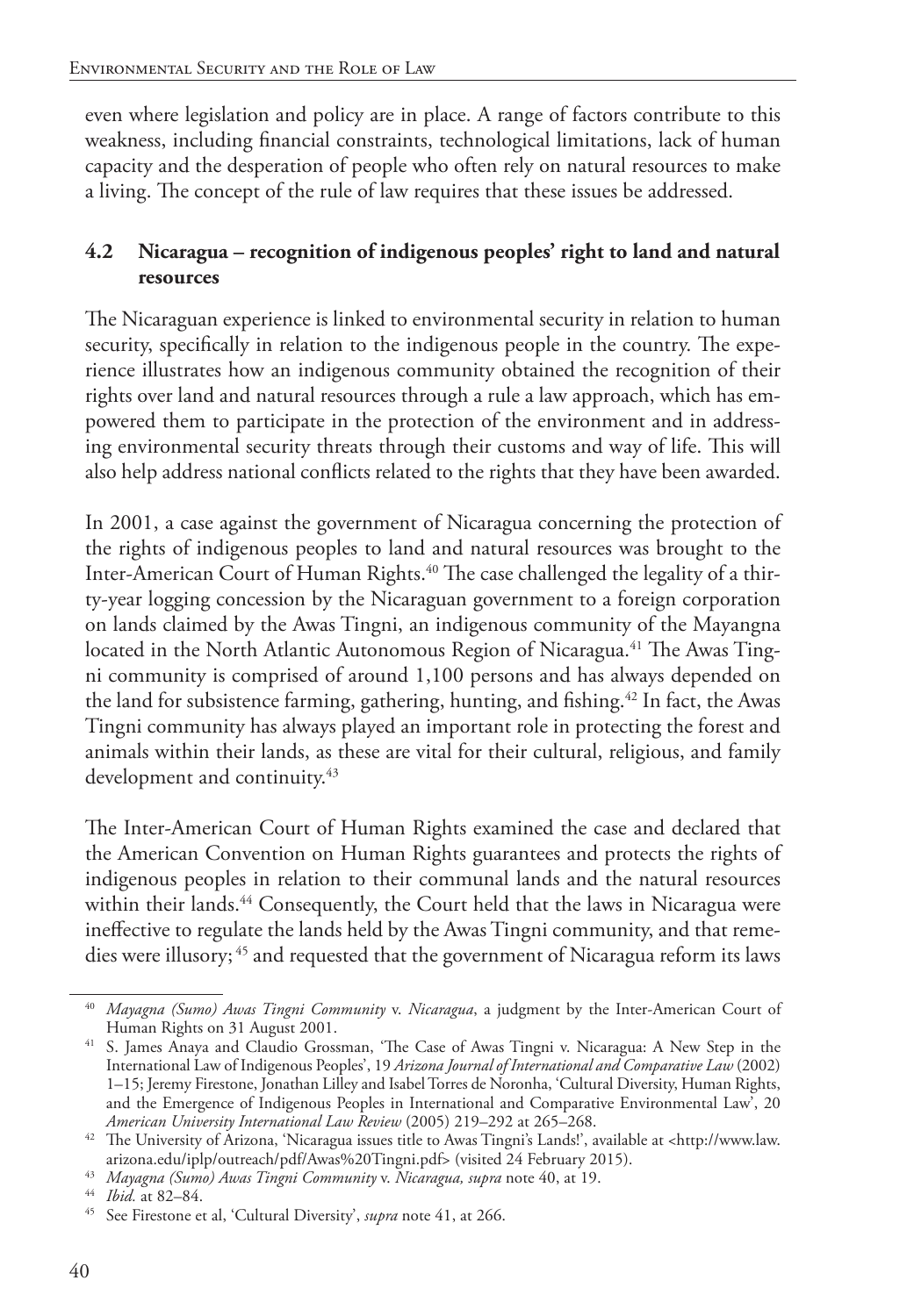even where legislation and policy are in place. A range of factors contribute to this weakness, including financial constraints, technological limitations, lack of human capacity and the desperation of people who often rely on natural resources to make a living. The concept of the rule of law requires that these issues be addressed.

### 4.2 Nicaragua – recognition of indigenous peoples' right to land and natural resources

The Nicaraguan experience is linked to environmental security in relation to human security, specifically in relation to the indigenous people in the country. The experience illustrates how an indigenous community obtained the recognition of their rights over land and natural resources through a rule a law approach, which has empowered them to participate in the protection of the environment and in addressing environmental security threats through their customs and way of life. This will also help address national conflicts related to the rights that they have been awarded.

In 2001, a case against the government of Nicaragua concerning the protection of the rights of indigenous peoples to land and natural resources was brought to the Inter-American Court of Human Rights.[40] The case challenged the legality of a thirty-year logging concession by the Nicaraguan government to a foreign corporation on lands claimed by the Awas Tingni, an indigenous community of the Mayangna located in the North Atlantic Autonomous Region of Nicaragua.[41] The Awas Tingni community is comprised of around 1,100 persons and has always depended on the land for subsistence farming, gathering, hunting, and fishing.[42] In fact, the Awas Tingni community has always played an important role in protecting the forest and animals within their lands, as these are vital for their cultural, religious, and family development and continuity.[43]

The Inter-American Court of Human Rights examined the case and declared that the American Convention on Human Rights guarantees and protects the rights of indigenous peoples in relation to their communal lands and the natural resources within their lands.[44] Consequently, the Court held that the laws in Nicaragua were ineffective to regulate the lands held by the Awas Tingni community, and that remedies were illusory;[45] and requested that the government of Nicaragua reform its laws

---

[40] *Mayagna (Sumo) Awas Tingni Community* v. *Nicaragua*, a judgment by the Inter-American Court of Human Rights on 31 August 2001.

[41] S. James Anaya and Claudio Grossman, 'The Case of Awas Tingni v. Nicaragua: A New Step in the International Law of Indigenous Peoples', 19 *Arizona Journal of International and Comparative Law* (2002) 1–15; Jeremy Firestone, Jonathan Lilley and Isabel Torres de Noronha, 'Cultural Diversity, Human Rights, and the Emergence of Indigenous Peoples in International and Comparative Environmental Law', 20 *American University International Law Review* (2005) 219–292 at 265–268.

[42] The University of Arizona, 'Nicaragua issues title to Awas Tingni's Lands!', available at <http://www.law.arizona.edu/iplp/outreach/pdf/Awas%20Tingni.pdf> (visited 24 February 2015).

[43] *Mayagna (Sumo) Awas Tingni Community* v. *Nicaragua, supra* note 40, at 19.

[44] *Ibid.* at 82–84.

[45] See Firestone et al, 'Cultural Diversity', *supra* note 41, at 266.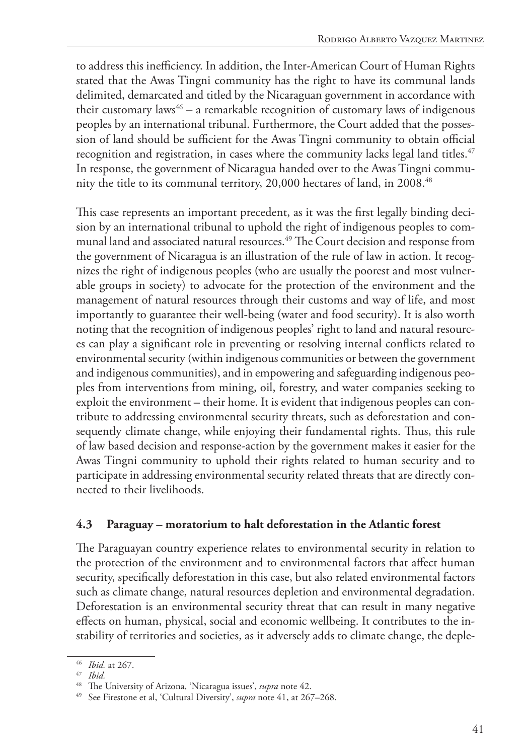to address this inefficiency. In addition, the Inter-American Court of Human Rights stated that the Awas Tingni community has the right to have its communal lands delimited, demarcated and titled by the Nicaraguan government in accordance with their customary laws[46] – a remarkable recognition of customary laws of indigenous peoples by an international tribunal. Furthermore, the Court added that the possession of land should be sufficient for the Awas Tingni community to obtain official recognition and registration, in cases where the community lacks legal land titles.[47] In response, the government of Nicaragua handed over to the Awas Tingni community the title to its communal territory, 20,000 hectares of land, in 2008.[48]

This case represents an important precedent, as it was the first legally binding decision by an international tribunal to uphold the right of indigenous peoples to communal land and associated natural resources.[49] The Court decision and response from the government of Nicaragua is an illustration of the rule of law in action. It recognizes the right of indigenous peoples (who are usually the poorest and most vulnerable groups in society) to advocate for the protection of the environment and the management of natural resources through their customs and way of life, and most importantly to guarantee their well-being (water and food security). It is also worth noting that the recognition of indigenous peoples' right to land and natural resources can play a significant role in preventing or resolving internal conflicts related to environmental security (within indigenous communities or between the government and indigenous communities), and in empowering and safeguarding indigenous peoples from interventions from mining, oil, forestry, and water companies seeking to exploit the environment – their home. It is evident that indigenous peoples can contribute to addressing environmental security threats, such as deforestation and consequently climate change, while enjoying their fundamental rights. Thus, this rule of law based decision and response-action by the government makes it easier for the Awas Tingni community to uphold their rights related to human security and to participate in addressing environmental security related threats that are directly connected to their livelihoods.

### 4.3 Paraguay – moratorium to halt deforestation in the Atlantic forest

The Paraguayan country experience relates to environmental security in relation to the protection of the environment and to environmental factors that affect human security, specifically deforestation in this case, but also related environmental factors such as climate change, natural resources depletion and environmental degradation. Deforestation is an environmental security threat that can result in many negative effects on human, physical, social and economic wellbeing. It contributes to the instability of territories and societies, as it adversely adds to climate change, the deple-

---

[46] *Ibid.* at 267.

[47] *Ibid.*

[48] The University of Arizona, 'Nicaragua issues', *supra* note 42.

[49] See Firestone et al, 'Cultural Diversity', *supra* note 41, at 267–268.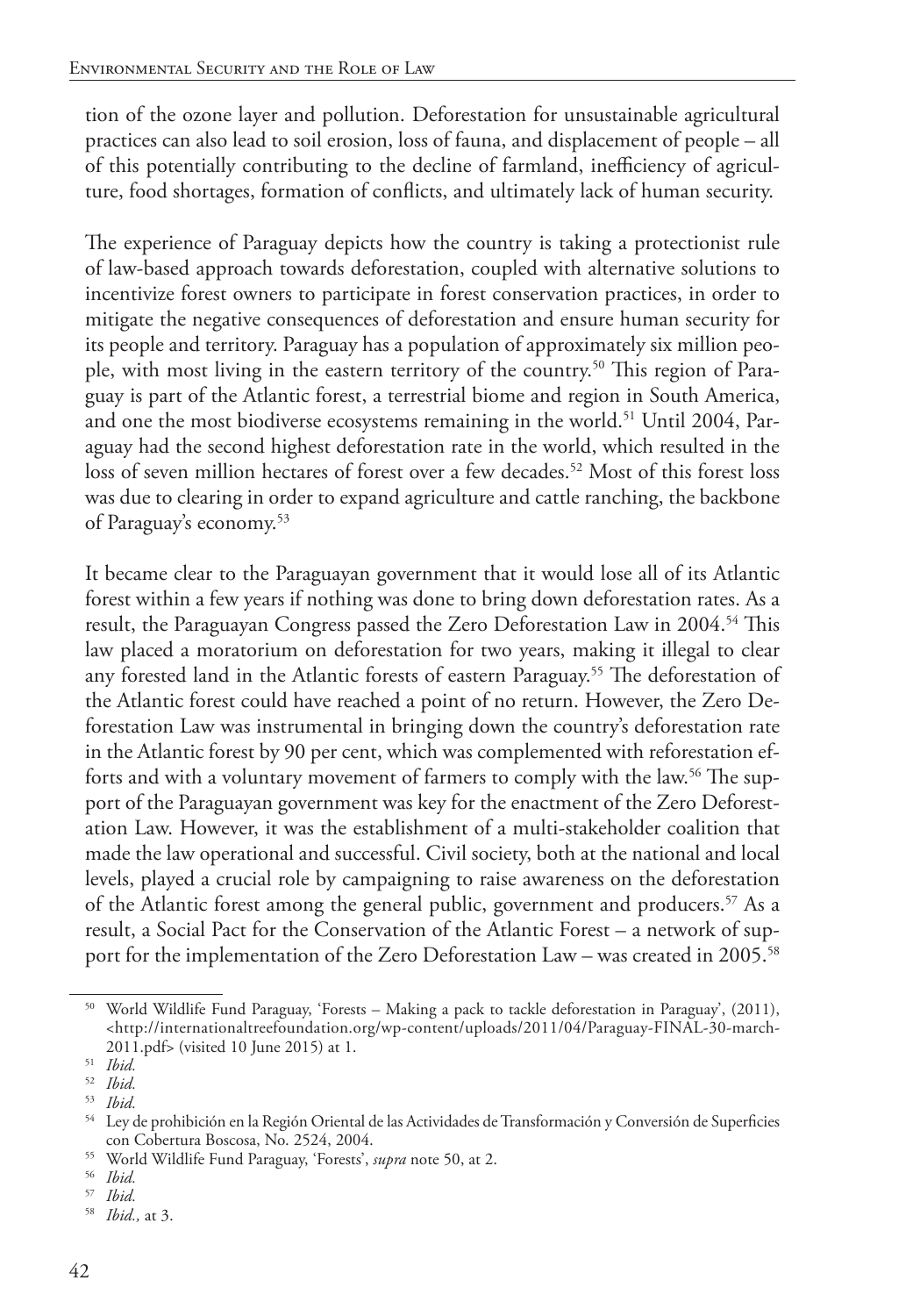tion of the ozone layer and pollution. Deforestation for unsustainable agricultural practices can also lead to soil erosion, loss of fauna, and displacement of people – all of this potentially contributing to the decline of farmland, inefficiency of agriculture, food shortages, formation of conflicts, and ultimately lack of human security.

The experience of Paraguay depicts how the country is taking a protectionist rule of law-based approach towards deforestation, coupled with alternative solutions to incentivize forest owners to participate in forest conservation practices, in order to mitigate the negative consequences of deforestation and ensure human security for its people and territory. Paraguay has a population of approximately six million people, with most living in the eastern territory of the country.[50] This region of Paraguay is part of the Atlantic forest, a terrestrial biome and region in South America, and one the most biodiverse ecosystems remaining in the world.[51] Until 2004, Paraguay had the second highest deforestation rate in the world, which resulted in the loss of seven million hectares of forest over a few decades.[52] Most of this forest loss was due to clearing in order to expand agriculture and cattle ranching, the backbone of Paraguay's economy.[53]

It became clear to the Paraguayan government that it would lose all of its Atlantic forest within a few years if nothing was done to bring down deforestation rates. As a result, the Paraguayan Congress passed the Zero Deforestation Law in 2004.[54] This law placed a moratorium on deforestation for two years, making it illegal to clear any forested land in the Atlantic forests of eastern Paraguay.[55] The deforestation of the Atlantic forest could have reached a point of no return. However, the Zero Deforestation Law was instrumental in bringing down the country's deforestation rate in the Atlantic forest by 90 per cent, which was complemented with reforestation efforts and with a voluntary movement of farmers to comply with the law.[56] The support of the Paraguayan government was key for the enactment of the Zero Deforestation Law. However, it was the establishment of a multi-stakeholder coalition that made the law operational and successful. Civil society, both at the national and local levels, played a crucial role by campaigning to raise awareness on the deforestation of the Atlantic forest among the general public, government and producers.[57] As a result, a Social Pact for the Conservation of the Atlantic Forest – a network of support for the implementation of the Zero Deforestation Law – was created in 2005.[58]

---

[50] World Wildlife Fund Paraguay, 'Forests – Making a pack to tackle deforestation in Paraguay', (2011), <http://internationaltreefoundation.org/wp-content/uploads/2011/04/Paraguay-FINAL-30-march-2011.pdf> (visited 10 June 2015) at 1.

[51] *Ibid.*

[52] *Ibid.*

[53] *Ibid.*

[54] Ley de prohibición en la Región Oriental de las Actividades de Transformación y Conversión de Superficies con Cobertura Boscosa, No. 2524, 2004.

[55] World Wildlife Fund Paraguay, 'Forests', *supra* note 50, at 2.

[56] *Ibid.*

[57] *Ibid.*

[58] *Ibid.,* at 3.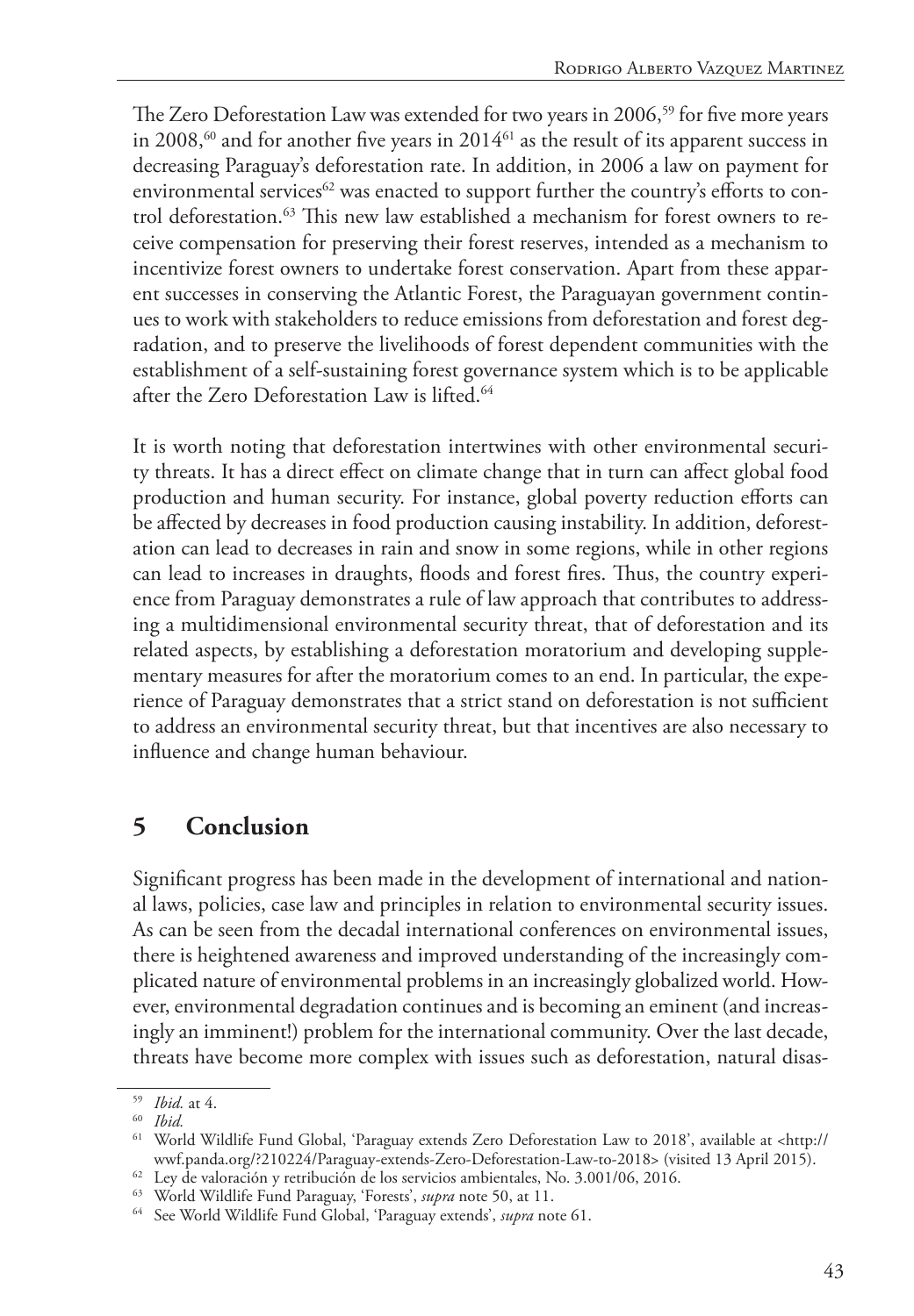The Zero Deforestation Law was extended for two years in 2006,[59] for five more years in 2008,[60] and for another five years in 2014[61] as the result of its apparent success in decreasing Paraguay's deforestation rate. In addition, in 2006 a law on payment for environmental services[62] was enacted to support further the country's efforts to control deforestation.[63] This new law established a mechanism for forest owners to receive compensation for preserving their forest reserves, intended as a mechanism to incentivize forest owners to undertake forest conservation. Apart from these apparent successes in conserving the Atlantic Forest, the Paraguayan government continues to work with stakeholders to reduce emissions from deforestation and forest degradation, and to preserve the livelihoods of forest dependent communities with the establishment of a self-sustaining forest governance system which is to be applicable after the Zero Deforestation Law is lifted.[64]

It is worth noting that deforestation intertwines with other environmental security threats. It has a direct effect on climate change that in turn can affect global food production and human security. For instance, global poverty reduction efforts can be affected by decreases in food production causing instability. In addition, deforestation can lead to decreases in rain and snow in some regions, while in other regions can lead to increases in draughts, floods and forest fires. Thus, the country experience from Paraguay demonstrates a rule of law approach that contributes to addressing a multidimensional environmental security threat, that of deforestation and its related aspects, by establishing a deforestation moratorium and developing supplementary measures for after the moratorium comes to an end. In particular, the experience of Paraguay demonstrates that a strict stand on deforestation is not sufficient to address an environmental security threat, but that incentives are also necessary to influence and change human behaviour.

## 5 Conclusion

Significant progress has been made in the development of international and national laws, policies, case law and principles in relation to environmental security issues. As can be seen from the decadal international conferences on environmental issues, there is heightened awareness and improved understanding of the increasingly complicated nature of environmental problems in an increasingly globalized world. However, environmental degradation continues and is becoming an eminent (and increasingly an imminent!) problem for the international community. Over the last decade, threats have become more complex with issues such as deforestation, natural disas-

[59] *Ibid.* at 4.

[60] *Ibid.*

[61] World Wildlife Fund Global, 'Paraguay extends Zero Deforestation Law to 2018', available at <http://wwf.panda.org/?210224/Paraguay-extends-Zero-Deforestation-Law-to-2018> (visited 13 April 2015).

[62] Ley de valoración y retribución de los servicios ambientales, No. 3.001/06, 2016.

[63] World Wildlife Fund Paraguay, 'Forests', *supra* note 50, at 11.

[64] See World Wildlife Fund Global, 'Paraguay extends', *supra* note 61.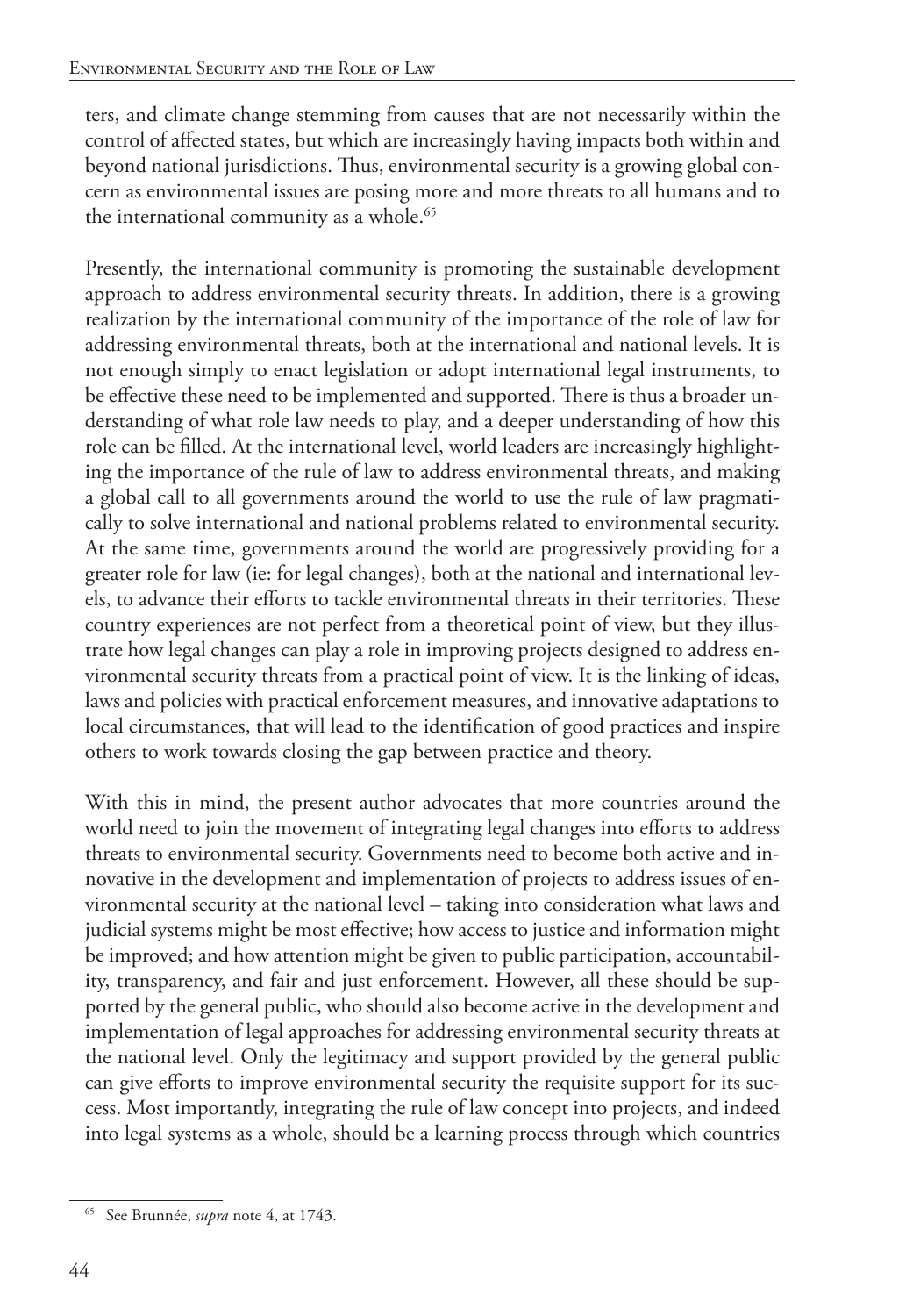ters, and climate change stemming from causes that are not necessarily within the control of affected states, but which are increasingly having impacts both within and beyond national jurisdictions. Thus, environmental security is a growing global concern as environmental issues are posing more and more threats to all humans and to the international community as a whole.[65]

Presently, the international community is promoting the sustainable development approach to address environmental security threats. In addition, there is a growing realization by the international community of the importance of the role of law for addressing environmental threats, both at the international and national levels. It is not enough simply to enact legislation or adopt international legal instruments, to be effective these need to be implemented and supported. There is thus a broader understanding of what role law needs to play, and a deeper understanding of how this role can be filled. At the international level, world leaders are increasingly highlighting the importance of the rule of law to address environmental threats, and making a global call to all governments around the world to use the rule of law pragmatically to solve international and national problems related to environmental security. At the same time, governments around the world are progressively providing for a greater role for law (ie: for legal changes), both at the national and international levels, to advance their efforts to tackle environmental threats in their territories. These country experiences are not perfect from a theoretical point of view, but they illustrate how legal changes can play a role in improving projects designed to address environmental security threats from a practical point of view. It is the linking of ideas, laws and policies with practical enforcement measures, and innovative adaptations to local circumstances, that will lead to the identification of good practices and inspire others to work towards closing the gap between practice and theory.

With this in mind, the present author advocates that more countries around the world need to join the movement of integrating legal changes into efforts to address threats to environmental security. Governments need to become both active and innovative in the development and implementation of projects to address issues of environmental security at the national level – taking into consideration what laws and judicial systems might be most effective; how access to justice and information might be improved; and how attention might be given to public participation, accountability, transparency, and fair and just enforcement. However, all these should be supported by the general public, who should also become active in the development and implementation of legal approaches for addressing environmental security threats at the national level. Only the legitimacy and support provided by the general public can give efforts to improve environmental security the requisite support for its success. Most importantly, integrating the rule of law concept into projects, and indeed into legal systems as a whole, should be a learning process through which countries

[65] See Brunnée, *supra* note 4, at 1743.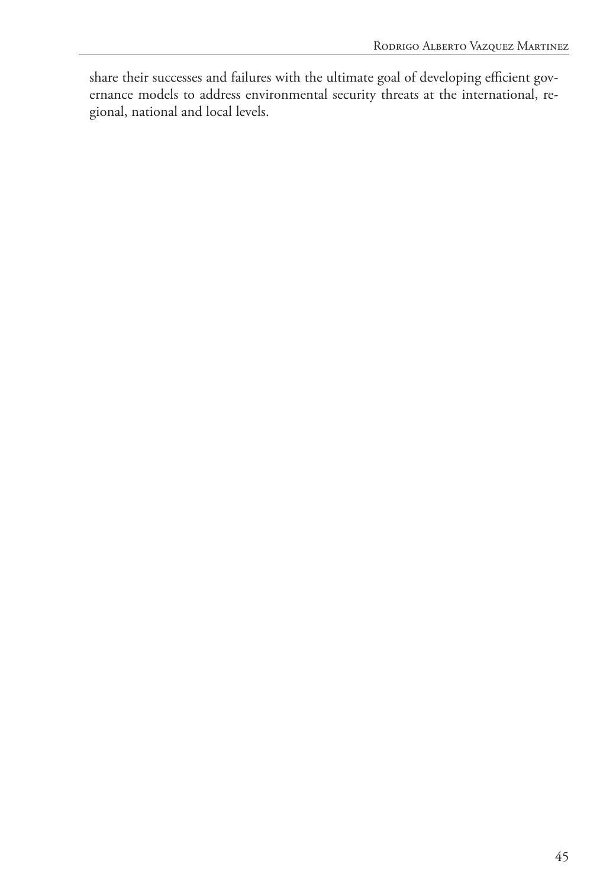share their successes and failures with the ultimate goal of developing efficient governance models to address environmental security threats at the international, regional, national and local levels.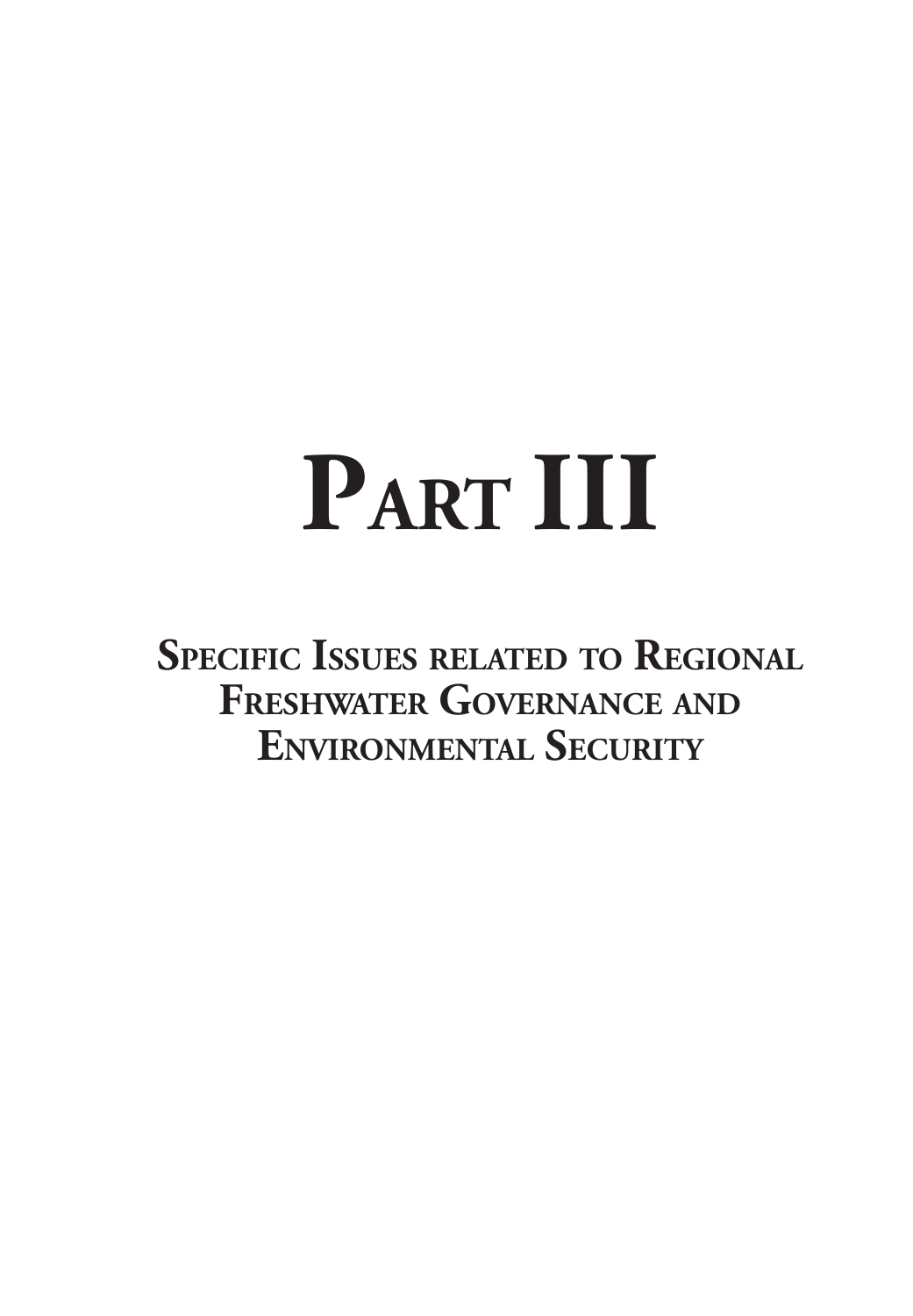# Part III

## Specific Issues related to Regional Freshwater Governance and Environmental Security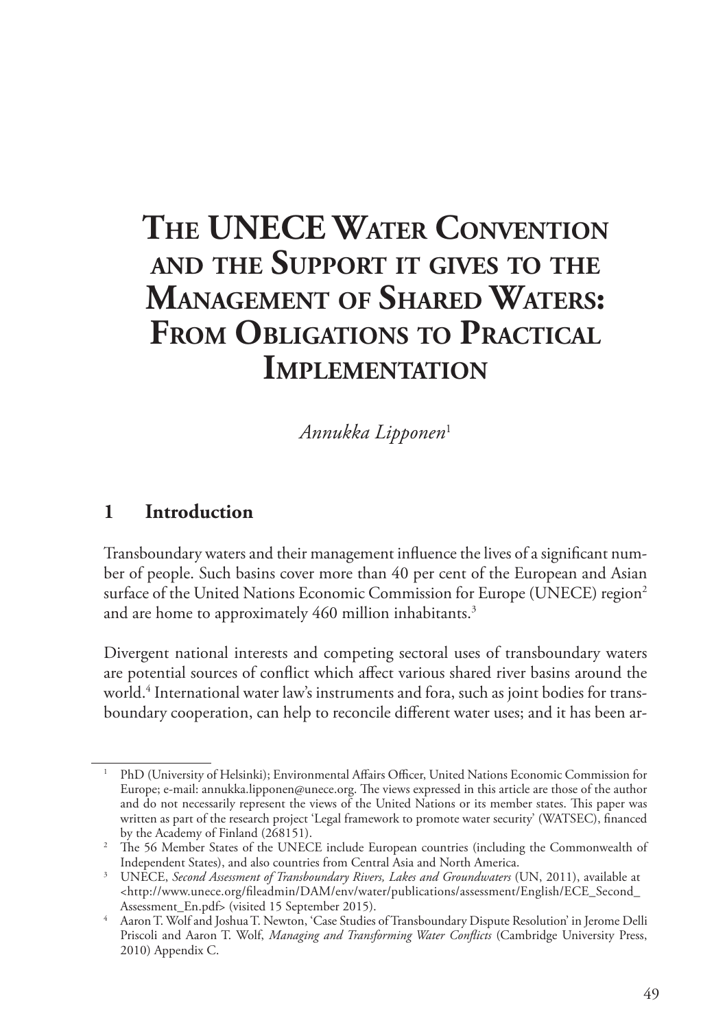# The UNECE Water Convention and the Support it gives to the Management of Shared Waters: From Obligations to Practical Implementation

*Annukka Lipponen*[1]

## 1 Introduction

Transboundary waters and their management influence the lives of a significant number of people. Such basins cover more than 40 per cent of the European and Asian surface of the United Nations Economic Commission for Europe (UNECE) region[2] and are home to approximately 460 million inhabitants.[3]

Divergent national interests and competing sectoral uses of transboundary waters are potential sources of conflict which affect various shared river basins around the world.[4] International water law's instruments and fora, such as joint bodies for transboundary cooperation, can help to reconcile different water uses; and it has been ar-

---

[1] PhD (University of Helsinki); Environmental Affairs Officer, United Nations Economic Commission for Europe; e-mail: annukka.lipponen@unece.org. The views expressed in this article are those of the author and do not necessarily represent the views of the United Nations or its member states. This paper was written as part of the research project 'Legal framework to promote water security' (WATSEC), financed by the Academy of Finland (268151).

[2] The 56 Member States of the UNECE include European countries (including the Commonwealth of Independent States), and also countries from Central Asia and North America.

[3] UNECE, *Second Assessment of Transboundary Rivers, Lakes and Groundwaters* (UN, 2011), available at <http://www.unece.org/fileadmin/DAM/env/water/publications/assessment/English/ECE_Second_Assessment_En.pdf> (visited 15 September 2015).

[4] Aaron T. Wolf and Joshua T. Newton, 'Case Studies of Transboundary Dispute Resolution' in Jerome Delli Priscoli and Aaron T. Wolf, *Managing and Transforming Water Conflicts* (Cambridge University Press, 2010) Appendix C.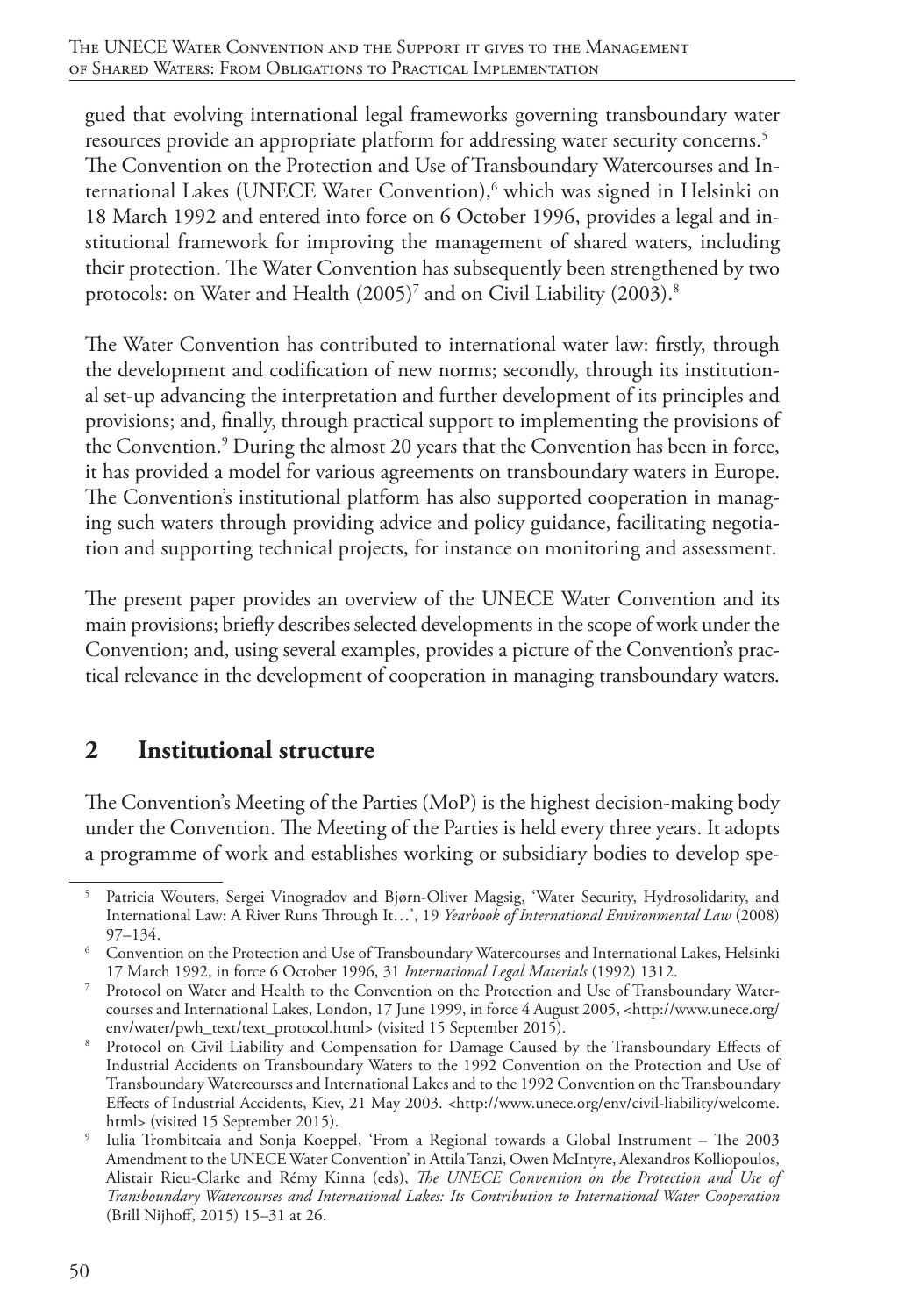gued that evolving international legal frameworks governing transboundary water resources provide an appropriate platform for addressing water security concerns.[5] The Convention on the Protection and Use of Transboundary Watercourses and International Lakes (UNECE Water Convention),[6] which was signed in Helsinki on 18 March 1992 and entered into force on 6 October 1996, provides a legal and institutional framework for improving the management of shared waters, including their protection. The Water Convention has subsequently been strengthened by two protocols: on Water and Health (2005)[7] and on Civil Liability (2003).[8]

The Water Convention has contributed to international water law: firstly, through the development and codification of new norms; secondly, through its institutional set-up advancing the interpretation and further development of its principles and provisions; and, finally, through practical support to implementing the provisions of the Convention.[9] During the almost 20 years that the Convention has been in force, it has provided a model for various agreements on transboundary waters in Europe. The Convention's institutional platform has also supported cooperation in managing such waters through providing advice and policy guidance, facilitating negotiation and supporting technical projects, for instance on monitoring and assessment.

The present paper provides an overview of the UNECE Water Convention and its main provisions; briefly describes selected developments in the scope of work under the Convention; and, using several examples, provides a picture of the Convention's practical relevance in the development of cooperation in managing transboundary waters.

## 2 Institutional structure

The Convention's Meeting of the Parties (MoP) is the highest decision-making body under the Convention. The Meeting of the Parties is held every three years. It adopts a programme of work and establishes working or subsidiary bodies to develop spe-

---

[5] Patricia Wouters, Sergei Vinogradov and Bjørn-Oliver Magsig, 'Water Security, Hydrosolidarity, and International Law: A River Runs Through It…', 19 *Yearbook of International Environmental Law* (2008) 97–134.

[6] Convention on the Protection and Use of Transboundary Watercourses and International Lakes, Helsinki 17 March 1992, in force 6 October 1996, 31 *International Legal Materials* (1992) 1312.

[7] Protocol on Water and Health to the Convention on the Protection and Use of Transboundary Watercourses and International Lakes, London, 17 June 1999, in force 4 August 2005, <http://www.unece.org/env/water/pwh_text/text_protocol.html> (visited 15 September 2015).

[8] Protocol on Civil Liability and Compensation for Damage Caused by the Transboundary Effects of Industrial Accidents on Transboundary Waters to the 1992 Convention on the Protection and Use of Transboundary Watercourses and International Lakes and to the 1992 Convention on the Transboundary Effects of Industrial Accidents, Kiev, 21 May 2003. <http://www.unece.org/env/civil-liability/welcome.html> (visited 15 September 2015).

[9] Iulia Trombitcaia and Sonja Koeppel, 'From a Regional towards a Global Instrument – The 2003 Amendment to the UNECE Water Convention' in Attila Tanzi, Owen McIntyre, Alexandros Kolliopoulos, Alistair Rieu-Clarke and Rémy Kinna (eds), *The UNECE Convention on the Protection and Use of Transboundary Watercourses and International Lakes: Its Contribution to International Water Cooperation* (Brill Nijhoff, 2015) 15–31 at 26.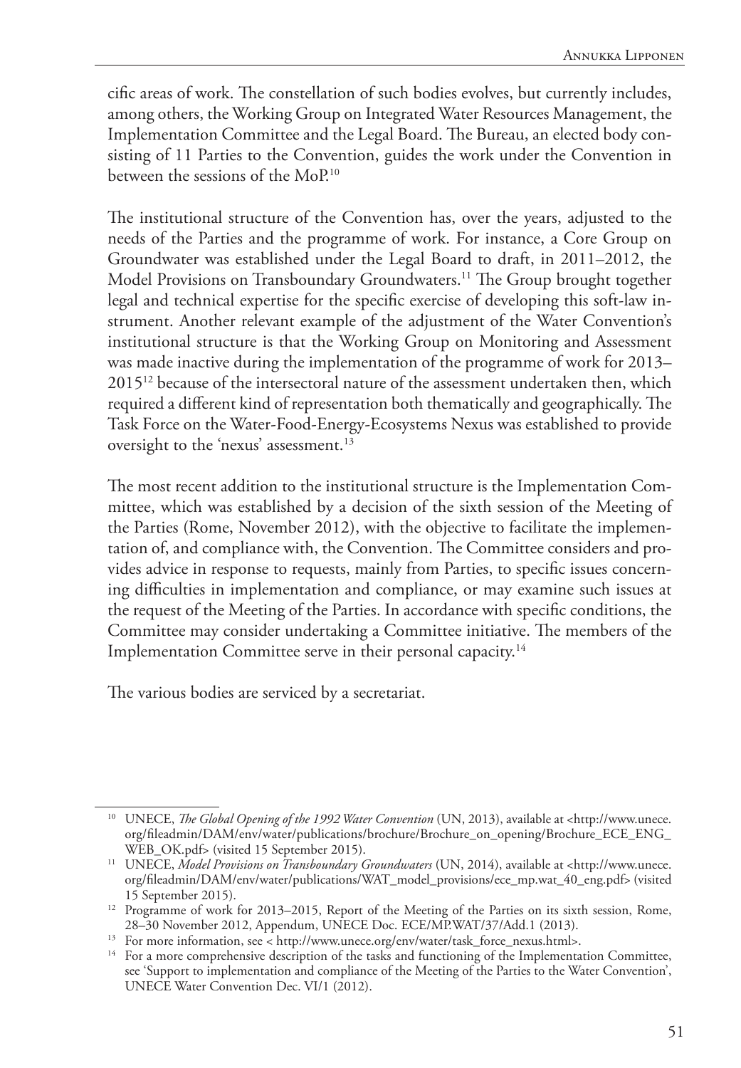cific areas of work. The constellation of such bodies evolves, but currently includes, among others, the Working Group on Integrated Water Resources Management, the Implementation Committee and the Legal Board. The Bureau, an elected body consisting of 11 Parties to the Convention, guides the work under the Convention in between the sessions of the MoP.[10]

The institutional structure of the Convention has, over the years, adjusted to the needs of the Parties and the programme of work. For instance, a Core Group on Groundwater was established under the Legal Board to draft, in 2011–2012, the Model Provisions on Transboundary Groundwaters.[11] The Group brought together legal and technical expertise for the specific exercise of developing this soft-law instrument. Another relevant example of the adjustment of the Water Convention's institutional structure is that the Working Group on Monitoring and Assessment was made inactive during the implementation of the programme of work for 2013–2015[12] because of the intersectoral nature of the assessment undertaken then, which required a different kind of representation both thematically and geographically. The Task Force on the Water-Food-Energy-Ecosystems Nexus was established to provide oversight to the 'nexus' assessment.[13]

The most recent addition to the institutional structure is the Implementation Committee, which was established by a decision of the sixth session of the Meeting of the Parties (Rome, November 2012), with the objective to facilitate the implementation of, and compliance with, the Convention. The Committee considers and provides advice in response to requests, mainly from Parties, to specific issues concerning difficulties in implementation and compliance, or may examine such issues at the request of the Meeting of the Parties. In accordance with specific conditions, the Committee may consider undertaking a Committee initiative. The members of the Implementation Committee serve in their personal capacity.[14]

The various bodies are serviced by a secretariat.

---

[10] UNECE, *The Global Opening of the 1992 Water Convention* (UN, 2013), available at <http://www.unece.org/fileadmin/DAM/env/water/publications/brochure/Brochure_on_opening/Brochure_ECE_ENG_WEB_OK.pdf> (visited 15 September 2015).

[11] UNECE, *Model Provisions on Transboundary Groundwaters* (UN, 2014), available at <http://www.unece.org/fileadmin/DAM/env/water/publications/WAT_model_provisions/ece_mp.wat_40_eng.pdf> (visited 15 September 2015).

[12] Programme of work for 2013–2015, Report of the Meeting of the Parties on its sixth session, Rome, 28–30 November 2012, Appendum, UNECE Doc. ECE/MP.WAT/37/Add.1 (2013).

[13] For more information, see < http://www.unece.org/env/water/task_force_nexus.html>.

[14] For a more comprehensive description of the tasks and functioning of the Implementation Committee, see 'Support to implementation and compliance of the Meeting of the Parties to the Water Convention', UNECE Water Convention Dec. VI/1 (2012).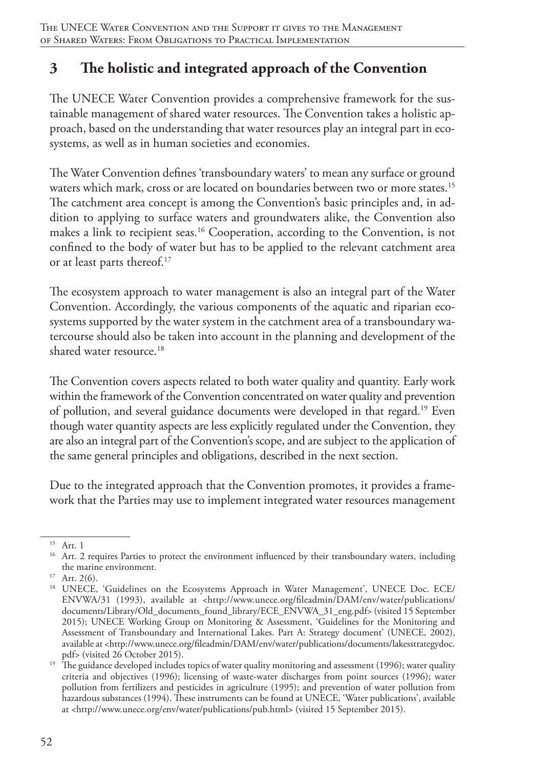## 3 The holistic and integrated approach of the Convention

The UNECE Water Convention provides a comprehensive framework for the sustainable management of shared water resources. The Convention takes a holistic approach, based on the understanding that water resources play an integral part in ecosystems, as well as in human societies and economies.

The Water Convention defines 'transboundary waters' to mean any surface or ground waters which mark, cross or are located on boundaries between two or more states.[15] The catchment area concept is among the Convention's basic principles and, in addition to applying to surface waters and groundwaters alike, the Convention also makes a link to recipient seas.[16] Cooperation, according to the Convention, is not confined to the body of water but has to be applied to the relevant catchment area or at least parts thereof.[17]

The ecosystem approach to water management is also an integral part of the Water Convention. Accordingly, the various components of the aquatic and riparian ecosystems supported by the water system in the catchment area of a transboundary watercourse should also be taken into account in the planning and development of the shared water resource.[18]

The Convention covers aspects related to both water quality and quantity. Early work within the framework of the Convention concentrated on water quality and prevention of pollution, and several guidance documents were developed in that regard.[19] Even though water quantity aspects are less explicitly regulated under the Convention, they are also an integral part of the Convention's scope, and are subject to the application of the same general principles and obligations, described in the next section.

Due to the integrated approach that the Convention promotes, it provides a framework that the Parties may use to implement integrated water resources management

---

[15] Art. 1

[16] Art. 2 requires Parties to protect the environment influenced by their transboundary waters, including the marine environment.

[17] Art. 2(6).

[18] UNECE, 'Guidelines on the Ecosystems Approach in Water Management', UNECE Doc. ECE/ENVWA/31 (1993), available at <http://www.unece.org/fileadmin/DAM/env/water/publications/documents/Library/Old_documents_found_library/ECE_ENVWA_31_eng.pdf> (visited 15 September 2015); UNECE Working Group on Monitoring & Assessment, 'Guidelines for the Monitoring and Assessment of Transboundary and International Lakes. Part A: Strategy document' (UNECE, 2002), available at <http://www.unece.org/fileadmin/DAM/env/water/publications/documents/lakesstrategydoc.pdf> (visited 26 October 2015).

[19] The guidance developed includes topics of water quality monitoring and assessment (1996); water quality criteria and objectives (1996); licensing of waste-water discharges from point sources (1996); water pollution from fertilizers and pesticides in agriculture (1995); and prevention of water pollution from hazardous substances (1994). These instruments can be found at UNECE, 'Water publications', available at <http://www.unece.org/env/water/publications/pub.html> (visited 15 September 2015).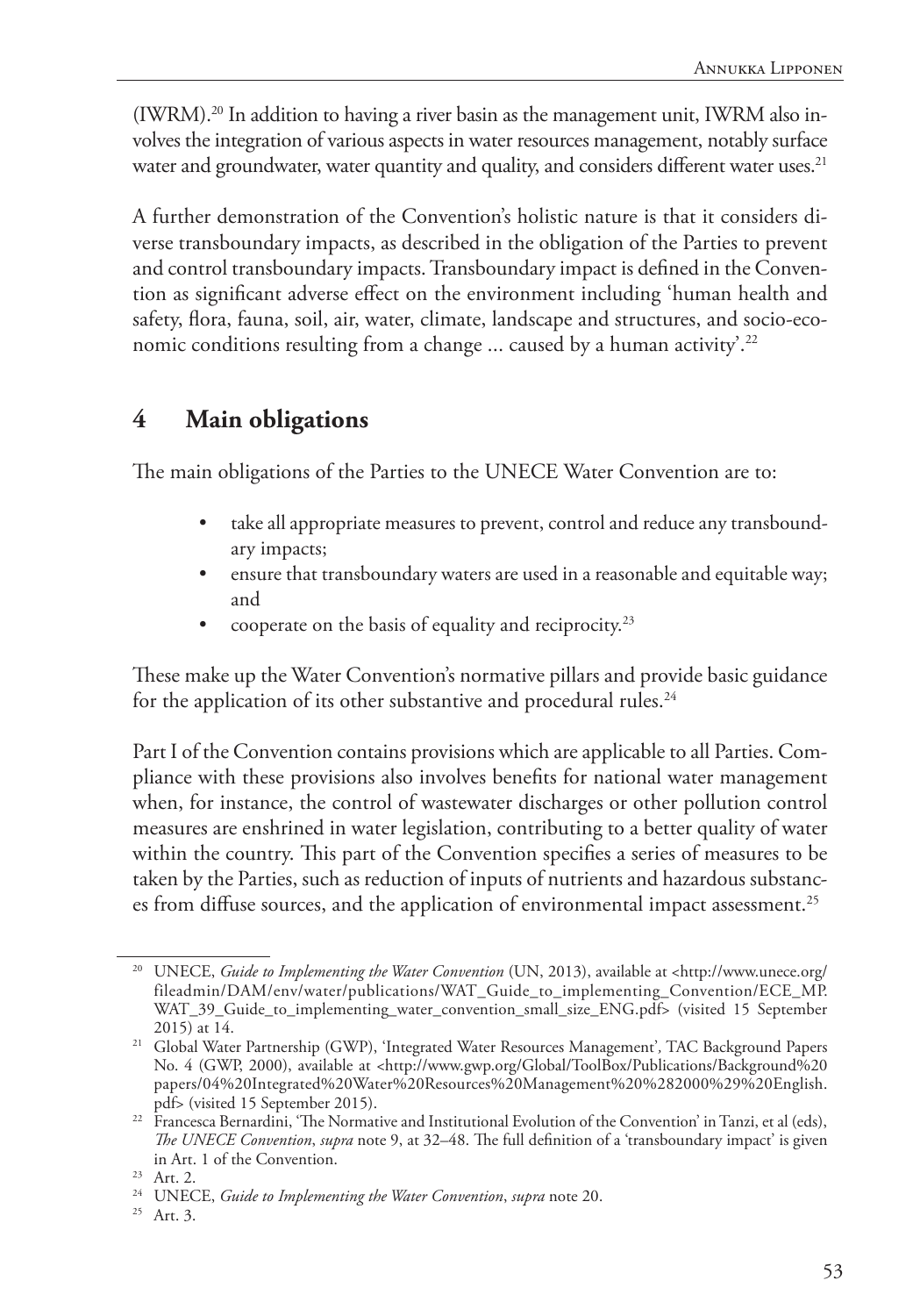(IWRM).[20] In addition to having a river basin as the management unit, IWRM also involves the integration of various aspects in water resources management, notably surface water and groundwater, water quantity and quality, and considers different water uses.[21]

A further demonstration of the Convention's holistic nature is that it considers diverse transboundary impacts, as described in the obligation of the Parties to prevent and control transboundary impacts. Transboundary impact is defined in the Convention as significant adverse effect on the environment including 'human health and safety, flora, fauna, soil, air, water, climate, landscape and structures, and socio-economic conditions resulting from a change ... caused by a human activity'.[22]

## 4 Main obligations

The main obligations of the Parties to the UNECE Water Convention are to:

- take all appropriate measures to prevent, control and reduce any transboundary impacts;
- ensure that transboundary waters are used in a reasonable and equitable way; and
- cooperate on the basis of equality and reciprocity.[23]

These make up the Water Convention's normative pillars and provide basic guidance for the application of its other substantive and procedural rules.[24]

Part I of the Convention contains provisions which are applicable to all Parties. Compliance with these provisions also involves benefits for national water management when, for instance, the control of wastewater discharges or other pollution control measures are enshrined in water legislation, contributing to a better quality of water within the country. This part of the Convention specifies a series of measures to be taken by the Parties, such as reduction of inputs of nutrients and hazardous substances from diffuse sources, and the application of environmental impact assessment.[25]

---

[20] UNECE, *Guide to Implementing the Water Convention* (UN, 2013), available at <http://www.unece.org/fileadmin/DAM/env/water/publications/WAT_Guide_to_implementing_Convention/ECE_MP.WAT_39_Guide_to_implementing_water_convention_small_size_ENG.pdf> (visited 15 September 2015) at 14.

[21] Global Water Partnership (GWP), 'Integrated Water Resources Management', TAC Background Papers No. 4 (GWP, 2000), available at <http://www.gwp.org/Global/ToolBox/Publications/Background%20papers/04%20Integrated%20Water%20Resources%20Management%20%282000%29%20English.pdf> (visited 15 September 2015).

[22] Francesca Bernardini, 'The Normative and Institutional Evolution of the Convention' in Tanzi, et al (eds), *The UNECE Convention*, *supra* note 9, at 32–48. The full definition of a 'transboundary impact' is given in Art. 1 of the Convention.

[23] Art. 2.

[24] UNECE, *Guide to Implementing the Water Convention*, *supra* note 20.

[25] Art. 3.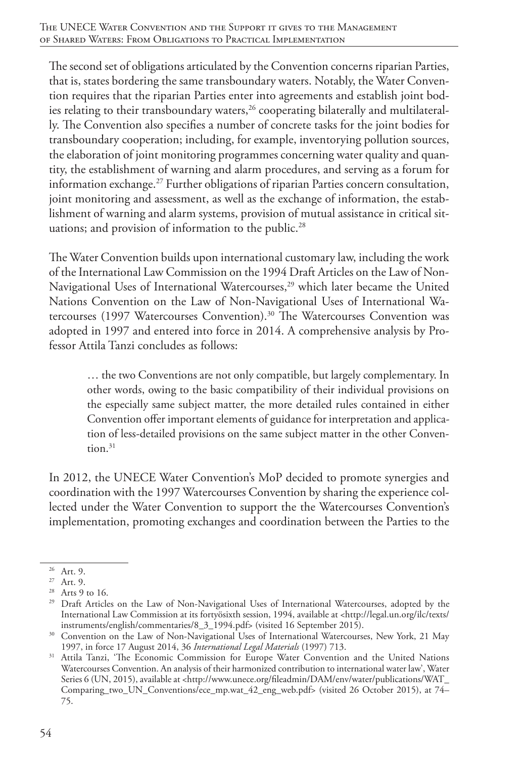The second set of obligations articulated by the Convention concerns riparian Parties, that is, states bordering the same transboundary waters. Notably, the Water Convention requires that the riparian Parties enter into agreements and establish joint bodies relating to their transboundary waters,[26] cooperating bilaterally and multilaterally. The Convention also specifies a number of concrete tasks for the joint bodies for transboundary cooperation; including, for example, inventorying pollution sources, the elaboration of joint monitoring programmes concerning water quality and quantity, the establishment of warning and alarm procedures, and serving as a forum for information exchange.[27] Further obligations of riparian Parties concern consultation, joint monitoring and assessment, as well as the exchange of information, the establishment of warning and alarm systems, provision of mutual assistance in critical situations; and provision of information to the public.[28]

The Water Convention builds upon international customary law, including the work of the International Law Commission on the 1994 Draft Articles on the Law of Non-Navigational Uses of International Watercourses,[29] which later became the United Nations Convention on the Law of Non-Navigational Uses of International Watercourses (1997 Watercourses Convention).[30] The Watercourses Convention was adopted in 1997 and entered into force in 2014. A comprehensive analysis by Professor Attila Tanzi concludes as follows:

> … the two Conventions are not only compatible, but largely complementary. In other words, owing to the basic compatibility of their individual provisions on the especially same subject matter, the more detailed rules contained in either Convention offer important elements of guidance for interpretation and application of less-detailed provisions on the same subject matter in the other Convention.[31]

In 2012, the UNECE Water Convention's MoP decided to promote synergies and coordination with the 1997 Watercourses Convention by sharing the experience collected under the Water Convention to support the the Watercourses Convention's implementation, promoting exchanges and coordination between the Parties to the

---

[26] Art. 9.

[27] Art. 9.

[28] Arts 9 to 16.

[29] Draft Articles on the Law of Non-Navigational Uses of International Watercourses, adopted by the International Law Commission at its fortyösixth session, 1994, available at <http://legal.un.org/ilc/texts/instruments/english/commentaries/8_3_1994.pdf> (visited 16 September 2015).

[30] Convention on the Law of Non-Navigational Uses of International Watercourses, New York, 21 May 1997, in force 17 August 2014, 36 *International Legal Materials* (1997) 713.

[31] Attila Tanzi, 'The Economic Commission for Europe Water Convention and the United Nations Watercourses Convention. An analysis of their harmonized contribution to international water law', Water Series 6 (UN, 2015), available at <http://www.unece.org/fileadmin/DAM/env/water/publications/WAT_Comparing_two_UN_Conventions/ece_mp.wat_42_eng_web.pdf> (visited 26 October 2015), at 74–75.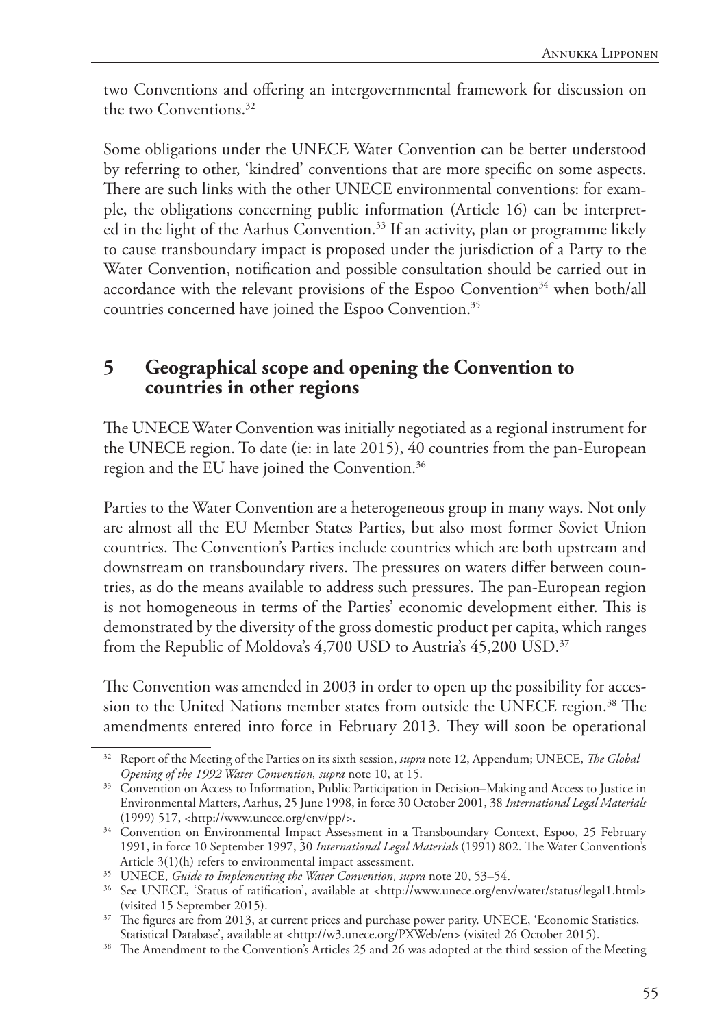two Conventions and offering an intergovernmental framework for discussion on the two Conventions.[32]

Some obligations under the UNECE Water Convention can be better understood by referring to other, 'kindred' conventions that are more specific on some aspects. There are such links with the other UNECE environmental conventions: for example, the obligations concerning public information (Article 16) can be interpreted in the light of the Aarhus Convention.[33] If an activity, plan or programme likely to cause transboundary impact is proposed under the jurisdiction of a Party to the Water Convention, notification and possible consultation should be carried out in accordance with the relevant provisions of the Espoo Convention[34] when both/all countries concerned have joined the Espoo Convention.[35]

## 5 Geographical scope and opening the Convention to countries in other regions

The UNECE Water Convention was initially negotiated as a regional instrument for the UNECE region. To date (ie: in late 2015), 40 countries from the pan-European region and the EU have joined the Convention.[36]

Parties to the Water Convention are a heterogeneous group in many ways. Not only are almost all the EU Member States Parties, but also most former Soviet Union countries. The Convention's Parties include countries which are both upstream and downstream on transboundary rivers. The pressures on waters differ between countries, as do the means available to address such pressures. The pan-European region is not homogeneous in terms of the Parties' economic development either. This is demonstrated by the diversity of the gross domestic product per capita, which ranges from the Republic of Moldova's 4,700 USD to Austria's 45,200 USD.[37]

The Convention was amended in 2003 in order to open up the possibility for accession to the United Nations member states from outside the UNECE region.[38] The amendments entered into force in February 2013. They will soon be operational

---

[32] Report of the Meeting of the Parties on its sixth session, *supra* note 12, Appendum; UNECE, *The Global Opening of the 1992 Water Convention, supra* note 10, at 15.

[33] Convention on Access to Information, Public Participation in Decision–Making and Access to Justice in Environmental Matters, Aarhus, 25 June 1998, in force 30 October 2001, 38 *International Legal Materials* (1999) 517, <http://www.unece.org/env/pp/>.

[34] Convention on Environmental Impact Assessment in a Transboundary Context, Espoo, 25 February 1991, in force 10 September 1997, 30 *International Legal Materials* (1991) 802. The Water Convention's Article 3(1)(h) refers to environmental impact assessment.

[35] UNECE, *Guide to Implementing the Water Convention, supra* note 20, 53–54.

[36] See UNECE, 'Status of ratification', available at <http://www.unece.org/env/water/status/legal1.html> (visited 15 September 2015).

[37] The figures are from 2013, at current prices and purchase power parity. UNECE, 'Economic Statistics, Statistical Database', available at <http://w3.unece.org/PXWeb/en> (visited 26 October 2015).

[38] The Amendment to the Convention's Articles 25 and 26 was adopted at the third session of the Meeting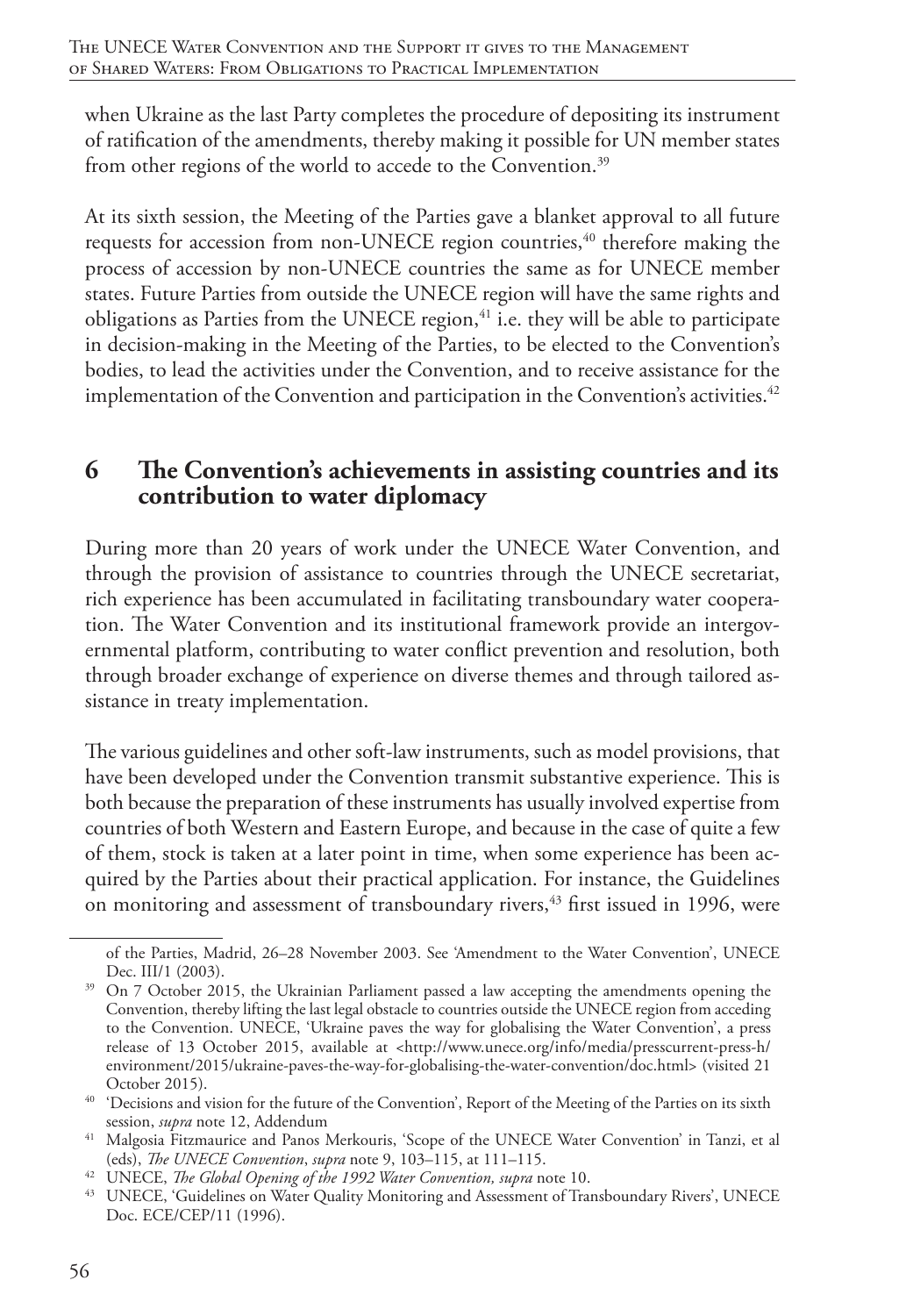when Ukraine as the last Party completes the procedure of depositing its instrument of ratification of the amendments, thereby making it possible for UN member states from other regions of the world to accede to the Convention.[39]

At its sixth session, the Meeting of the Parties gave a blanket approval to all future requests for accession from non-UNECE region countries,[40] therefore making the process of accession by non-UNECE countries the same as for UNECE member states. Future Parties from outside the UNECE region will have the same rights and obligations as Parties from the UNECE region,[41] i.e. they will be able to participate in decision-making in the Meeting of the Parties, to be elected to the Convention's bodies, to lead the activities under the Convention, and to receive assistance for the implementation of the Convention and participation in the Convention's activities.[42]

## 6 The Convention's achievements in assisting countries and its contribution to water diplomacy

During more than 20 years of work under the UNECE Water Convention, and through the provision of assistance to countries through the UNECE secretariat, rich experience has been accumulated in facilitating transboundary water cooperation. The Water Convention and its institutional framework provide an intergovernmental platform, contributing to water conflict prevention and resolution, both through broader exchange of experience on diverse themes and through tailored assistance in treaty implementation.

The various guidelines and other soft-law instruments, such as model provisions, that have been developed under the Convention transmit substantive experience. This is both because the preparation of these instruments has usually involved expertise from countries of both Western and Eastern Europe, and because in the case of quite a few of them, stock is taken at a later point in time, when some experience has been acquired by the Parties about their practical application. For instance, the Guidelines on monitoring and assessment of transboundary rivers,[43] first issued in 1996, were

---

of the Parties, Madrid, 26–28 November 2003. See 'Amendment to the Water Convention', UNECE Dec. III/1 (2003).

[39] On 7 October 2015, the Ukrainian Parliament passed a law accepting the amendments opening the Convention, thereby lifting the last legal obstacle to countries outside the UNECE region from acceding to the Convention. UNECE, 'Ukraine paves the way for globalising the Water Convention', a press release of 13 October 2015, available at <http://www.unece.org/info/media/presscurrent-press-h/environment/2015/ukraine-paves-the-way-for-globalising-the-water-convention/doc.html> (visited 21 October 2015).

[40] 'Decisions and vision for the future of the Convention', Report of the Meeting of the Parties on its sixth session, *supra* note 12, Addendum

[41] Malgosia Fitzmaurice and Panos Merkouris, 'Scope of the UNECE Water Convention' in Tanzi, et al (eds), *The UNECE Convention*, *supra* note 9, 103–115, at 111–115.

[42] UNECE, *The Global Opening of the 1992 Water Convention, supra* note 10.

[43] UNECE, 'Guidelines on Water Quality Monitoring and Assessment of Transboundary Rivers', UNECE Doc. ECE/CEP/11 (1996).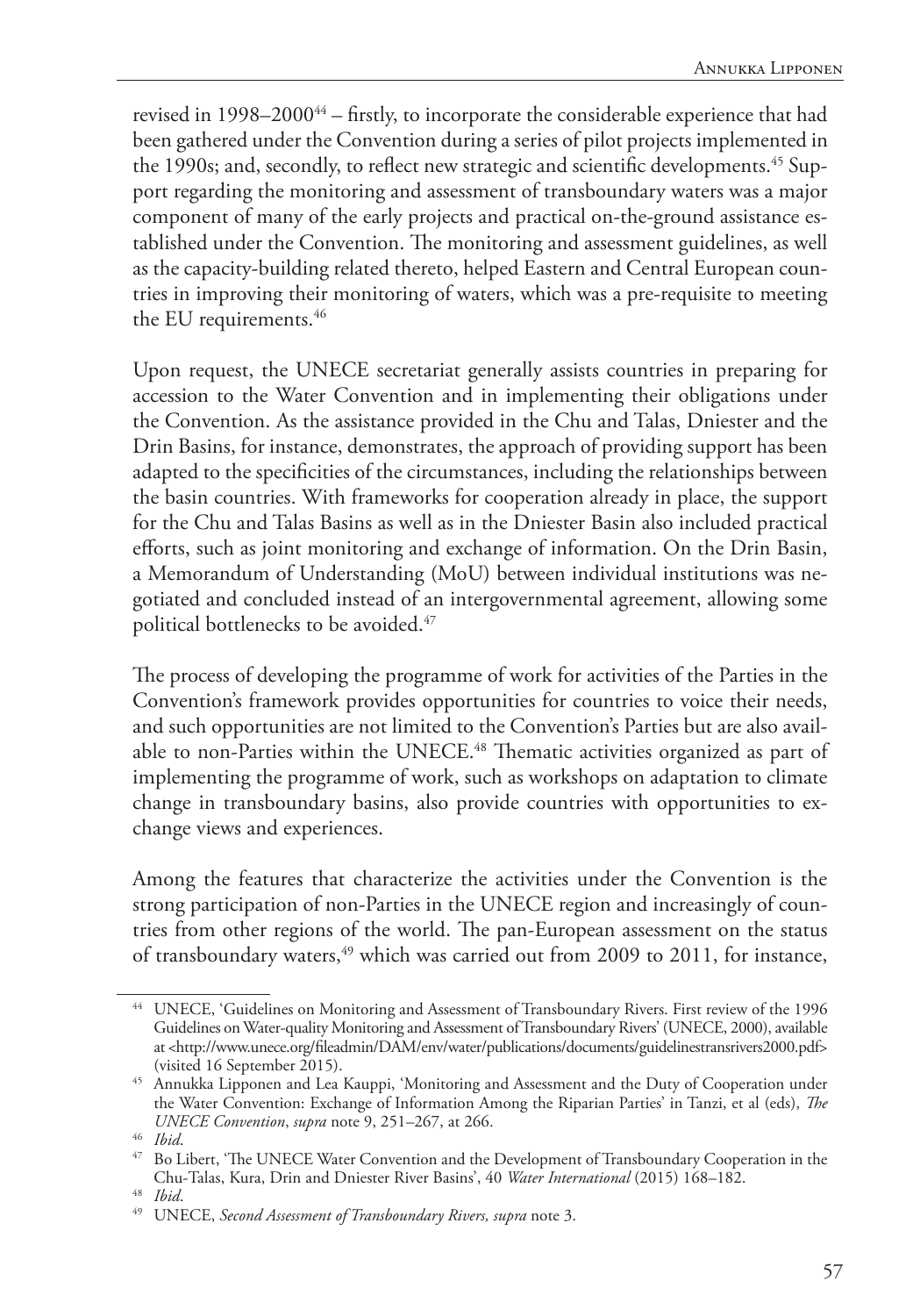revised in 1998–2000[44] – firstly, to incorporate the considerable experience that had been gathered under the Convention during a series of pilot projects implemented in the 1990s; and, secondly, to reflect new strategic and scientific developments.[45] Support regarding the monitoring and assessment of transboundary waters was a major component of many of the early projects and practical on-the-ground assistance established under the Convention. The monitoring and assessment guidelines, as well as the capacity-building related thereto, helped Eastern and Central European countries in improving their monitoring of waters, which was a pre-requisite to meeting the EU requirements.[46]

Upon request, the UNECE secretariat generally assists countries in preparing for accession to the Water Convention and in implementing their obligations under the Convention. As the assistance provided in the Chu and Talas, Dniester and the Drin Basins, for instance, demonstrates, the approach of providing support has been adapted to the specificities of the circumstances, including the relationships between the basin countries. With frameworks for cooperation already in place, the support for the Chu and Talas Basins as well as in the Dniester Basin also included practical efforts, such as joint monitoring and exchange of information. On the Drin Basin, a Memorandum of Understanding (MoU) between individual institutions was negotiated and concluded instead of an intergovernmental agreement, allowing some political bottlenecks to be avoided.[47]

The process of developing the programme of work for activities of the Parties in the Convention's framework provides opportunities for countries to voice their needs, and such opportunities are not limited to the Convention's Parties but are also available to non-Parties within the UNECE.[48] Thematic activities organized as part of implementing the programme of work, such as workshops on adaptation to climate change in transboundary basins, also provide countries with opportunities to exchange views and experiences.

Among the features that characterize the activities under the Convention is the strong participation of non-Parties in the UNECE region and increasingly of countries from other regions of the world. The pan-European assessment on the status of transboundary waters,[49] which was carried out from 2009 to 2011, for instance,

---

[44] UNECE, 'Guidelines on Monitoring and Assessment of Transboundary Rivers. First review of the 1996 Guidelines on Water-quality Monitoring and Assessment of Transboundary Rivers' (UNECE, 2000), available at <http://www.unece.org/fileadmin/DAM/env/water/publications/documents/guidelinestransrivers2000.pdf> (visited 16 September 2015).

[45] Annukka Lipponen and Lea Kauppi, 'Monitoring and Assessment and the Duty of Cooperation under the Water Convention: Exchange of Information Among the Riparian Parties' in Tanzi, et al (eds), *The UNECE Convention*, *supra* note 9, 251–267, at 266.

[46] *Ibid*.

[47] Bo Libert, 'The UNECE Water Convention and the Development of Transboundary Cooperation in the Chu-Talas, Kura, Drin and Dniester River Basins', 40 *Water International* (2015) 168–182.

[48] *Ibid*.

[49] UNECE, *Second Assessment of Transboundary Rivers, supra* note 3.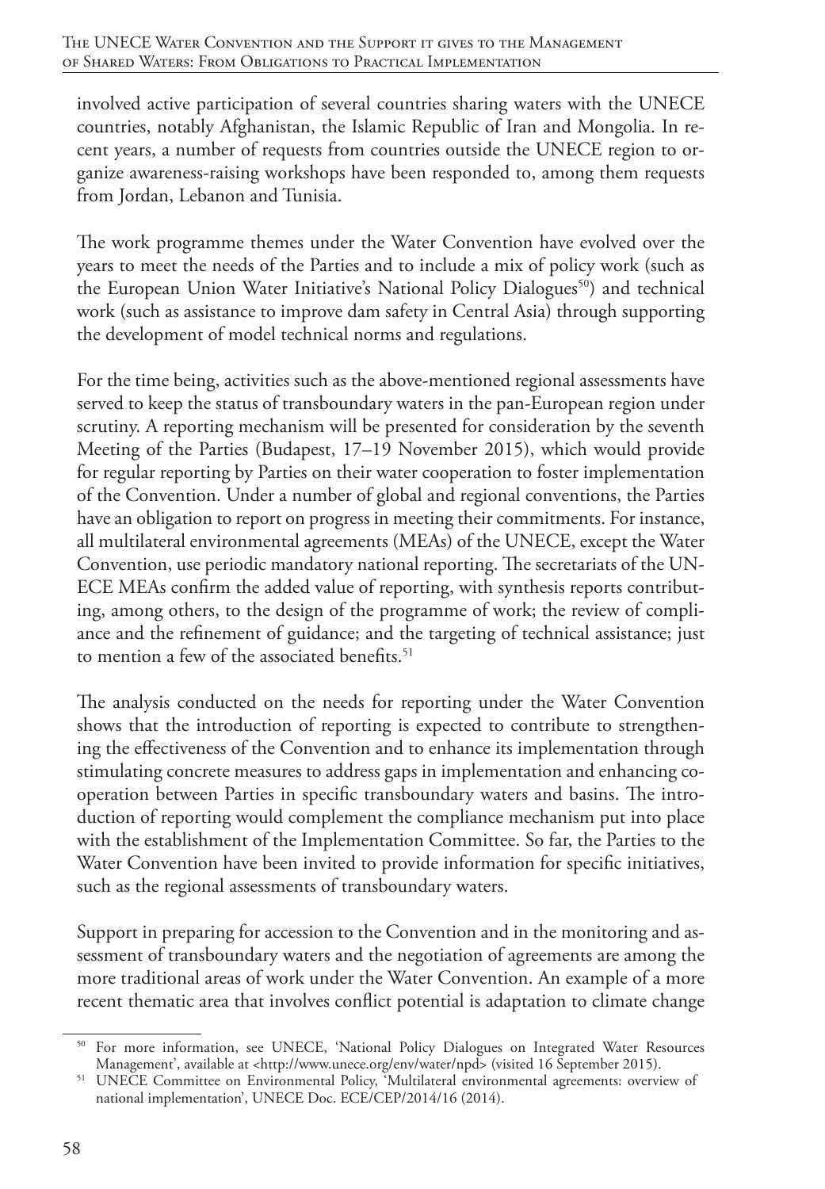involved active participation of several countries sharing waters with the UNECE countries, notably Afghanistan, the Islamic Republic of Iran and Mongolia. In recent years, a number of requests from countries outside the UNECE region to organize awareness-raising workshops have been responded to, among them requests from Jordan, Lebanon and Tunisia.

The work programme themes under the Water Convention have evolved over the years to meet the needs of the Parties and to include a mix of policy work (such as the European Union Water Initiative's National Policy Dialogues[50]) and technical work (such as assistance to improve dam safety in Central Asia) through supporting the development of model technical norms and regulations.

For the time being, activities such as the above-mentioned regional assessments have served to keep the status of transboundary waters in the pan-European region under scrutiny. A reporting mechanism will be presented for consideration by the seventh Meeting of the Parties (Budapest, 17–19 November 2015), which would provide for regular reporting by Parties on their water cooperation to foster implementation of the Convention. Under a number of global and regional conventions, the Parties have an obligation to report on progress in meeting their commitments. For instance, all multilateral environmental agreements (MEAs) of the UNECE, except the Water Convention, use periodic mandatory national reporting. The secretariats of the UNECE MEAs confirm the added value of reporting, with synthesis reports contributing, among others, to the design of the programme of work; the review of compliance and the refinement of guidance; and the targeting of technical assistance; just to mention a few of the associated benefits.[51]

The analysis conducted on the needs for reporting under the Water Convention shows that the introduction of reporting is expected to contribute to strengthening the effectiveness of the Convention and to enhance its implementation through stimulating concrete measures to address gaps in implementation and enhancing cooperation between Parties in specific transboundary waters and basins. The introduction of reporting would complement the compliance mechanism put into place with the establishment of the Implementation Committee. So far, the Parties to the Water Convention have been invited to provide information for specific initiatives, such as the regional assessments of transboundary waters.

Support in preparing for accession to the Convention and in the monitoring and assessment of transboundary waters and the negotiation of agreements are among the more traditional areas of work under the Water Convention. An example of a more recent thematic area that involves conflict potential is adaptation to climate change

---

[50] For more information, see UNECE, 'National Policy Dialogues on Integrated Water Resources Management', available at <http://www.unece.org/env/water/npd> (visited 16 September 2015).

[51] UNECE Committee on Environmental Policy, 'Multilateral environmental agreements: overview of national implementation', UNECE Doc. ECE/CEP/2014/16 (2014).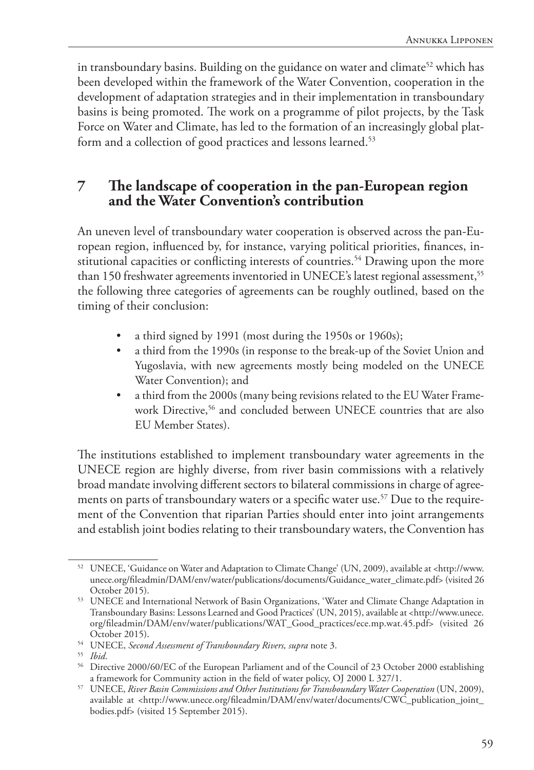in transboundary basins. Building on the guidance on water and climate[52] which has been developed within the framework of the Water Convention, cooperation in the development of adaptation strategies and in their implementation in transboundary basins is being promoted. The work on a programme of pilot projects, by the Task Force on Water and Climate, has led to the formation of an increasingly global platform and a collection of good practices and lessons learned.[53]

## 7 The landscape of cooperation in the pan-European region and the Water Convention's contribution

An uneven level of transboundary water cooperation is observed across the pan-European region, influenced by, for instance, varying political priorities, finances, institutional capacities or conflicting interests of countries.[54] Drawing upon the more than 150 freshwater agreements inventoried in UNECE's latest regional assessment,[55] the following three categories of agreements can be roughly outlined, based on the timing of their conclusion:

- a third signed by 1991 (most during the 1950s or 1960s);
- a third from the 1990s (in response to the break-up of the Soviet Union and Yugoslavia, with new agreements mostly being modeled on the UNECE Water Convention); and
- a third from the 2000s (many being revisions related to the EU Water Framework Directive,[56] and concluded between UNECE countries that are also EU Member States).

The institutions established to implement transboundary water agreements in the UNECE region are highly diverse, from river basin commissions with a relatively broad mandate involving different sectors to bilateral commissions in charge of agreements on parts of transboundary waters or a specific water use.[57] Due to the requirement of the Convention that riparian Parties should enter into joint arrangements and establish joint bodies relating to their transboundary waters, the Convention has

---

[52] UNECE, 'Guidance on Water and Adaptation to Climate Change' (UN, 2009), available at <http://www.unece.org/fileadmin/DAM/env/water/publications/documents/Guidance_water_climate.pdf> (visited 26 October 2015).

[53] UNECE and International Network of Basin Organizations, 'Water and Climate Change Adaptation in Transboundary Basins: Lessons Learned and Good Practices' (UN, 2015), available at <http://www.unece.org/fileadmin/DAM/env/water/publications/WAT_Good_practices/ece.mp.wat.45.pdf> (visited 26 October 2015).

[54] UNECE, *Second Assessment of Transboundary Rivers, supra* note 3.

[55] *Ibid*.

[56] Directive 2000/60/EC of the European Parliament and of the Council of 23 October 2000 establishing a framework for Community action in the field of water policy, OJ 2000 L 327/1.

[57] UNECE, *River Basin Commissions and Other Institutions for Transboundary Water Cooperation* (UN, 2009), available at <http://www.unece.org/fileadmin/DAM/env/water/documents/CWC_publication_joint_bodies.pdf> (visited 15 September 2015).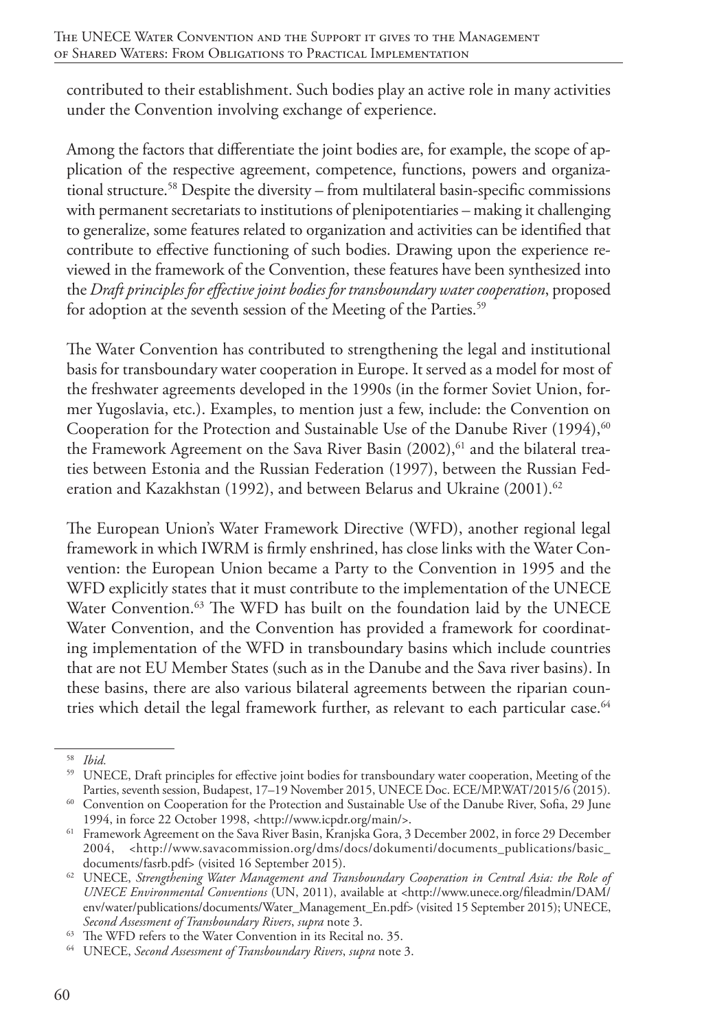contributed to their establishment. Such bodies play an active role in many activities under the Convention involving exchange of experience.

Among the factors that differentiate the joint bodies are, for example, the scope of application of the respective agreement, competence, functions, powers and organizational structure.[58] Despite the diversity – from multilateral basin-specific commissions with permanent secretariats to institutions of plenipotentiaries – making it challenging to generalize, some features related to organization and activities can be identified that contribute to effective functioning of such bodies. Drawing upon the experience reviewed in the framework of the Convention, these features have been synthesized into the *Draft principles for effective joint bodies for transboundary water cooperation*, proposed for adoption at the seventh session of the Meeting of the Parties.[59]

The Water Convention has contributed to strengthening the legal and institutional basis for transboundary water cooperation in Europe. It served as a model for most of the freshwater agreements developed in the 1990s (in the former Soviet Union, former Yugoslavia, etc.). Examples, to mention just a few, include: the Convention on Cooperation for the Protection and Sustainable Use of the Danube River (1994),[60] the Framework Agreement on the Sava River Basin (2002),[61] and the bilateral treaties between Estonia and the Russian Federation (1997), between the Russian Federation and Kazakhstan (1992), and between Belarus and Ukraine (2001).[62]

The European Union's Water Framework Directive (WFD), another regional legal framework in which IWRM is firmly enshrined, has close links with the Water Convention: the European Union became a Party to the Convention in 1995 and the WFD explicitly states that it must contribute to the implementation of the UNECE Water Convention.[63] The WFD has built on the foundation laid by the UNECE Water Convention, and the Convention has provided a framework for coordinating implementation of the WFD in transboundary basins which include countries that are not EU Member States (such as in the Danube and the Sava river basins). In these basins, there are also various bilateral agreements between the riparian countries which detail the legal framework further, as relevant to each particular case.[64]

---

[58] *Ibid.*

[59] UNECE, Draft principles for effective joint bodies for transboundary water cooperation, Meeting of the Parties, seventh session, Budapest, 17–19 November 2015, UNECE Doc. ECE/MP.WAT/2015/6 (2015).

[60] Convention on Cooperation for the Protection and Sustainable Use of the Danube River, Sofia, 29 June 1994, in force 22 October 1998, <http://www.icpdr.org/main/>.

[61] Framework Agreement on the Sava River Basin, Kranjska Gora, 3 December 2002, in force 29 December 2004, <http://www.savacommission.org/dms/docs/dokumenti/documents_publications/basic_documents/fasrb.pdf> (visited 16 September 2015).

[62] UNECE, *Strengthening Water Management and Transboundary Cooperation in Central Asia: the Role of UNECE Environmental Conventions* (UN, 2011), available at <http://www.unece.org/fileadmin/DAM/env/water/publications/documents/Water_Management_En.pdf> (visited 15 September 2015); UNECE, *Second Assessment of Transboundary Rivers*, *supra* note 3.

[63] The WFD refers to the Water Convention in its Recital no. 35.

[64] UNECE, *Second Assessment of Transboundary Rivers*, *supra* note 3.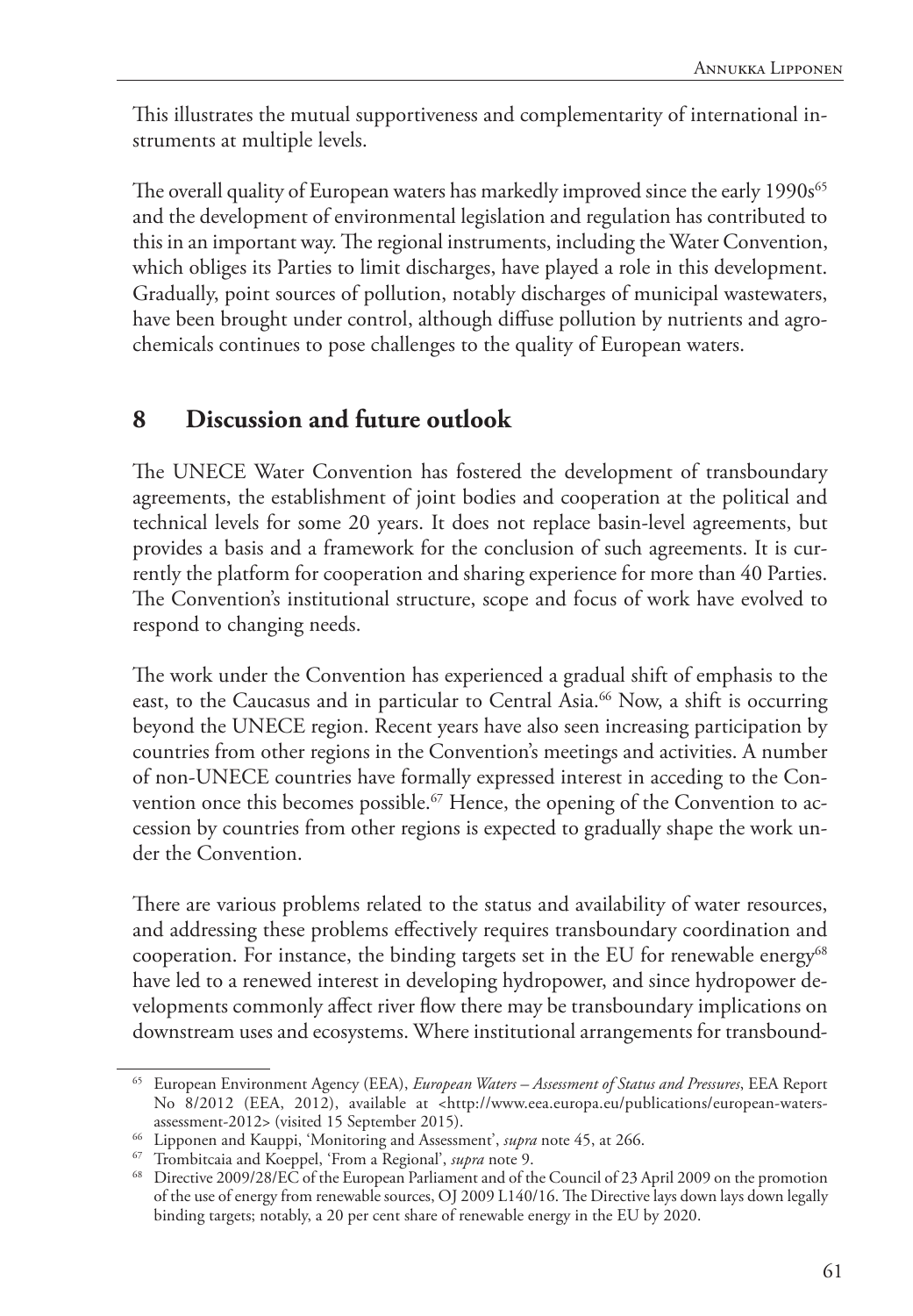This illustrates the mutual supportiveness and complementarity of international instruments at multiple levels.

The overall quality of European waters has markedly improved since the early 1990s[65] and the development of environmental legislation and regulation has contributed to this in an important way. The regional instruments, including the Water Convention, which obliges its Parties to limit discharges, have played a role in this development. Gradually, point sources of pollution, notably discharges of municipal wastewaters, have been brought under control, although diffuse pollution by nutrients and agrochemicals continues to pose challenges to the quality of European waters.

## 8 Discussion and future outlook

The UNECE Water Convention has fostered the development of transboundary agreements, the establishment of joint bodies and cooperation at the political and technical levels for some 20 years. It does not replace basin-level agreements, but provides a basis and a framework for the conclusion of such agreements. It is currently the platform for cooperation and sharing experience for more than 40 Parties. The Convention's institutional structure, scope and focus of work have evolved to respond to changing needs.

The work under the Convention has experienced a gradual shift of emphasis to the east, to the Caucasus and in particular to Central Asia.[66] Now, a shift is occurring beyond the UNECE region. Recent years have also seen increasing participation by countries from other regions in the Convention's meetings and activities. A number of non-UNECE countries have formally expressed interest in acceding to the Convention once this becomes possible.[67] Hence, the opening of the Convention to accession by countries from other regions is expected to gradually shape the work under the Convention.

There are various problems related to the status and availability of water resources, and addressing these problems effectively requires transboundary coordination and cooperation. For instance, the binding targets set in the EU for renewable energy[68] have led to a renewed interest in developing hydropower, and since hydropower developments commonly affect river flow there may be transboundary implications on downstream uses and ecosystems. Where institutional arrangements for transbound-

---

[65] European Environment Agency (EEA), *European Waters – Assessment of Status and Pressures*, EEA Report No 8/2012 (EEA, 2012), available at <http://www.eea.europa.eu/publications/european-waters-assessment-2012> (visited 15 September 2015).

[66] Lipponen and Kauppi, 'Monitoring and Assessment', *supra* note 45, at 266.

[67] Trombitcaia and Koeppel, 'From a Regional', *supra* note 9.

[68] Directive 2009/28/EC of the European Parliament and of the Council of 23 April 2009 on the promotion of the use of energy from renewable sources, OJ 2009 L140/16. The Directive lays down lays down legally binding targets; notably, a 20 per cent share of renewable energy in the EU by 2020.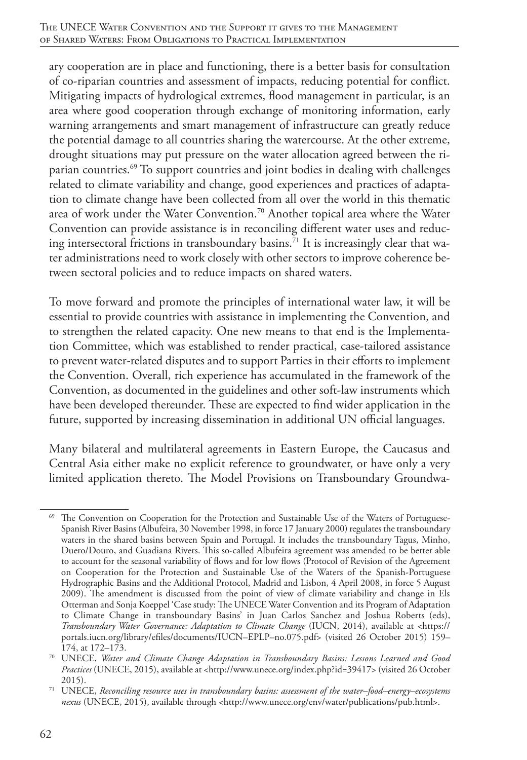ary cooperation are in place and functioning, there is a better basis for consultation of co-riparian countries and assessment of impacts, reducing potential for conflict. Mitigating impacts of hydrological extremes, flood management in particular, is an area where good cooperation through exchange of monitoring information, early warning arrangements and smart management of infrastructure can greatly reduce the potential damage to all countries sharing the watercourse. At the other extreme, drought situations may put pressure on the water allocation agreed between the riparian countries.[69] To support countries and joint bodies in dealing with challenges related to climate variability and change, good experiences and practices of adaptation to climate change have been collected from all over the world in this thematic area of work under the Water Convention.[70] Another topical area where the Water Convention can provide assistance is in reconciling different water uses and reducing intersectoral frictions in transboundary basins.[71] It is increasingly clear that water administrations need to work closely with other sectors to improve coherence between sectoral policies and to reduce impacts on shared waters.

To move forward and promote the principles of international water law, it will be essential to provide countries with assistance in implementing the Convention, and to strengthen the related capacity. One new means to that end is the Implementation Committee, which was established to render practical, case-tailored assistance to prevent water-related disputes and to support Parties in their efforts to implement the Convention. Overall, rich experience has accumulated in the framework of the Convention, as documented in the guidelines and other soft-law instruments which have been developed thereunder. These are expected to find wider application in the future, supported by increasing dissemination in additional UN official languages.

Many bilateral and multilateral agreements in Eastern Europe, the Caucasus and Central Asia either make no explicit reference to groundwater, or have only a very limited application thereto. The Model Provisions on Transboundary Groundwa-

---

[69] The Convention on Cooperation for the Protection and Sustainable Use of the Waters of Portuguese-Spanish River Basins (Albufeira, 30 November 1998, in force 17 January 2000) regulates the transboundary waters in the shared basins between Spain and Portugal. It includes the transboundary Tagus, Minho, Duero/Douro, and Guadiana Rivers. This so-called Albufeira agreement was amended to be better able to account for the seasonal variability of flows and for low flows (Protocol of Revision of the Agreement on Cooperation for the Protection and Sustainable Use of the Waters of the Spanish-Portuguese Hydrographic Basins and the Additional Protocol, Madrid and Lisbon, 4 April 2008, in force 5 August 2009). The amendment is discussed from the point of view of climate variability and change in Els Otterman and Sonja Koeppel 'Case study: The UNECE Water Convention and its Program of Adaptation to Climate Change in transboundary Basins' in Juan Carlos Sanchez and Joshua Roberts (eds), *Transboundary Water Governance: Adaptation to Climate Change* (IUCN, 2014), available at <https://portals.iucn.org/library/efiles/documents/IUCN–EPLP–no.075.pdf> (visited 26 October 2015) 159–174, at 172–173.

[70] UNECE, *Water and Climate Change Adaptation in Transboundary Basins: Lessons Learned and Good Practices* (UNECE, 2015), available at <http://www.unece.org/index.php?id=39417> (visited 26 October 2015).

[71] UNECE, *Reconciling resource uses in transboundary basins: assessment of the water–food–energy–ecosystems nexus* (UNECE, 2015), available through <http://www.unece.org/env/water/publications/pub.html>.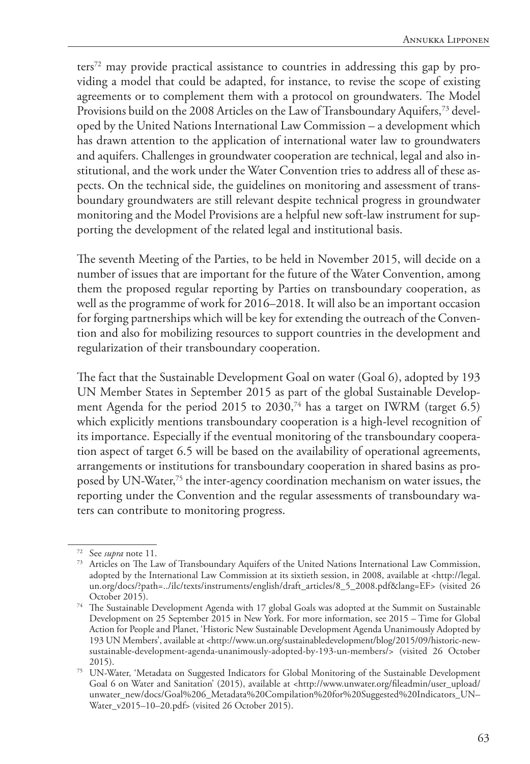ters[72] may provide practical assistance to countries in addressing this gap by providing a model that could be adapted, for instance, to revise the scope of existing agreements or to complement them with a protocol on groundwaters. The Model Provisions build on the 2008 Articles on the Law of Transboundary Aquifers,[73] developed by the United Nations International Law Commission – a development which has drawn attention to the application of international water law to groundwaters and aquifers. Challenges in groundwater cooperation are technical, legal and also institutional, and the work under the Water Convention tries to address all of these aspects. On the technical side, the guidelines on monitoring and assessment of transboundary groundwaters are still relevant despite technical progress in groundwater monitoring and the Model Provisions are a helpful new soft-law instrument for supporting the development of the related legal and institutional basis.

The seventh Meeting of the Parties, to be held in November 2015, will decide on a number of issues that are important for the future of the Water Convention, among them the proposed regular reporting by Parties on transboundary cooperation, as well as the programme of work for 2016–2018. It will also be an important occasion for forging partnerships which will be key for extending the outreach of the Convention and also for mobilizing resources to support countries in the development and regularization of their transboundary cooperation.

The fact that the Sustainable Development Goal on water (Goal 6), adopted by 193 UN Member States in September 2015 as part of the global Sustainable Development Agenda for the period 2015 to 2030,[74] has a target on IWRM (target 6.5) which explicitly mentions transboundary cooperation is a high-level recognition of its importance. Especially if the eventual monitoring of the transboundary cooperation aspect of target 6.5 will be based on the availability of operational agreements, arrangements or institutions for transboundary cooperation in shared basins as proposed by UN-Water,[75] the inter-agency coordination mechanism on water issues, the reporting under the Convention and the regular assessments of transboundary waters can contribute to monitoring progress.

---

[72] See *supra* note 11.

[73] Articles on The Law of Transboundary Aquifers of the United Nations International Law Commission, adopted by the International Law Commission at its sixtieth session, in 2008, available at <http://legal.un.org/docs/?path=../ilc/texts/instruments/english/draft_articles/8_5_2008.pdf&lang=EF> (visited 26 October 2015).

[74] The Sustainable Development Agenda with 17 global Goals was adopted at the Summit on Sustainable Development on 25 September 2015 in New York. For more information, see 2015 – Time for Global Action for People and Planet, 'Historic New Sustainable Development Agenda Unanimously Adopted by 193 UN Members', available at <http://www.un.org/sustainabledevelopment/blog/2015/09/historic-new-sustainable-development-agenda-unanimously-adopted-by-193-un-members/> (visited 26 October 2015).

[75] UN-Water, 'Metadata on Suggested Indicators for Global Monitoring of the Sustainable Development Goal 6 on Water and Sanitation' (2015), available at <http://www.unwater.org/fileadmin/user_upload/unwater_new/docs/Goal%206_Metadata%20Compilation%20for%20Suggested%20Indicators_UN–Water_v2015–10–20.pdf> (visited 26 October 2015).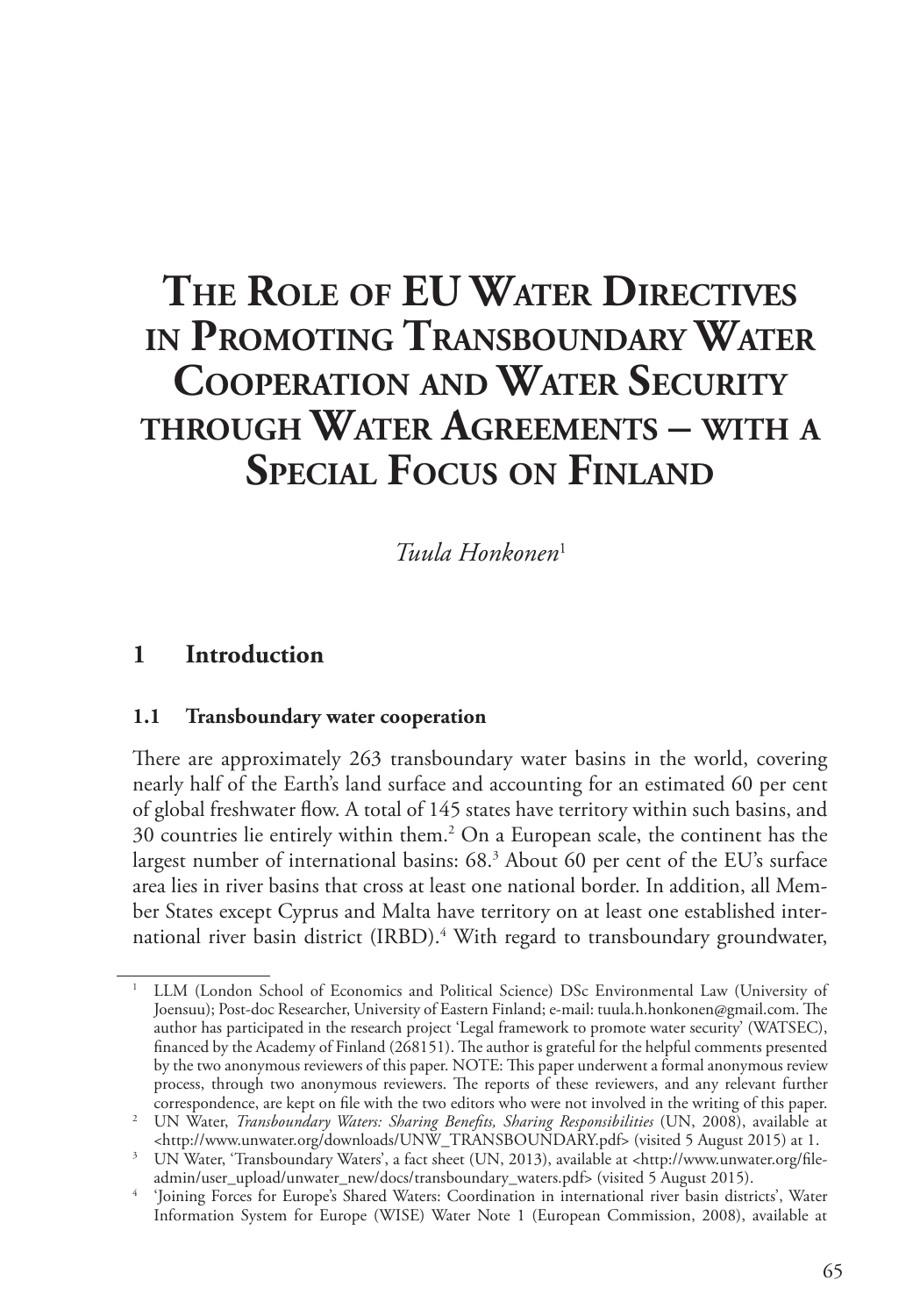# The Role of EU Water Directives in Promoting Transboundary Water Cooperation and Water Security through Water Agreements – with a Special Focus on Finland

*Tuula Honkonen*[1]

## 1 Introduction

### 1.1 Transboundary water cooperation

There are approximately 263 transboundary water basins in the world, covering nearly half of the Earth's land surface and accounting for an estimated 60 per cent of global freshwater flow. A total of 145 states have territory within such basins, and 30 countries lie entirely within them.[2] On a European scale, the continent has the largest number of international basins: 68.[3] About 60 per cent of the EU's surface area lies in river basins that cross at least one national border. In addition, all Member States except Cyprus and Malta have territory on at least one established international river basin district (IRBD).[4] With regard to transboundary groundwater,

---

[1] LLM (London School of Economics and Political Science) DSc Environmental Law (University of Joensuu); Post-doc Researcher, University of Eastern Finland; e-mail: tuula.h.honkonen@gmail.com. The author has participated in the research project 'Legal framework to promote water security' (WATSEC), financed by the Academy of Finland (268151). The author is grateful for the helpful comments presented by the two anonymous reviewers of this paper. NOTE: This paper underwent a formal anonymous review process, through two anonymous reviewers. The reports of these reviewers, and any relevant further correspondence, are kept on file with the two editors who were not involved in the writing of this paper.

[2] UN Water, *Transboundary Waters: Sharing Benefits, Sharing Responsibilities* (UN, 2008), available at <http://www.unwater.org/downloads/UNW_TRANSBOUNDARY.pdf> (visited 5 August 2015) at 1.

[3] UN Water, 'Transboundary Waters', a fact sheet (UN, 2013), available at <http://www.unwater.org/fileadmin/user_upload/unwater_new/docs/transboundary_waters.pdf> (visited 5 August 2015).

[4] 'Joining Forces for Europe's Shared Waters: Coordination in international river basin districts', Water Information System for Europe (WISE) Water Note 1 (European Commission, 2008), available at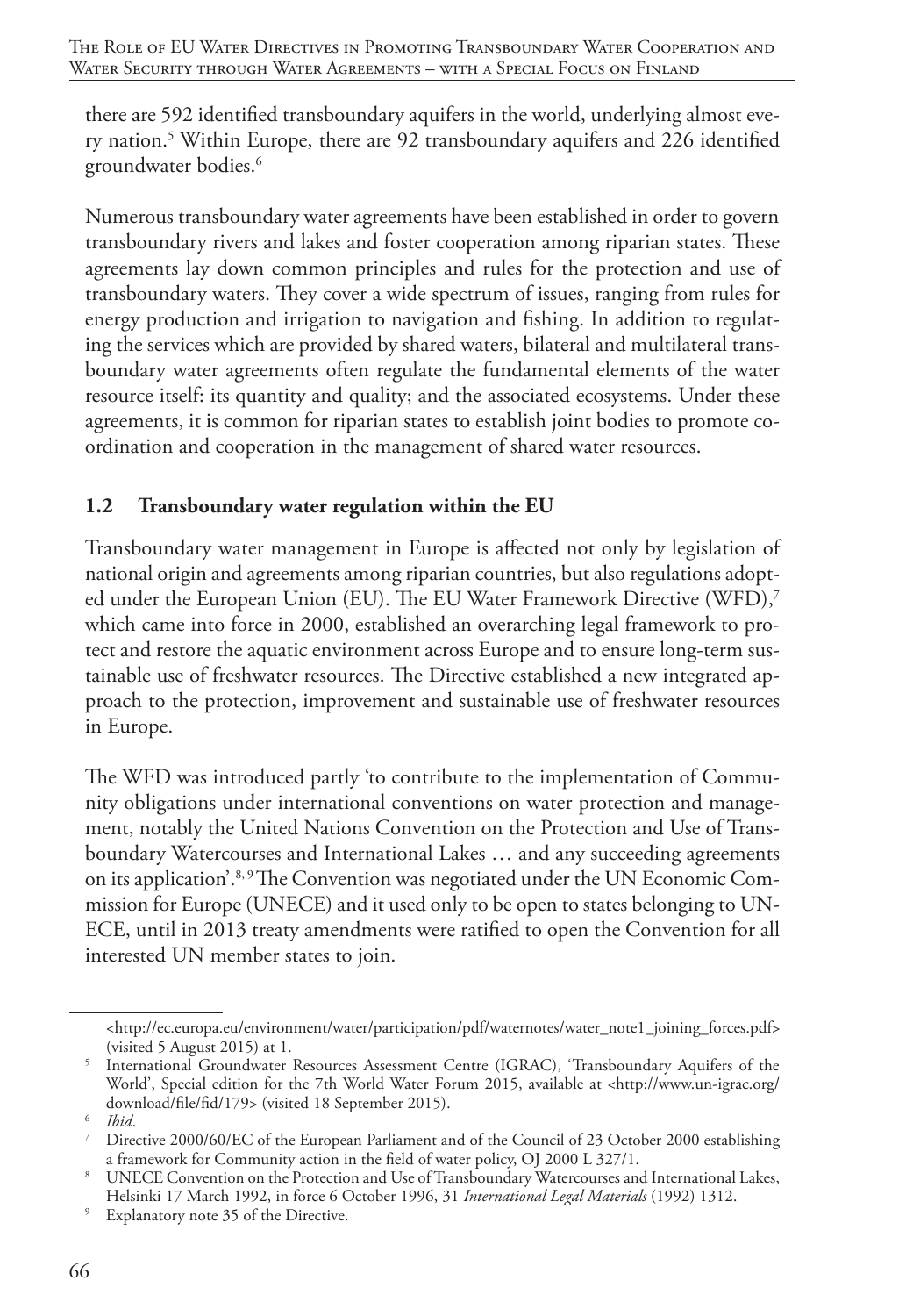there are 592 identified transboundary aquifers in the world, underlying almost every nation.[5] Within Europe, there are 92 transboundary aquifers and 226 identified groundwater bodies.[6]

Numerous transboundary water agreements have been established in order to govern transboundary rivers and lakes and foster cooperation among riparian states. These agreements lay down common principles and rules for the protection and use of transboundary waters. They cover a wide spectrum of issues, ranging from rules for energy production and irrigation to navigation and fishing. In addition to regulating the services which are provided by shared waters, bilateral and multilateral transboundary water agreements often regulate the fundamental elements of the water resource itself: its quantity and quality; and the associated ecosystems. Under these agreements, it is common for riparian states to establish joint bodies to promote coordination and cooperation in the management of shared water resources.

### 1.2 Transboundary water regulation within the EU

Transboundary water management in Europe is affected not only by legislation of national origin and agreements among riparian countries, but also regulations adopted under the European Union (EU). The EU Water Framework Directive (WFD),[7] which came into force in 2000, established an overarching legal framework to protect and restore the aquatic environment across Europe and to ensure long-term sustainable use of freshwater resources. The Directive established a new integrated approach to the protection, improvement and sustainable use of freshwater resources in Europe.

The WFD was introduced partly 'to contribute to the implementation of Community obligations under international conventions on water protection and management, notably the United Nations Convention on the Protection and Use of Transboundary Watercourses and International Lakes … and any succeeding agreements on its application'.[8, 9] The Convention was negotiated under the UN Economic Commission for Europe (UNECE) and it used only to be open to states belonging to UNECE, until in 2013 treaty amendments were ratified to open the Convention for all interested UN member states to join.

---

<http://ec.europa.eu/environment/water/participation/pdf/waternotes/water_note1_joining_forces.pdf> (visited 5 August 2015) at 1.

[5] International Groundwater Resources Assessment Centre (IGRAC), 'Transboundary Aquifers of the World', Special edition for the 7th World Water Forum 2015, available at <http://www.un-igrac.org/download/file/fid/179> (visited 18 September 2015).

[6] *Ibid*.

[7] Directive 2000/60/EC of the European Parliament and of the Council of 23 October 2000 establishing a framework for Community action in the field of water policy, OJ 2000 L 327/1.

[8] UNECE Convention on the Protection and Use of Transboundary Watercourses and International Lakes, Helsinki 17 March 1992, in force 6 October 1996, 31 *International Legal Materials* (1992) 1312.

[9] Explanatory note 35 of the Directive.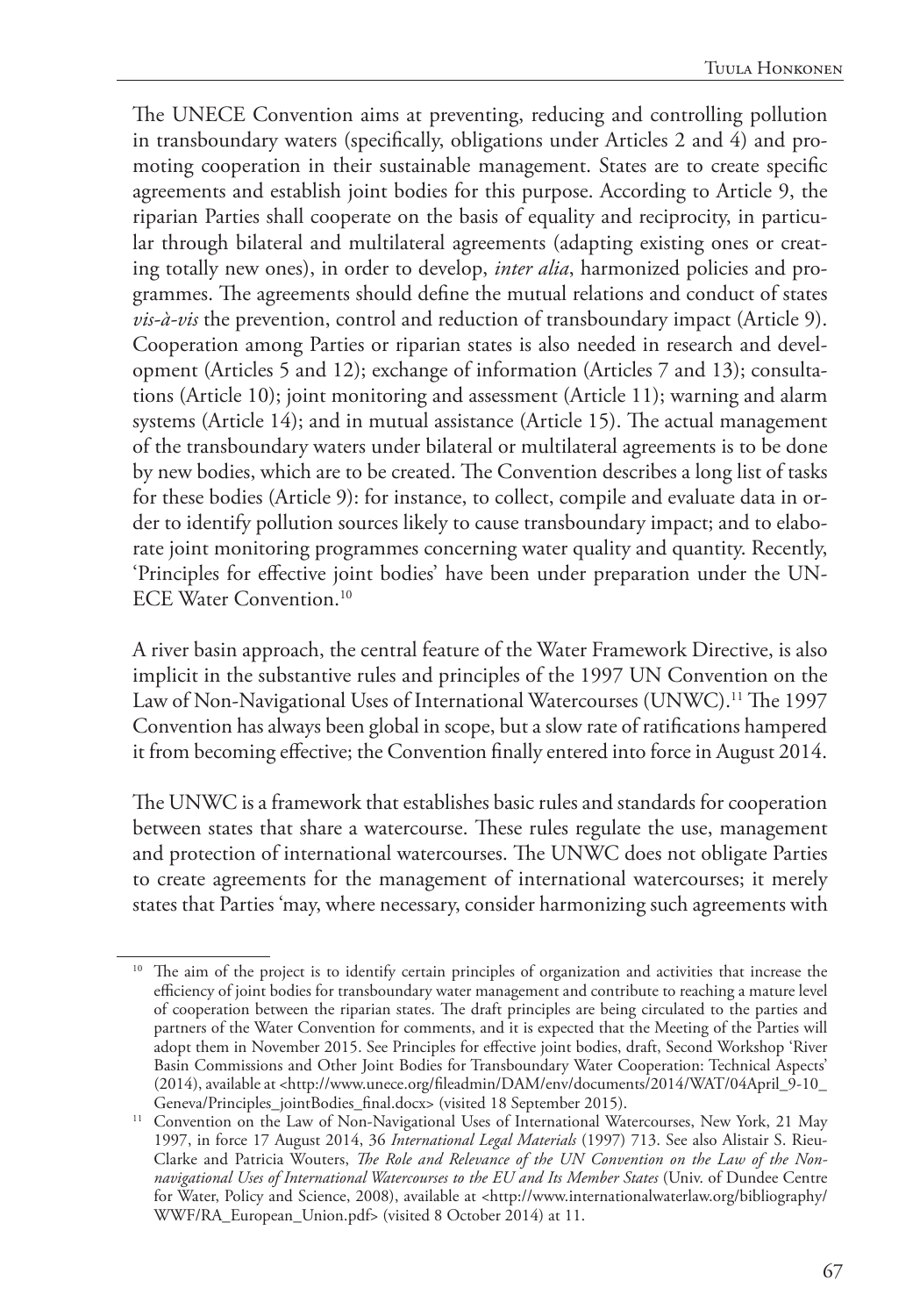The UNECE Convention aims at preventing, reducing and controlling pollution in transboundary waters (specifically, obligations under Articles 2 and 4) and promoting cooperation in their sustainable management. States are to create specific agreements and establish joint bodies for this purpose. According to Article 9, the riparian Parties shall cooperate on the basis of equality and reciprocity, in particular through bilateral and multilateral agreements (adapting existing ones or creating totally new ones), in order to develop, *inter alia*, harmonized policies and programmes. The agreements should define the mutual relations and conduct of states *vis-à-vis* the prevention, control and reduction of transboundary impact (Article 9). Cooperation among Parties or riparian states is also needed in research and development (Articles 5 and 12); exchange of information (Articles 7 and 13); consultations (Article 10); joint monitoring and assessment (Article 11); warning and alarm systems (Article 14); and in mutual assistance (Article 15). The actual management of the transboundary waters under bilateral or multilateral agreements is to be done by new bodies, which are to be created. The Convention describes a long list of tasks for these bodies (Article 9): for instance, to collect, compile and evaluate data in order to identify pollution sources likely to cause transboundary impact; and to elaborate joint monitoring programmes concerning water quality and quantity. Recently, 'Principles for effective joint bodies' have been under preparation under the UNECE Water Convention.[10]

A river basin approach, the central feature of the Water Framework Directive, is also implicit in the substantive rules and principles of the 1997 UN Convention on the Law of Non-Navigational Uses of International Watercourses (UNWC).[11] The 1997 Convention has always been global in scope, but a slow rate of ratifications hampered it from becoming effective; the Convention finally entered into force in August 2014.

The UNWC is a framework that establishes basic rules and standards for cooperation between states that share a watercourse. These rules regulate the use, management and protection of international watercourses. The UNWC does not obligate Parties to create agreements for the management of international watercourses; it merely states that Parties 'may, where necessary, consider harmonizing such agreements with

---

[10] The aim of the project is to identify certain principles of organization and activities that increase the efficiency of joint bodies for transboundary water management and contribute to reaching a mature level of cooperation between the riparian states. The draft principles are being circulated to the parties and partners of the Water Convention for comments, and it is expected that the Meeting of the Parties will adopt them in November 2015. See Principles for effective joint bodies, draft, Second Workshop 'River Basin Commissions and Other Joint Bodies for Transboundary Water Cooperation: Technical Aspects' (2014), available at <http://www.unece.org/fileadmin/DAM/env/documents/2014/WAT/04April_9-10_Geneva/Principles_jointBodies_final.docx> (visited 18 September 2015).

[11] Convention on the Law of Non-Navigational Uses of International Watercourses, New York, 21 May 1997, in force 17 August 2014, 36 *International Legal Materials* (1997) 713. See also Alistair S. Rieu-Clarke and Patricia Wouters, *The Role and Relevance of the UN Convention on the Law of the Non-navigational Uses of International Watercourses to the EU and Its Member States* (Univ. of Dundee Centre for Water, Policy and Science, 2008), available at <http://www.internationalwaterlaw.org/bibliography/WWF/RA_European_Union.pdf> (visited 8 October 2014) at 11.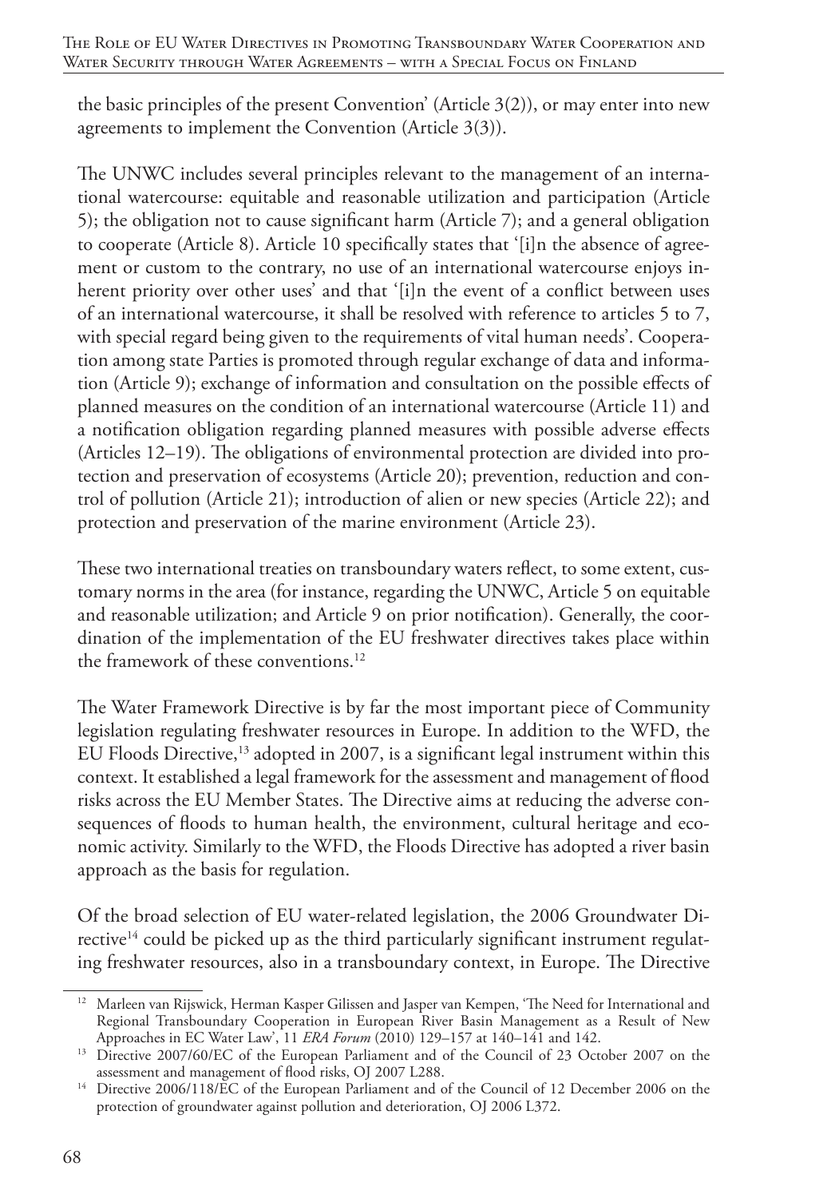the basic principles of the present Convention' (Article 3(2)), or may enter into new agreements to implement the Convention (Article 3(3)).

The UNWC includes several principles relevant to the management of an international watercourse: equitable and reasonable utilization and participation (Article 5); the obligation not to cause significant harm (Article 7); and a general obligation to cooperate (Article 8). Article 10 specifically states that '[i]n the absence of agreement or custom to the contrary, no use of an international watercourse enjoys inherent priority over other uses' and that '[i]n the event of a conflict between uses of an international watercourse, it shall be resolved with reference to articles 5 to 7, with special regard being given to the requirements of vital human needs'. Cooperation among state Parties is promoted through regular exchange of data and information (Article 9); exchange of information and consultation on the possible effects of planned measures on the condition of an international watercourse (Article 11) and a notification obligation regarding planned measures with possible adverse effects (Articles 12–19). The obligations of environmental protection are divided into protection and preservation of ecosystems (Article 20); prevention, reduction and control of pollution (Article 21); introduction of alien or new species (Article 22); and protection and preservation of the marine environment (Article 23).

These two international treaties on transboundary waters reflect, to some extent, customary norms in the area (for instance, regarding the UNWC, Article 5 on equitable and reasonable utilization; and Article 9 on prior notification). Generally, the coordination of the implementation of the EU freshwater directives takes place within the framework of these conventions.[12]

The Water Framework Directive is by far the most important piece of Community legislation regulating freshwater resources in Europe. In addition to the WFD, the EU Floods Directive,[13] adopted in 2007, is a significant legal instrument within this context. It established a legal framework for the assessment and management of flood risks across the EU Member States. The Directive aims at reducing the adverse consequences of floods to human health, the environment, cultural heritage and economic activity. Similarly to the WFD, the Floods Directive has adopted a river basin approach as the basis for regulation.

Of the broad selection of EU water-related legislation, the 2006 Groundwater Directive[14] could be picked up as the third particularly significant instrument regulating freshwater resources, also in a transboundary context, in Europe. The Directive

[12] Marleen van Rijswick, Herman Kasper Gilissen and Jasper van Kempen, 'The Need for International and Regional Transboundary Cooperation in European River Basin Management as a Result of New Approaches in EC Water Law', 11 *ERA Forum* (2010) 129–157 at 140–141 and 142.

[13] Directive 2007/60/EC of the European Parliament and of the Council of 23 October 2007 on the assessment and management of flood risks, OJ 2007 L288.

[14] Directive 2006/118/EC of the European Parliament and of the Council of 12 December 2006 on the protection of groundwater against pollution and deterioration, OJ 2006 L372.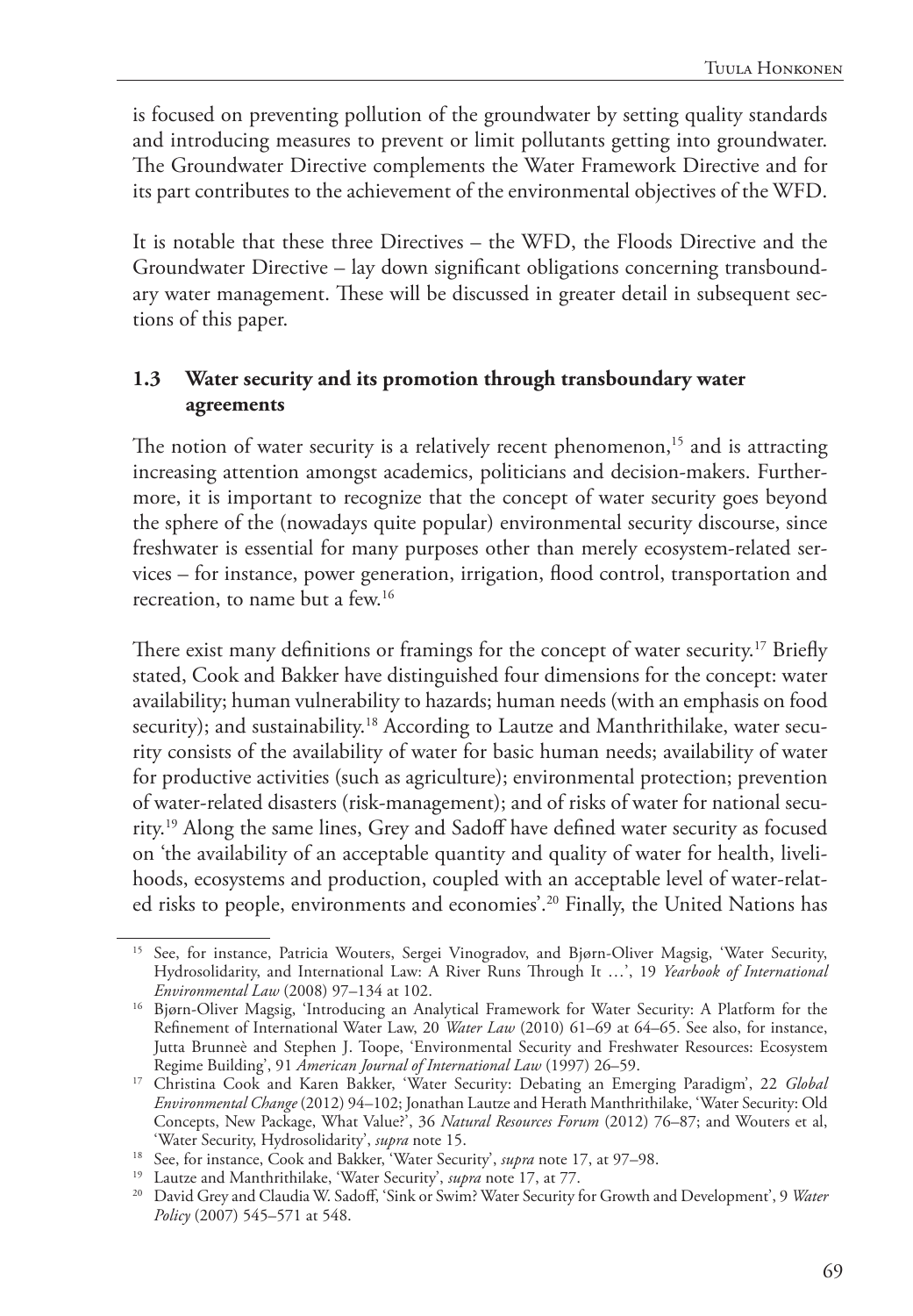is focused on preventing pollution of the groundwater by setting quality standards and introducing measures to prevent or limit pollutants getting into groundwater. The Groundwater Directive complements the Water Framework Directive and for its part contributes to the achievement of the environmental objectives of the WFD.

It is notable that these three Directives – the WFD, the Floods Directive and the Groundwater Directive – lay down significant obligations concerning transboundary water management. These will be discussed in greater detail in subsequent sections of this paper.

### 1.3 Water security and its promotion through transboundary water agreements

The notion of water security is a relatively recent phenomenon,[15] and is attracting increasing attention amongst academics, politicians and decision-makers. Furthermore, it is important to recognize that the concept of water security goes beyond the sphere of the (nowadays quite popular) environmental security discourse, since freshwater is essential for many purposes other than merely ecosystem-related services – for instance, power generation, irrigation, flood control, transportation and recreation, to name but a few.[16]

There exist many definitions or framings for the concept of water security.[17] Briefly stated, Cook and Bakker have distinguished four dimensions for the concept: water availability; human vulnerability to hazards; human needs (with an emphasis on food security); and sustainability.[18] According to Lautze and Manthrithilake, water security consists of the availability of water for basic human needs; availability of water for productive activities (such as agriculture); environmental protection; prevention of water-related disasters (risk-management); and of risks of water for national security.[19] Along the same lines, Grey and Sadoff have defined water security as focused on 'the availability of an acceptable quantity and quality of water for health, livelihoods, ecosystems and production, coupled with an acceptable level of water-related risks to people, environments and economies'.[20] Finally, the United Nations has

---

[15] See, for instance, Patricia Wouters, Sergei Vinogradov, and Bjørn-Oliver Magsig, 'Water Security, Hydrosolidarity, and International Law: A River Runs Through It …', 19 *Yearbook of International Environmental Law* (2008) 97–134 at 102.

[16] Bjørn-Oliver Magsig, 'Introducing an Analytical Framework for Water Security: A Platform for the Refinement of International Water Law, 20 *Water Law* (2010) 61–69 at 64–65. See also, for instance, Jutta Brunneè and Stephen J. Toope, 'Environmental Security and Freshwater Resources: Ecosystem Regime Building', 91 *American Journal of International Law* (1997) 26–59.

[17] Christina Cook and Karen Bakker, 'Water Security: Debating an Emerging Paradigm', 22 *Global Environmental Change* (2012) 94–102; Jonathan Lautze and Herath Manthrithilake, 'Water Security: Old Concepts, New Package, What Value?', 36 *Natural Resources Forum* (2012) 76–87; and Wouters et al, 'Water Security, Hydrosolidarity', *supra* note 15.

[18] See, for instance, Cook and Bakker, 'Water Security', *supra* note 17, at 97–98.

[19] Lautze and Manthrithilake, 'Water Security', *supra* note 17, at 77.

[20] David Grey and Claudia W. Sadoff, 'Sink or Swim? Water Security for Growth and Development', 9 *Water Policy* (2007) 545–571 at 548.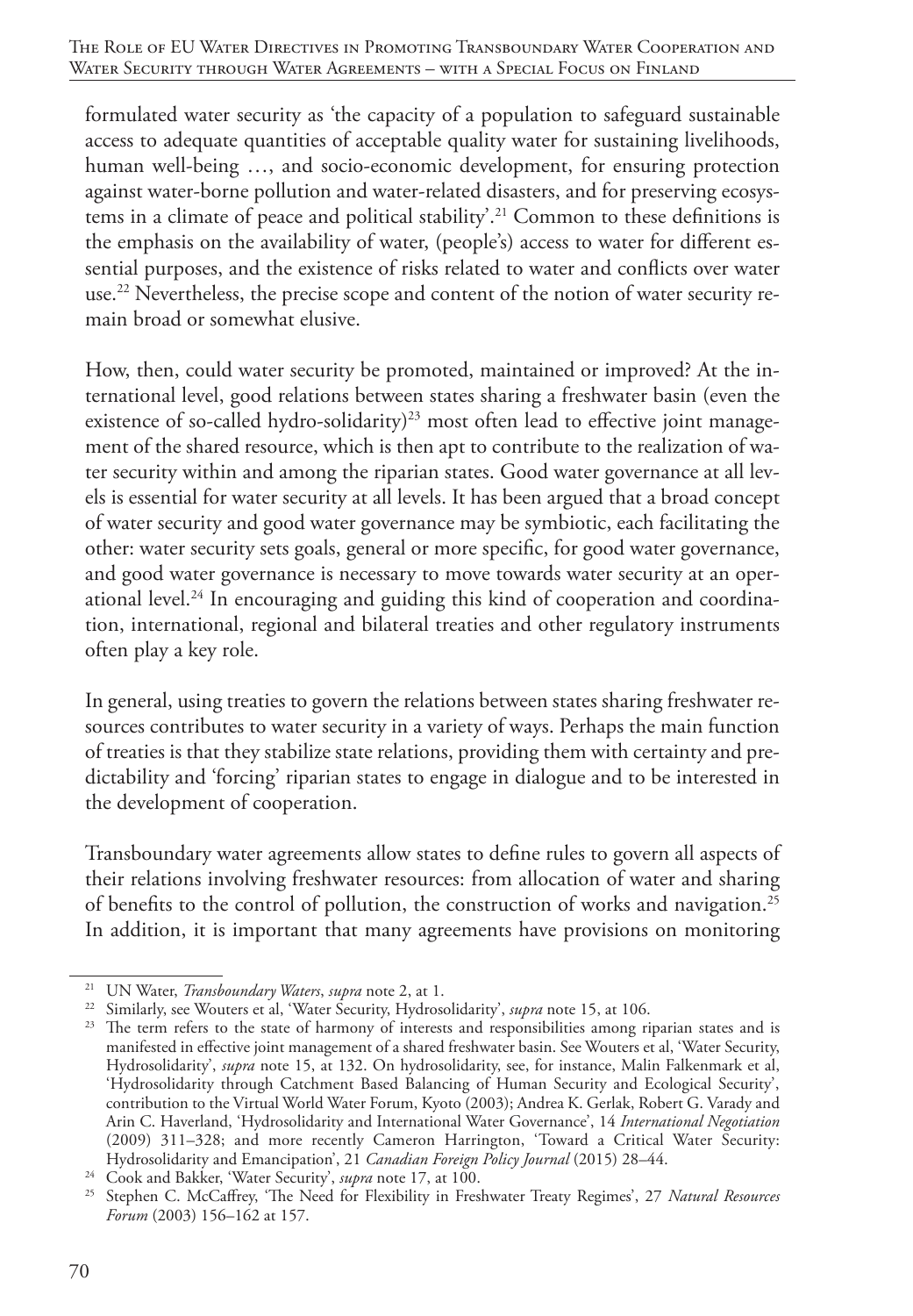formulated water security as 'the capacity of a population to safeguard sustainable access to adequate quantities of acceptable quality water for sustaining livelihoods, human well-being …, and socio-economic development, for ensuring protection against water-borne pollution and water-related disasters, and for preserving ecosystems in a climate of peace and political stability'.[21] Common to these definitions is the emphasis on the availability of water, (people's) access to water for different essential purposes, and the existence of risks related to water and conflicts over water use.[22] Nevertheless, the precise scope and content of the notion of water security remain broad or somewhat elusive.

How, then, could water security be promoted, maintained or improved? At the international level, good relations between states sharing a freshwater basin (even the existence of so-called hydro-solidarity)[23] most often lead to effective joint management of the shared resource, which is then apt to contribute to the realization of water security within and among the riparian states. Good water governance at all levels is essential for water security at all levels. It has been argued that a broad concept of water security and good water governance may be symbiotic, each facilitating the other: water security sets goals, general or more specific, for good water governance, and good water governance is necessary to move towards water security at an operational level.[24] In encouraging and guiding this kind of cooperation and coordination, international, regional and bilateral treaties and other regulatory instruments often play a key role.

In general, using treaties to govern the relations between states sharing freshwater resources contributes to water security in a variety of ways. Perhaps the main function of treaties is that they stabilize state relations, providing them with certainty and predictability and 'forcing' riparian states to engage in dialogue and to be interested in the development of cooperation.

Transboundary water agreements allow states to define rules to govern all aspects of their relations involving freshwater resources: from allocation of water and sharing of benefits to the control of pollution, the construction of works and navigation.[25] In addition, it is important that many agreements have provisions on monitoring

---

[21] UN Water, *Transboundary Waters*, *supra* note 2, at 1.

[22] Similarly, see Wouters et al, 'Water Security, Hydrosolidarity', *supra* note 15, at 106.

[23] The term refers to the state of harmony of interests and responsibilities among riparian states and is manifested in effective joint management of a shared freshwater basin. See Wouters et al, 'Water Security, Hydrosolidarity', *supra* note 15, at 132. On hydrosolidarity, see, for instance, Malin Falkenmark et al, 'Hydrosolidarity through Catchment Based Balancing of Human Security and Ecological Security', contribution to the Virtual World Water Forum, Kyoto (2003); Andrea K. Gerlak, Robert G. Varady and Arin C. Haverland, 'Hydrosolidarity and International Water Governance', 14 *International Negotiation* (2009) 311–328; and more recently Cameron Harrington, 'Toward a Critical Water Security: Hydrosolidarity and Emancipation', 21 *Canadian Foreign Policy Journal* (2015) 28–44.

[24] Cook and Bakker, 'Water Security', *supra* note 17, at 100.

[25] Stephen C. McCaffrey, 'The Need for Flexibility in Freshwater Treaty Regimes', 27 *Natural Resources Forum* (2003) 156–162 at 157.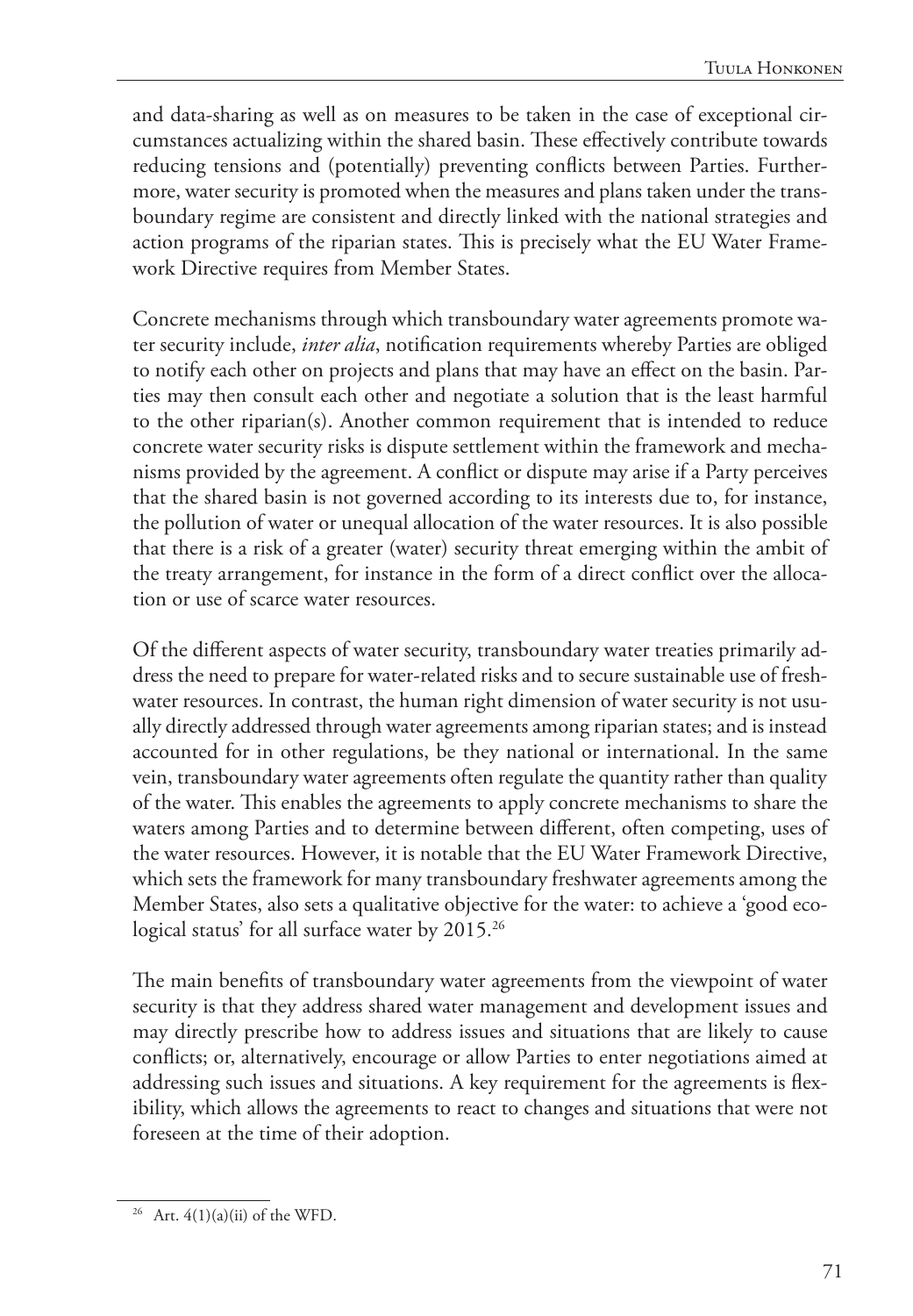and data-sharing as well as on measures to be taken in the case of exceptional circumstances actualizing within the shared basin. These effectively contribute towards reducing tensions and (potentially) preventing conflicts between Parties. Furthermore, water security is promoted when the measures and plans taken under the transboundary regime are consistent and directly linked with the national strategies and action programs of the riparian states. This is precisely what the EU Water Framework Directive requires from Member States.

Concrete mechanisms through which transboundary water agreements promote water security include, *inter alia*, notification requirements whereby Parties are obliged to notify each other on projects and plans that may have an effect on the basin. Parties may then consult each other and negotiate a solution that is the least harmful to the other riparian(s). Another common requirement that is intended to reduce concrete water security risks is dispute settlement within the framework and mechanisms provided by the agreement. A conflict or dispute may arise if a Party perceives that the shared basin is not governed according to its interests due to, for instance, the pollution of water or unequal allocation of the water resources. It is also possible that there is a risk of a greater (water) security threat emerging within the ambit of the treaty arrangement, for instance in the form of a direct conflict over the allocation or use of scarce water resources.

Of the different aspects of water security, transboundary water treaties primarily address the need to prepare for water-related risks and to secure sustainable use of freshwater resources. In contrast, the human right dimension of water security is not usually directly addressed through water agreements among riparian states; and is instead accounted for in other regulations, be they national or international. In the same vein, transboundary water agreements often regulate the quantity rather than quality of the water. This enables the agreements to apply concrete mechanisms to share the waters among Parties and to determine between different, often competing, uses of the water resources. However, it is notable that the EU Water Framework Directive, which sets the framework for many transboundary freshwater agreements among the Member States, also sets a qualitative objective for the water: to achieve a 'good ecological status' for all surface water by 2015.[26]

The main benefits of transboundary water agreements from the viewpoint of water security is that they address shared water management and development issues and may directly prescribe how to address issues and situations that are likely to cause conflicts; or, alternatively, encourage or allow Parties to enter negotiations aimed at addressing such issues and situations. A key requirement for the agreements is flexibility, which allows the agreements to react to changes and situations that were not foreseen at the time of their adoption.

---

[26] Art. 4(1)(a)(ii) of the WFD.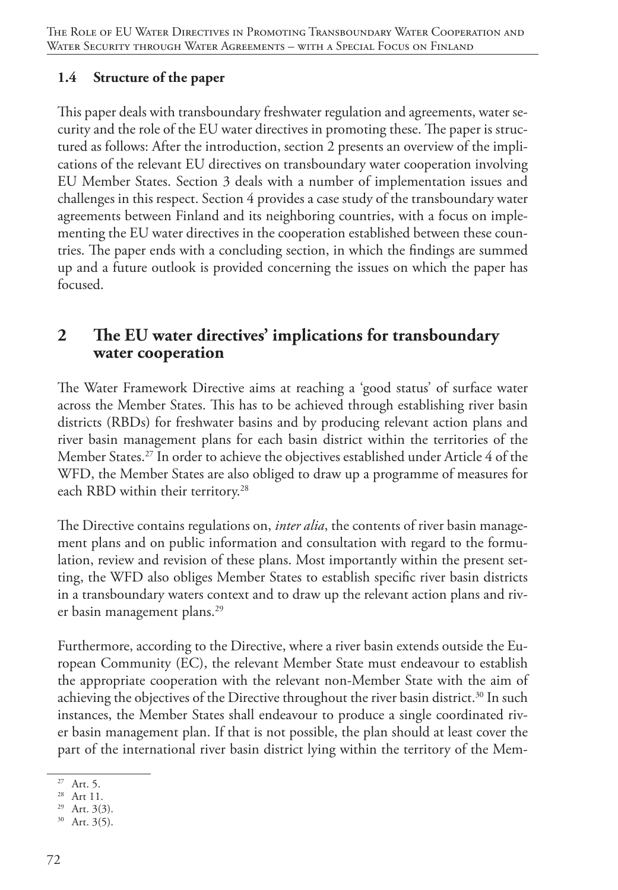### 1.4 Structure of the paper

This paper deals with transboundary freshwater regulation and agreements, water security and the role of the EU water directives in promoting these. The paper is structured as follows: After the introduction, section 2 presents an overview of the implications of the relevant EU directives on transboundary water cooperation involving EU Member States. Section 3 deals with a number of implementation issues and challenges in this respect. Section 4 provides a case study of the transboundary water agreements between Finland and its neighboring countries, with a focus on implementing the EU water directives in the cooperation established between these countries. The paper ends with a concluding section, in which the findings are summed up and a future outlook is provided concerning the issues on which the paper has focused.

## 2 The EU water directives' implications for transboundary water cooperation

The Water Framework Directive aims at reaching a 'good status' of surface water across the Member States. This has to be achieved through establishing river basin districts (RBDs) for freshwater basins and by producing relevant action plans and river basin management plans for each basin district within the territories of the Member States.[27] In order to achieve the objectives established under Article 4 of the WFD, the Member States are also obliged to draw up a programme of measures for each RBD within their territory.[28]

The Directive contains regulations on, *inter alia*, the contents of river basin management plans and on public information and consultation with regard to the formulation, review and revision of these plans. Most importantly within the present setting, the WFD also obliges Member States to establish specific river basin districts in a transboundary waters context and to draw up the relevant action plans and river basin management plans.[29]

Furthermore, according to the Directive, where a river basin extends outside the European Community (EC), the relevant Member State must endeavour to establish the appropriate cooperation with the relevant non-Member State with the aim of achieving the objectives of the Directive throughout the river basin district.[30] In such instances, the Member States shall endeavour to produce a single coordinated river basin management plan. If that is not possible, the plan should at least cover the part of the international river basin district lying within the territory of the Mem-

---

[27] Art. 5.

[28] Art 11.

[29] Art. 3(3).

[30] Art. 3(5).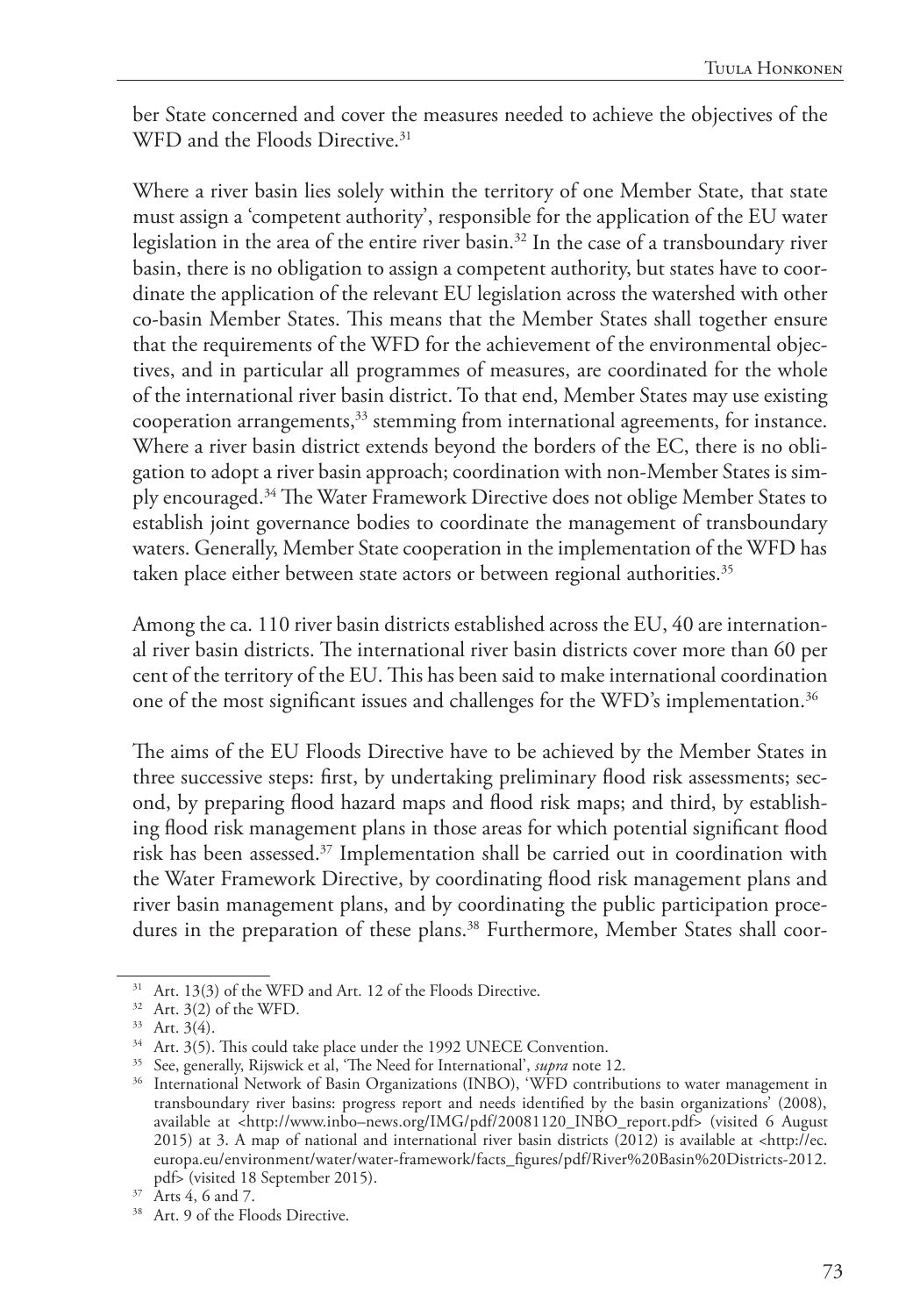ber State concerned and cover the measures needed to achieve the objectives of the WFD and the Floods Directive.[31]

Where a river basin lies solely within the territory of one Member State, that state must assign a 'competent authority', responsible for the application of the EU water legislation in the area of the entire river basin.[32] In the case of a transboundary river basin, there is no obligation to assign a competent authority, but states have to coordinate the application of the relevant EU legislation across the watershed with other co-basin Member States. This means that the Member States shall together ensure that the requirements of the WFD for the achievement of the environmental objectives, and in particular all programmes of measures, are coordinated for the whole of the international river basin district. To that end, Member States may use existing cooperation arrangements,[33] stemming from international agreements, for instance. Where a river basin district extends beyond the borders of the EC, there is no obligation to adopt a river basin approach; coordination with non-Member States is simply encouraged.[34] The Water Framework Directive does not oblige Member States to establish joint governance bodies to coordinate the management of transboundary waters. Generally, Member State cooperation in the implementation of the WFD has taken place either between state actors or between regional authorities.[35]

Among the ca. 110 river basin districts established across the EU, 40 are international river basin districts. The international river basin districts cover more than 60 per cent of the territory of the EU. This has been said to make international coordination one of the most significant issues and challenges for the WFD's implementation.[36]

The aims of the EU Floods Directive have to be achieved by the Member States in three successive steps: first, by undertaking preliminary flood risk assessments; second, by preparing flood hazard maps and flood risk maps; and third, by establishing flood risk management plans in those areas for which potential significant flood risk has been assessed.[37] Implementation shall be carried out in coordination with the Water Framework Directive, by coordinating flood risk management plans and river basin management plans, and by coordinating the public participation procedures in the preparation of these plans.[38] Furthermore, Member States shall coor-

---

[31] Art. 13(3) of the WFD and Art. 12 of the Floods Directive.

[32] Art. 3(2) of the WFD.

[33] Art. 3(4).

[34] Art. 3(5). This could take place under the 1992 UNECE Convention.

[35] See, generally, Rijswick et al, 'The Need for International', *supra* note 12.

[36] International Network of Basin Organizations (INBO), 'WFD contributions to water management in transboundary river basins: progress report and needs identified by the basin organizations' (2008), available at <http://www.inbo–news.org/IMG/pdf/20081120_INBO_report.pdf> (visited 6 August 2015) at 3. A map of national and international river basin districts (2012) is available at <http://ec.europa.eu/environment/water/water-framework/facts_figures/pdf/River%20Basin%20Districts-2012.pdf> (visited 18 September 2015).

[37] Arts 4, 6 and 7.

[38] Art. 9 of the Floods Directive.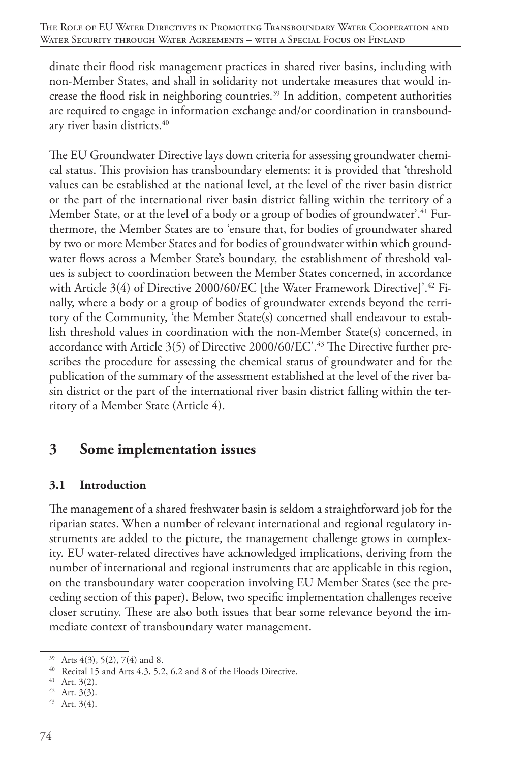dinate their flood risk management practices in shared river basins, including with non-Member States, and shall in solidarity not undertake measures that would increase the flood risk in neighboring countries.[39] In addition, competent authorities are required to engage in information exchange and/or coordination in transboundary river basin districts.[40]

The EU Groundwater Directive lays down criteria for assessing groundwater chemical status. This provision has transboundary elements: it is provided that 'threshold values can be established at the national level, at the level of the river basin district or the part of the international river basin district falling within the territory of a Member State, or at the level of a body or a group of bodies of groundwater'.[41] Furthermore, the Member States are to 'ensure that, for bodies of groundwater shared by two or more Member States and for bodies of groundwater within which groundwater flows across a Member State's boundary, the establishment of threshold values is subject to coordination between the Member States concerned, in accordance with Article 3(4) of Directive 2000/60/EC [the Water Framework Directive]'.[42] Finally, where a body or a group of bodies of groundwater extends beyond the territory of the Community, 'the Member State(s) concerned shall endeavour to establish threshold values in coordination with the non-Member State(s) concerned, in accordance with Article 3(5) of Directive 2000/60/EC'.[43] The Directive further prescribes the procedure for assessing the chemical status of groundwater and for the publication of the summary of the assessment established at the level of the river basin district or the part of the international river basin district falling within the territory of a Member State (Article 4).

## 3 Some implementation issues

### 3.1 Introduction

The management of a shared freshwater basin is seldom a straightforward job for the riparian states. When a number of relevant international and regional regulatory instruments are added to the picture, the management challenge grows in complexity. EU water-related directives have acknowledged implications, deriving from the number of international and regional instruments that are applicable in this region, on the transboundary water cooperation involving EU Member States (see the preceding section of this paper). Below, two specific implementation challenges receive closer scrutiny. These are also both issues that bear some relevance beyond the immediate context of transboundary water management.

---

[39] Arts 4(3), 5(2), 7(4) and 8.

[40] Recital 15 and Arts 4.3, 5.2, 6.2 and 8 of the Floods Directive.

[41] Art. 3(2).

[42] Art. 3(3).

[43] Art. 3(4).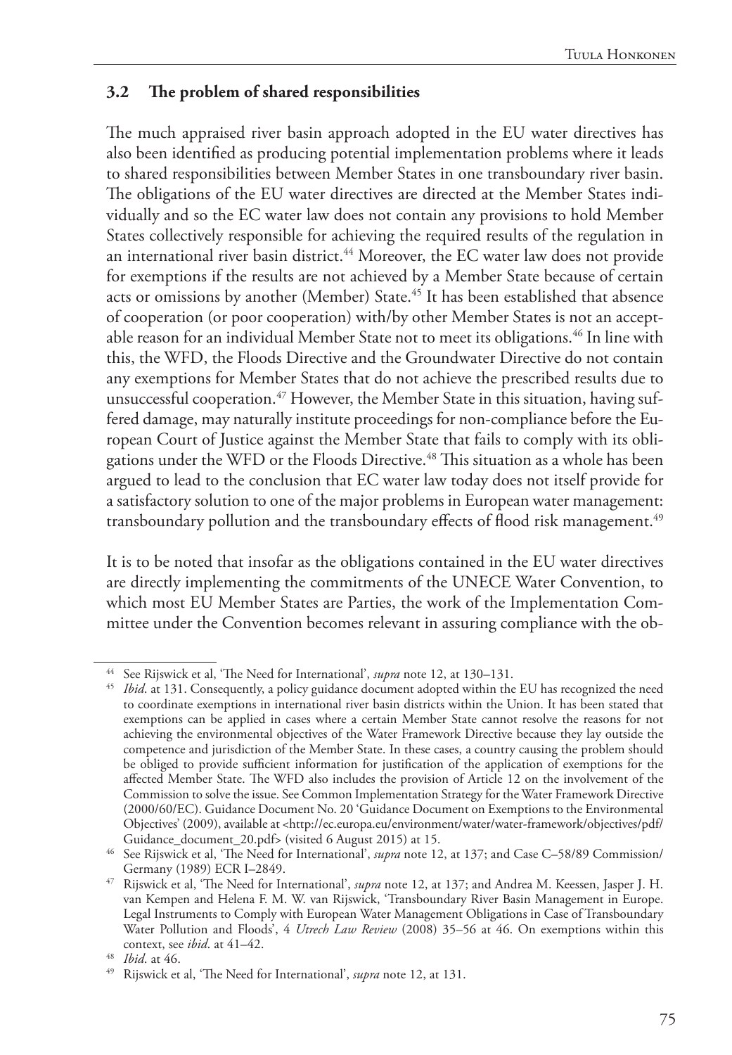### 3.2 The problem of shared responsibilities

The much appraised river basin approach adopted in the EU water directives has also been identified as producing potential implementation problems where it leads to shared responsibilities between Member States in one transboundary river basin. The obligations of the EU water directives are directed at the Member States individually and so the EC water law does not contain any provisions to hold Member States collectively responsible for achieving the required results of the regulation in an international river basin district.[44] Moreover, the EC water law does not provide for exemptions if the results are not achieved by a Member State because of certain acts or omissions by another (Member) State.[45] It has been established that absence of cooperation (or poor cooperation) with/by other Member States is not an acceptable reason for an individual Member State not to meet its obligations.[46] In line with this, the WFD, the Floods Directive and the Groundwater Directive do not contain any exemptions for Member States that do not achieve the prescribed results due to unsuccessful cooperation.[47] However, the Member State in this situation, having suffered damage, may naturally institute proceedings for non-compliance before the European Court of Justice against the Member State that fails to comply with its obligations under the WFD or the Floods Directive.[48] This situation as a whole has been argued to lead to the conclusion that EC water law today does not itself provide for a satisfactory solution to one of the major problems in European water management: transboundary pollution and the transboundary effects of flood risk management.[49]

It is to be noted that insofar as the obligations contained in the EU water directives are directly implementing the commitments of the UNECE Water Convention, to which most EU Member States are Parties, the work of the Implementation Committee under the Convention becomes relevant in assuring compliance with the ob-

---

[44] See Rijswick et al, 'The Need for International', *supra* note 12, at 130–131.

[45] *Ibid*. at 131. Consequently, a policy guidance document adopted within the EU has recognized the need to coordinate exemptions in international river basin districts within the Union. It has been stated that exemptions can be applied in cases where a certain Member State cannot resolve the reasons for not achieving the environmental objectives of the Water Framework Directive because they lay outside the competence and jurisdiction of the Member State. In these cases, a country causing the problem should be obliged to provide sufficient information for justification of the application of exemptions for the affected Member State. The WFD also includes the provision of Article 12 on the involvement of the Commission to solve the issue. See Common Implementation Strategy for the Water Framework Directive (2000/60/EC). Guidance Document No. 20 'Guidance Document on Exemptions to the Environmental Objectives' (2009), available at <http://ec.europa.eu/environment/water/water-framework/objectives/pdf/Guidance_document_20.pdf> (visited 6 August 2015) at 15.

[46] See Rijswick et al, 'The Need for International', *supra* note 12, at 137; and Case C–58/89 Commission/Germany (1989) ECR I–2849.

[47] Rijswick et al, 'The Need for International', *supra* note 12, at 137; and Andrea M. Keessen, Jasper J. H. van Kempen and Helena F. M. W. van Rijswick, 'Transboundary River Basin Management in Europe. Legal Instruments to Comply with European Water Management Obligations in Case of Transboundary Water Pollution and Floods', 4 *Utrech Law Review* (2008) 35–56 at 46. On exemptions within this context, see *ibid*. at 41–42.

[48] *Ibid*. at 46.

[49] Rijswick et al, 'The Need for International', *supra* note 12, at 131.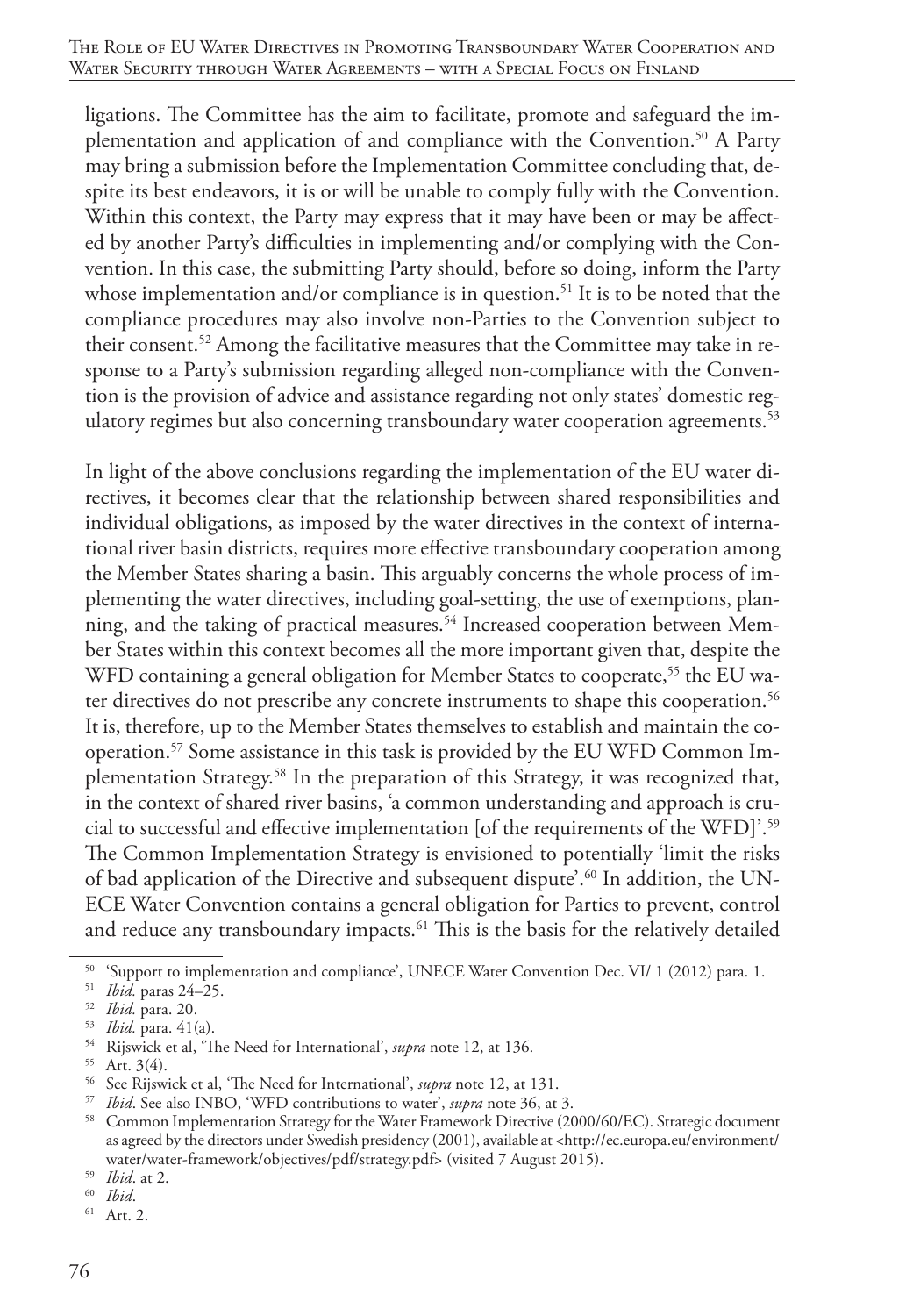ligations. The Committee has the aim to facilitate, promote and safeguard the implementation and application of and compliance with the Convention.[50] A Party may bring a submission before the Implementation Committee concluding that, despite its best endeavors, it is or will be unable to comply fully with the Convention. Within this context, the Party may express that it may have been or may be affected by another Party's difficulties in implementing and/or complying with the Convention. In this case, the submitting Party should, before so doing, inform the Party whose implementation and/or compliance is in question.[51] It is to be noted that the compliance procedures may also involve non-Parties to the Convention subject to their consent.[52] Among the facilitative measures that the Committee may take in response to a Party's submission regarding alleged non-compliance with the Convention is the provision of advice and assistance regarding not only states' domestic regulatory regimes but also concerning transboundary water cooperation agreements.[53]

In light of the above conclusions regarding the implementation of the EU water directives, it becomes clear that the relationship between shared responsibilities and individual obligations, as imposed by the water directives in the context of international river basin districts, requires more effective transboundary cooperation among the Member States sharing a basin. This arguably concerns the whole process of implementing the water directives, including goal-setting, the use of exemptions, planning, and the taking of practical measures.[54] Increased cooperation between Member States within this context becomes all the more important given that, despite the WFD containing a general obligation for Member States to cooperate,[55] the EU water directives do not prescribe any concrete instruments to shape this cooperation.[56] It is, therefore, up to the Member States themselves to establish and maintain the cooperation.[57] Some assistance in this task is provided by the EU WFD Common Implementation Strategy.[58] In the preparation of this Strategy, it was recognized that, in the context of shared river basins, 'a common understanding and approach is crucial to successful and effective implementation [of the requirements of the WFD]'.[59] The Common Implementation Strategy is envisioned to potentially 'limit the risks of bad application of the Directive and subsequent dispute'.[60] In addition, the UNECE Water Convention contains a general obligation for Parties to prevent, control and reduce any transboundary impacts.[61] This is the basis for the relatively detailed

---

[50] 'Support to implementation and compliance', UNECE Water Convention Dec. VI/ 1 (2012) para. 1.

[51] *Ibid.* paras 24–25.

[52] *Ibid.* para. 20.

[53] *Ibid.* para. 41(a).

[54] Rijswick et al, 'The Need for International', *supra* note 12, at 136.

[55] Art. 3(4).

[56] See Rijswick et al, 'The Need for International', *supra* note 12, at 131.

[57] *Ibid*. See also INBO, 'WFD contributions to water', *supra* note 36, at 3.

[58] Common Implementation Strategy for the Water Framework Directive (2000/60/EC). Strategic document as agreed by the directors under Swedish presidency (2001), available at <http://ec.europa.eu/environment/water/water-framework/objectives/pdf/strategy.pdf> (visited 7 August 2015).

[59] *Ibid*. at 2.

[60] *Ibid*.

[61] Art. 2.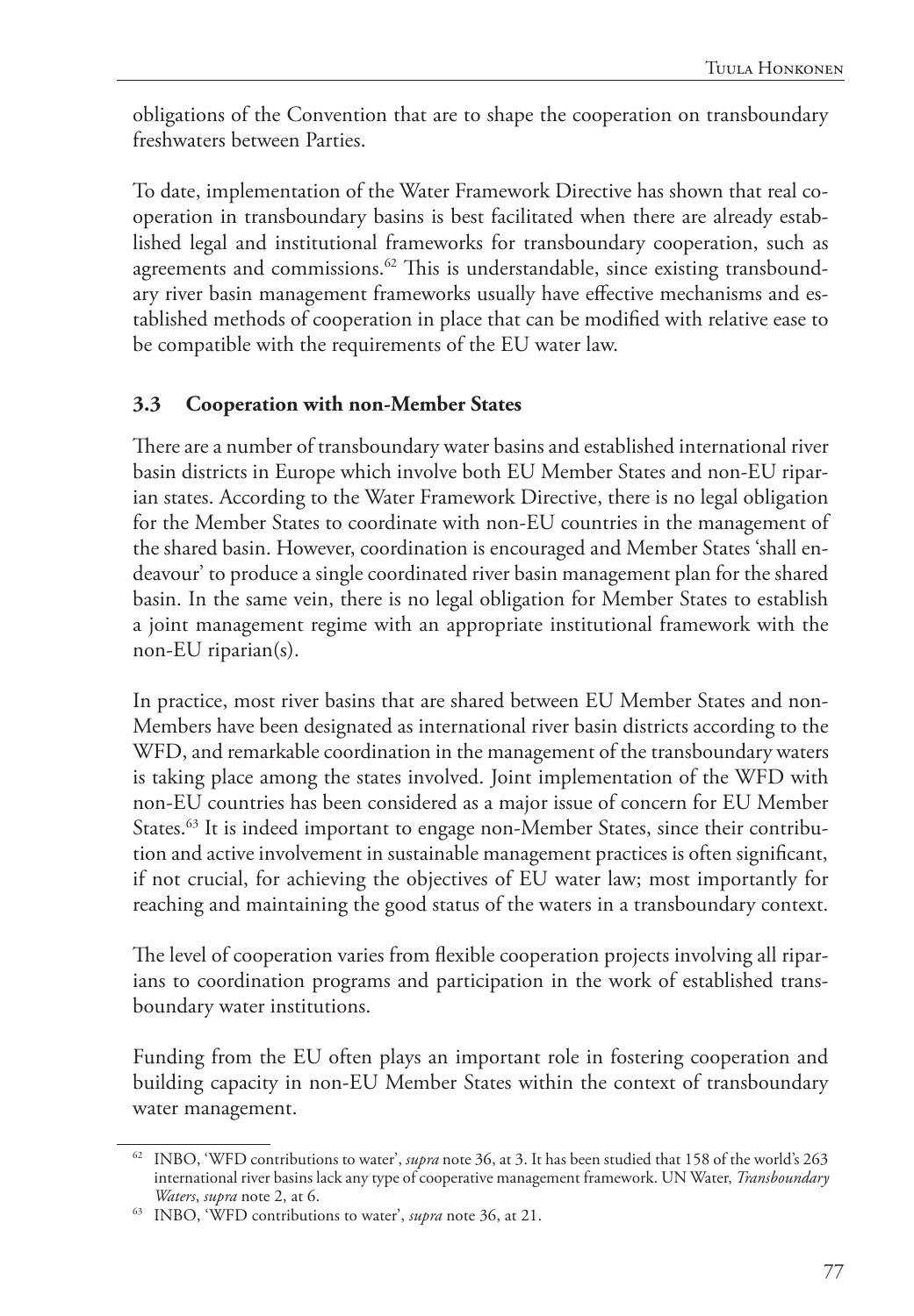obligations of the Convention that are to shape the cooperation on transboundary freshwaters between Parties.

To date, implementation of the Water Framework Directive has shown that real cooperation in transboundary basins is best facilitated when there are already established legal and institutional frameworks for transboundary cooperation, such as agreements and commissions.[62] This is understandable, since existing transboundary river basin management frameworks usually have effective mechanisms and established methods of cooperation in place that can be modified with relative ease to be compatible with the requirements of the EU water law.

### 3.3 Cooperation with non-Member States

There are a number of transboundary water basins and established international river basin districts in Europe which involve both EU Member States and non-EU riparian states. According to the Water Framework Directive, there is no legal obligation for the Member States to coordinate with non-EU countries in the management of the shared basin. However, coordination is encouraged and Member States 'shall endeavour' to produce a single coordinated river basin management plan for the shared basin. In the same vein, there is no legal obligation for Member States to establish a joint management regime with an appropriate institutional framework with the non-EU riparian(s).

In practice, most river basins that are shared between EU Member States and non-Members have been designated as international river basin districts according to the WFD, and remarkable coordination in the management of the transboundary waters is taking place among the states involved. Joint implementation of the WFD with non-EU countries has been considered as a major issue of concern for EU Member States.[63] It is indeed important to engage non-Member States, since their contribution and active involvement in sustainable management practices is often significant, if not crucial, for achieving the objectives of EU water law; most importantly for reaching and maintaining the good status of the waters in a transboundary context.

The level of cooperation varies from flexible cooperation projects involving all riparians to coordination programs and participation in the work of established transboundary water institutions.

Funding from the EU often plays an important role in fostering cooperation and building capacity in non-EU Member States within the context of transboundary water management.

---

[62] INBO, 'WFD contributions to water', *supra* note 36, at 3. It has been studied that 158 of the world's 263 international river basins lack any type of cooperative management framework. UN Water, *Transboundary Waters*, *supra* note 2, at 6.

[63] INBO, 'WFD contributions to water', *supra* note 36, at 21.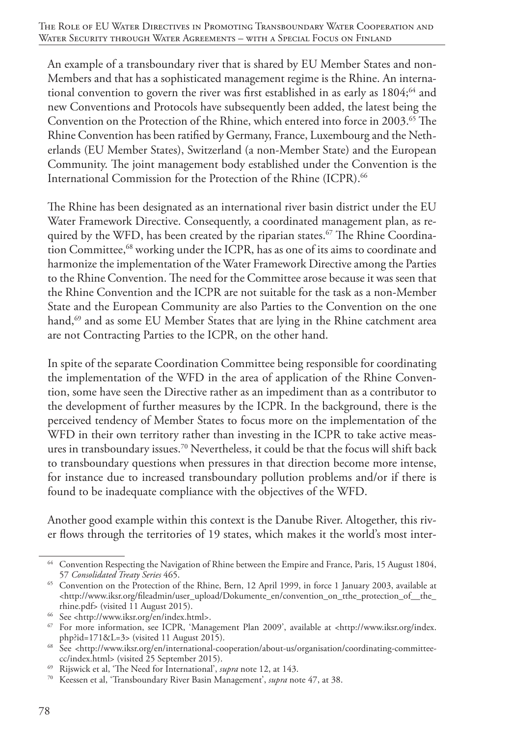An example of a transboundary river that is shared by EU Member States and non-Members and that has a sophisticated management regime is the Rhine. An international convention to govern the river was first established in as early as 1804;[64] and new Conventions and Protocols have subsequently been added, the latest being the Convention on the Protection of the Rhine, which entered into force in 2003.[65] The Rhine Convention has been ratified by Germany, France, Luxembourg and the Netherlands (EU Member States), Switzerland (a non-Member State) and the European Community. The joint management body established under the Convention is the International Commission for the Protection of the Rhine (ICPR).[66]

The Rhine has been designated as an international river basin district under the EU Water Framework Directive. Consequently, a coordinated management plan, as required by the WFD, has been created by the riparian states.[67] The Rhine Coordination Committee,[68] working under the ICPR, has as one of its aims to coordinate and harmonize the implementation of the Water Framework Directive among the Parties to the Rhine Convention. The need for the Committee arose because it was seen that the Rhine Convention and the ICPR are not suitable for the task as a non-Member State and the European Community are also Parties to the Convention on the one hand,[69] and as some EU Member States that are lying in the Rhine catchment area are not Contracting Parties to the ICPR, on the other hand.

In spite of the separate Coordination Committee being responsible for coordinating the implementation of the WFD in the area of application of the Rhine Convention, some have seen the Directive rather as an impediment than as a contributor to the development of further measures by the ICPR. In the background, there is the perceived tendency of Member States to focus more on the implementation of the WFD in their own territory rather than investing in the ICPR to take active measures in transboundary issues.[70] Nevertheless, it could be that the focus will shift back to transboundary questions when pressures in that direction become more intense, for instance due to increased transboundary pollution problems and/or if there is found to be inadequate compliance with the objectives of the WFD.

Another good example within this context is the Danube River. Altogether, this river flows through the territories of 19 states, which makes it the world's most inter-

---

[64] Convention Respecting the Navigation of Rhine between the Empire and France, Paris, 15 August 1804, 57 *Consolidated Treaty Series* 465.

[65] Convention on the Protection of the Rhine, Bern, 12 April 1999, in force 1 January 2003, available at <http://www.iksr.org/fileadmin/user_upload/Dokumente_en/convention_on_tthe_protection_of__the_rhine.pdf> (visited 11 August 2015).

[66] See <http://www.iksr.org/en/index.html>.

[67] For more information, see ICPR, 'Management Plan 2009', available at <http://www.iksr.org/index.php?id=171&L=3> (visited 11 August 2015).

[68] See <http://www.iksr.org/en/international-cooperation/about-us/organisation/coordinating-committee-cc/index.html> (visited 25 September 2015).

[69] Rijswick et al, 'The Need for International', *supra* note 12, at 143.

[70] Keessen et al, 'Transboundary River Basin Management', *supra* note 47, at 38.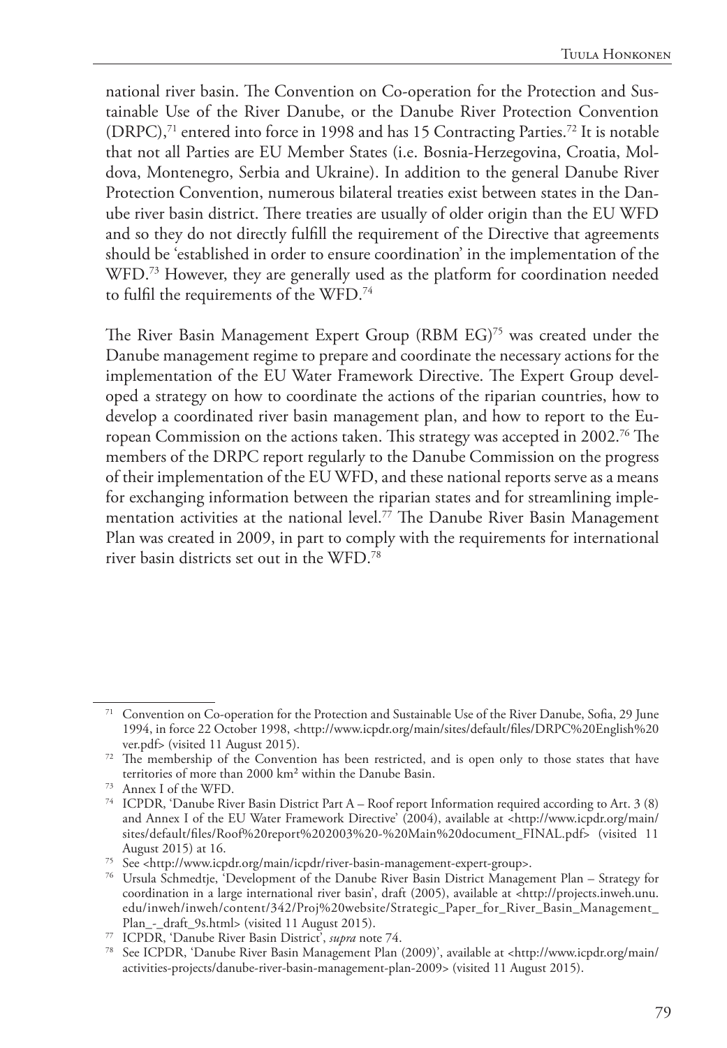national river basin. The Convention on Co-operation for the Protection and Sustainable Use of the River Danube, or the Danube River Protection Convention (DRPC),[71] entered into force in 1998 and has 15 Contracting Parties.[72] It is notable that not all Parties are EU Member States (i.e. Bosnia-Herzegovina, Croatia, Moldova, Montenegro, Serbia and Ukraine). In addition to the general Danube River Protection Convention, numerous bilateral treaties exist between states in the Danube river basin district. There treaties are usually of older origin than the EU WFD and so they do not directly fulfill the requirement of the Directive that agreements should be 'established in order to ensure coordination' in the implementation of the WFD.[73] However, they are generally used as the platform for coordination needed to fulfil the requirements of the WFD.[74]

The River Basin Management Expert Group (RBM EG)[75] was created under the Danube management regime to prepare and coordinate the necessary actions for the implementation of the EU Water Framework Directive. The Expert Group developed a strategy on how to coordinate the actions of the riparian countries, how to develop a coordinated river basin management plan, and how to report to the European Commission on the actions taken. This strategy was accepted in 2002.[76] The members of the DRPC report regularly to the Danube Commission on the progress of their implementation of the EU WFD, and these national reports serve as a means for exchanging information between the riparian states and for streamlining implementation activities at the national level.[77] The Danube River Basin Management Plan was created in 2009, in part to comply with the requirements for international river basin districts set out in the WFD.[78]

---

[71] Convention on Co-operation for the Protection and Sustainable Use of the River Danube, Sofia, 29 June 1994, in force 22 October 1998, <http://www.icpdr.org/main/sites/default/files/DRPC%20English%20ver.pdf> (visited 11 August 2015).

[72] The membership of the Convention has been restricted, and is open only to those states that have territories of more than 2000 km² within the Danube Basin.

[73] Annex I of the WFD.

[74] ICPDR, 'Danube River Basin District Part A – Roof report Information required according to Art. 3 (8) and Annex I of the EU Water Framework Directive' (2004), available at <http://www.icpdr.org/main/sites/default/files/Roof%20report%202003%20-%20Main%20document_FINAL.pdf> (visited 11 August 2015) at 16.

[75] See <http://www.icpdr.org/main/icpdr/river-basin-management-expert-group>.

[76] Ursula Schmedtje, 'Development of the Danube River Basin District Management Plan – Strategy for coordination in a large international river basin', draft (2005), available at <http://projects.inweh.unu.edu/inweh/inweh/content/342/Proj%20website/Strategic_Paper_for_River_Basin_Management_Plan_-_draft_9s.html> (visited 11 August 2015).

[77] ICPDR, 'Danube River Basin District', *supra* note 74.

[78] See ICPDR, 'Danube River Basin Management Plan (2009)', available at <http://www.icpdr.org/main/activities-projects/danube-river-basin-management-plan-2009> (visited 11 August 2015).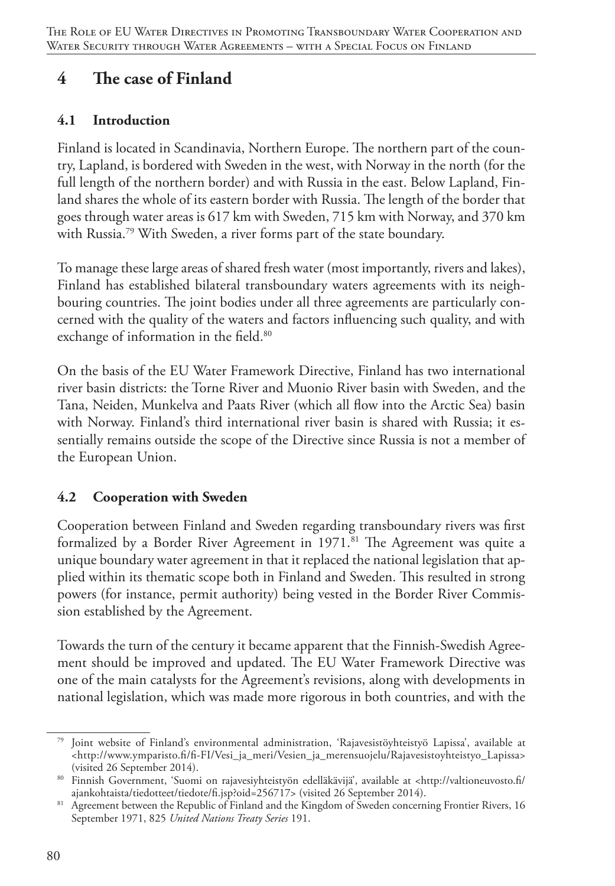## 4 The case of Finland

### 4.1 Introduction

Finland is located in Scandinavia, Northern Europe. The northern part of the country, Lapland, is bordered with Sweden in the west, with Norway in the north (for the full length of the northern border) and with Russia in the east. Below Lapland, Finland shares the whole of its eastern border with Russia. The length of the border that goes through water areas is 617 km with Sweden, 715 km with Norway, and 370 km with Russia.[79] With Sweden, a river forms part of the state boundary.

To manage these large areas of shared fresh water (most importantly, rivers and lakes), Finland has established bilateral transboundary waters agreements with its neighbouring countries. The joint bodies under all three agreements are particularly concerned with the quality of the waters and factors influencing such quality, and with exchange of information in the field.[80]

On the basis of the EU Water Framework Directive, Finland has two international river basin districts: the Torne River and Muonio River basin with Sweden, and the Tana, Neiden, Munkelva and Paats River (which all flow into the Arctic Sea) basin with Norway. Finland's third international river basin is shared with Russia; it essentially remains outside the scope of the Directive since Russia is not a member of the European Union.

### 4.2 Cooperation with Sweden

Cooperation between Finland and Sweden regarding transboundary rivers was first formalized by a Border River Agreement in 1971.[81] The Agreement was quite a unique boundary water agreement in that it replaced the national legislation that applied within its thematic scope both in Finland and Sweden. This resulted in strong powers (for instance, permit authority) being vested in the Border River Commission established by the Agreement.

Towards the turn of the century it became apparent that the Finnish-Swedish Agreement should be improved and updated. The EU Water Framework Directive was one of the main catalysts for the Agreement's revisions, along with developments in national legislation, which was made more rigorous in both countries, and with the

---

[79] Joint website of Finland's environmental administration, 'Rajavesistöyhteistyö Lapissa', available at <http://www.ymparisto.fi/fi-FI/Vesi_ja_meri/Vesien_ja_merensuojelu/Rajavesistoyhteistyo_Lapissa> (visited 26 September 2014).

[80] Finnish Government, 'Suomi on rajavesiyhteistyön edelläkävijä', available at <http://valtioneuvosto.fi/ajankohtaista/tiedotteet/tiedote/fi.jsp?oid=256717> (visited 26 September 2014).

[81] Agreement between the Republic of Finland and the Kingdom of Sweden concerning Frontier Rivers, 16 September 1971, 825 *United Nations Treaty Series* 191.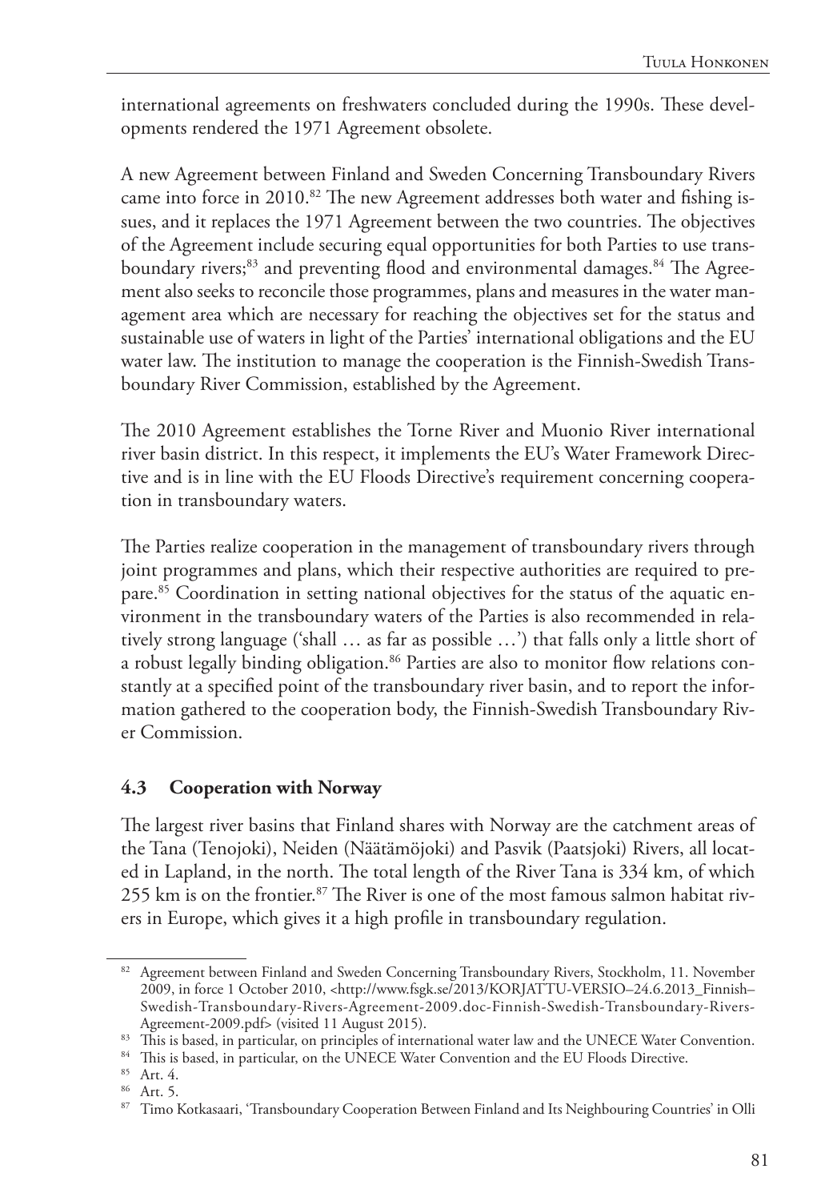international agreements on freshwaters concluded during the 1990s. These developments rendered the 1971 Agreement obsolete.

A new Agreement between Finland and Sweden Concerning Transboundary Rivers came into force in 2010.[82] The new Agreement addresses both water and fishing issues, and it replaces the 1971 Agreement between the two countries. The objectives of the Agreement include securing equal opportunities for both Parties to use transboundary rivers;[83] and preventing flood and environmental damages.[84] The Agreement also seeks to reconcile those programmes, plans and measures in the water management area which are necessary for reaching the objectives set for the status and sustainable use of waters in light of the Parties' international obligations and the EU water law. The institution to manage the cooperation is the Finnish-Swedish Transboundary River Commission, established by the Agreement.

The 2010 Agreement establishes the Torne River and Muonio River international river basin district. In this respect, it implements the EU's Water Framework Directive and is in line with the EU Floods Directive's requirement concerning cooperation in transboundary waters.

The Parties realize cooperation in the management of transboundary rivers through joint programmes and plans, which their respective authorities are required to prepare.[85] Coordination in setting national objectives for the status of the aquatic environment in the transboundary waters of the Parties is also recommended in relatively strong language ('shall … as far as possible …') that falls only a little short of a robust legally binding obligation.[86] Parties are also to monitor flow relations constantly at a specified point of the transboundary river basin, and to report the information gathered to the cooperation body, the Finnish-Swedish Transboundary River Commission.

### 4.3 Cooperation with Norway

The largest river basins that Finland shares with Norway are the catchment areas of the Tana (Tenojoki), Neiden (Näätämöjoki) and Pasvik (Paatsjoki) Rivers, all located in Lapland, in the north. The total length of the River Tana is 334 km, of which 255 km is on the frontier.[87] The River is one of the most famous salmon habitat rivers in Europe, which gives it a high profile in transboundary regulation.

---

[82] Agreement between Finland and Sweden Concerning Transboundary Rivers, Stockholm, 11. November 2009, in force 1 October 2010, <http://www.fsgk.se/2013/KORJATTU-VERSIO–24.6.2013_Finnish–Swedish-Transboundary-Rivers-Agreement-2009.doc-Finnish-Swedish-Transboundary-Rivers-Agreement-2009.pdf> (visited 11 August 2015).

[83] This is based, in particular, on principles of international water law and the UNECE Water Convention.

[84] This is based, in particular, on the UNECE Water Convention and the EU Floods Directive.

[85] Art. 4.

[86] Art. 5.

[87] Timo Kotkasaari, 'Transboundary Cooperation Between Finland and Its Neighbouring Countries' in Olli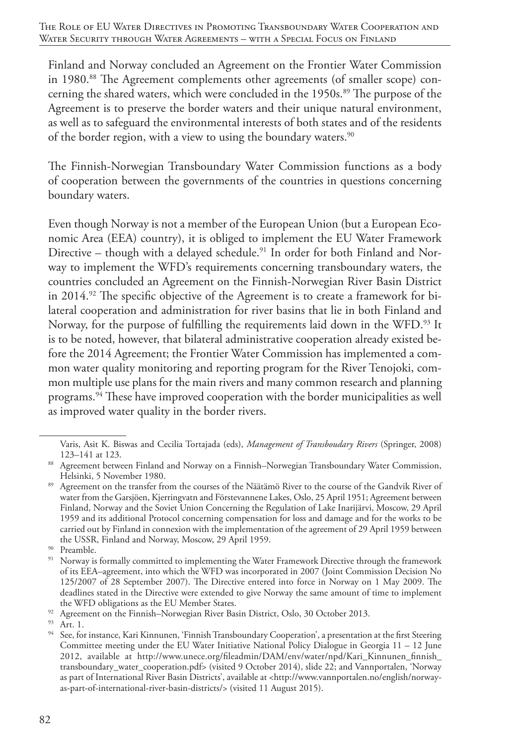Finland and Norway concluded an Agreement on the Frontier Water Commission in 1980.[88] The Agreement complements other agreements (of smaller scope) concerning the shared waters, which were concluded in the 1950s.[89] The purpose of the Agreement is to preserve the border waters and their unique natural environment, as well as to safeguard the environmental interests of both states and of the residents of the border region, with a view to using the boundary waters.[90]

The Finnish-Norwegian Transboundary Water Commission functions as a body of cooperation between the governments of the countries in questions concerning boundary waters.

Even though Norway is not a member of the European Union (but a European Economic Area (EEA) country), it is obliged to implement the EU Water Framework Directive – though with a delayed schedule.[91] In order for both Finland and Norway to implement the WFD's requirements concerning transboundary waters, the countries concluded an Agreement on the Finnish-Norwegian River Basin District in 2014.[92] The specific objective of the Agreement is to create a framework for bilateral cooperation and administration for river basins that lie in both Finland and Norway, for the purpose of fulfilling the requirements laid down in the WFD.[93] It is to be noted, however, that bilateral administrative cooperation already existed before the 2014 Agreement; the Frontier Water Commission has implemented a common water quality monitoring and reporting program for the River Tenojoki, common multiple use plans for the main rivers and many common research and planning programs.[94] These have improved cooperation with the border municipalities as well as improved water quality in the border rivers.

---

Varis, Asit K. Biswas and Cecilia Tortajada (eds), *Management of Transboudary Rivers* (Springer, 2008) 123–141 at 123.

[88] Agreement between Finland and Norway on a Finnish–Norwegian Transboundary Water Commission, Helsinki, 5 November 1980.

[89] Agreement on the transfer from the courses of the Näätämö River to the course of the Gandvik River of water from the Garsjöen, Kjerringvatn and Förstevannene Lakes, Oslo, 25 April 1951; Agreement between Finland, Norway and the Soviet Union Concerning the Regulation of Lake Inarijärvi, Moscow, 29 April 1959 and its additional Protocol concerning compensation for loss and damage and for the works to be carried out by Finland in connexion with the implementation of the agreement of 29 April 1959 between the USSR, Finland and Norway, Moscow, 29 April 1959.

[90] Preamble.

[91] Norway is formally committed to implementing the Water Framework Directive through the framework of its EEA–agreement, into which the WFD was incorporated in 2007 (Joint Commission Decision No 125/2007 of 28 September 2007). The Directive entered into force in Norway on 1 May 2009. The deadlines stated in the Directive were extended to give Norway the same amount of time to implement the WFD obligations as the EU Member States.

[92] Agreement on the Finnish–Norwegian River Basin District, Oslo, 30 October 2013.

[93] Art. 1.

[94] See, for instance, Kari Kinnunen, 'Finnish Transboundary Cooperation', a presentation at the first Steering Committee meeting under the EU Water Initiative National Policy Dialogue in Georgia 11 – 12 June 2012, available at http://www.unece.org/fileadmin/DAM/env/water/npd/Kari_Kinnunen_finnish_transboundary_water_cooperation.pdf> (visited 9 October 2014), slide 22; and Vannportalen, 'Norway as part of International River Basin Districts', available at <http://www.vannportalen.no/english/norway-as-part-of-international-river-basin-districts/> (visited 11 August 2015).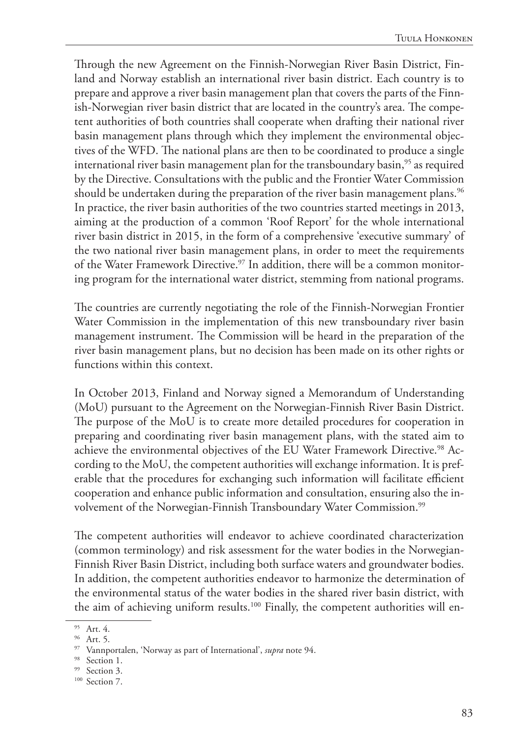Through the new Agreement on the Finnish-Norwegian River Basin District, Finland and Norway establish an international river basin district. Each country is to prepare and approve a river basin management plan that covers the parts of the Finnish-Norwegian river basin district that are located in the country's area. The competent authorities of both countries shall cooperate when drafting their national river basin management plans through which they implement the environmental objectives of the WFD. The national plans are then to be coordinated to produce a single international river basin management plan for the transboundary basin,[95] as required by the Directive. Consultations with the public and the Frontier Water Commission should be undertaken during the preparation of the river basin management plans.[96] In practice, the river basin authorities of the two countries started meetings in 2013, aiming at the production of a common 'Roof Report' for the whole international river basin district in 2015, in the form of a comprehensive 'executive summary' of the two national river basin management plans, in order to meet the requirements of the Water Framework Directive.[97] In addition, there will be a common monitoring program for the international water district, stemming from national programs.

The countries are currently negotiating the role of the Finnish-Norwegian Frontier Water Commission in the implementation of this new transboundary river basin management instrument. The Commission will be heard in the preparation of the river basin management plans, but no decision has been made on its other rights or functions within this context.

In October 2013, Finland and Norway signed a Memorandum of Understanding (MoU) pursuant to the Agreement on the Norwegian-Finnish River Basin District. The purpose of the MoU is to create more detailed procedures for cooperation in preparing and coordinating river basin management plans, with the stated aim to achieve the environmental objectives of the EU Water Framework Directive.[98] According to the MoU, the competent authorities will exchange information. It is preferable that the procedures for exchanging such information will facilitate efficient cooperation and enhance public information and consultation, ensuring also the involvement of the Norwegian-Finnish Transboundary Water Commission.[99]

The competent authorities will endeavor to achieve coordinated characterization (common terminology) and risk assessment for the water bodies in the Norwegian-Finnish River Basin District, including both surface waters and groundwater bodies. In addition, the competent authorities endeavor to harmonize the determination of the environmental status of the water bodies in the shared river basin district, with the aim of achieving uniform results.[100] Finally, the competent authorities will en-

---

[95] Art. 4.

[96] Art. 5.

[97] Vannportalen, 'Norway as part of International', *supra* note 94.

[98] Section 1.

[99] Section 3.

[100] Section 7.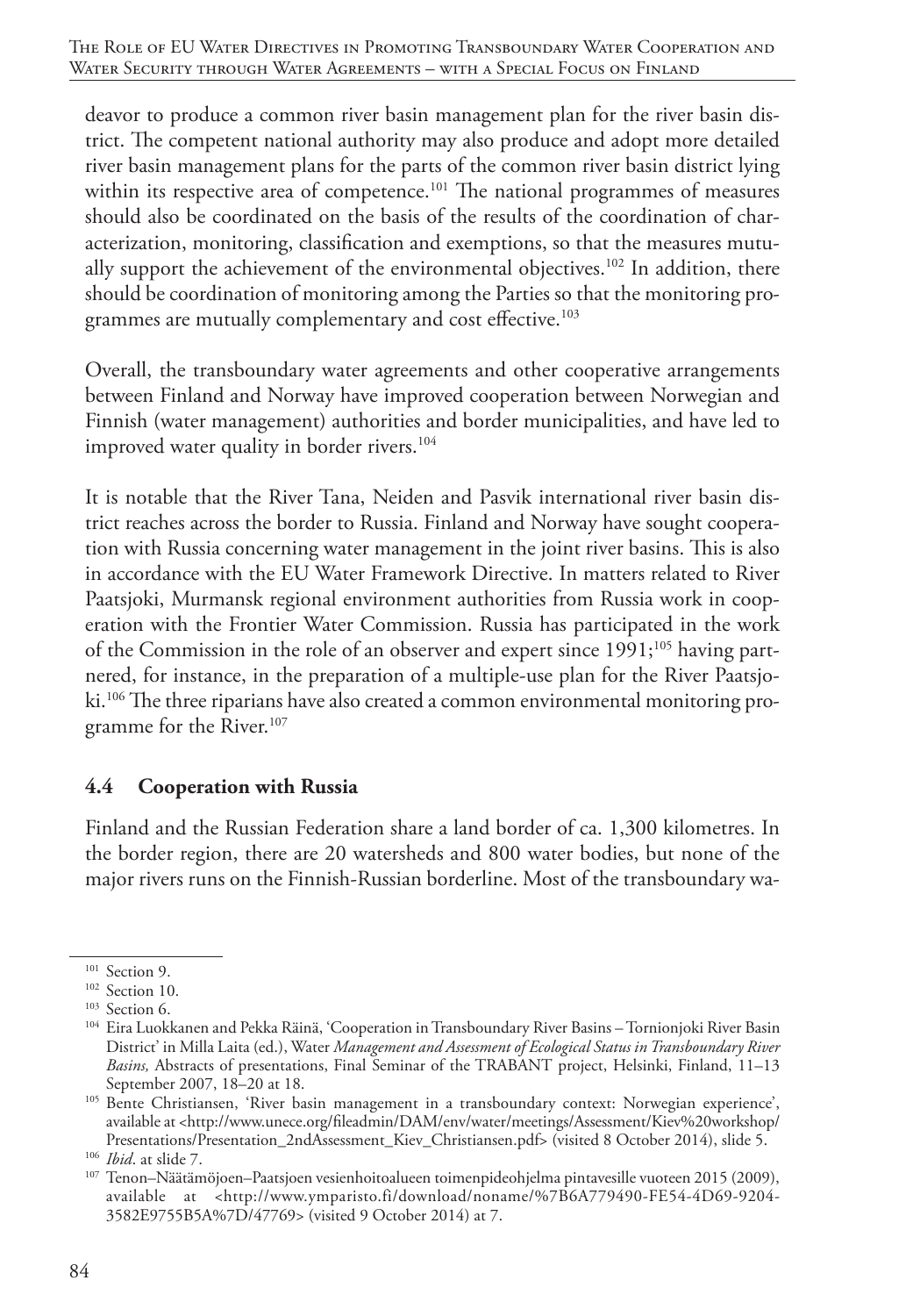deavor to produce a common river basin management plan for the river basin district. The competent national authority may also produce and adopt more detailed river basin management plans for the parts of the common river basin district lying within its respective area of competence.[101] The national programmes of measures should also be coordinated on the basis of the results of the coordination of characterization, monitoring, classification and exemptions, so that the measures mutually support the achievement of the environmental objectives.[102] In addition, there should be coordination of monitoring among the Parties so that the monitoring programmes are mutually complementary and cost effective.[103]

Overall, the transboundary water agreements and other cooperative arrangements between Finland and Norway have improved cooperation between Norwegian and Finnish (water management) authorities and border municipalities, and have led to improved water quality in border rivers.[104]

It is notable that the River Tana, Neiden and Pasvik international river basin district reaches across the border to Russia. Finland and Norway have sought cooperation with Russia concerning water management in the joint river basins. This is also in accordance with the EU Water Framework Directive. In matters related to River Paatsjoki, Murmansk regional environment authorities from Russia work in cooperation with the Frontier Water Commission. Russia has participated in the work of the Commission in the role of an observer and expert since 1991;[105] having partnered, for instance, in the preparation of a multiple-use plan for the River Paatsjoki.[106] The three riparians have also created a common environmental monitoring programme for the River.[107]

### 4.4 Cooperation with Russia

Finland and the Russian Federation share a land border of ca. 1,300 kilometres. In the border region, there are 20 watersheds and 800 water bodies, but none of the major rivers runs on the Finnish-Russian borderline. Most of the transboundary wa-

---

[101] Section 9.

[102] Section 10.

[103] Section 6.

[104] Eira Luokkanen and Pekka Räinä, 'Cooperation in Transboundary River Basins – Tornionjoki River Basin District' in Milla Laita (ed.), Water *Management and Assessment of Ecological Status in Transboundary River Basins,* Abstracts of presentations, Final Seminar of the TRABANT project, Helsinki, Finland, 11–13 September 2007, 18–20 at 18.

[105] Bente Christiansen, 'River basin management in a transboundary context: Norwegian experience', available at <http://www.unece.org/fileadmin/DAM/env/water/meetings/Assessment/Kiev%20workshop/Presentations/Presentation_2ndAssessment_Kiev_Christiansen.pdf> (visited 8 October 2014), slide 5.

[106] *Ibid*. at slide 7.

[107] Tenon–Näätämöjoen–Paatsjoen vesienhoitoalueen toimenpideohjelma pintavesille vuoteen 2015 (2009), available at <http://www.ymparisto.fi/download/noname/%7B6A779490-FE54-4D69-9204-3582E9755B5A%7D/47769> (visited 9 October 2014) at 7.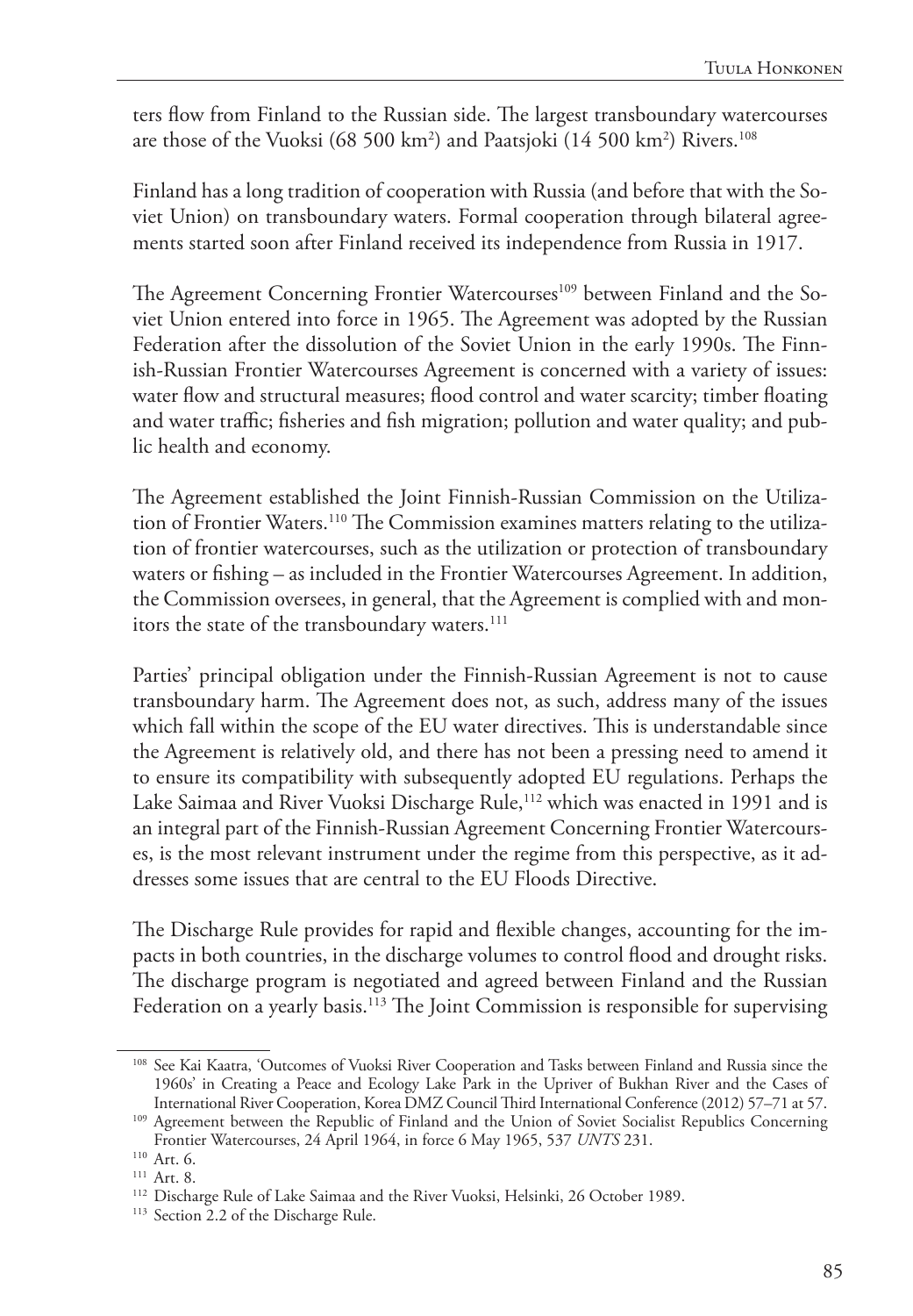ters flow from Finland to the Russian side. The largest transboundary watercourses are those of the Vuoksi (68 500 km$^2$) and Paatsjoki (14 500 km$^2$) Rivers.[108]

Finland has a long tradition of cooperation with Russia (and before that with the Soviet Union) on transboundary waters. Formal cooperation through bilateral agreements started soon after Finland received its independence from Russia in 1917.

The Agreement Concerning Frontier Watercourses[109] between Finland and the Soviet Union entered into force in 1965. The Agreement was adopted by the Russian Federation after the dissolution of the Soviet Union in the early 1990s. The Finnish-Russian Frontier Watercourses Agreement is concerned with a variety of issues: water flow and structural measures; flood control and water scarcity; timber floating and water traffic; fisheries and fish migration; pollution and water quality; and public health and economy.

The Agreement established the Joint Finnish-Russian Commission on the Utilization of Frontier Waters.[110] The Commission examines matters relating to the utilization of frontier watercourses, such as the utilization or protection of transboundary waters or fishing – as included in the Frontier Watercourses Agreement. In addition, the Commission oversees, in general, that the Agreement is complied with and monitors the state of the transboundary waters.[111]

Parties' principal obligation under the Finnish-Russian Agreement is not to cause transboundary harm. The Agreement does not, as such, address many of the issues which fall within the scope of the EU water directives. This is understandable since the Agreement is relatively old, and there has not been a pressing need to amend it to ensure its compatibility with subsequently adopted EU regulations. Perhaps the Lake Saimaa and River Vuoksi Discharge Rule,[112] which was enacted in 1991 and is an integral part of the Finnish-Russian Agreement Concerning Frontier Watercourses, is the most relevant instrument under the regime from this perspective, as it addresses some issues that are central to the EU Floods Directive.

The Discharge Rule provides for rapid and flexible changes, accounting for the impacts in both countries, in the discharge volumes to control flood and drought risks. The discharge program is negotiated and agreed between Finland and the Russian Federation on a yearly basis.[113] The Joint Commission is responsible for supervising

---

[108] See Kai Kaatra, 'Outcomes of Vuoksi River Cooperation and Tasks between Finland and Russia since the 1960s' in Creating a Peace and Ecology Lake Park in the Upriver of Bukhan River and the Cases of International River Cooperation, Korea DMZ Council Third International Conference (2012) 57–71 at 57.

[109] Agreement between the Republic of Finland and the Union of Soviet Socialist Republics Concerning Frontier Watercourses, 24 April 1964, in force 6 May 1965, 537 *UNTS* 231.

[110] Art. 6.

[111] Art. 8.

[112] Discharge Rule of Lake Saimaa and the River Vuoksi, Helsinki, 26 October 1989.

[113] Section 2.2 of the Discharge Rule.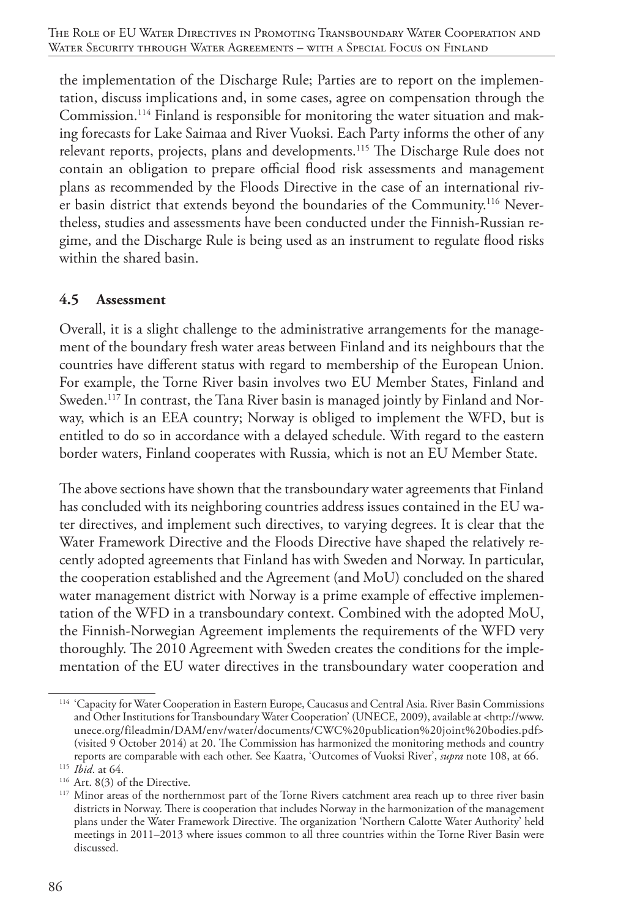the implementation of the Discharge Rule; Parties are to report on the implementation, discuss implications and, in some cases, agree on compensation through the Commission.[114] Finland is responsible for monitoring the water situation and making forecasts for Lake Saimaa and River Vuoksi. Each Party informs the other of any relevant reports, projects, plans and developments.[115] The Discharge Rule does not contain an obligation to prepare official flood risk assessments and management plans as recommended by the Floods Directive in the case of an international river basin district that extends beyond the boundaries of the Community.[116] Nevertheless, studies and assessments have been conducted under the Finnish-Russian regime, and the Discharge Rule is being used as an instrument to regulate flood risks within the shared basin.

### 4.5 Assessment

Overall, it is a slight challenge to the administrative arrangements for the management of the boundary fresh water areas between Finland and its neighbours that the countries have different status with regard to membership of the European Union. For example, the Torne River basin involves two EU Member States, Finland and Sweden.[117] In contrast, the Tana River basin is managed jointly by Finland and Norway, which is an EEA country; Norway is obliged to implement the WFD, but is entitled to do so in accordance with a delayed schedule. With regard to the eastern border waters, Finland cooperates with Russia, which is not an EU Member State.

The above sections have shown that the transboundary water agreements that Finland has concluded with its neighboring countries address issues contained in the EU water directives, and implement such directives, to varying degrees. It is clear that the Water Framework Directive and the Floods Directive have shaped the relatively recently adopted agreements that Finland has with Sweden and Norway. In particular, the cooperation established and the Agreement (and MoU) concluded on the shared water management district with Norway is a prime example of effective implementation of the WFD in a transboundary context. Combined with the adopted MoU, the Finnish-Norwegian Agreement implements the requirements of the WFD very thoroughly. The 2010 Agreement with Sweden creates the conditions for the implementation of the EU water directives in the transboundary water cooperation and

---

[114] 'Capacity for Water Cooperation in Eastern Europe, Caucasus and Central Asia. River Basin Commissions and Other Institutions for Transboundary Water Cooperation' (UNECE, 2009), available at <http://www.unece.org/fileadmin/DAM/env/water/documents/CWC%20publication%20joint%20bodies.pdf> (visited 9 October 2014) at 20. The Commission has harmonized the monitoring methods and country reports are comparable with each other. See Kaatra, 'Outcomes of Vuoksi River', *supra* note 108, at 66.

[115] *Ibid*. at 64.

[116] Art. 8(3) of the Directive.

[117] Minor areas of the northernmost part of the Torne Rivers catchment area reach up to three river basin districts in Norway. There is cooperation that includes Norway in the harmonization of the management plans under the Water Framework Directive. The organization 'Northern Calotte Water Authority' held meetings in 2011–2013 where issues common to all three countries within the Torne River Basin were discussed.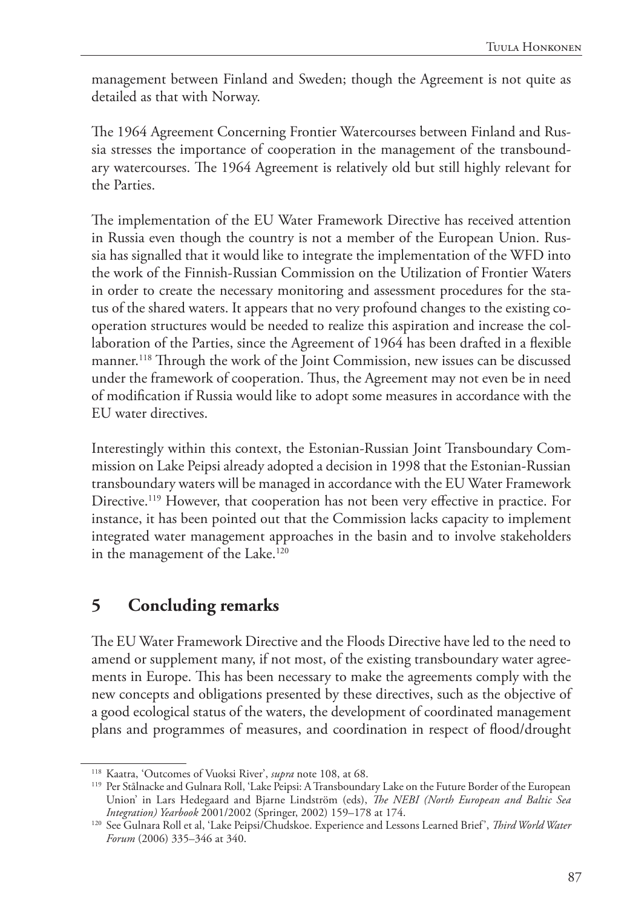management between Finland and Sweden; though the Agreement is not quite as detailed as that with Norway.

The 1964 Agreement Concerning Frontier Watercourses between Finland and Russia stresses the importance of cooperation in the management of the transboundary watercourses. The 1964 Agreement is relatively old but still highly relevant for the Parties.

The implementation of the EU Water Framework Directive has received attention in Russia even though the country is not a member of the European Union. Russia has signalled that it would like to integrate the implementation of the WFD into the work of the Finnish-Russian Commission on the Utilization of Frontier Waters in order to create the necessary monitoring and assessment procedures for the status of the shared waters. It appears that no very profound changes to the existing cooperation structures would be needed to realize this aspiration and increase the collaboration of the Parties, since the Agreement of 1964 has been drafted in a flexible manner.[118] Through the work of the Joint Commission, new issues can be discussed under the framework of cooperation. Thus, the Agreement may not even be in need of modification if Russia would like to adopt some measures in accordance with the EU water directives.

Interestingly within this context, the Estonian-Russian Joint Transboundary Commission on Lake Peipsi already adopted a decision in 1998 that the Estonian-Russian transboundary waters will be managed in accordance with the EU Water Framework Directive.[119] However, that cooperation has not been very effective in practice. For instance, it has been pointed out that the Commission lacks capacity to implement integrated water management approaches in the basin and to involve stakeholders in the management of the Lake.[120]

## 5 Concluding remarks

The EU Water Framework Directive and the Floods Directive have led to the need to amend or supplement many, if not most, of the existing transboundary water agreements in Europe. This has been necessary to make the agreements comply with the new concepts and obligations presented by these directives, such as the objective of a good ecological status of the waters, the development of coordinated management plans and programmes of measures, and coordination in respect of flood/drought

---

[118] Kaatra, 'Outcomes of Vuoksi River', *supra* note 108, at 68.

[119] Per Stålnacke and Gulnara Roll, 'Lake Peipsi: A Transboundary Lake on the Future Border of the European Union' in Lars Hedegaard and Bjarne Lindström (eds), *The NEBI (North European and Baltic Sea Integration) Yearbook* 2001/2002 (Springer, 2002) 159–178 at 174.

[120] See Gulnara Roll et al, 'Lake Peipsi/Chudskoe. Experience and Lessons Learned Brief', *Third World Water Forum* (2006) 335–346 at 340.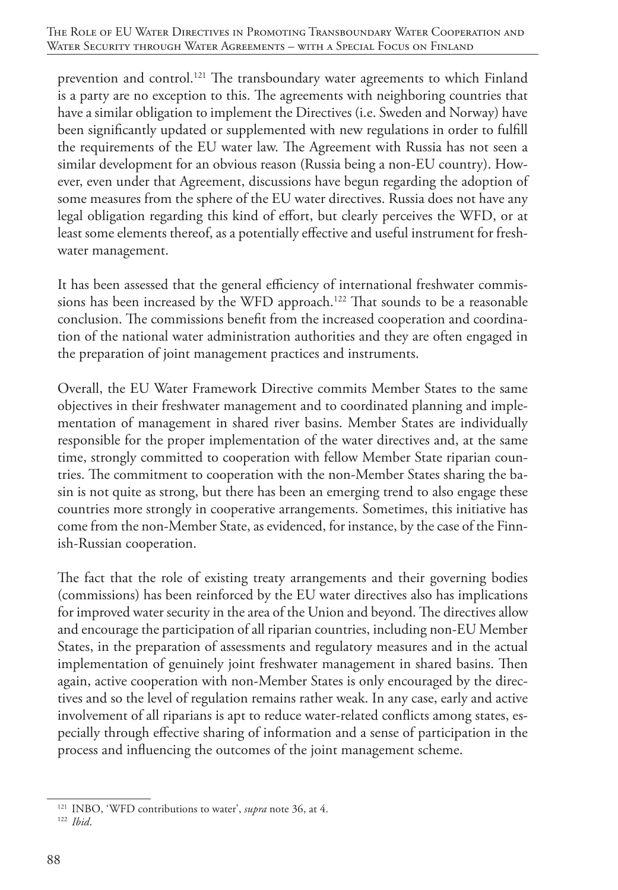prevention and control.[121] The transboundary water agreements to which Finland is a party are no exception to this. The agreements with neighboring countries that have a similar obligation to implement the Directives (i.e. Sweden and Norway) have been significantly updated or supplemented with new regulations in order to fulfill the requirements of the EU water law. The Agreement with Russia has not seen a similar development for an obvious reason (Russia being a non-EU country). However, even under that Agreement, discussions have begun regarding the adoption of some measures from the sphere of the EU water directives. Russia does not have any legal obligation regarding this kind of effort, but clearly perceives the WFD, or at least some elements thereof, as a potentially effective and useful instrument for freshwater management.

It has been assessed that the general efficiency of international freshwater commissions has been increased by the WFD approach.[122] That sounds to be a reasonable conclusion. The commissions benefit from the increased cooperation and coordination of the national water administration authorities and they are often engaged in the preparation of joint management practices and instruments.

Overall, the EU Water Framework Directive commits Member States to the same objectives in their freshwater management and to coordinated planning and implementation of management in shared river basins. Member States are individually responsible for the proper implementation of the water directives and, at the same time, strongly committed to cooperation with fellow Member State riparian countries. The commitment to cooperation with the non-Member States sharing the basin is not quite as strong, but there has been an emerging trend to also engage these countries more strongly in cooperative arrangements. Sometimes, this initiative has come from the non-Member State, as evidenced, for instance, by the case of the Finnish-Russian cooperation.

The fact that the role of existing treaty arrangements and their governing bodies (commissions) has been reinforced by the EU water directives also has implications for improved water security in the area of the Union and beyond. The directives allow and encourage the participation of all riparian countries, including non-EU Member States, in the preparation of assessments and regulatory measures and in the actual implementation of genuinely joint freshwater management in shared basins. Then again, active cooperation with non-Member States is only encouraged by the directives and so the level of regulation remains rather weak. In any case, early and active involvement of all riparians is apt to reduce water-related conflicts among states, especially through effective sharing of information and a sense of participation in the process and influencing the outcomes of the joint management scheme.

[121] INBO, 'WFD contributions to water', *supra* note 36, at 4.

[122] *Ibid*.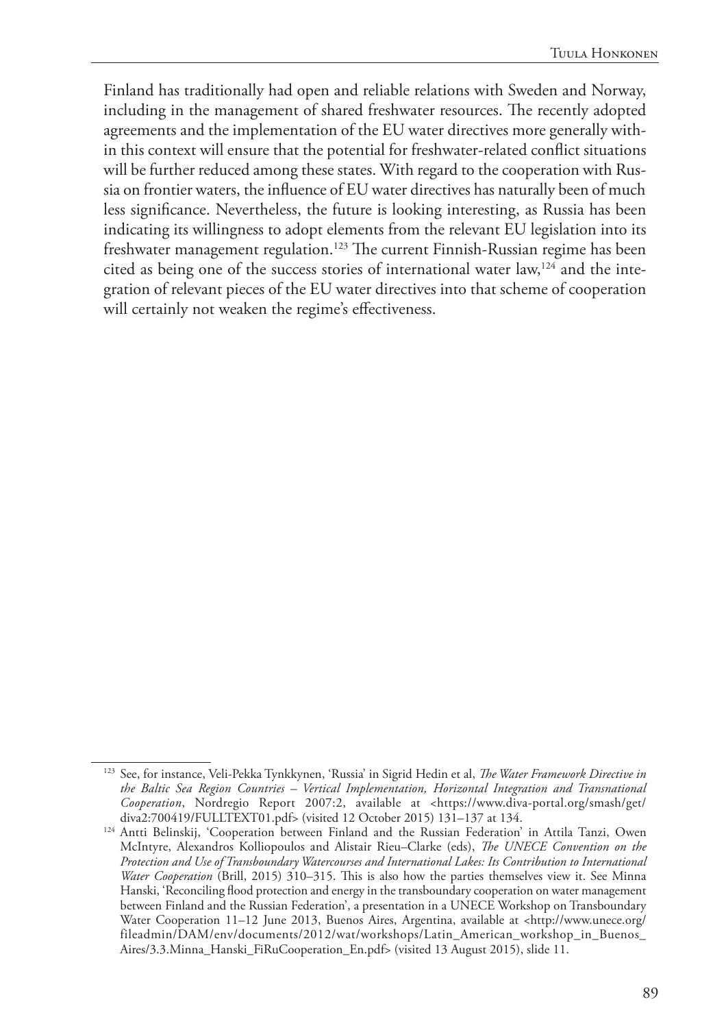Finland has traditionally had open and reliable relations with Sweden and Norway, including in the management of shared freshwater resources. The recently adopted agreements and the implementation of the EU water directives more generally within this context will ensure that the potential for freshwater-related conflict situations will be further reduced among these states. With regard to the cooperation with Russia on frontier waters, the influence of EU water directives has naturally been of much less significance. Nevertheless, the future is looking interesting, as Russia has been indicating its willingness to adopt elements from the relevant EU legislation into its freshwater management regulation.[123] The current Finnish-Russian regime has been cited as being one of the success stories of international water law,[124] and the integration of relevant pieces of the EU water directives into that scheme of cooperation will certainly not weaken the regime's effectiveness.

---

[123] See, for instance, Veli-Pekka Tynkkynen, 'Russia' in Sigrid Hedin et al, *The Water Framework Directive in the Baltic Sea Region Countries – Vertical Implementation, Horizontal Integration and Transnational Cooperation*, Nordregio Report 2007:2, available at <https://www.diva-portal.org/smash/get/diva2:700419/FULLTEXT01.pdf> (visited 12 October 2015) 131–137 at 134.

[124] Antti Belinskij, 'Cooperation between Finland and the Russian Federation' in Attila Tanzi, Owen McIntyre, Alexandros Kolliopoulos and Alistair Rieu–Clarke (eds), *The UNECE Convention on the Protection and Use of Transboundary Watercourses and International Lakes: Its Contribution to International Water Cooperation* (Brill, 2015) 310–315. This is also how the parties themselves view it. See Minna Hanski, 'Reconciling flood protection and energy in the transboundary cooperation on water management between Finland and the Russian Federation', a presentation in a UNECE Workshop on Transboundary Water Cooperation 11–12 June 2013, Buenos Aires, Argentina, available at <http://www.unece.org/fileadmin/DAM/env/documents/2012/wat/workshops/Latin_American_workshop_in_Buenos_Aires/3.3.Minna_Hanski_FiRuCooperation_En.pdf> (visited 13 August 2015), slide 11.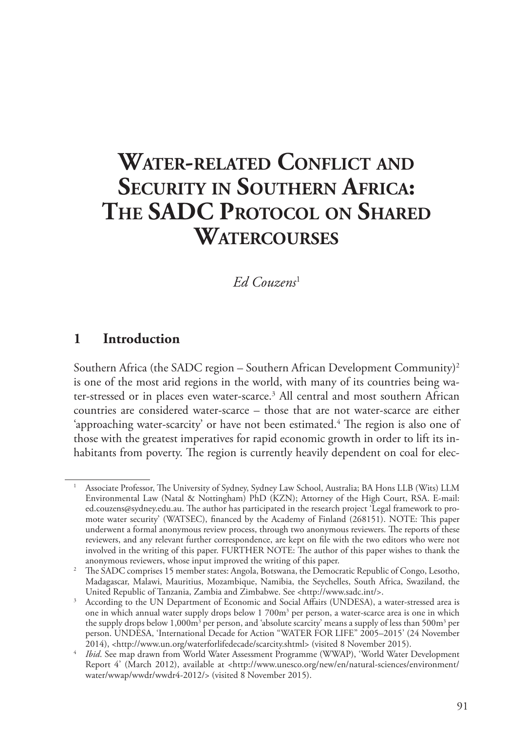# Water-related Conflict and Security in Southern Africa: The SADC Protocol on Shared Watercourses

*Ed Couzens*[1]

## 1 Introduction

Southern Africa (the SADC region – Southern African Development Community)[2] is one of the most arid regions in the world, with many of its countries being water-stressed or in places even water-scarce.[3] All central and most southern African countries are considered water-scarce – those that are not water-scarce are either 'approaching water-scarcity' or have not been estimated.[4] The region is also one of those with the greatest imperatives for rapid economic growth in order to lift its inhabitants from poverty. The region is currently heavily dependent on coal for elec-

---

[1] Associate Professor, The University of Sydney, Sydney Law School, Australia; BA Hons LLB (Wits) LLM Environmental Law (Natal & Nottingham) PhD (KZN); Attorney of the High Court, RSA. E-mail: ed.couzens@sydney.edu.au. The author has participated in the research project 'Legal framework to promote water security' (WATSEC), financed by the Academy of Finland (268151). NOTE: This paper underwent a formal anonymous review process, through two anonymous reviewers. The reports of these reviewers, and any relevant further correspondence, are kept on file with the two editors who were not involved in the writing of this paper. FURTHER NOTE: The author of this paper wishes to thank the anonymous reviewers, whose input improved the writing of this paper.

[2] The SADC comprises 15 member states: Angola, Botswana, the Democratic Republic of Congo, Lesotho, Madagascar, Malawi, Mauritius, Mozambique, Namibia, the Seychelles, South Africa, Swaziland, the United Republic of Tanzania, Zambia and Zimbabwe. See <http://www.sadc.int/>.

[3] According to the UN Department of Economic and Social Affairs (UNDESA), a water-stressed area is one in which annual water supply drops below 1 700m$^3$ per person, a water-scarce area is one in which the supply drops below 1,000m$^3$ per person, and 'absolute scarcity' means a supply of less than 500m$^3$ per person. UNDESA, 'International Decade for Action "WATER FOR LIFE" 2005–2015' (24 November 2014), <http://www.un.org/waterforlifedecade/scarcity.shtml> (visited 8 November 2015).

[4] *Ibid*. See map drawn from World Water Assessment Programme (WWAP), 'World Water Development Report 4' (March 2012), available at <http://www.unesco.org/new/en/natural-sciences/environment/water/wwap/wwdr/wwdr4-2012/> (visited 8 November 2015).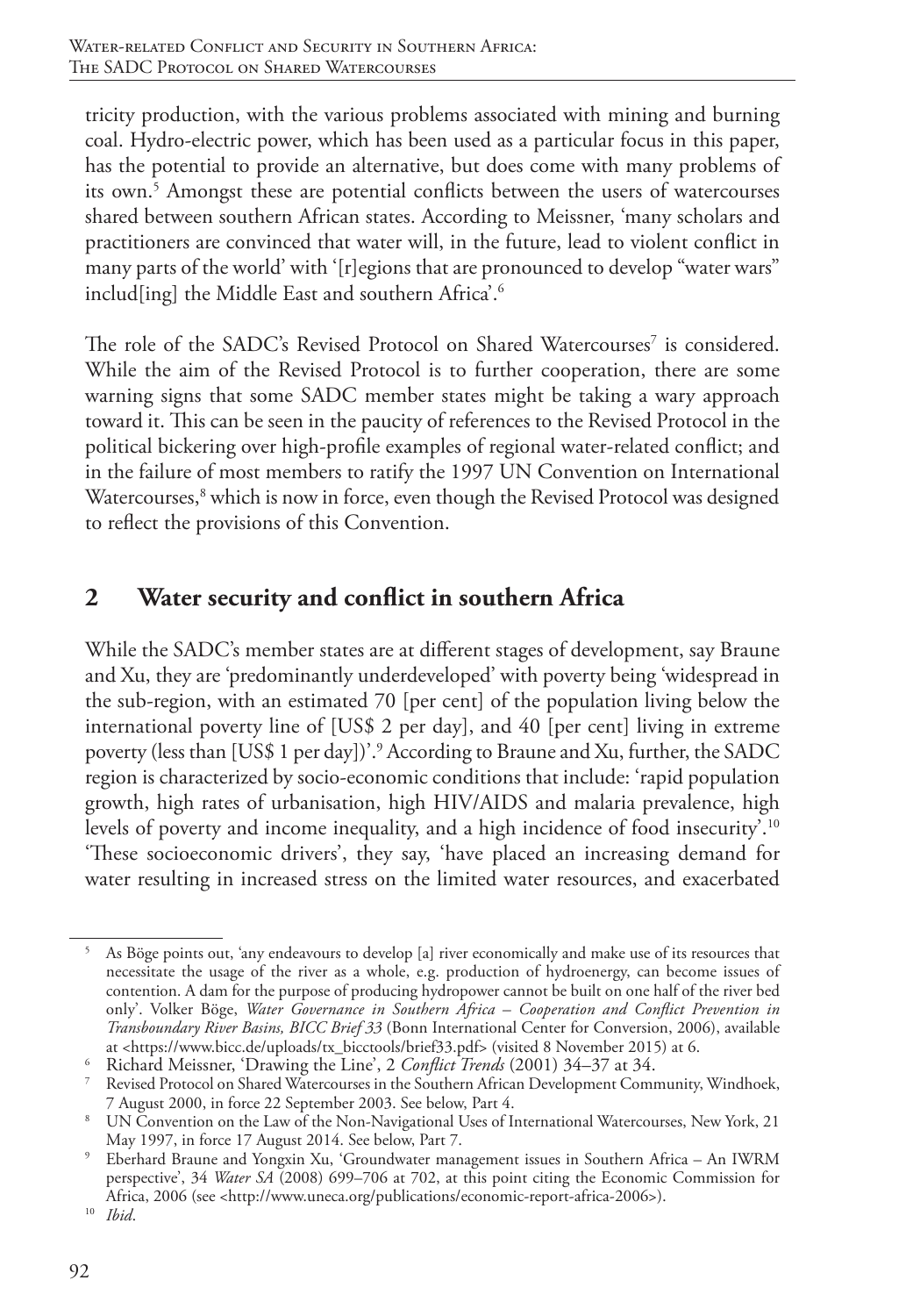tricity production, with the various problems associated with mining and burning coal. Hydro-electric power, which has been used as a particular focus in this paper, has the potential to provide an alternative, but does come with many problems of its own.[5] Amongst these are potential conflicts between the users of watercourses shared between southern African states. According to Meissner, 'many scholars and practitioners are convinced that water will, in the future, lead to violent conflict in many parts of the world' with '[r]egions that are pronounced to develop "water wars" includ[ing] the Middle East and southern Africa'.[6]

The role of the SADC's Revised Protocol on Shared Watercourses[7] is considered. While the aim of the Revised Protocol is to further cooperation, there are some warning signs that some SADC member states might be taking a wary approach toward it. This can be seen in the paucity of references to the Revised Protocol in the political bickering over high-profile examples of regional water-related conflict; and in the failure of most members to ratify the 1997 UN Convention on International Watercourses,[8] which is now in force, even though the Revised Protocol was designed to reflect the provisions of this Convention.

## 2 Water security and conflict in southern Africa

While the SADC's member states are at different stages of development, say Braune and Xu, they are 'predominantly underdeveloped' with poverty being 'widespread in the sub-region, with an estimated 70 [per cent] of the population living below the international poverty line of [US$ 2 per day], and 40 [per cent] living in extreme poverty (less than [US$ 1 per day])'.[9] According to Braune and Xu, further, the SADC region is characterized by socio-economic conditions that include: 'rapid population growth, high rates of urbanisation, high HIV/AIDS and malaria prevalence, high levels of poverty and income inequality, and a high incidence of food insecurity'.[10] 'These socioeconomic drivers', they say, 'have placed an increasing demand for water resulting in increased stress on the limited water resources, and exacerbated

---

[5] As Böge points out, 'any endeavours to develop [a] river economically and make use of its resources that necessitate the usage of the river as a whole, e.g. production of hydroenergy, can become issues of contention. A dam for the purpose of producing hydropower cannot be built on one half of the river bed only'. Volker Böge, *Water Governance in Southern Africa – Cooperation and Conflict Prevention in Transboundary River Basins, BICC Brief 33* (Bonn International Center for Conversion, 2006), available at <https://www.bicc.de/uploads/tx_bicctools/brief33.pdf> (visited 8 November 2015) at 6.

[6] Richard Meissner, 'Drawing the Line', 2 *Conflict Trends* (2001) 34–37 at 34.

[7] Revised Protocol on Shared Watercourses in the Southern African Development Community, Windhoek, 7 August 2000, in force 22 September 2003. See below, Part 4.

[8] UN Convention on the Law of the Non-Navigational Uses of International Watercourses, New York, 21 May 1997, in force 17 August 2014. See below, Part 7.

[9] Eberhard Braune and Yongxin Xu, 'Groundwater management issues in Southern Africa – An IWRM perspective', 34 *Water SA* (2008) 699–706 at 702, at this point citing the Economic Commission for Africa, 2006 (see <http://www.uneca.org/publications/economic-report-africa-2006>).

[10] *Ibid*.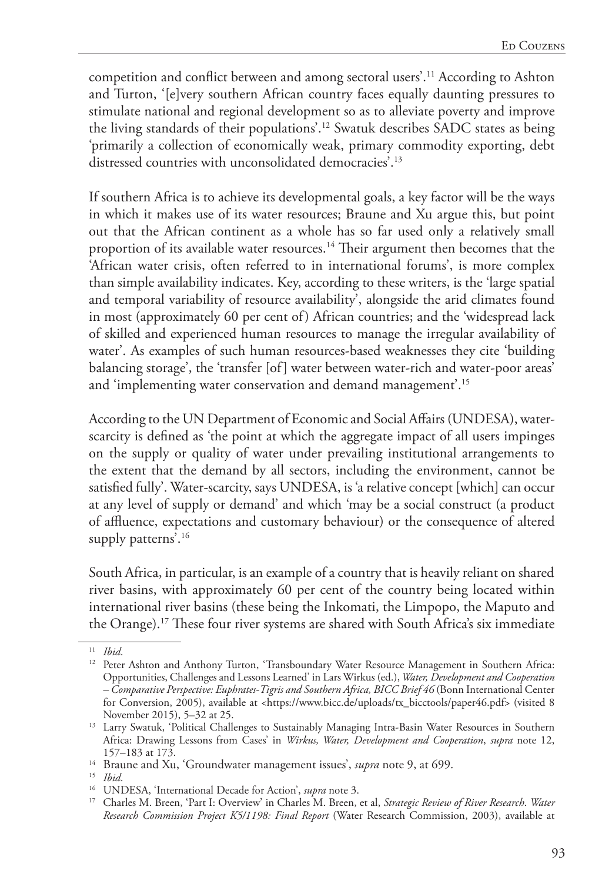competition and conflict between and among sectoral users'.[11] According to Ashton and Turton, '[e]very southern African country faces equally daunting pressures to stimulate national and regional development so as to alleviate poverty and improve the living standards of their populations'.[12] Swatuk describes SADC states as being 'primarily a collection of economically weak, primary commodity exporting, debt distressed countries with unconsolidated democracies'.[13]

If southern Africa is to achieve its developmental goals, a key factor will be the ways in which it makes use of its water resources; Braune and Xu argue this, but point out that the African continent as a whole has so far used only a relatively small proportion of its available water resources.[14] Their argument then becomes that the 'African water crisis, often referred to in international forums', is more complex than simple availability indicates. Key, according to these writers, is the 'large spatial and temporal variability of resource availability', alongside the arid climates found in most (approximately 60 per cent of) African countries; and the 'widespread lack of skilled and experienced human resources to manage the irregular availability of water'. As examples of such human resources-based weaknesses they cite 'building balancing storage', the 'transfer [of] water between water-rich and water-poor areas' and 'implementing water conservation and demand management'.[15]

According to the UN Department of Economic and Social Affairs (UNDESA), water-scarcity is defined as 'the point at which the aggregate impact of all users impinges on the supply or quality of water under prevailing institutional arrangements to the extent that the demand by all sectors, including the environment, cannot be satisfied fully'. Water-scarcity, says UNDESA, is 'a relative concept [which] can occur at any level of supply or demand' and which 'may be a social construct (a product of affluence, expectations and customary behaviour) or the consequence of altered supply patterns'.[16]

South Africa, in particular, is an example of a country that is heavily reliant on shared river basins, with approximately 60 per cent of the country being located within international river basins (these being the Inkomati, the Limpopo, the Maputo and the Orange).[17] These four river systems are shared with South Africa's six immediate

---

[11] *Ibid*.

[12] Peter Ashton and Anthony Turton, 'Transboundary Water Resource Management in Southern Africa: Opportunities, Challenges and Lessons Learned' in Lars Wirkus (ed.), *Water, Development and Cooperation – Comparative Perspective: Euphrates-Tigris and Southern Africa, BICC Brief 46* (Bonn International Center for Conversion, 2005), available at <https://www.bicc.de/uploads/tx_bicctools/paper46.pdf> (visited 8 November 2015), 5–32 at 25.

[13] Larry Swatuk, 'Political Challenges to Sustainably Managing Intra-Basin Water Resources in Southern Africa: Drawing Lessons from Cases' in *Wirkus, Water, Development and Cooperation*, *supra* note 12, 157–183 at 173.

[14] Braune and Xu, 'Groundwater management issues', *supra* note 9, at 699.

[15] *Ibid*.

[16] UNDESA, 'International Decade for Action', *supra* note 3.

[17] Charles M. Breen, 'Part I: Overview' in Charles M. Breen, et al, *Strategic Review of River Research. Water Research Commission Project K5/1198: Final Report* (Water Research Commission, 2003), available at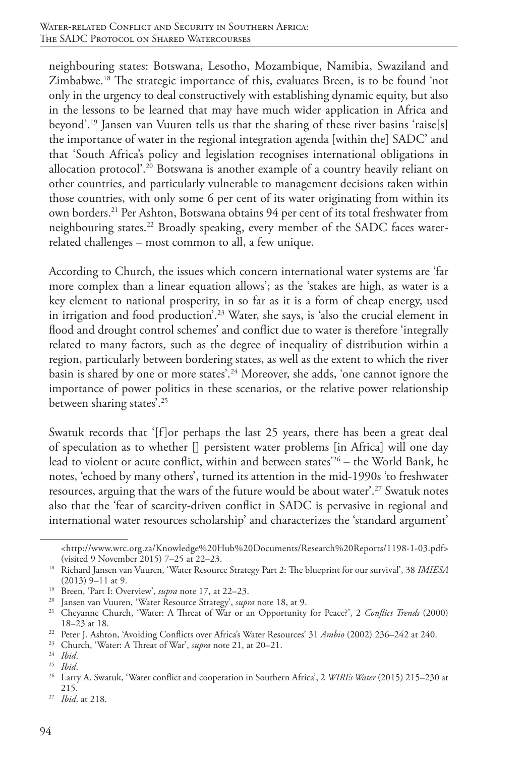neighbouring states: Botswana, Lesotho, Mozambique, Namibia, Swaziland and Zimbabwe.[18] The strategic importance of this, evaluates Breen, is to be found 'not only in the urgency to deal constructively with establishing dynamic equity, but also in the lessons to be learned that may have much wider application in Africa and beyond'.[19] Jansen van Vuuren tells us that the sharing of these river basins 'raise[s] the importance of water in the regional integration agenda [within the] SADC' and that 'South Africa's policy and legislation recognises international obligations in allocation protocol'.[20] Botswana is another example of a country heavily reliant on other countries, and particularly vulnerable to management decisions taken within those countries, with only some 6 per cent of its water originating from within its own borders.[21] Per Ashton, Botswana obtains 94 per cent of its total freshwater from neighbouring states.[22] Broadly speaking, every member of the SADC faces water-related challenges – most common to all, a few unique.

According to Church, the issues which concern international water systems are 'far more complex than a linear equation allows'; as the 'stakes are high, as water is a key element to national prosperity, in so far as it is a form of cheap energy, used in irrigation and food production'.[23] Water, she says, is 'also the crucial element in flood and drought control schemes' and conflict due to water is therefore 'integrally related to many factors, such as the degree of inequality of distribution within a region, particularly between bordering states, as well as the extent to which the river basin is shared by one or more states'.[24] Moreover, she adds, 'one cannot ignore the importance of power politics in these scenarios, or the relative power relationship between sharing states'.[25]

Swatuk records that '[f]or perhaps the last 25 years, there has been a great deal of speculation as to whether [] persistent water problems [in Africa] will one day lead to violent or acute conflict, within and between states'[26] – the World Bank, he notes, 'echoed by many others', turned its attention in the mid-1990s 'to freshwater resources, arguing that the wars of the future would be about water'.[27] Swatuk notes also that the 'fear of scarcity-driven conflict in SADC is pervasive in regional and international water resources scholarship' and characterizes the 'standard argument'

---

<http://www.wrc.org.za/Knowledge%20Hub%20Documents/Research%20Reports/1198-1-03.pdf> (visited 9 November 2015) 7–25 at 22–23.

[18] Richard Jansen van Vuuren, 'Water Resource Strategy Part 2: The blueprint for our survival', 38 *IMIESA* (2013) 9–11 at 9.

[19] Breen, 'Part I: Overview', *supra* note 17, at 22–23.

[20] Jansen van Vuuren, 'Water Resource Strategy', *supra* note 18, at 9.

[21] Cheyanne Church, 'Water: A Threat of War or an Opportunity for Peace?', 2 *Conflict Trends* (2000) 18–23 at 18.

[22] Peter J. Ashton, 'Avoiding Conflicts over Africa's Water Resources' 31 *Ambio* (2002) 236–242 at 240.

[23] Church, 'Water: A Threat of War', *supra* note 21, at 20–21.

[24] *Ibid*.

[25] *Ibid*.

[26] Larry A. Swatuk, 'Water conflict and cooperation in Southern Africa', 2 *WIREs Water* (2015) 215–230 at 215.

[27] *Ibid*. at 218.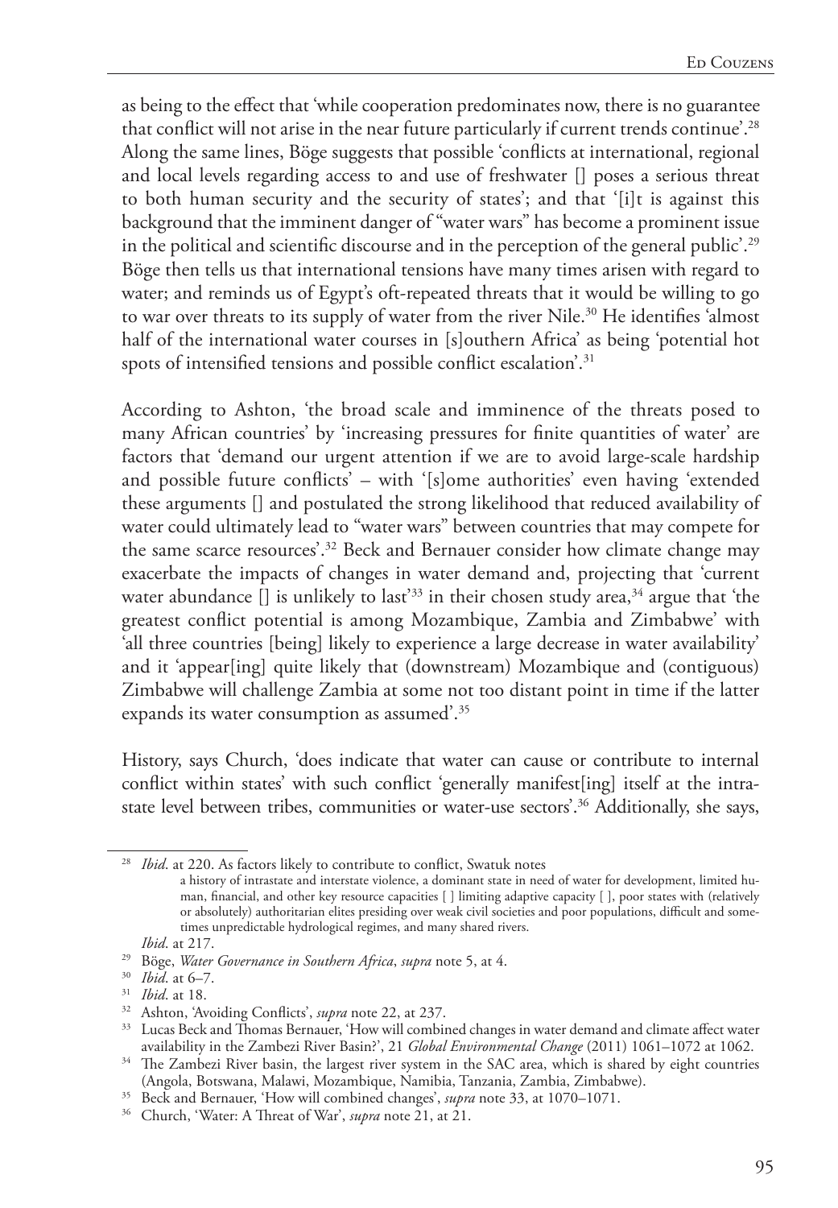as being to the effect that 'while cooperation predominates now, there is no guarantee that conflict will not arise in the near future particularly if current trends continue'.[28] Along the same lines, Böge suggests that possible 'conflicts at international, regional and local levels regarding access to and use of freshwater [] poses a serious threat to both human security and the security of states'; and that '[i]t is against this background that the imminent danger of "water wars" has become a prominent issue in the political and scientific discourse and in the perception of the general public'.[29] Böge then tells us that international tensions have many times arisen with regard to water; and reminds us of Egypt's oft-repeated threats that it would be willing to go to war over threats to its supply of water from the river Nile.[30] He identifies 'almost half of the international water courses in [s]outhern Africa' as being 'potential hot spots of intensified tensions and possible conflict escalation'.[31]

According to Ashton, 'the broad scale and imminence of the threats posed to many African countries' by 'increasing pressures for finite quantities of water' are factors that 'demand our urgent attention if we are to avoid large-scale hardship and possible future conflicts' – with '[s]ome authorities' even having 'extended these arguments [] and postulated the strong likelihood that reduced availability of water could ultimately lead to "water wars" between countries that may compete for the same scarce resources'.[32] Beck and Bernauer consider how climate change may exacerbate the impacts of changes in water demand and, projecting that 'current water abundance [] is unlikely to last'[33] in their chosen study area,[34] argue that 'the greatest conflict potential is among Mozambique, Zambia and Zimbabwe' with 'all three countries [being] likely to experience a large decrease in water availability' and it 'appear[ing] quite likely that (downstream) Mozambique and (contiguous) Zimbabwe will challenge Zambia at some not too distant point in time if the latter expands its water consumption as assumed'.[35]

History, says Church, 'does indicate that water can cause or contribute to internal conflict within states' with such conflict 'generally manifest[ing] itself at the intra-state level between tribes, communities or water-use sectors'.[36] Additionally, she says,

---

[28] *Ibid*. at 220. As factors likely to contribute to conflict, Swatuk notes

> a history of intrastate and interstate violence, a dominant state in need of water for development, limited human, financial, and other key resource capacities [ ] limiting adaptive capacity [ ], poor states with (relatively or absolutely) authoritarian elites presiding over weak civil societies and poor populations, difficult and sometimes unpredictable hydrological regimes, and many shared rivers.

*Ibid*. at 217.

[29] Böge, *Water Governance in Southern Africa*, *supra* note 5, at 4.

[30] *Ibid*. at 6–7.

[31] *Ibid*. at 18.

[32] Ashton, 'Avoiding Conflicts', *supra* note 22, at 237.

[33] Lucas Beck and Thomas Bernauer, 'How will combined changes in water demand and climate affect water availability in the Zambezi River Basin?', 21 *Global Environmental Change* (2011) 1061–1072 at 1062.

[34] The Zambezi River basin, the largest river system in the SAC area, which is shared by eight countries (Angola, Botswana, Malawi, Mozambique, Namibia, Tanzania, Zambia, Zimbabwe).

[35] Beck and Bernauer, 'How will combined changes', *supra* note 33, at 1070–1071.

[36] Church, 'Water: A Threat of War', *supra* note 21, at 21.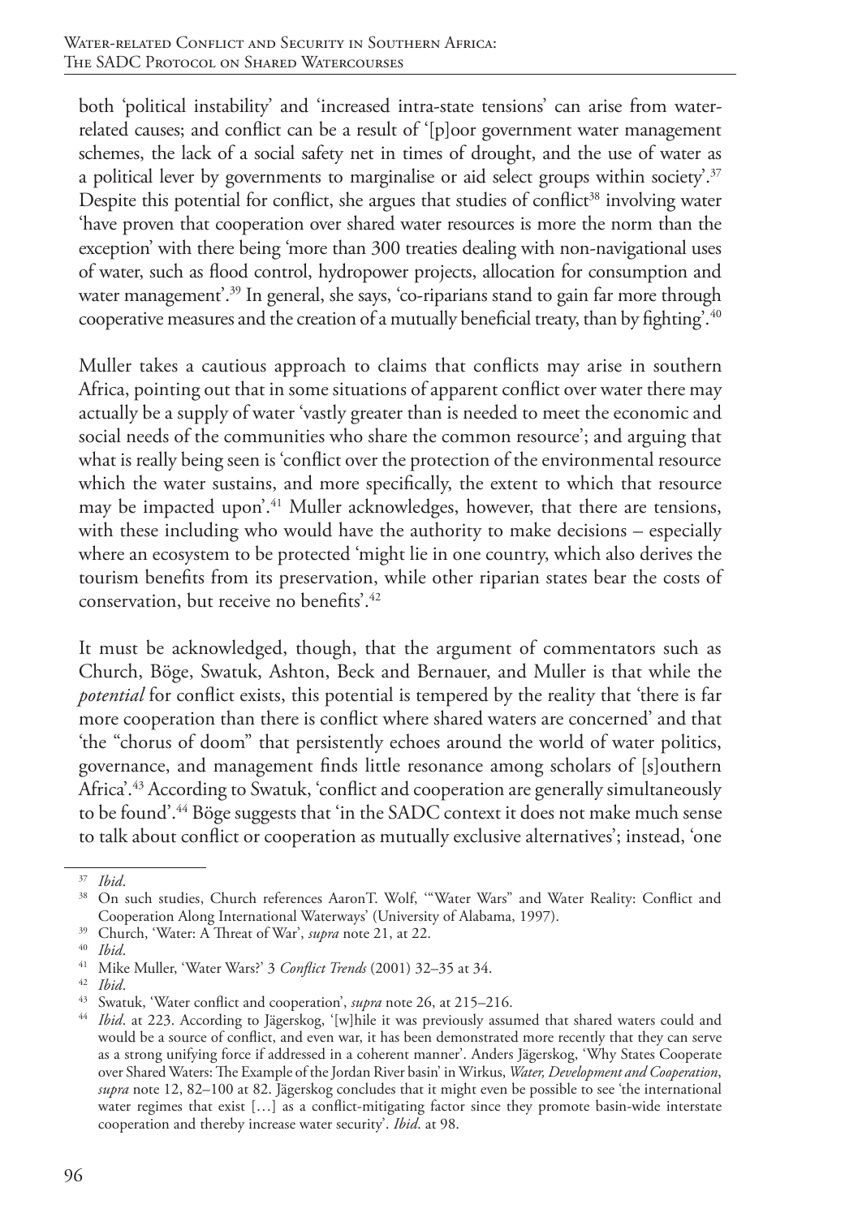both 'political instability' and 'increased intra-state tensions' can arise from water-related causes; and conflict can be a result of '[p]oor government water management schemes, the lack of a social safety net in times of drought, and the use of water as a political lever by governments to marginalise or aid select groups within society'.[37] Despite this potential for conflict, she argues that studies of conflict[38] involving water 'have proven that cooperation over shared water resources is more the norm than the exception' with there being 'more than 300 treaties dealing with non-navigational uses of water, such as flood control, hydropower projects, allocation for consumption and water management'.[39] In general, she says, 'co-riparians stand to gain far more through cooperative measures and the creation of a mutually beneficial treaty, than by fighting'.[40]

Muller takes a cautious approach to claims that conflicts may arise in southern Africa, pointing out that in some situations of apparent conflict over water there may actually be a supply of water 'vastly greater than is needed to meet the economic and social needs of the communities who share the common resource'; and arguing that what is really being seen is 'conflict over the protection of the environmental resource which the water sustains, and more specifically, the extent to which that resource may be impacted upon'.[41] Muller acknowledges, however, that there are tensions, with these including who would have the authority to make decisions – especially where an ecosystem to be protected 'might lie in one country, which also derives the tourism benefits from its preservation, while other riparian states bear the costs of conservation, but receive no benefits'.[42]

It must be acknowledged, though, that the argument of commentators such as Church, Böge, Swatuk, Ashton, Beck and Bernauer, and Muller is that while the *potential* for conflict exists, this potential is tempered by the reality that 'there is far more cooperation than there is conflict where shared waters are concerned' and that 'the "chorus of doom" that persistently echoes around the world of water politics, governance, and management finds little resonance among scholars of [s]outhern Africa'.[43] According to Swatuk, 'conflict and cooperation are generally simultaneously to be found'.[44] Böge suggests that 'in the SADC context it does not make much sense to talk about conflict or cooperation as mutually exclusive alternatives'; instead, 'one

---

[37] *Ibid*.

[38] On such studies, Church references AaronT. Wolf, '"Water Wars" and Water Reality: Conflict and Cooperation Along International Waterways' (University of Alabama, 1997).

[39] Church, 'Water: A Threat of War', *supra* note 21, at 22.

[40] *Ibid*.

[41] Mike Muller, 'Water Wars?' 3 *Conflict Trends* (2001) 32–35 at 34.

[42] *Ibid*.

[43] Swatuk, 'Water conflict and cooperation', *supra* note 26, at 215–216.

[44] *Ibid*. at 223. According to Jägerskog, '[w]hile it was previously assumed that shared waters could and would be a source of conflict, and even war, it has been demonstrated more recently that they can serve as a strong unifying force if addressed in a coherent manner'. Anders Jägerskog, 'Why States Cooperate over Shared Waters: The Example of the Jordan River basin' in Wirkus, *Water, Development and Cooperation*, *supra* note 12, 82–100 at 82. Jägerskog concludes that it might even be possible to see 'the international water regimes that exist […] as a conflict-mitigating factor since they promote basin-wide interstate cooperation and thereby increase water security'. *Ibid*. at 98.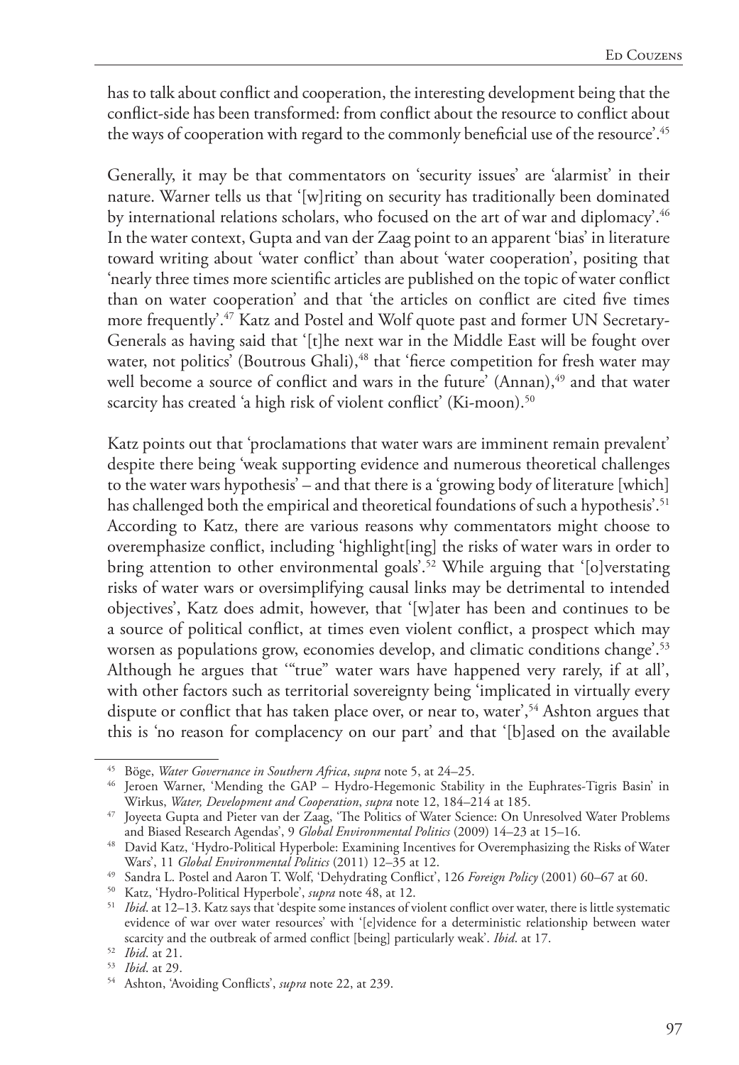has to talk about conflict and cooperation, the interesting development being that the conflict-side has been transformed: from conflict about the resource to conflict about the ways of cooperation with regard to the commonly beneficial use of the resource'.[45]

Generally, it may be that commentators on 'security issues' are 'alarmist' in their nature. Warner tells us that '[w]riting on security has traditionally been dominated by international relations scholars, who focused on the art of war and diplomacy'.[46] In the water context, Gupta and van der Zaag point to an apparent 'bias' in literature toward writing about 'water conflict' than about 'water cooperation', positing that 'nearly three times more scientific articles are published on the topic of water conflict than on water cooperation' and that 'the articles on conflict are cited five times more frequently'.[47] Katz and Postel and Wolf quote past and former UN Secretary-Generals as having said that '[t]he next war in the Middle East will be fought over water, not politics' (Boutrous Ghali),[48] that 'fierce competition for fresh water may well become a source of conflict and wars in the future' (Annan),[49] and that water scarcity has created 'a high risk of violent conflict' (Ki-moon).[50]

Katz points out that 'proclamations that water wars are imminent remain prevalent' despite there being 'weak supporting evidence and numerous theoretical challenges to the water wars hypothesis' – and that there is a 'growing body of literature [which] has challenged both the empirical and theoretical foundations of such a hypothesis'.[51] According to Katz, there are various reasons why commentators might choose to overemphasize conflict, including 'highlight[ing] the risks of water wars in order to bring attention to other environmental goals'.[52] While arguing that '[o]verstating risks of water wars or oversimplifying causal links may be detrimental to intended objectives', Katz does admit, however, that '[w]ater has been and continues to be a source of political conflict, at times even violent conflict, a prospect which may worsen as populations grow, economies develop, and climatic conditions change'.[53] Although he argues that '"true" water wars have happened very rarely, if at all', with other factors such as territorial sovereignty being 'implicated in virtually every dispute or conflict that has taken place over, or near to, water',[54] Ashton argues that this is 'no reason for complacency on our part' and that '[b]ased on the available

---

[45] Böge, *Water Governance in Southern Africa*, *supra* note 5, at 24–25.

[46] Jeroen Warner, 'Mending the GAP – Hydro-Hegemonic Stability in the Euphrates-Tigris Basin' in Wirkus, *Water, Development and Cooperation*, *supra* note 12, 184–214 at 185.

[47] Joyeeta Gupta and Pieter van der Zaag, 'The Politics of Water Science: On Unresolved Water Problems and Biased Research Agendas', 9 *Global Environmental Politics* (2009) 14–23 at 15–16.

[48] David Katz, 'Hydro-Political Hyperbole: Examining Incentives for Overemphasizing the Risks of Water Wars', 11 *Global Environmental Politics* (2011) 12–35 at 12.

[49] Sandra L. Postel and Aaron T. Wolf, 'Dehydrating Conflict', 126 *Foreign Policy* (2001) 60–67 at 60.

[50] Katz, 'Hydro-Political Hyperbole', *supra* note 48, at 12.

[51] *Ibid*. at 12–13. Katz says that 'despite some instances of violent conflict over water, there is little systematic evidence of war over water resources' with '[e]vidence for a deterministic relationship between water scarcity and the outbreak of armed conflict [being] particularly weak'. *Ibid*. at 17.

[52] *Ibid*. at 21.

[53] *Ibid*. at 29.

[54] Ashton, 'Avoiding Conflicts', *supra* note 22, at 239.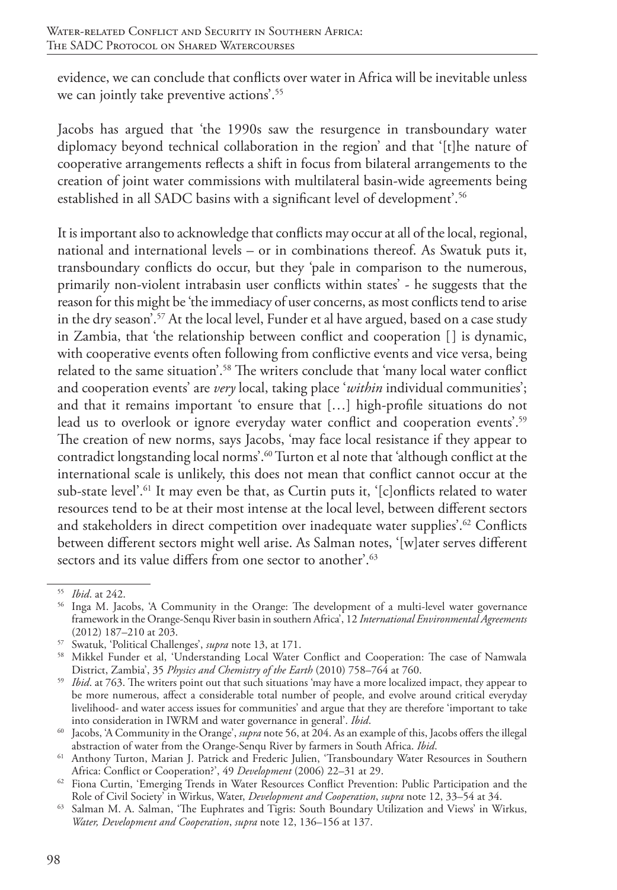evidence, we can conclude that conflicts over water in Africa will be inevitable unless we can jointly take preventive actions'.[55]

Jacobs has argued that 'the 1990s saw the resurgence in transboundary water diplomacy beyond technical collaboration in the region' and that '[t]he nature of cooperative arrangements reflects a shift in focus from bilateral arrangements to the creation of joint water commissions with multilateral basin-wide agreements being established in all SADC basins with a significant level of development'.[56]

It is important also to acknowledge that conflicts may occur at all of the local, regional, national and international levels – or in combinations thereof. As Swatuk puts it, transboundary conflicts do occur, but they 'pale in comparison to the numerous, primarily non-violent intrabasin user conflicts within states' - he suggests that the reason for this might be 'the immediacy of user concerns, as most conflicts tend to arise in the dry season'.[57] At the local level, Funder et al have argued, based on a case study in Zambia, that 'the relationship between conflict and cooperation [] is dynamic, with cooperative events often following from conflictive events and vice versa, being related to the same situation'.[58] The writers conclude that 'many local water conflict and cooperation events' are *very* local, taking place '*within* individual communities'; and that it remains important 'to ensure that […] high-profile situations do not lead us to overlook or ignore everyday water conflict and cooperation events'.[59] The creation of new norms, says Jacobs, 'may face local resistance if they appear to contradict longstanding local norms'.[60] Turton et al note that 'although conflict at the international scale is unlikely, this does not mean that conflict cannot occur at the sub-state level'.[61] It may even be that, as Curtin puts it, '[c]onflicts related to water resources tend to be at their most intense at the local level, between different sectors and stakeholders in direct competition over inadequate water supplies'.[62] Conflicts between different sectors might well arise. As Salman notes, '[w]ater serves different sectors and its value differs from one sector to another'.[63]

---

[55] *Ibid*. at 242.

[56] Inga M. Jacobs, 'A Community in the Orange: The development of a multi-level water governance framework in the Orange-Senqu River basin in southern Africa', 12 *International Environmental Agreements* (2012) 187–210 at 203.

[57] Swatuk, 'Political Challenges', *supra* note 13, at 171.

[58] Mikkel Funder et al, 'Understanding Local Water Conflict and Cooperation: The case of Namwala District, Zambia', 35 *Physics and Chemistry of the Earth* (2010) 758–764 at 760.

[59] *Ibid*. at 763. The writers point out that such situations 'may have a more localized impact, they appear to be more numerous, affect a considerable total number of people, and evolve around critical everyday livelihood- and water access issues for communities' and argue that they are therefore 'important to take into consideration in IWRM and water governance in general'. *Ibid*.

[60] Jacobs, 'A Community in the Orange', *supra* note 56, at 204. As an example of this, Jacobs offers the illegal abstraction of water from the Orange-Senqu River by farmers in South Africa. *Ibid*.

[61] Anthony Turton, Marian J. Patrick and Frederic Julien, 'Transboundary Water Resources in Southern Africa: Conflict or Cooperation?', 49 *Development* (2006) 22–31 at 29.

[62] Fiona Curtin, 'Emerging Trends in Water Resources Conflict Prevention: Public Participation and the Role of Civil Society' in Wirkus, Water, *Development and Cooperation*, *supra* note 12, 33–54 at 34.

[63] Salman M. A. Salman, 'The Euphrates and Tigris: South Boundary Utilization and Views' in Wirkus, *Water, Development and Cooperation*, *supra* note 12, 136–156 at 137.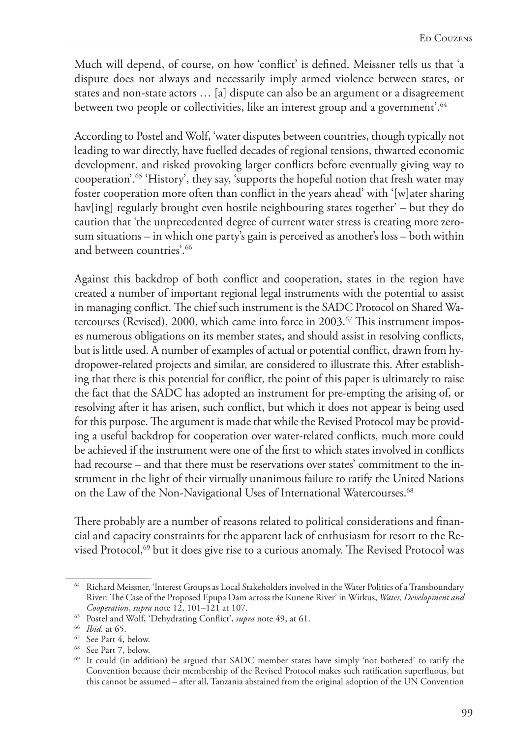Much will depend, of course, on how 'conflict' is defined. Meissner tells us that 'a dispute does not always and necessarily imply armed violence between states, or states and non-state actors … [a] dispute can also be an argument or a disagreement between two people or collectivities, like an interest group and a government'.[64]

According to Postel and Wolf, 'water disputes between countries, though typically not leading to war directly, have fuelled decades of regional tensions, thwarted economic development, and risked provoking larger conflicts before eventually giving way to cooperation'.[65] 'History', they say, 'supports the hopeful notion that fresh water may foster cooperation more often than conflict in the years ahead' with '[w]ater sharing hav[ing] regularly brought even hostile neighbouring states together' – but they do caution that 'the unprecedented degree of current water stress is creating more zero-sum situations – in which one party's gain is perceived as another's loss – both within and between countries'.[66]

Against this backdrop of both conflict and cooperation, states in the region have created a number of important regional legal instruments with the potential to assist in managing conflict. The chief such instrument is the SADC Protocol on Shared Watercourses (Revised), 2000, which came into force in 2003.[67] This instrument imposes numerous obligations on its member states, and should assist in resolving conflicts, but is little used. A number of examples of actual or potential conflict, drawn from hydropower-related projects and similar, are considered to illustrate this. After establishing that there is this potential for conflict, the point of this paper is ultimately to raise the fact that the SADC has adopted an instrument for pre-empting the arising of, or resolving after it has arisen, such conflict, but which it does not appear is being used for this purpose. The argument is made that while the Revised Protocol may be providing a useful backdrop for cooperation over water-related conflicts, much more could be achieved if the instrument were one of the first to which states involved in conflicts had recourse – and that there must be reservations over states' commitment to the instrument in the light of their virtually unanimous failure to ratify the United Nations on the Law of the Non-Navigational Uses of International Watercourses.[68]

There probably are a number of reasons related to political considerations and financial and capacity constraints for the apparent lack of enthusiasm for resort to the Revised Protocol,[69] but it does give rise to a curious anomaly. The Revised Protocol was

---

[64] Richard Meissner, 'Interest Groups as Local Stakeholders involved in the Water Politics of a Transboundary River: The Case of the Proposed Epupa Dam across the Kunene River' in Wirkus, *Water, Development and Cooperation*, *supra* note 12, 101–121 at 107.

[65] Postel and Wolf, 'Dehydrating Conflict', *supra* note 49, at 61.

[66] *Ibid*. at 65.

[67] See Part 4, below.

[68] See Part 7, below.

[69] It could (in addition) be argued that SADC member states have simply 'not bothered' to ratify the Convention because their membership of the Revised Protocol makes such ratification superfluous, but this cannot be assumed – after all, Tanzania abstained from the original adoption of the UN Convention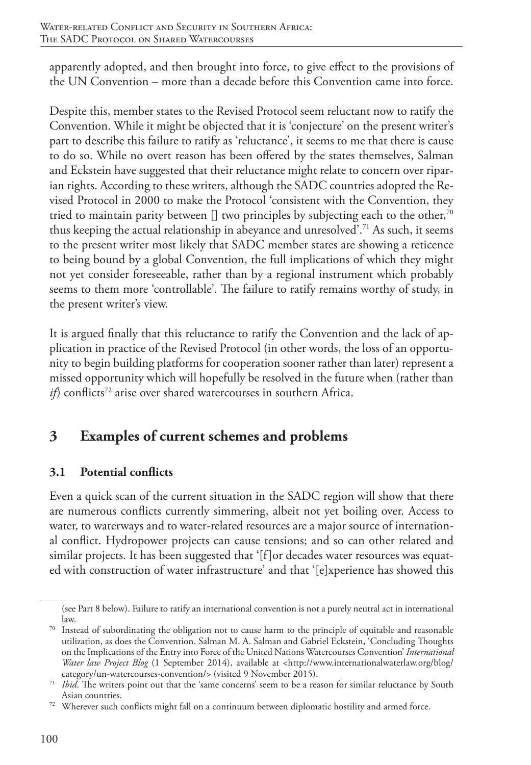apparently adopted, and then brought into force, to give effect to the provisions of the UN Convention – more than a decade before this Convention came into force.

Despite this, member states to the Revised Protocol seem reluctant now to ratify the Convention. While it might be objected that it is 'conjecture' on the present writer's part to describe this failure to ratify as 'reluctance', it seems to me that there is cause to do so. While no overt reason has been offered by the states themselves, Salman and Eckstein have suggested that their reluctance might relate to concern over riparian rights. According to these writers, although the SADC countries adopted the Revised Protocol in 2000 to make the Protocol 'consistent with the Convention, they tried to maintain parity between [] two principles by subjecting each to the other,[70] thus keeping the actual relationship in abeyance and unresolved'.[71] As such, it seems to the present writer most likely that SADC member states are showing a reticence to being bound by a global Convention, the full implications of which they might not yet consider foreseeable, rather than by a regional instrument which probably seems to them more 'controllable'. The failure to ratify remains worthy of study, in the present writer's view.

It is argued finally that this reluctance to ratify the Convention and the lack of application in practice of the Revised Protocol (in other words, the loss of an opportunity to begin building platforms for cooperation sooner rather than later) represent a missed opportunity which will hopefully be resolved in the future when (rather than *if*) conflicts[72] arise over shared watercourses in southern Africa.

## 3 Examples of current schemes and problems

### 3.1 Potential conflicts

Even a quick scan of the current situation in the SADC region will show that there are numerous conflicts currently simmering, albeit not yet boiling over. Access to water, to waterways and to water-related resources are a major source of international conflict. Hydropower projects can cause tensions; and so can other related and similar projects. It has been suggested that '[f]or decades water resources was equated with construction of water infrastructure' and that '[e]xperience has showed this

---

(see Part 8 below). Failure to ratify an international convention is not a purely neutral act in international law.

[70] Instead of subordinating the obligation not to cause harm to the principle of equitable and reasonable utilization, as does the Convention. Salman M. A. Salman and Gabriel Eckstein, 'Concluding Thoughts on the Implications of the Entry into Force of the United Nations Watercourses Convention' *International Water law Project Blog* (1 September 2014), available at <http://www.internationalwaterlaw.org/blog/category/un-watercourses-convention/> (visited 9 November 2015).

[71] *Ibid*. The writers point out that the 'same concerns' seem to be a reason for similar reluctance by South Asian countries.

[72] Wherever such conflicts might fall on a continuum between diplomatic hostility and armed force.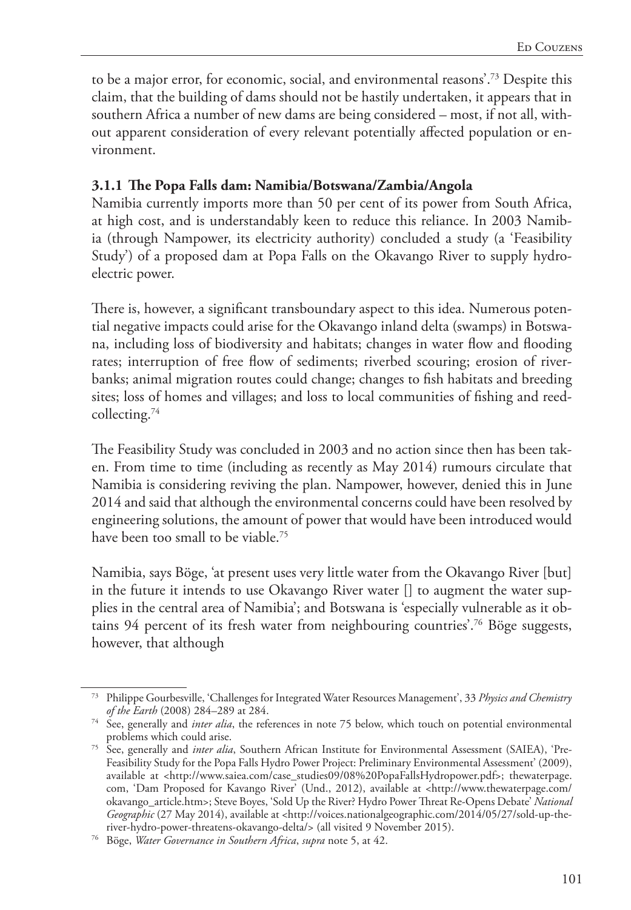to be a major error, for economic, social, and environmental reasons'.[73] Despite this claim, that the building of dams should not be hastily undertaken, it appears that in southern Africa a number of new dams are being considered – most, if not all, without apparent consideration of every relevant potentially affected population or environment.

### 3.1.1 The Popa Falls dam: Namibia/Botswana/Zambia/Angola

Namibia currently imports more than 50 per cent of its power from South Africa, at high cost, and is understandably keen to reduce this reliance. In 2003 Namibia (through Nampower, its electricity authority) concluded a study (a 'Feasibility Study') of a proposed dam at Popa Falls on the Okavango River to supply hydroelectric power.

There is, however, a significant transboundary aspect to this idea. Numerous potential negative impacts could arise for the Okavango inland delta (swamps) in Botswana, including loss of biodiversity and habitats; changes in water flow and flooding rates; interruption of free flow of sediments; riverbed scouring; erosion of riverbanks; animal migration routes could change; changes to fish habitats and breeding sites; loss of homes and villages; and loss to local communities of fishing and reed-collecting.[74]

The Feasibility Study was concluded in 2003 and no action since then has been taken. From time to time (including as recently as May 2014) rumours circulate that Namibia is considering reviving the plan. Nampower, however, denied this in June 2014 and said that although the environmental concerns could have been resolved by engineering solutions, the amount of power that would have been introduced would have been too small to be viable.[75]

Namibia, says Böge, 'at present uses very little water from the Okavango River [but] in the future it intends to use Okavango River water [] to augment the water supplies in the central area of Namibia'; and Botswana is 'especially vulnerable as it obtains 94 percent of its fresh water from neighbouring countries'.[76] Böge suggests, however, that although

---

[73] Philippe Gourbesville, 'Challenges for Integrated Water Resources Management', 33 *Physics and Chemistry of the Earth* (2008) 284–289 at 284.

[74] See, generally and *inter alia*, the references in note 75 below, which touch on potential environmental problems which could arise.

[75] See, generally and *inter alia*, Southern African Institute for Environmental Assessment (SAIEA), 'Pre-Feasibility Study for the Popa Falls Hydro Power Project: Preliminary Environmental Assessment' (2009), available at <http://www.saiea.com/case_studies09/08%20PopaFallsHydropower.pdf>; thewaterpage.com, 'Dam Proposed for Kavango River' (Und., 2012), available at <http://www.thewaterpage.com/okavango_article.htm>; Steve Boyes, 'Sold Up the River? Hydro Power Threat Re-Opens Debate' *National Geographic* (27 May 2014), available at <http://voices.nationalgeographic.com/2014/05/27/sold-up-the-river-hydro-power-threatens-okavango-delta/> (all visited 9 November 2015).

[76] Böge, *Water Governance in Southern Africa*, *supra* note 5, at 42.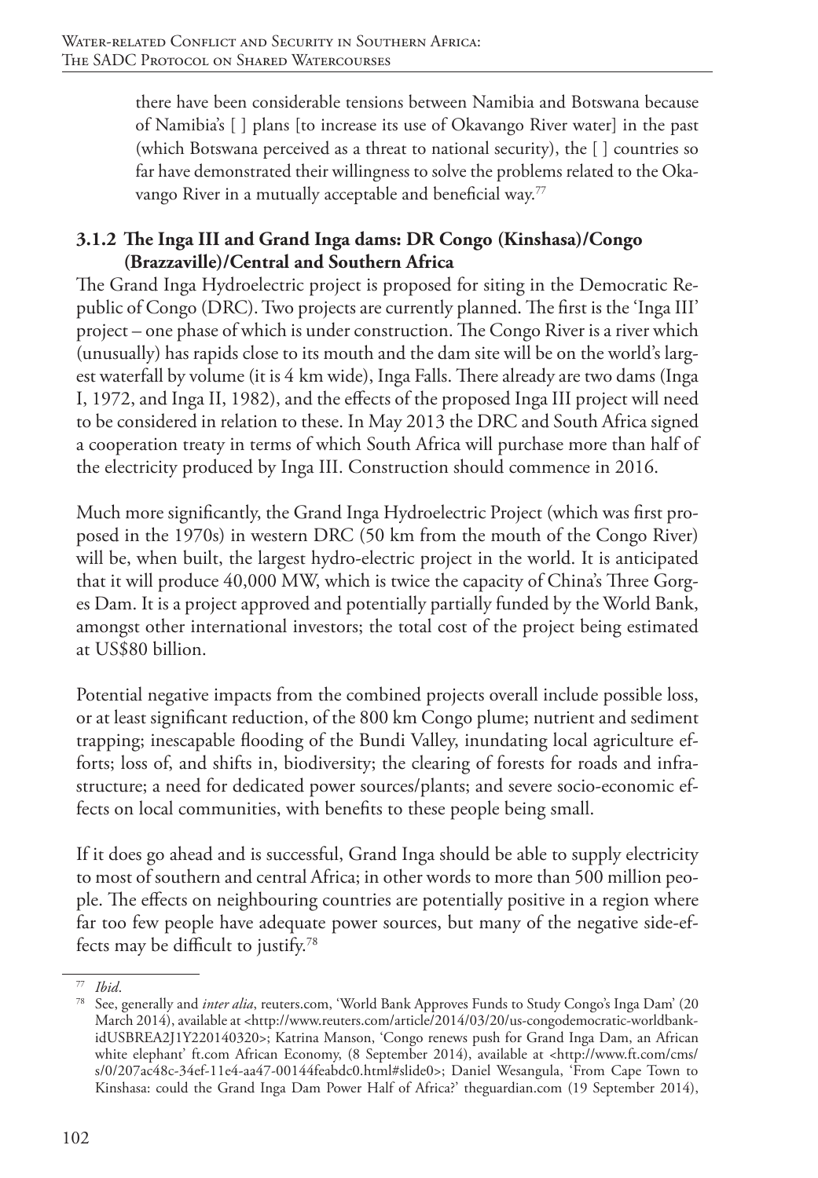there have been considerable tensions between Namibia and Botswana because of Namibia's [ ] plans [to increase its use of Okavango River water] in the past (which Botswana perceived as a threat to national security), the [ ] countries so far have demonstrated their willingness to solve the problems related to the Okavango River in a mutually acceptable and beneficial way.[77]

### 3.1.2 The Inga III and Grand Inga dams: DR Congo (Kinshasa)/Congo (Brazzaville)/Central and Southern Africa

The Grand Inga Hydroelectric project is proposed for siting in the Democratic Republic of Congo (DRC). Two projects are currently planned. The first is the 'Inga III' project – one phase of which is under construction. The Congo River is a river which (unusually) has rapids close to its mouth and the dam site will be on the world's largest waterfall by volume (it is 4 km wide), Inga Falls. There already are two dams (Inga I, 1972, and Inga II, 1982), and the effects of the proposed Inga III project will need to be considered in relation to these. In May 2013 the DRC and South Africa signed a cooperation treaty in terms of which South Africa will purchase more than half of the electricity produced by Inga III. Construction should commence in 2016.

Much more significantly, the Grand Inga Hydroelectric Project (which was first proposed in the 1970s) in western DRC (50 km from the mouth of the Congo River) will be, when built, the largest hydro-electric project in the world. It is anticipated that it will produce 40,000 MW, which is twice the capacity of China's Three Gorges Dam. It is a project approved and potentially partially funded by the World Bank, amongst other international investors; the total cost of the project being estimated at US$80 billion.

Potential negative impacts from the combined projects overall include possible loss, or at least significant reduction, of the 800 km Congo plume; nutrient and sediment trapping; inescapable flooding of the Bundi Valley, inundating local agriculture efforts; loss of, and shifts in, biodiversity; the clearing of forests for roads and infrastructure; a need for dedicated power sources/plants; and severe socio-economic effects on local communities, with benefits to these people being small.

If it does go ahead and is successful, Grand Inga should be able to supply electricity to most of southern and central Africa; in other words to more than 500 million people. The effects on neighbouring countries are potentially positive in a region where far too few people have adequate power sources, but many of the negative side-effects may be difficult to justify.[78]

---

[77] *Ibid*.

[78] See, generally and *inter alia*, reuters.com, 'World Bank Approves Funds to Study Congo's Inga Dam' (20 March 2014), available at <http://www.reuters.com/article/2014/03/20/us-congodemocratic-worldbank-idUSBREA2J1Y220140320>; Katrina Manson, 'Congo renews push for Grand Inga Dam, an African white elephant' ft.com African Economy, (8 September 2014), available at <http://www.ft.com/cms/s/0/207ac48c-34ef-11e4-aa47-00144feabdc0.html#slide0>; Daniel Wesangula, 'From Cape Town to Kinshasa: could the Grand Inga Dam Power Half of Africa?' theguardian.com (19 September 2014),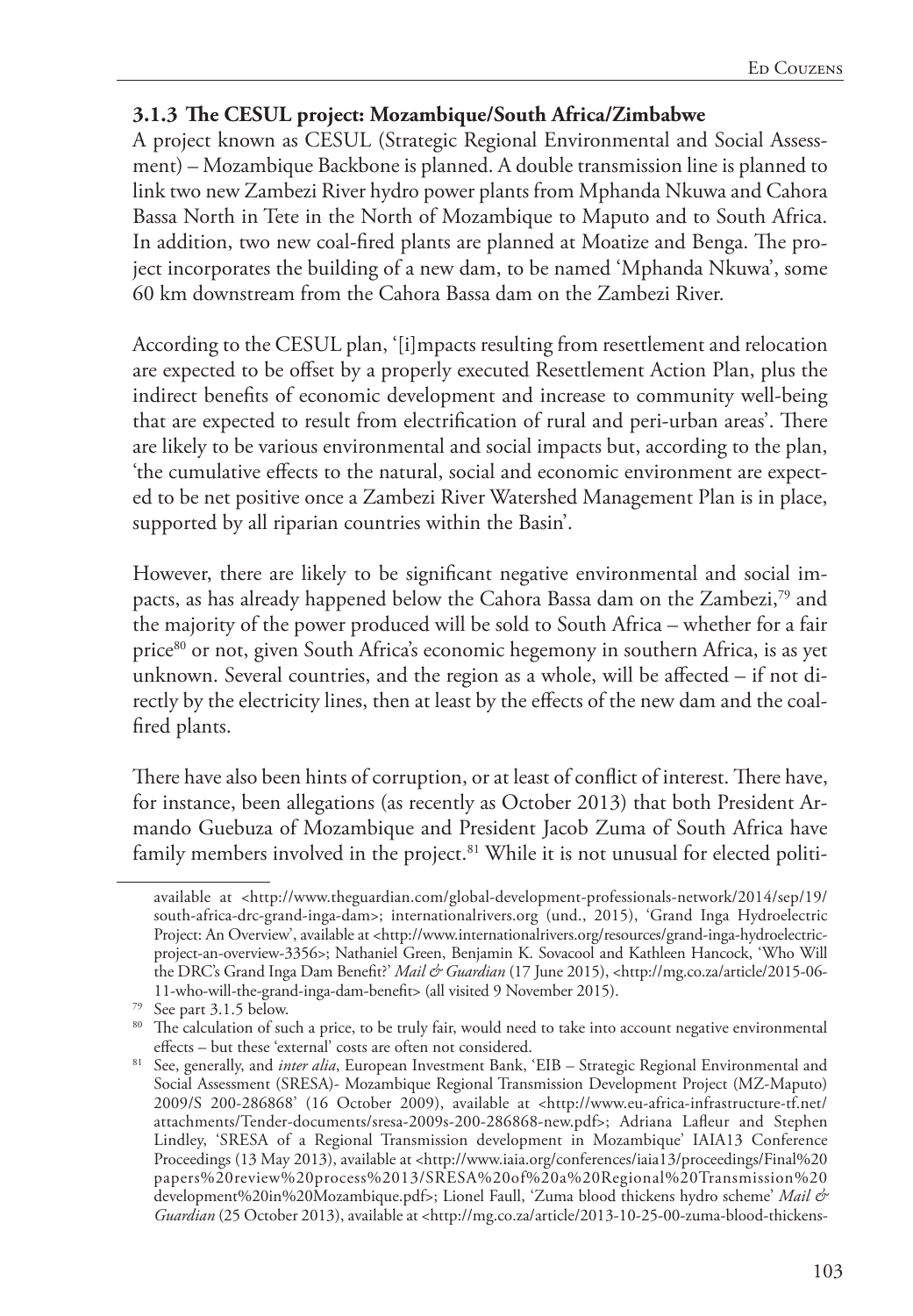### 3.1.3 The CESUL project: Mozambique/South Africa/Zimbabwe

A project known as CESUL (Strategic Regional Environmental and Social Assessment) – Mozambique Backbone is planned. A double transmission line is planned to link two new Zambezi River hydro power plants from Mphanda Nkuwa and Cahora Bassa North in Tete in the North of Mozambique to Maputo and to South Africa. In addition, two new coal-fired plants are planned at Moatize and Benga. The project incorporates the building of a new dam, to be named 'Mphanda Nkuwa', some 60 km downstream from the Cahora Bassa dam on the Zambezi River.

According to the CESUL plan, '[i]mpacts resulting from resettlement and relocation are expected to be offset by a properly executed Resettlement Action Plan, plus the indirect benefits of economic development and increase to community well-being that are expected to result from electrification of rural and peri-urban areas'. There are likely to be various environmental and social impacts but, according to the plan, 'the cumulative effects to the natural, social and economic environment are expected to be net positive once a Zambezi River Watershed Management Plan is in place, supported by all riparian countries within the Basin'.

However, there are likely to be significant negative environmental and social impacts, as has already happened below the Cahora Bassa dam on the Zambezi,[79] and the majority of the power produced will be sold to South Africa – whether for a fair price[80] or not, given South Africa's economic hegemony in southern Africa, is as yet unknown. Several countries, and the region as a whole, will be affected – if not directly by the electricity lines, then at least by the effects of the new dam and the coal-fired plants.

There have also been hints of corruption, or at least of conflict of interest. There have, for instance, been allegations (as recently as October 2013) that both President Armando Guebuza of Mozambique and President Jacob Zuma of South Africa have family members involved in the project.[81] While it is not unusual for elected politi-

---

available at <http://www.theguardian.com/global-development-professionals-network/2014/sep/19/south-africa-drc-grand-inga-dam>; internationalrivers.org (und., 2015), 'Grand Inga Hydroelectric Project: An Overview', available at <http://www.internationalrivers.org/resources/grand-inga-hydroelectric-project-an-overview-3356>; Nathaniel Green, Benjamin K. Sovacool and Kathleen Hancock, 'Who Will the DRC's Grand Inga Dam Benefit?' *Mail & Guardian* (17 June 2015), <http://mg.co.za/article/2015-06-11-who-will-the-grand-inga-dam-benefit> (all visited 9 November 2015).

[79] See part 3.1.5 below.

[80] The calculation of such a price, to be truly fair, would need to take into account negative environmental effects – but these 'external' costs are often not considered.

[81] See, generally, and *inter alia*, European Investment Bank, 'EIB – Strategic Regional Environmental and Social Assessment (SRESA)- Mozambique Regional Transmission Development Project (MZ-Maputo) 2009/S 200-286868' (16 October 2009), available at <http://www.eu-africa-infrastructure-tf.net/attachments/Tender-documents/sresa-2009s-200-286868-new.pdf>; Adriana Lafleur and Stephen Lindley, 'SRESA of a Regional Transmission development in Mozambique' IAIA13 Conference Proceedings (13 May 2013), available at <http://www.iaia.org/conferences/iaia13/proceedings/Final%20papers%20review%20process%2013/SRESA%20of%20a%20Regional%20Transmission%20development%20in%20Mozambique.pdf>; Lionel Faull, 'Zuma blood thickens hydro scheme' *Mail & Guardian* (25 October 2013), available at <http://mg.co.za/article/2013-10-25-00-zuma-blood-thickens-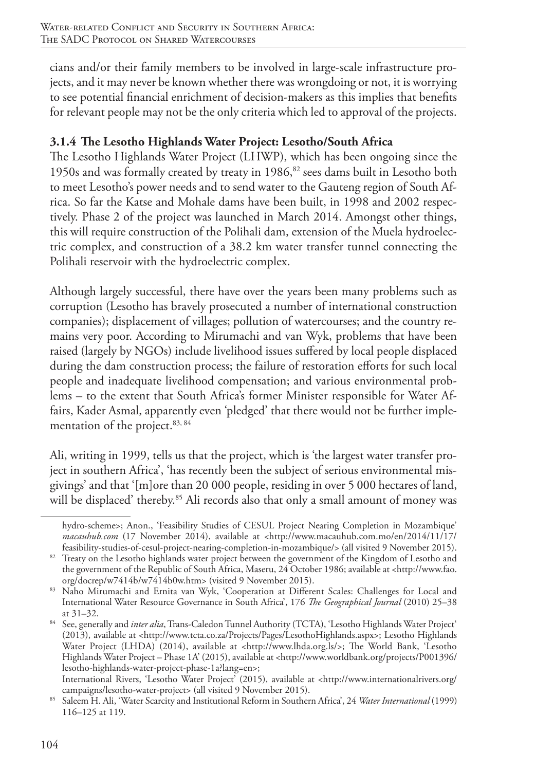cians and/or their family members to be involved in large-scale infrastructure projects, and it may never be known whether there was wrongdoing or not, it is worrying to see potential financial enrichment of decision-makers as this implies that benefits for relevant people may not be the only criteria which led to approval of the projects.

### 3.1.4 The Lesotho Highlands Water Project: Lesotho/South Africa

The Lesotho Highlands Water Project (LHWP), which has been ongoing since the 1950s and was formally created by treaty in 1986,[82] sees dams built in Lesotho both to meet Lesotho's power needs and to send water to the Gauteng region of South Africa. So far the Katse and Mohale dams have been built, in 1998 and 2002 respectively. Phase 2 of the project was launched in March 2014. Amongst other things, this will require construction of the Polihali dam, extension of the Muela hydroelectric complex, and construction of a 38.2 km water transfer tunnel connecting the Polihali reservoir with the hydroelectric complex.

Although largely successful, there have over the years been many problems such as corruption (Lesotho has bravely prosecuted a number of international construction companies); displacement of villages; pollution of watercourses; and the country remains very poor. According to Mirumachi and van Wyk, problems that have been raised (largely by NGOs) include livelihood issues suffered by local people displaced during the dam construction process; the failure of restoration efforts for such local people and inadequate livelihood compensation; and various environmental problems – to the extent that South Africa's former Minister responsible for Water Affairs, Kader Asmal, apparently even 'pledged' that there would not be further implementation of the project.[83, 84]

Ali, writing in 1999, tells us that the project, which is 'the largest water transfer project in southern Africa', 'has recently been the subject of serious environmental misgivings' and that '[m]ore than 20 000 people, residing in over 5 000 hectares of land, will be displaced' thereby.[85] Ali records also that only a small amount of money was

---

hydro-scheme>; Anon., 'Feasibility Studies of CESUL Project Nearing Completion in Mozambique' *macauhub.com* (17 November 2014), available at <http://www.macauhub.com.mo/en/2014/11/17/feasibility-studies-of-cesul-project-nearing-completion-in-mozambique/> (all visited 9 November 2015).

[82] Treaty on the Lesotho highlands water project between the government of the Kingdom of Lesotho and the government of the Republic of South Africa, Maseru, 24 October 1986; available at <http://www.fao.org/docrep/w7414b/w7414b0w.htm> (visited 9 November 2015).

[83] Naho Mirumachi and Ernita van Wyk, 'Cooperation at Different Scales: Challenges for Local and International Water Resource Governance in South Africa', 176 *The Geographical Journal* (2010) 25–38 at 31–32.

[84] See, generally and *inter alia*, Trans-Caledon Tunnel Authority (TCTA), 'Lesotho Highlands Water Project' (2013), available at <http://www.tcta.co.za/Projects/Pages/LesothoHighlands.aspx>; Lesotho Highlands Water Project (LHDA) (2014), available at <http://www.lhda.org.ls/>; The World Bank, 'Lesotho Highlands Water Project – Phase 1A' (2015), available at <http://www.worldbank.org/projects/P001396/lesotho-highlands-water-project-phase-1a?lang=en>; International Rivers, 'Lesotho Water Project' (2015), available at <http://www.internationalrivers.org/campaigns/lesotho-water-project> (all visited 9 November 2015).

[85] Saleem H. Ali, 'Water Scarcity and Institutional Reform in Southern Africa', 24 *Water International* (1999) 116–125 at 119.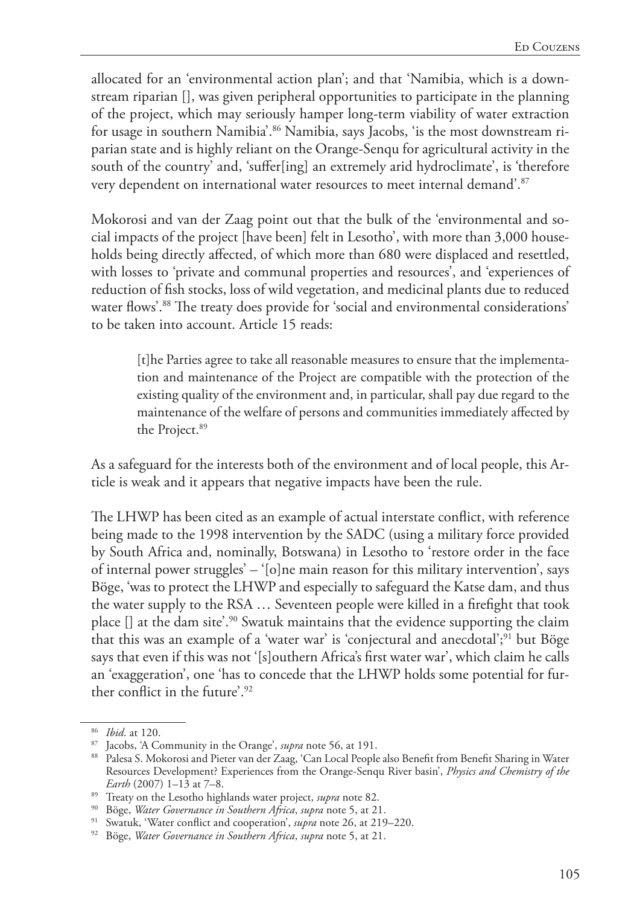allocated for an 'environmental action plan'; and that 'Namibia, which is a downstream riparian [], was given peripheral opportunities to participate in the planning of the project, which may seriously hamper long-term viability of water extraction for usage in southern Namibia'.[86] Namibia, says Jacobs, 'is the most downstream riparian state and is highly reliant on the Orange-Senqu for agricultural activity in the south of the country' and, 'suffer[ing] an extremely arid hydroclimate', is 'therefore very dependent on international water resources to meet internal demand'.[87]

Mokorosi and van der Zaag point out that the bulk of the 'environmental and social impacts of the project [have been] felt in Lesotho', with more than 3,000 households being directly affected, of which more than 680 were displaced and resettled, with losses to 'private and communal properties and resources', and 'experiences of reduction of fish stocks, loss of wild vegetation, and medicinal plants due to reduced water flows'.[88] The treaty does provide for 'social and environmental considerations' to be taken into account. Article 15 reads:

> [t]he Parties agree to take all reasonable measures to ensure that the implementation and maintenance of the Project are compatible with the protection of the existing quality of the environment and, in particular, shall pay due regard to the maintenance of the welfare of persons and communities immediately affected by the Project.[89]

As a safeguard for the interests both of the environment and of local people, this Article is weak and it appears that negative impacts have been the rule.

The LHWP has been cited as an example of actual interstate conflict, with reference being made to the 1998 intervention by the SADC (using a military force provided by South Africa and, nominally, Botswana) in Lesotho to 'restore order in the face of internal power struggles' – '[o]ne main reason for this military intervention', says Böge, 'was to protect the LHWP and especially to safeguard the Katse dam, and thus the water supply to the RSA … Seventeen people were killed in a firefight that took place [] at the dam site'.[90] Swatuk maintains that the evidence supporting the claim that this was an example of a 'water war' is 'conjectural and anecdotal';[91] but Böge says that even if this was not '[s]outhern Africa's first water war', which claim he calls an 'exaggeration', one 'has to concede that the LHWP holds some potential for further conflict in the future'.[92]

---

[86] *Ibid*. at 120.

[87] Jacobs, 'A Community in the Orange', *supra* note 56, at 191.

[88] Palesa S. Mokorosi and Pieter van der Zaag, 'Can Local People also Benefit from Benefit Sharing in Water Resources Development? Experiences from the Orange-Senqu River basin', *Physics and Chemistry of the Earth* (2007) 1–13 at 7–8.

[89] Treaty on the Lesotho highlands water project, *supra* note 82.

[90] Böge, *Water Governance in Southern Africa*, *supra* note 5, at 21.

[91] Swatuk, 'Water conflict and cooperation', *supra* note 26, at 219–220.

[92] Böge, *Water Governance in Southern Africa*, *supra* note 5, at 21.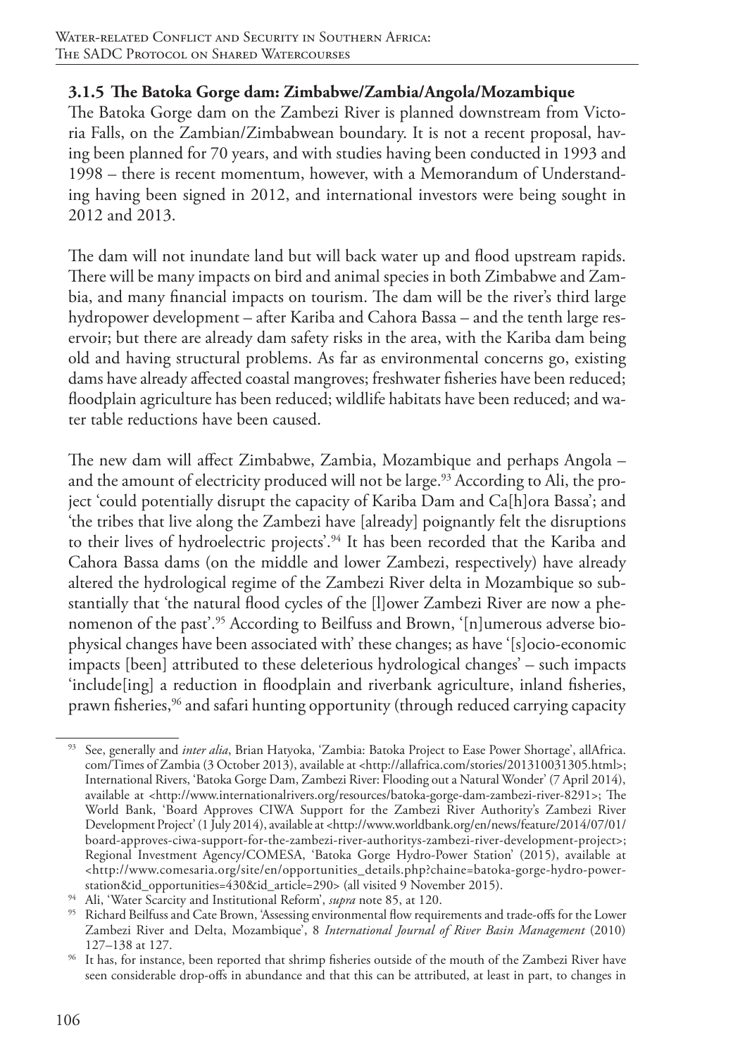### 3.1.5 The Batoka Gorge dam: Zimbabwe/Zambia/Angola/Mozambique

The Batoka Gorge dam on the Zambezi River is planned downstream from Victoria Falls, on the Zambian/Zimbabwean boundary. It is not a recent proposal, having been planned for 70 years, and with studies having been conducted in 1993 and 1998 – there is recent momentum, however, with a Memorandum of Understanding having been signed in 2012, and international investors were being sought in 2012 and 2013.

The dam will not inundate land but will back water up and flood upstream rapids. There will be many impacts on bird and animal species in both Zimbabwe and Zambia, and many financial impacts on tourism. The dam will be the river's third large hydropower development – after Kariba and Cahora Bassa – and the tenth large reservoir; but there are already dam safety risks in the area, with the Kariba dam being old and having structural problems. As far as environmental concerns go, existing dams have already affected coastal mangroves; freshwater fisheries have been reduced; floodplain agriculture has been reduced; wildlife habitats have been reduced; and water table reductions have been caused.

The new dam will affect Zimbabwe, Zambia, Mozambique and perhaps Angola – and the amount of electricity produced will not be large.[93] According to Ali, the project 'could potentially disrupt the capacity of Kariba Dam and Ca[h]ora Bassa'; and 'the tribes that live along the Zambezi have [already] poignantly felt the disruptions to their lives of hydroelectric projects'.[94] It has been recorded that the Kariba and Cahora Bassa dams (on the middle and lower Zambezi, respectively) have already altered the hydrological regime of the Zambezi River delta in Mozambique so substantially that 'the natural flood cycles of the [l]ower Zambezi River are now a phenomenon of the past'.[95] According to Beilfuss and Brown, '[n]umerous adverse biophysical changes have been associated with' these changes; as have '[s]ocio-economic impacts [been] attributed to these deleterious hydrological changes' – such impacts 'include[ing] a reduction in floodplain and riverbank agriculture, inland fisheries, prawn fisheries,[96] and safari hunting opportunity (through reduced carrying capacity

---

[93] See, generally and *inter alia*, Brian Hatyoka, 'Zambia: Batoka Project to Ease Power Shortage', allAfrica.com/Times of Zambia (3 October 2013), available at <http://allafrica.com/stories/201310031305.html>; International Rivers, 'Batoka Gorge Dam, Zambezi River: Flooding out a Natural Wonder' (7 April 2014), available at <http://www.internationalrivers.org/resources/batoka-gorge-dam-zambezi-river-8291>; The World Bank, 'Board Approves CIWA Support for the Zambezi River Authority's Zambezi River Development Project' (1 July 2014), available at <http://www.worldbank.org/en/news/feature/2014/07/01/board-approves-ciwa-support-for-the-zambezi-river-authoritys-zambezi-river-development-project>; Regional Investment Agency/COMESA, 'Batoka Gorge Hydro-Power Station' (2015), available at <http://www.comesaria.org/site/en/opportunities_details.php?chaine=batoka-gorge-hydro-power-station&id_opportunities=430&id_article=290> (all visited 9 November 2015).

[94] Ali, 'Water Scarcity and Institutional Reform', *supra* note 85, at 120.

[95] Richard Beilfuss and Cate Brown, 'Assessing environmental flow requirements and trade-offs for the Lower Zambezi River and Delta, Mozambique', 8 *International Journal of River Basin Management* (2010) 127–138 at 127.

[96] It has, for instance, been reported that shrimp fisheries outside of the mouth of the Zambezi River have seen considerable drop-offs in abundance and that this can be attributed, at least in part, to changes in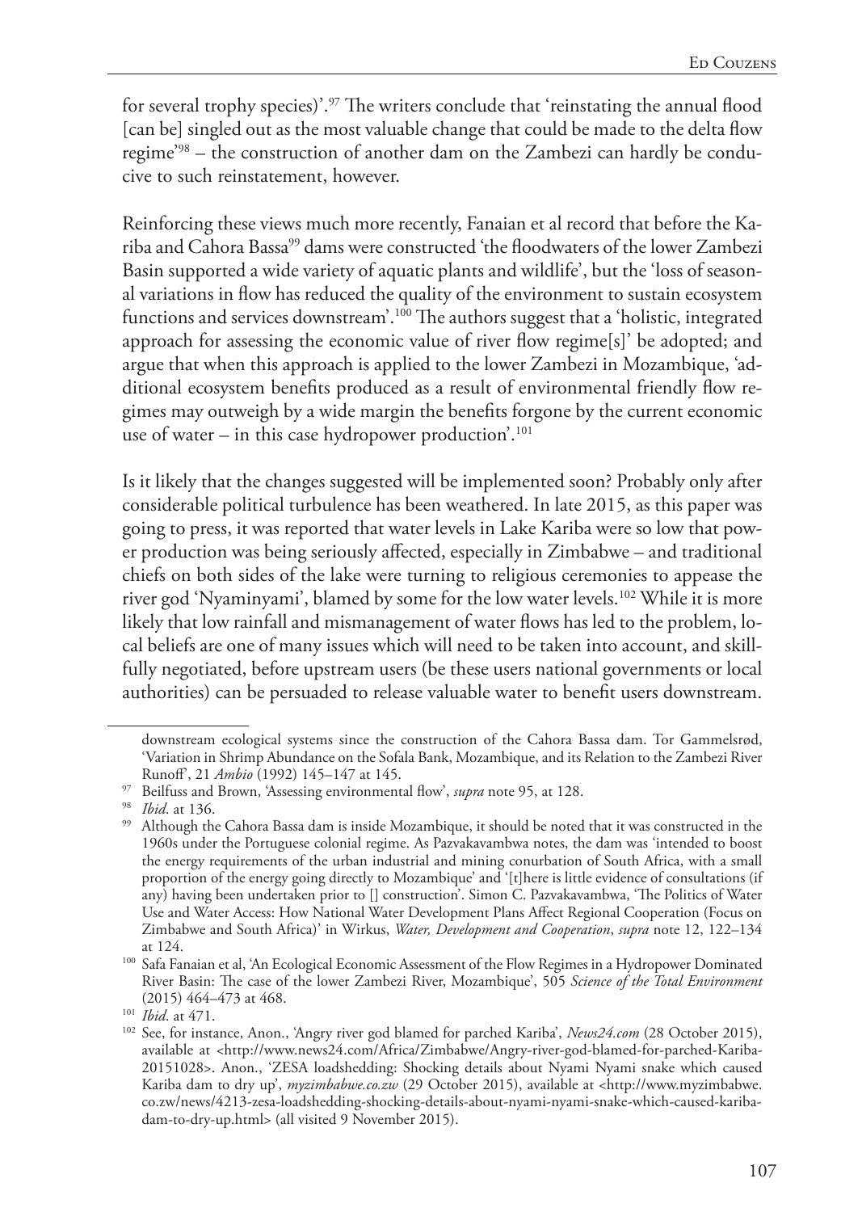for several trophy species)'.[97] The writers conclude that 'reinstating the annual flood [can be] singled out as the most valuable change that could be made to the delta flow regime'[98] – the construction of another dam on the Zambezi can hardly be conducive to such reinstatement, however.

Reinforcing these views much more recently, Fanaian et al record that before the Kariba and Cahora Bassa[99] dams were constructed 'the floodwaters of the lower Zambezi Basin supported a wide variety of aquatic plants and wildlife', but the 'loss of seasonal variations in flow has reduced the quality of the environment to sustain ecosystem functions and services downstream'.[100] The authors suggest that a 'holistic, integrated approach for assessing the economic value of river flow regime[s]' be adopted; and argue that when this approach is applied to the lower Zambezi in Mozambique, 'additional ecosystem benefits produced as a result of environmental friendly flow regimes may outweigh by a wide margin the benefits forgone by the current economic use of water – in this case hydropower production'.[101]

Is it likely that the changes suggested will be implemented soon? Probably only after considerable political turbulence has been weathered. In late 2015, as this paper was going to press, it was reported that water levels in Lake Kariba were so low that power production was being seriously affected, especially in Zimbabwe – and traditional chiefs on both sides of the lake were turning to religious ceremonies to appease the river god 'Nyaminyami', blamed by some for the low water levels.[102] While it is more likely that low rainfall and mismanagement of water flows has led to the problem, local beliefs are one of many issues which will need to be taken into account, and skillfully negotiated, before upstream users (be these users national governments or local authorities) can be persuaded to release valuable water to benefit users downstream.

---

downstream ecological systems since the construction of the Cahora Bassa dam. Tor Gammelsrød, 'Variation in Shrimp Abundance on the Sofala Bank, Mozambique, and its Relation to the Zambezi River Runoff', 21 *Ambio* (1992) 145–147 at 145.

[97] Beilfuss and Brown, 'Assessing environmental flow', *supra* note 95, at 128.

[98] *Ibid*. at 136.

[99] Although the Cahora Bassa dam is inside Mozambique, it should be noted that it was constructed in the 1960s under the Portuguese colonial regime. As Pazvakavambwa notes, the dam was 'intended to boost the energy requirements of the urban industrial and mining conurbation of South Africa, with a small proportion of the energy going directly to Mozambique' and '[t]here is little evidence of consultations (if any) having been undertaken prior to [] construction'. Simon C. Pazvakavambwa, 'The Politics of Water Use and Water Access: How National Water Development Plans Affect Regional Cooperation (Focus on Zimbabwe and South Africa)' in Wirkus, *Water, Development and Cooperation*, *supra* note 12, 122–134 at 124.

[100] Safa Fanaian et al, 'An Ecological Economic Assessment of the Flow Regimes in a Hydropower Dominated River Basin: The case of the lower Zambezi River, Mozambique', 505 *Science of the Total Environment* (2015) 464–473 at 468.

[101] *Ibid*. at 471.

[102] See, for instance, Anon., 'Angry river god blamed for parched Kariba', *News24.com* (28 October 2015), available at <http://www.news24.com/Africa/Zimbabwe/Angry-river-god-blamed-for-parched-Kariba-20151028>. Anon., 'ZESA loadshedding: Shocking details about Nyami Nyami snake which caused Kariba dam to dry up', *myzimbabwe.co.zw* (29 October 2015), available at <http://www.myzimbabwe.co.zw/news/4213-zesa-loadshedding-shocking-details-about-nyami-nyami-snake-which-caused-kariba-dam-to-dry-up.html> (all visited 9 November 2015).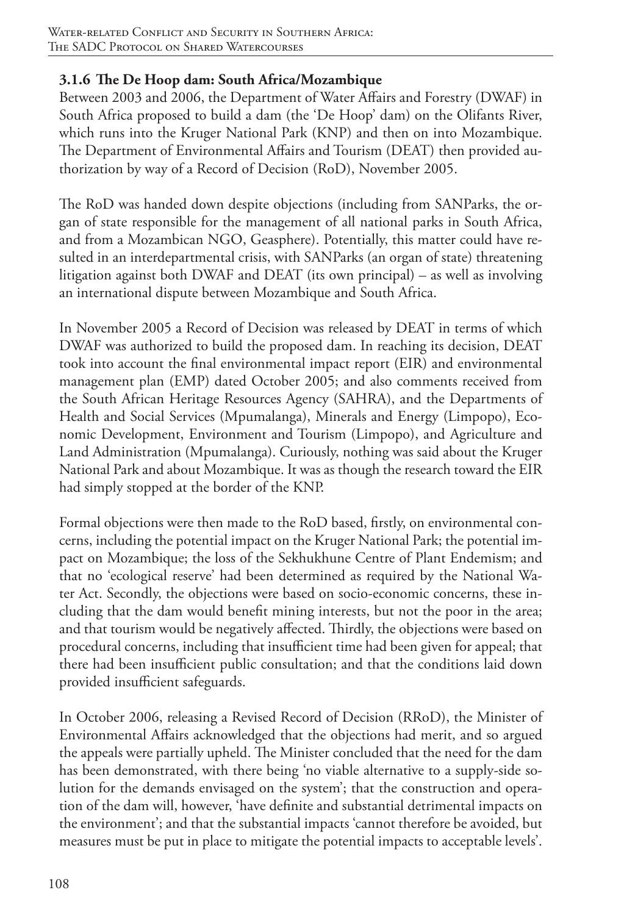### 3.1.6 The De Hoop dam: South Africa/Mozambique

Between 2003 and 2006, the Department of Water Affairs and Forestry (DWAF) in South Africa proposed to build a dam (the 'De Hoop' dam) on the Olifants River, which runs into the Kruger National Park (KNP) and then on into Mozambique. The Department of Environmental Affairs and Tourism (DEAT) then provided authorization by way of a Record of Decision (RoD), November 2005.

The RoD was handed down despite objections (including from SANParks, the organ of state responsible for the management of all national parks in South Africa, and from a Mozambican NGO, Geasphere). Potentially, this matter could have resulted in an interdepartmental crisis, with SANParks (an organ of state) threatening litigation against both DWAF and DEAT (its own principal) – as well as involving an international dispute between Mozambique and South Africa.

In November 2005 a Record of Decision was released by DEAT in terms of which DWAF was authorized to build the proposed dam. In reaching its decision, DEAT took into account the final environmental impact report (EIR) and environmental management plan (EMP) dated October 2005; and also comments received from the South African Heritage Resources Agency (SAHRA), and the Departments of Health and Social Services (Mpumalanga), Minerals and Energy (Limpopo), Economic Development, Environment and Tourism (Limpopo), and Agriculture and Land Administration (Mpumalanga). Curiously, nothing was said about the Kruger National Park and about Mozambique. It was as though the research toward the EIR had simply stopped at the border of the KNP.

Formal objections were then made to the RoD based, firstly, on environmental concerns, including the potential impact on the Kruger National Park; the potential impact on Mozambique; the loss of the Sekhukhune Centre of Plant Endemism; and that no 'ecological reserve' had been determined as required by the National Water Act. Secondly, the objections were based on socio-economic concerns, these including that the dam would benefit mining interests, but not the poor in the area; and that tourism would be negatively affected. Thirdly, the objections were based on procedural concerns, including that insufficient time had been given for appeal; that there had been insufficient public consultation; and that the conditions laid down provided insufficient safeguards.

In October 2006, releasing a Revised Record of Decision (RRoD), the Minister of Environmental Affairs acknowledged that the objections had merit, and so argued the appeals were partially upheld. The Minister concluded that the need for the dam has been demonstrated, with there being 'no viable alternative to a supply-side solution for the demands envisaged on the system'; that the construction and operation of the dam will, however, 'have definite and substantial detrimental impacts on the environment'; and that the substantial impacts 'cannot therefore be avoided, but measures must be put in place to mitigate the potential impacts to acceptable levels'.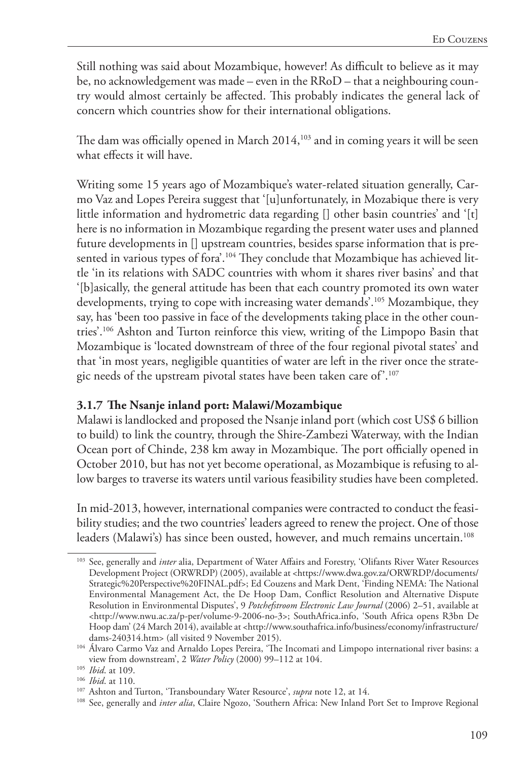Still nothing was said about Mozambique, however! As difficult to believe as it may be, no acknowledgement was made – even in the RRoD – that a neighbouring country would almost certainly be affected. This probably indicates the general lack of concern which countries show for their international obligations.

The dam was officially opened in March 2014,[103] and in coming years it will be seen what effects it will have.

Writing some 15 years ago of Mozambique's water-related situation generally, Carmo Vaz and Lopes Pereira suggest that '[u]unfortunately, in Mozabique there is very little information and hydrometric data regarding [] other basin countries' and '[t]here is no information in Mozambique regarding the present water uses and planned future developments in [] upstream countries, besides sparse information that is presented in various types of fora'.[104] They conclude that Mozambique has achieved little 'in its relations with SADC countries with whom it shares river basins' and that '[b]asically, the general attitude has been that each country promoted its own water developments, trying to cope with increasing water demands'.[105] Mozambique, they say, has 'been too passive in face of the developments taking place in the other countries'.[106] Ashton and Turton reinforce this view, writing of the Limpopo Basin that Mozambique is 'located downstream of three of the four regional pivotal states' and that 'in most years, negligible quantities of water are left in the river once the strategic needs of the upstream pivotal states have been taken care of'.[107]

### 3.1.7 The Nsanje inland port: Malawi/Mozambique

Malawi is landlocked and proposed the Nsanje inland port (which cost US$ 6 billion to build) to link the country, through the Shire-Zambezi Waterway, with the Indian Ocean port of Chinde, 238 km away in Mozambique. The port officially opened in October 2010, but has not yet become operational, as Mozambique is refusing to allow barges to traverse its waters until various feasibility studies have been completed.

In mid-2013, however, international companies were contracted to conduct the feasibility studies; and the two countries' leaders agreed to renew the project. One of those leaders (Malawi's) has since been ousted, however, and much remains uncertain.[108]

---

[103] See, generally and *inter* alia, Department of Water Affairs and Forestry, 'Olifants River Water Resources Development Project (ORWRDP) (2005), available at <https://www.dwa.gov.za/ORWRDP/documents/Strategic%20Perspective%20FINAL.pdf>; Ed Couzens and Mark Dent, 'Finding NEMA: The National Environmental Management Act, the De Hoop Dam, Conflict Resolution and Alternative Dispute Resolution in Environmental Disputes', 9 *Potchefstroom Electronic Law Journal* (2006) 2–51, available at <http://www.nwu.ac.za/p-per/volume-9-2006-no-3>; SouthAfrica.info, 'South Africa opens R3bn De Hoop dam' (24 March 2014), available at <http://www.southafrica.info/business/economy/infrastructure/dams-240314.htm> (all visited 9 November 2015).

[104] Álvaro Carmo Vaz and Arnaldo Lopes Pereira, 'The Incomati and Limpopo international river basins: a view from downstream', 2 *Water Policy* (2000) 99–112 at 104.

[105] *Ibid*. at 109.

[106] *Ibid*. at 110.

[107] Ashton and Turton, 'Transboundary Water Resource', *supra* note 12, at 14.

[108] See, generally and *inter alia*, Claire Ngozo, 'Southern Africa: New Inland Port Set to Improve Regional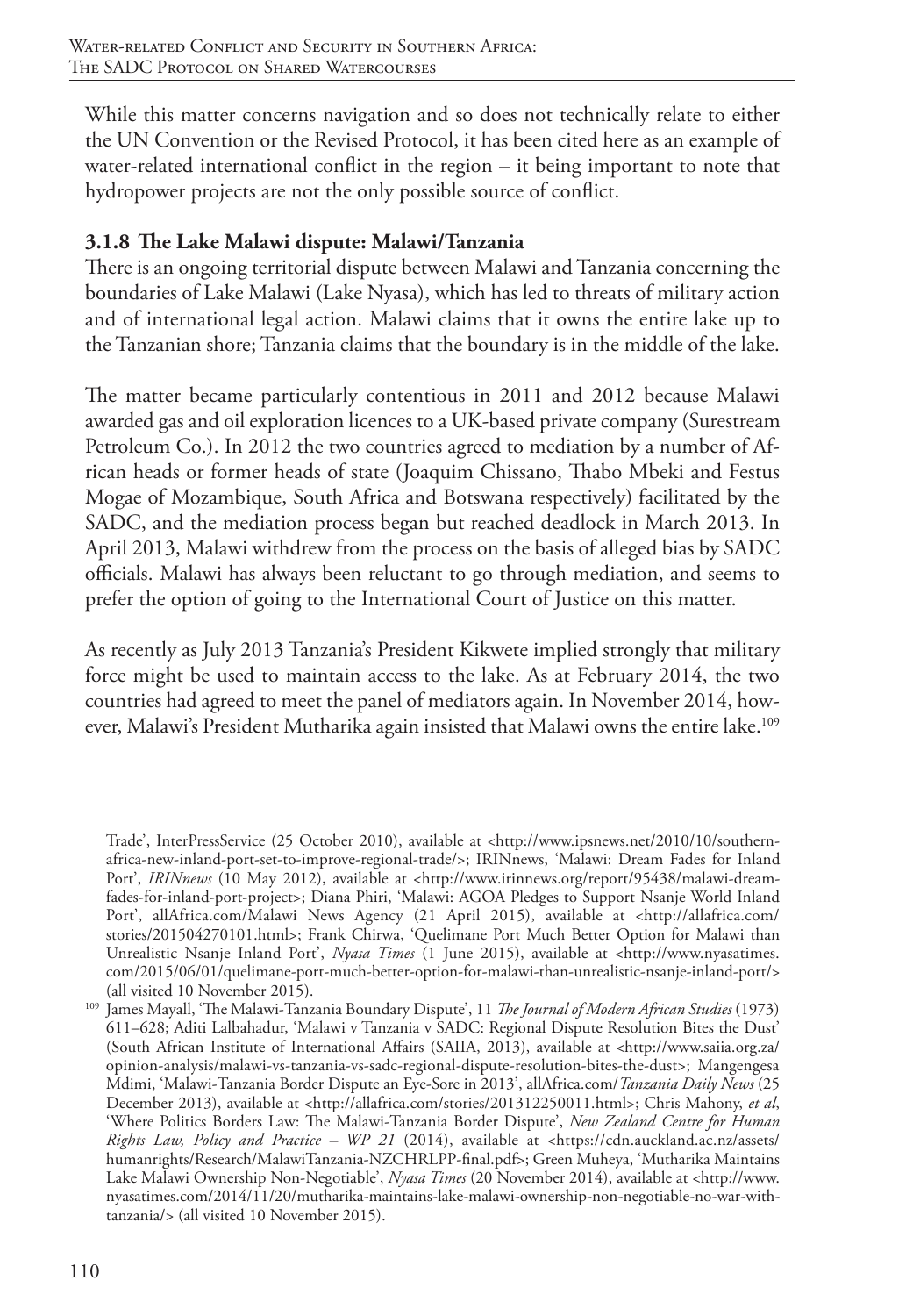While this matter concerns navigation and so does not technically relate to either the UN Convention or the Revised Protocol, it has been cited here as an example of water-related international conflict in the region – it being important to note that hydropower projects are not the only possible source of conflict.

### 3.1.8 The Lake Malawi dispute: Malawi/Tanzania

There is an ongoing territorial dispute between Malawi and Tanzania concerning the boundaries of Lake Malawi (Lake Nyasa), which has led to threats of military action and of international legal action. Malawi claims that it owns the entire lake up to the Tanzanian shore; Tanzania claims that the boundary is in the middle of the lake.

The matter became particularly contentious in 2011 and 2012 because Malawi awarded gas and oil exploration licences to a UK-based private company (Surestream Petroleum Co.). In 2012 the two countries agreed to mediation by a number of African heads or former heads of state (Joaquim Chissano, Thabo Mbeki and Festus Mogae of Mozambique, South Africa and Botswana respectively) facilitated by the SADC, and the mediation process began but reached deadlock in March 2013. In April 2013, Malawi withdrew from the process on the basis of alleged bias by SADC officials. Malawi has always been reluctant to go through mediation, and seems to prefer the option of going to the International Court of Justice on this matter.

As recently as July 2013 Tanzania's President Kikwete implied strongly that military force might be used to maintain access to the lake. As at February 2014, the two countries had agreed to meet the panel of mediators again. In November 2014, however, Malawi's President Mutharika again insisted that Malawi owns the entire lake.[109]

---

Trade', InterPressService (25 October 2010), available at <http://www.ipsnews.net/2010/10/southern-africa-new-inland-port-set-to-improve-regional-trade/>; IRINnews, 'Malawi: Dream Fades for Inland Port', *IRINnews* (10 May 2012), available at <http://www.irinnews.org/report/95438/malawi-dream-fades-for-inland-port-project>; Diana Phiri, 'Malawi: AGOA Pledges to Support Nsanje World Inland Port', allAfrica.com/Malawi News Agency (21 April 2015), available at <http://allafrica.com/stories/201504270101.html>; Frank Chirwa, 'Quelimane Port Much Better Option for Malawi than Unrealistic Nsanje Inland Port', *Nyasa Times* (1 June 2015), available at <http://www.nyasatimes.com/2015/06/01/quelimane-port-much-better-option-for-malawi-than-unrealistic-nsanje-inland-port/> (all visited 10 November 2015).

[109] James Mayall, 'The Malawi-Tanzania Boundary Dispute', 11 *The Journal of Modern African Studies* (1973) 611–628; Aditi Lalbahadur, 'Malawi v Tanzania v SADC: Regional Dispute Resolution Bites the Dust' (South African Institute of International Affairs (SAIIA, 2013), available at <http://www.saiia.org.za/opinion-analysis/malawi-vs-tanzania-vs-sadc-regional-dispute-resolution-bites-the-dust>; Mangengesa Mdimi, 'Malawi-Tanzania Border Dispute an Eye-Sore in 2013', allAfrica.com/*Tanzania Daily News* (25 December 2013), available at <http://allafrica.com/stories/201312250011.html>; Chris Mahony, *et al*, 'Where Politics Borders Law: The Malawi-Tanzania Border Dispute', *New Zealand Centre for Human Rights Law, Policy and Practice – WP 21* (2014), available at <https://cdn.auckland.ac.nz/assets/humanrights/Research/MalawiTanzania-NZCHRLPP-final.pdf>; Green Muheya, 'Mutharika Maintains Lake Malawi Ownership Non-Negotiable', *Nyasa Times* (20 November 2014), available at <http://www.nyasatimes.com/2014/11/20/mutharika-maintains-lake-malawi-ownership-non-negotiable-no-war-with-tanzania/> (all visited 10 November 2015).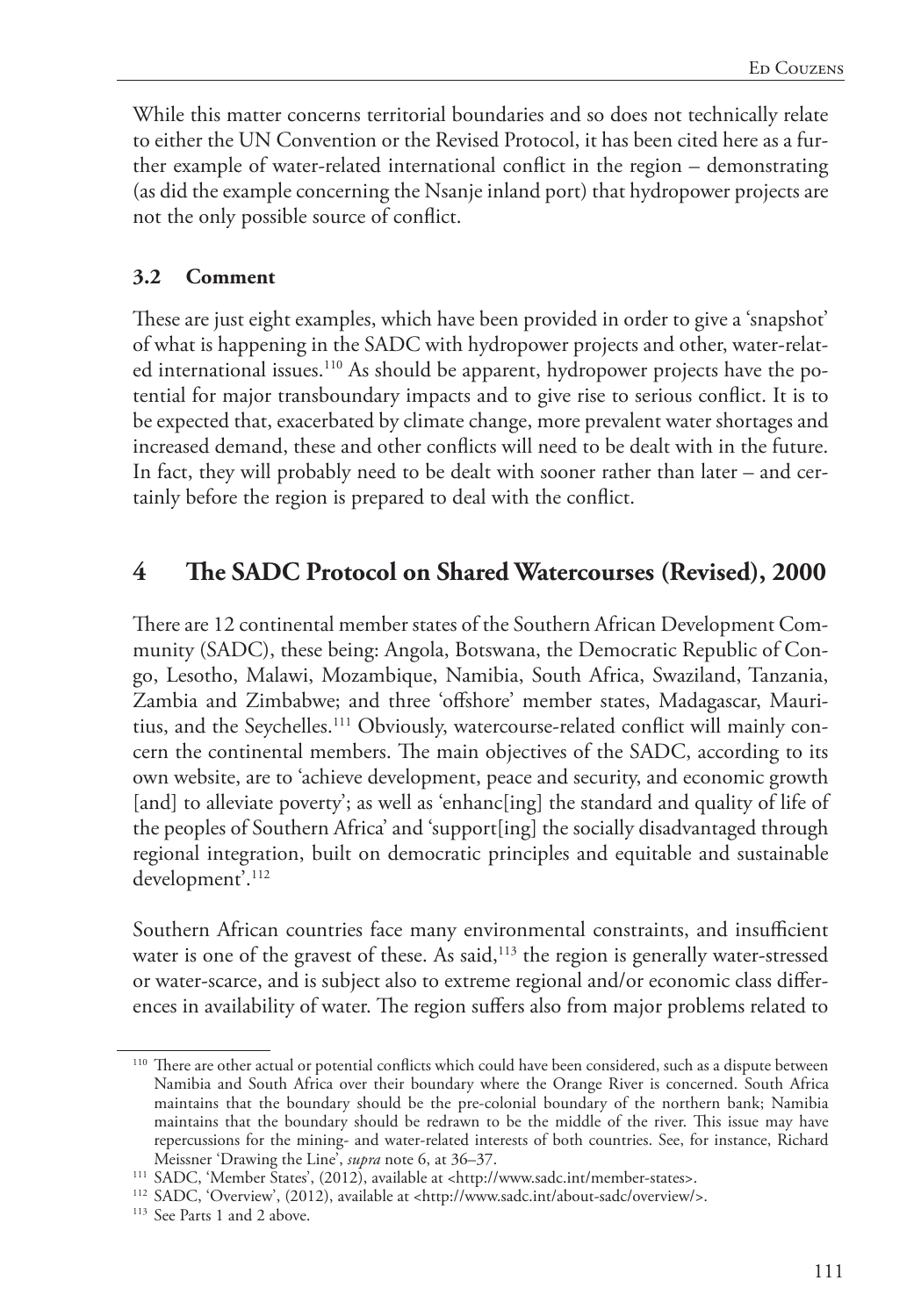While this matter concerns territorial boundaries and so does not technically relate to either the UN Convention or the Revised Protocol, it has been cited here as a further example of water-related international conflict in the region – demonstrating (as did the example concerning the Nsanje inland port) that hydropower projects are not the only possible source of conflict.

### 3.2 Comment

These are just eight examples, which have been provided in order to give a 'snapshot' of what is happening in the SADC with hydropower projects and other, water-related international issues.[110] As should be apparent, hydropower projects have the potential for major transboundary impacts and to give rise to serious conflict. It is to be expected that, exacerbated by climate change, more prevalent water shortages and increased demand, these and other conflicts will need to be dealt with in the future. In fact, they will probably need to be dealt with sooner rather than later – and certainly before the region is prepared to deal with the conflict.

## 4 The SADC Protocol on Shared Watercourses (Revised), 2000

There are 12 continental member states of the Southern African Development Community (SADC), these being: Angola, Botswana, the Democratic Republic of Congo, Lesotho, Malawi, Mozambique, Namibia, South Africa, Swaziland, Tanzania, Zambia and Zimbabwe; and three 'offshore' member states, Madagascar, Mauritius, and the Seychelles.[111] Obviously, watercourse-related conflict will mainly concern the continental members. The main objectives of the SADC, according to its own website, are to 'achieve development, peace and security, and economic growth [and] to alleviate poverty'; as well as 'enhanc[ing] the standard and quality of life of the peoples of Southern Africa' and 'support[ing] the socially disadvantaged through regional integration, built on democratic principles and equitable and sustainable development'.[112]

Southern African countries face many environmental constraints, and insufficient water is one of the gravest of these. As said,[113] the region is generally water-stressed or water-scarce, and is subject also to extreme regional and/or economic class differences in availability of water. The region suffers also from major problems related to

---

[110] There are other actual or potential conflicts which could have been considered, such as a dispute between Namibia and South Africa over their boundary where the Orange River is concerned. South Africa maintains that the boundary should be the pre-colonial boundary of the northern bank; Namibia maintains that the boundary should be redrawn to be the middle of the river. This issue may have repercussions for the mining- and water-related interests of both countries. See, for instance, Richard Meissner 'Drawing the Line', *supra* note 6, at 36–37.

[111] SADC, 'Member States', (2012), available at <http://www.sadc.int/member-states>.

[112] SADC, 'Overview', (2012), available at <http://www.sadc.int/about-sadc/overview/>.

[113] See Parts 1 and 2 above.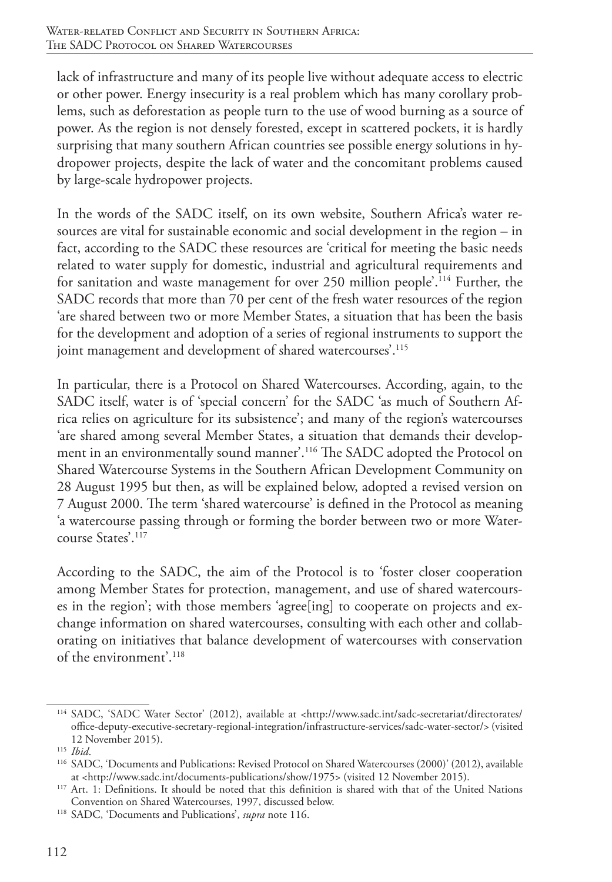lack of infrastructure and many of its people live without adequate access to electric or other power. Energy insecurity is a real problem which has many corollary problems, such as deforestation as people turn to the use of wood burning as a source of power. As the region is not densely forested, except in scattered pockets, it is hardly surprising that many southern African countries see possible energy solutions in hydropower projects, despite the lack of water and the concomitant problems caused by large-scale hydropower projects.

In the words of the SADC itself, on its own website, Southern Africa's water resources are vital for sustainable economic and social development in the region – in fact, according to the SADC these resources are 'critical for meeting the basic needs related to water supply for domestic, industrial and agricultural requirements and for sanitation and waste management for over 250 million people'.[114] Further, the SADC records that more than 70 per cent of the fresh water resources of the region 'are shared between two or more Member States, a situation that has been the basis for the development and adoption of a series of regional instruments to support the joint management and development of shared watercourses'.[115]

In particular, there is a Protocol on Shared Watercourses. According, again, to the SADC itself, water is of 'special concern' for the SADC 'as much of Southern Africa relies on agriculture for its subsistence'; and many of the region's watercourses 'are shared among several Member States, a situation that demands their development in an environmentally sound manner'.[116] The SADC adopted the Protocol on Shared Watercourse Systems in the Southern African Development Community on 28 August 1995 but then, as will be explained below, adopted a revised version on 7 August 2000. The term 'shared watercourse' is defined in the Protocol as meaning 'a watercourse passing through or forming the border between two or more Watercourse States'.[117]

According to the SADC, the aim of the Protocol is to 'foster closer cooperation among Member States for protection, management, and use of shared watercourses in the region'; with those members 'agree[ing] to cooperate on projects and exchange information on shared watercourses, consulting with each other and collaborating on initiatives that balance development of watercourses with conservation of the environment'.[118]

---

[114] SADC, 'SADC Water Sector' (2012), available at <http://www.sadc.int/sadc-secretariat/directorates/office-deputy-executive-secretary-regional-integration/infrastructure-services/sadc-water-sector/> (visited 12 November 2015).

[115] *Ibid*.

[116] SADC, 'Documents and Publications: Revised Protocol on Shared Watercourses (2000)' (2012), available at <http://www.sadc.int/documents-publications/show/1975> (visited 12 November 2015).

[117] Art. 1: Definitions. It should be noted that this definition is shared with that of the United Nations Convention on Shared Watercourses, 1997, discussed below.

[118] SADC, 'Documents and Publications', *supra* note 116.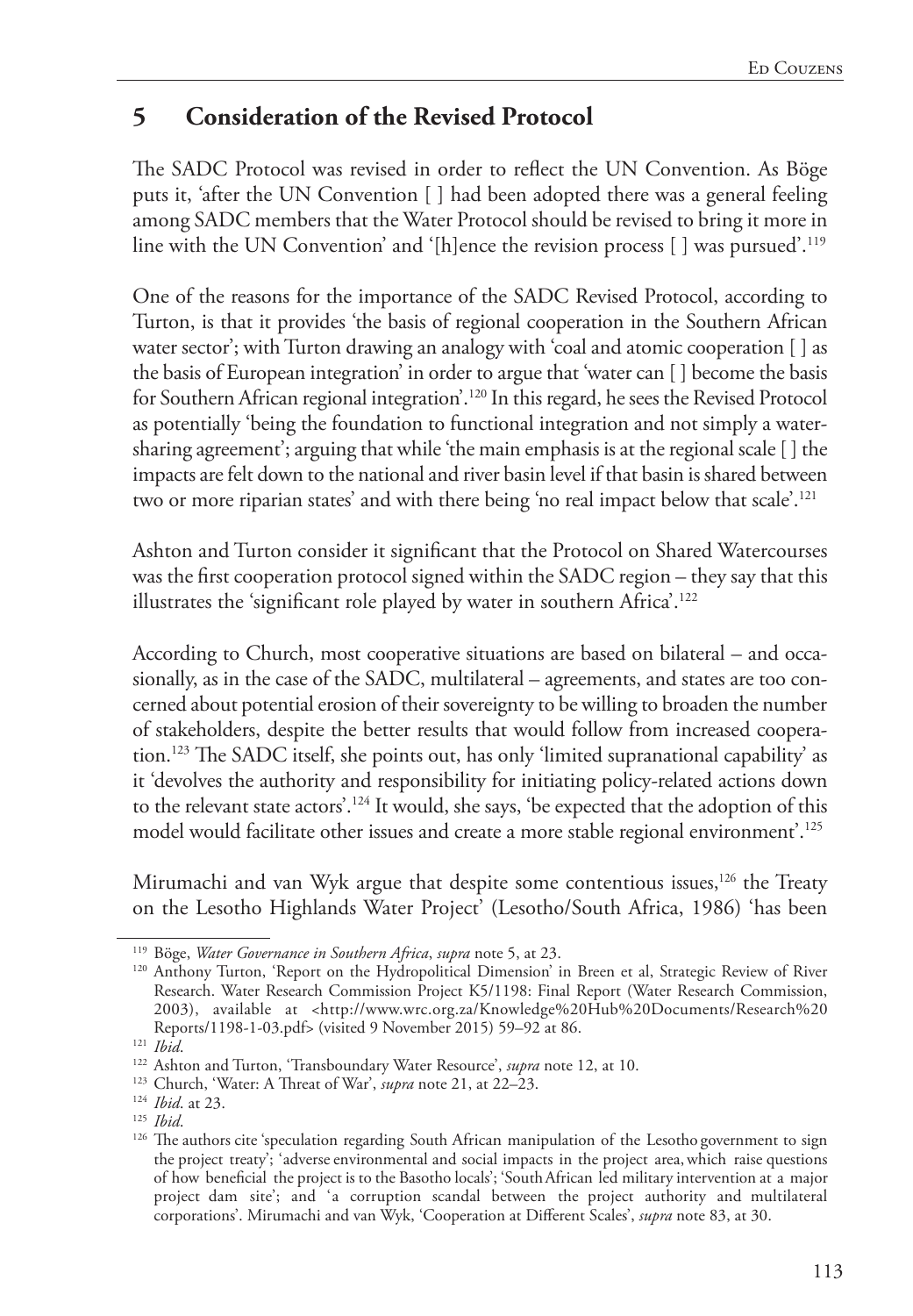## 5 Consideration of the Revised Protocol

The SADC Protocol was revised in order to reflect the UN Convention. As Böge puts it, 'after the UN Convention [ ] had been adopted there was a general feeling among SADC members that the Water Protocol should be revised to bring it more in line with the UN Convention' and '[h]ence the revision process [ ] was pursued'.[119]

One of the reasons for the importance of the SADC Revised Protocol, according to Turton, is that it provides 'the basis of regional cooperation in the Southern African water sector'; with Turton drawing an analogy with 'coal and atomic cooperation [ ] as the basis of European integration' in order to argue that 'water can [ ] become the basis for Southern African regional integration'.[120] In this regard, he sees the Revised Protocol as potentially 'being the foundation to functional integration and not simply a water-sharing agreement'; arguing that while 'the main emphasis is at the regional scale [ ] the impacts are felt down to the national and river basin level if that basin is shared between two or more riparian states' and with there being 'no real impact below that scale'.[121]

Ashton and Turton consider it significant that the Protocol on Shared Watercourses was the first cooperation protocol signed within the SADC region – they say that this illustrates the 'significant role played by water in southern Africa'.[122]

According to Church, most cooperative situations are based on bilateral – and occasionally, as in the case of the SADC, multilateral – agreements, and states are too concerned about potential erosion of their sovereignty to be willing to broaden the number of stakeholders, despite the better results that would follow from increased cooperation.[123] The SADC itself, she points out, has only 'limited supranational capability' as it 'devolves the authority and responsibility for initiating policy-related actions down to the relevant state actors'.[124] It would, she says, 'be expected that the adoption of this model would facilitate other issues and create a more stable regional environment'.[125]

Mirumachi and van Wyk argue that despite some contentious issues,[126] the Treaty on the Lesotho Highlands Water Project' (Lesotho/South Africa, 1986) 'has been

---

[119] Böge, *Water Governance in Southern Africa*, *supra* note 5, at 23.

[120] Anthony Turton, 'Report on the Hydropolitical Dimension' in Breen et al, Strategic Review of River Research. Water Research Commission Project K5/1198: Final Report (Water Research Commission, 2003), available at <http://www.wrc.org.za/Knowledge%20Hub%20Documents/Research%20Reports/1198-1-03.pdf> (visited 9 November 2015) 59–92 at 86.

[121] *Ibid*.

[122] Ashton and Turton, 'Transboundary Water Resource', *supra* note 12, at 10.

[123] Church, 'Water: A Threat of War', *supra* note 21, at 22–23.

[124] *Ibid*. at 23.

[125] *Ibid*.

[126] The authors cite 'speculation regarding South African manipulation of the Lesotho government to sign the project treaty'; 'adverse environmental and social impacts in the project area, which raise questions of how beneficial the project is to the Basotho locals'; 'South African led military intervention at a major project dam site'; and 'a corruption scandal between the project authority and multilateral corporations'. Mirumachi and van Wyk, 'Cooperation at Different Scales', *supra* note 83, at 30.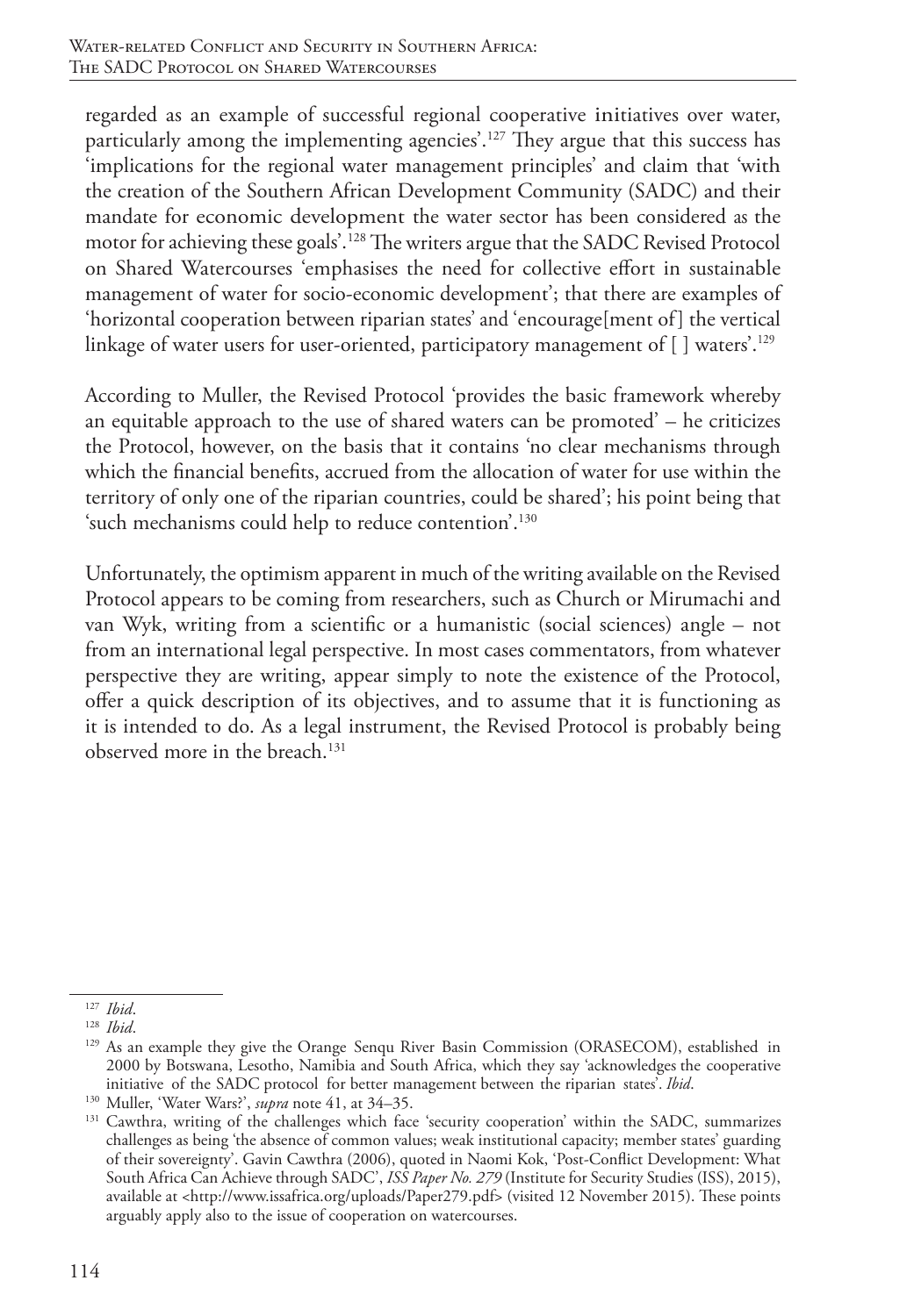regarded as an example of successful regional cooperative initiatives over water, particularly among the implementing agencies'.[127] They argue that this success has 'implications for the regional water management principles' and claim that 'with the creation of the Southern African Development Community (SADC) and their mandate for economic development the water sector has been considered as the motor for achieving these goals'.[128] The writers argue that the SADC Revised Protocol on Shared Watercourses 'emphasises the need for collective effort in sustainable management of water for socio-economic development'; that there are examples of 'horizontal cooperation between riparian states' and 'encourage[ment of] the vertical linkage of water users for user-oriented, participatory management of [ ] waters'.[129]

According to Muller, the Revised Protocol 'provides the basic framework whereby an equitable approach to the use of shared waters can be promoted' – he criticizes the Protocol, however, on the basis that it contains 'no clear mechanisms through which the financial benefits, accrued from the allocation of water for use within the territory of only one of the riparian countries, could be shared'; his point being that 'such mechanisms could help to reduce contention'.[130]

Unfortunately, the optimism apparent in much of the writing available on the Revised Protocol appears to be coming from researchers, such as Church or Mirumachi and van Wyk, writing from a scientific or a humanistic (social sciences) angle – not from an international legal perspective. In most cases commentators, from whatever perspective they are writing, appear simply to note the existence of the Protocol, offer a quick description of its objectives, and to assume that it is functioning as it is intended to do. As a legal instrument, the Revised Protocol is probably being observed more in the breach.[131]

---

[127] *Ibid*.

[128] *Ibid*.

[129] As an example they give the Orange Senqu River Basin Commission (ORASECOM), established in 2000 by Botswana, Lesotho, Namibia and South Africa, which they say 'acknowledges the cooperative initiative of the SADC protocol for better management between the riparian states'. *Ibid*.

[130] Muller, 'Water Wars?', *supra* note 41, at 34–35.

[131] Cawthra, writing of the challenges which face 'security cooperation' within the SADC, summarizes challenges as being 'the absence of common values; weak institutional capacity; member states' guarding of their sovereignty'. Gavin Cawthra (2006), quoted in Naomi Kok, 'Post-Conflict Development: What South Africa Can Achieve through SADC', *ISS Paper No. 279* (Institute for Security Studies (ISS), 2015), available at <http://www.issafrica.org/uploads/Paper279.pdf> (visited 12 November 2015). These points arguably apply also to the issue of cooperation on watercourses.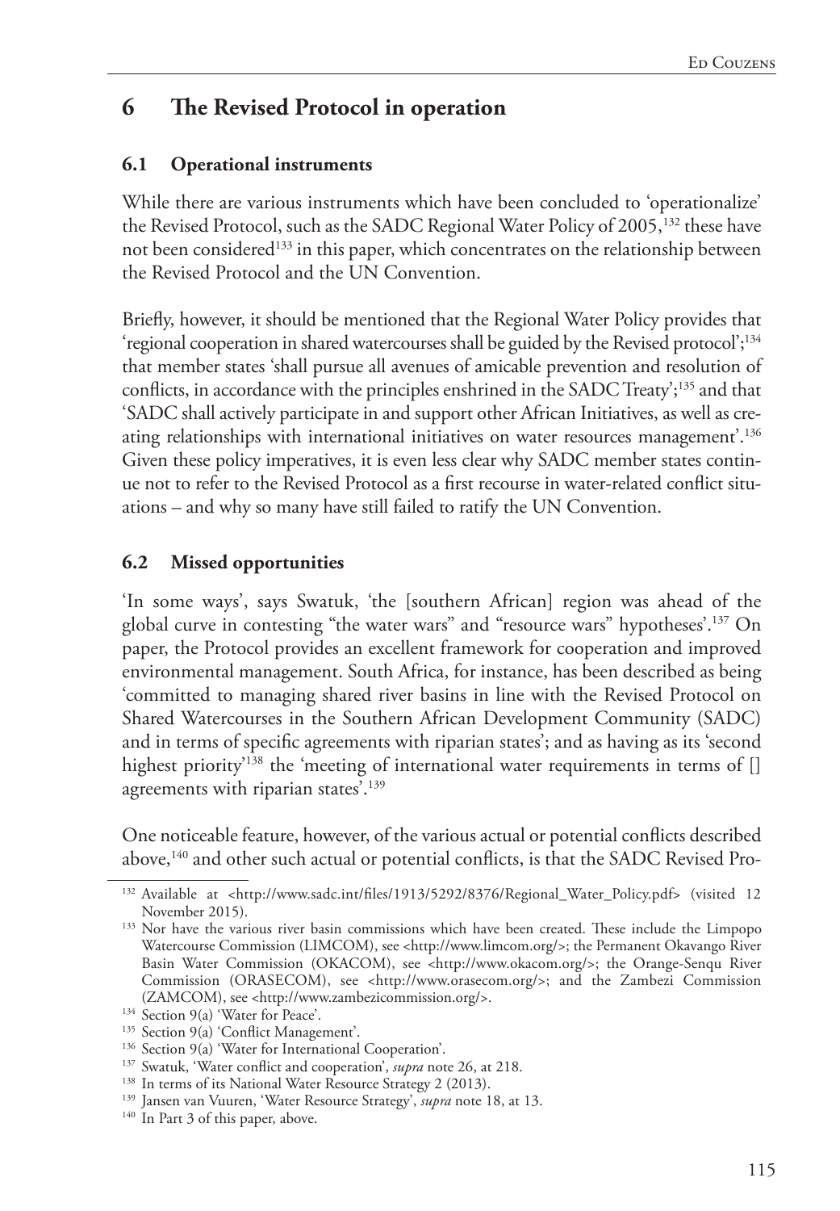## 6 The Revised Protocol in operation

### 6.1 Operational instruments

While there are various instruments which have been concluded to 'operationalize' the Revised Protocol, such as the SADC Regional Water Policy of 2005,[132] these have not been considered[133] in this paper, which concentrates on the relationship between the Revised Protocol and the UN Convention.

Briefly, however, it should be mentioned that the Regional Water Policy provides that 'regional cooperation in shared watercourses shall be guided by the Revised protocol';[134] that member states 'shall pursue all avenues of amicable prevention and resolution of conflicts, in accordance with the principles enshrined in the SADC Treaty';[135] and that 'SADC shall actively participate in and support other African Initiatives, as well as creating relationships with international initiatives on water resources management'.[136] Given these policy imperatives, it is even less clear why SADC member states continue not to refer to the Revised Protocol as a first recourse in water-related conflict situations – and why so many have still failed to ratify the UN Convention.

### 6.2 Missed opportunities

'In some ways', says Swatuk, 'the [southern African] region was ahead of the global curve in contesting "the water wars" and "resource wars" hypotheses'.[137] On paper, the Protocol provides an excellent framework for cooperation and improved environmental management. South Africa, for instance, has been described as being 'committed to managing shared river basins in line with the Revised Protocol on Shared Watercourses in the Southern African Development Community (SADC) and in terms of specific agreements with riparian states'; and as having as its 'second highest priority'[138] the 'meeting of international water requirements in terms of [] agreements with riparian states'.[139]

One noticeable feature, however, of the various actual or potential conflicts described above,[140] and other such actual or potential conflicts, is that the SADC Revised Pro-

---

[132] Available at <http://www.sadc.int/files/1913/5292/8376/Regional_Water_Policy.pdf> (visited 12 November 2015).

[133] Nor have the various river basin commissions which have been created. These include the Limpopo Watercourse Commission (LIMCOM), see <http://www.limcom.org/>; the Permanent Okavango River Basin Water Commission (OKACOM), see <http://www.okacom.org/>; the Orange-Senqu River Commission (ORASECOM), see <http://www.orasecom.org/>; and the Zambezi Commission (ZAMCOM), see <http://www.zambezicommission.org/>.

[134] Section 9(a) 'Water for Peace'.

[135] Section 9(a) 'Conflict Management'.

[136] Section 9(a) 'Water for International Cooperation'.

[137] Swatuk, 'Water conflict and cooperation', *supra* note 26, at 218.

[138] In terms of its National Water Resource Strategy 2 (2013).

[139] Jansen van Vuuren, 'Water Resource Strategy', *supra* note 18, at 13.

[140] In Part 3 of this paper, above.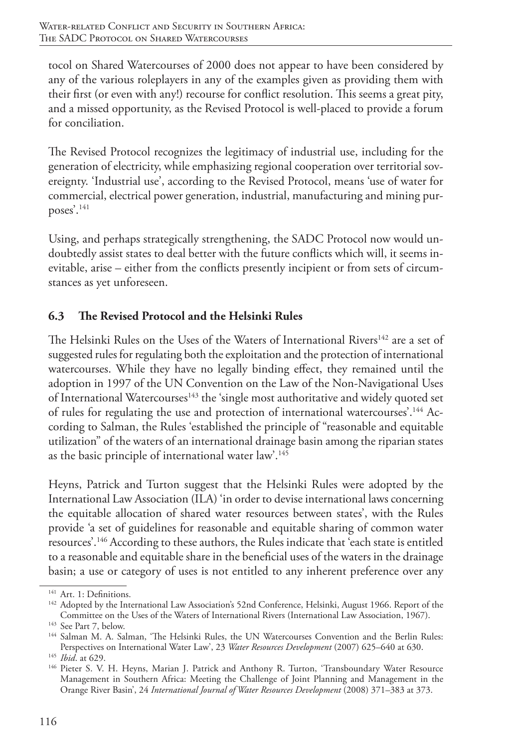tocol on Shared Watercourses of 2000 does not appear to have been considered by any of the various roleplayers in any of the examples given as providing them with their first (or even with any!) recourse for conflict resolution. This seems a great pity, and a missed opportunity, as the Revised Protocol is well-placed to provide a forum for conciliation.

The Revised Protocol recognizes the legitimacy of industrial use, including for the generation of electricity, while emphasizing regional cooperation over territorial sovereignty. 'Industrial use', according to the Revised Protocol, means 'use of water for commercial, electrical power generation, industrial, manufacturing and mining purposes'.[141]

Using, and perhaps strategically strengthening, the SADC Protocol now would undoubtedly assist states to deal better with the future conflicts which will, it seems inevitable, arise – either from the conflicts presently incipient or from sets of circumstances as yet unforeseen.

### 6.3 The Revised Protocol and the Helsinki Rules

The Helsinki Rules on the Uses of the Waters of International Rivers[142] are a set of suggested rules for regulating both the exploitation and the protection of international watercourses. While they have no legally binding effect, they remained until the adoption in 1997 of the UN Convention on the Law of the Non-Navigational Uses of International Watercourses[143] the 'single most authoritative and widely quoted set of rules for regulating the use and protection of international watercourses'.[144] According to Salman, the Rules 'established the principle of "reasonable and equitable utilization" of the waters of an international drainage basin among the riparian states as the basic principle of international water law'.[145]

Heyns, Patrick and Turton suggest that the Helsinki Rules were adopted by the International Law Association (ILA) 'in order to devise international laws concerning the equitable allocation of shared water resources between states', with the Rules provide 'a set of guidelines for reasonable and equitable sharing of common water resources'.[146] According to these authors, the Rules indicate that 'each state is entitled to a reasonable and equitable share in the beneficial uses of the waters in the drainage basin; a use or category of uses is not entitled to any inherent preference over any

---

[141] Art. 1: Definitions.

[142] Adopted by the International Law Association's 52nd Conference, Helsinki, August 1966. Report of the Committee on the Uses of the Waters of International Rivers (International Law Association, 1967).

[143] See Part 7, below.

[144] Salman M. A. Salman, 'The Helsinki Rules, the UN Watercourses Convention and the Berlin Rules: Perspectives on International Water Law', 23 *Water Resources Development* (2007) 625–640 at 630.

[145] *Ibid*. at 629.

[146] Pieter S. V. H. Heyns, Marian J. Patrick and Anthony R. Turton, 'Transboundary Water Resource Management in Southern Africa: Meeting the Challenge of Joint Planning and Management in the Orange River Basin', 24 *International Journal of Water Resources Development* (2008) 371–383 at 373.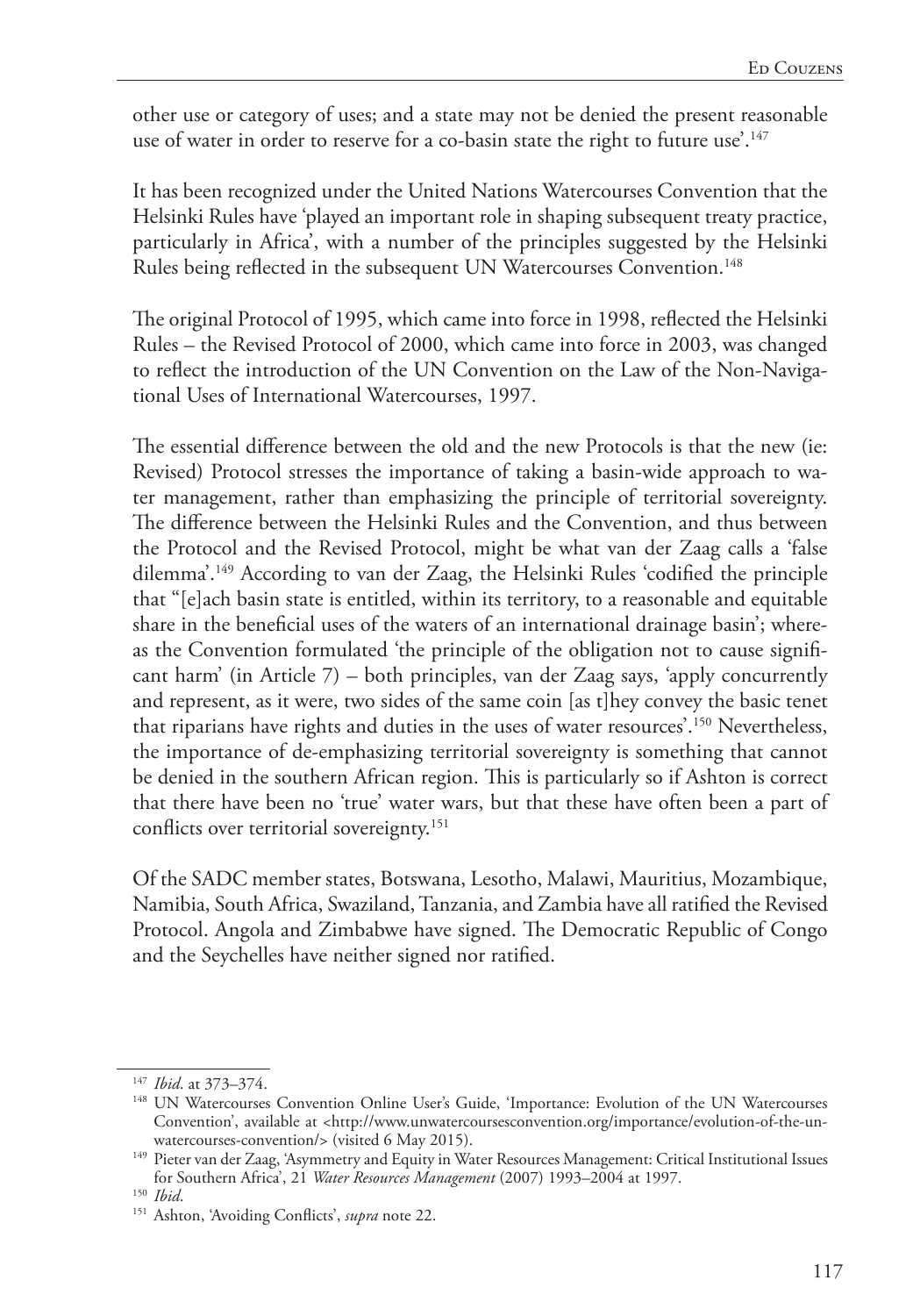other use or category of uses; and a state may not be denied the present reasonable use of water in order to reserve for a co-basin state the right to future use'.[147]

It has been recognized under the United Nations Watercourses Convention that the Helsinki Rules have 'played an important role in shaping subsequent treaty practice, particularly in Africa', with a number of the principles suggested by the Helsinki Rules being reflected in the subsequent UN Watercourses Convention.[148]

The original Protocol of 1995, which came into force in 1998, reflected the Helsinki Rules – the Revised Protocol of 2000, which came into force in 2003, was changed to reflect the introduction of the UN Convention on the Law of the Non-Navigational Uses of International Watercourses, 1997.

The essential difference between the old and the new Protocols is that the new (ie: Revised) Protocol stresses the importance of taking a basin-wide approach to water management, rather than emphasizing the principle of territorial sovereignty. The difference between the Helsinki Rules and the Convention, and thus between the Protocol and the Revised Protocol, might be what van der Zaag calls a 'false dilemma'.[149] According to van der Zaag, the Helsinki Rules 'codified the principle that "[e]ach basin state is entitled, within its territory, to a reasonable and equitable share in the beneficial uses of the waters of an international drainage basin'; whereas the Convention formulated 'the principle of the obligation not to cause significant harm' (in Article 7) – both principles, van der Zaag says, 'apply concurrently and represent, as it were, two sides of the same coin [as t]hey convey the basic tenet that riparians have rights and duties in the uses of water resources'.[150] Nevertheless, the importance of de-emphasizing territorial sovereignty is something that cannot be denied in the southern African region. This is particularly so if Ashton is correct that there have been no 'true' water wars, but that these have often been a part of conflicts over territorial sovereignty.[151]

Of the SADC member states, Botswana, Lesotho, Malawi, Mauritius, Mozambique, Namibia, South Africa, Swaziland, Tanzania, and Zambia have all ratified the Revised Protocol. Angola and Zimbabwe have signed. The Democratic Republic of Congo and the Seychelles have neither signed nor ratified.

---

[147] *Ibid*. at 373–374.

[148] UN Watercourses Convention Online User's Guide, 'Importance: Evolution of the UN Watercourses Convention', available at <http://www.unwatercoursesconvention.org/importance/evolution-of-the-un-watercourses-convention/> (visited 6 May 2015).

[149] Pieter van der Zaag, 'Asymmetry and Equity in Water Resources Management: Critical Institutional Issues for Southern Africa', 21 *Water Resources Management* (2007) 1993–2004 at 1997.

[150] *Ibid*.

[151] Ashton, 'Avoiding Conflicts', *supra* note 22.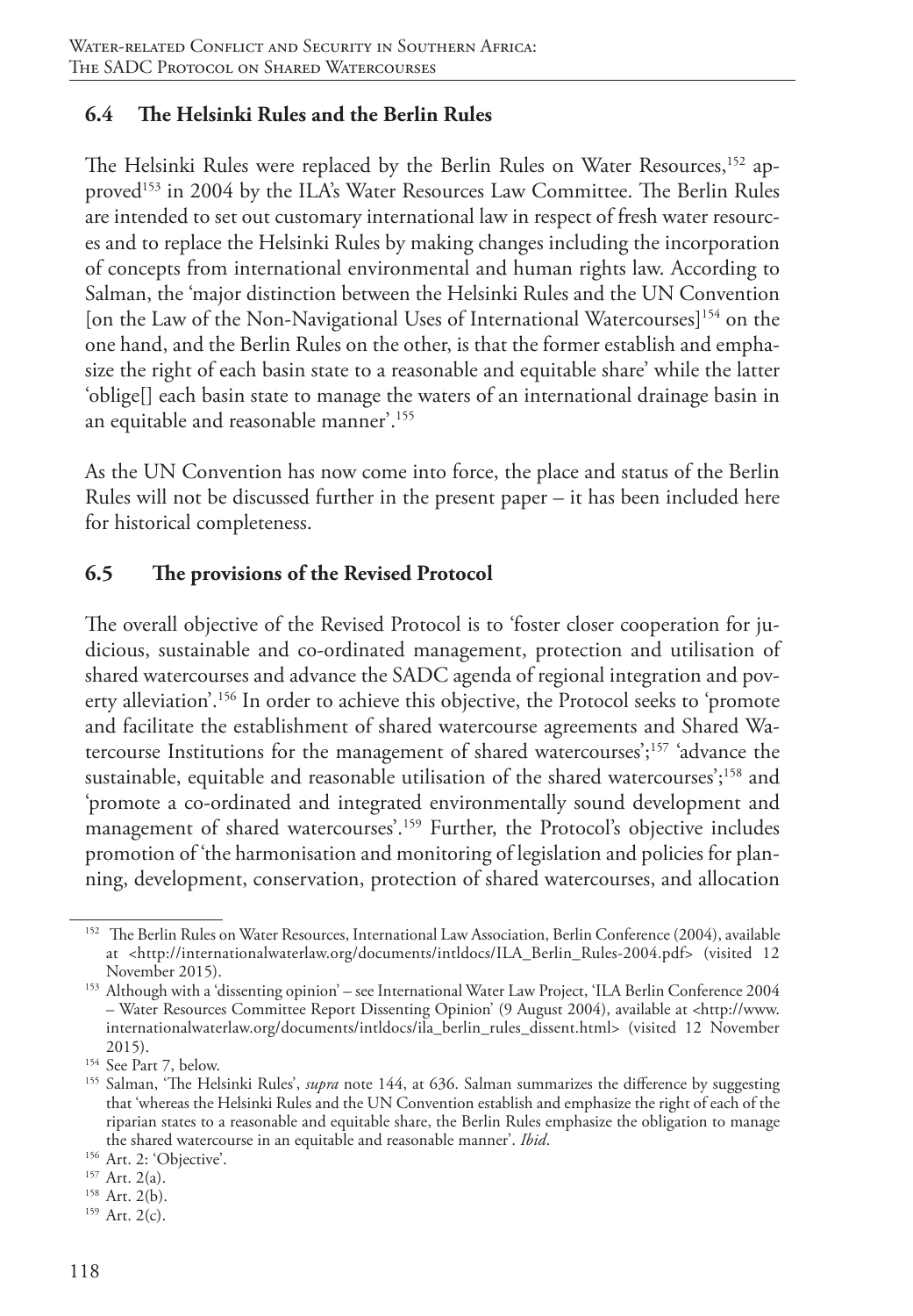## 6.4 The Helsinki Rules and the Berlin Rules

The Helsinki Rules were replaced by the Berlin Rules on Water Resources,[152] approved[153] in 2004 by the ILA's Water Resources Law Committee. The Berlin Rules are intended to set out customary international law in respect of fresh water resources and to replace the Helsinki Rules by making changes including the incorporation of concepts from international environmental and human rights law. According to Salman, the 'major distinction between the Helsinki Rules and the UN Convention [on the Law of the Non-Navigational Uses of International Watercourses][154] on the one hand, and the Berlin Rules on the other, is that the former establish and emphasize the right of each basin state to a reasonable and equitable share' while the latter 'oblige[] each basin state to manage the waters of an international drainage basin in an equitable and reasonable manner'.[155]

As the UN Convention has now come into force, the place and status of the Berlin Rules will not be discussed further in the present paper – it has been included here for historical completeness.

## 6.5 The provisions of the Revised Protocol

The overall objective of the Revised Protocol is to 'foster closer cooperation for judicious, sustainable and co-ordinated management, protection and utilisation of shared watercourses and advance the SADC agenda of regional integration and poverty alleviation'.[156] In order to achieve this objective, the Protocol seeks to 'promote and facilitate the establishment of shared watercourse agreements and Shared Watercourse Institutions for the management of shared watercourses';[157] 'advance the sustainable, equitable and reasonable utilisation of the shared watercourses';[158] and 'promote a co-ordinated and integrated environmentally sound development and management of shared watercourses'.[159] Further, the Protocol's objective includes promotion of 'the harmonisation and monitoring of legislation and policies for planning, development, conservation, protection of shared watercourses, and allocation

---

[152] The Berlin Rules on Water Resources, International Law Association, Berlin Conference (2004), available at <http://internationalwaterlaw.org/documents/intldocs/ILA_Berlin_Rules-2004.pdf> (visited 12 November 2015).

[153] Although with a 'dissenting opinion' – see International Water Law Project, 'ILA Berlin Conference 2004 – Water Resources Committee Report Dissenting Opinion' (9 August 2004), available at <http://www.internationalwaterlaw.org/documents/intldocs/ila_berlin_rules_dissent.html> (visited 12 November 2015).

[154] See Part 7, below.

[155] Salman, 'The Helsinki Rules', *supra* note 144, at 636. Salman summarizes the difference by suggesting that 'whereas the Helsinki Rules and the UN Convention establish and emphasize the right of each of the riparian states to a reasonable and equitable share, the Berlin Rules emphasize the obligation to manage the shared watercourse in an equitable and reasonable manner'. *Ibid*.

[156] Art. 2: 'Objective'.

[157] Art. 2(a).

[158] Art. 2(b).

[159] Art. 2(c).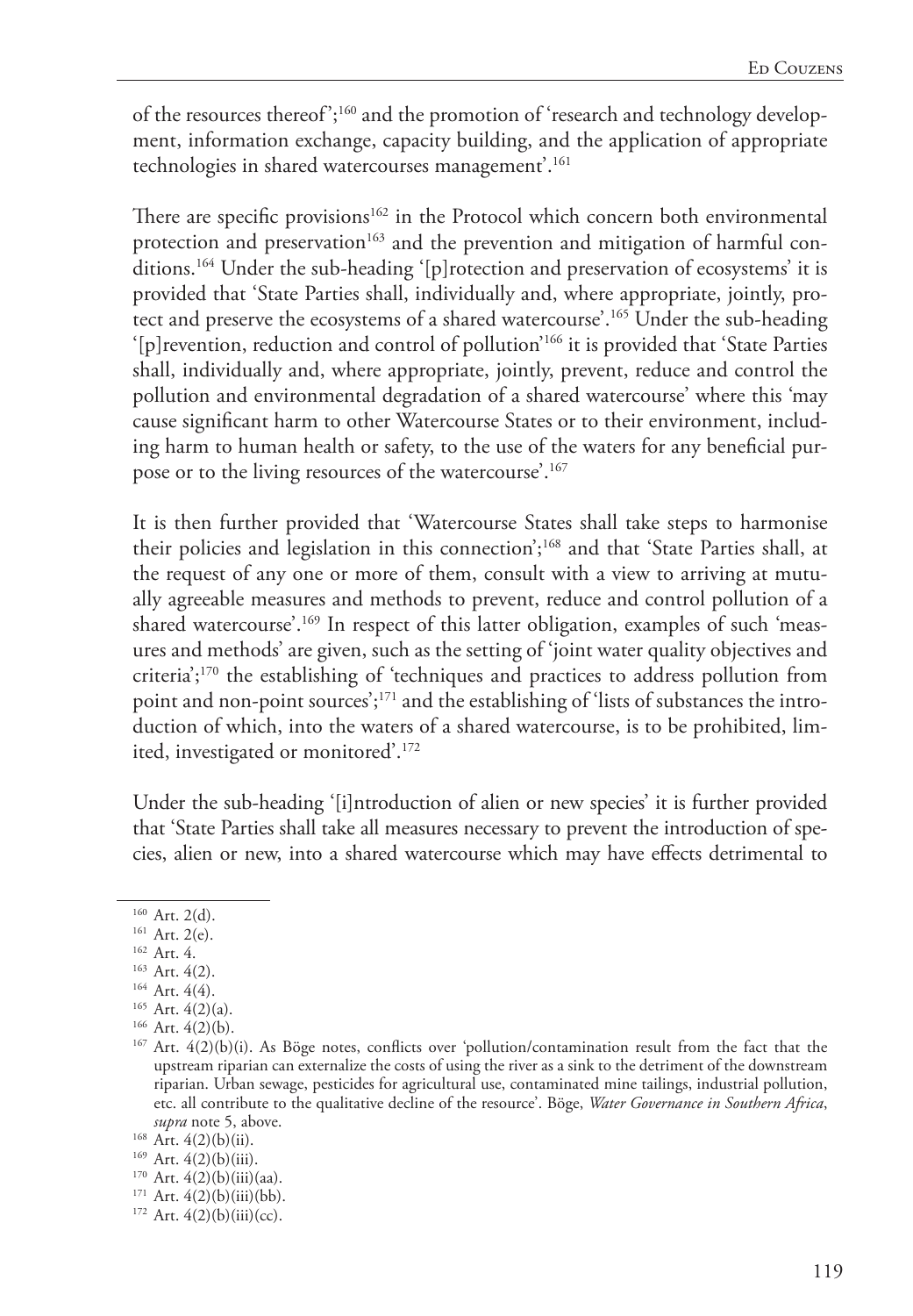of the resources thereof';[160] and the promotion of 'research and technology development, information exchange, capacity building, and the application of appropriate technologies in shared watercourses management'.[161]

There are specific provisions[162] in the Protocol which concern both environmental protection and preservation[163] and the prevention and mitigation of harmful conditions.[164] Under the sub-heading '[p]rotection and preservation of ecosystems' it is provided that 'State Parties shall, individually and, where appropriate, jointly, protect and preserve the ecosystems of a shared watercourse'.[165] Under the sub-heading '[p]revention, reduction and control of pollution'[166] it is provided that 'State Parties shall, individually and, where appropriate, jointly, prevent, reduce and control the pollution and environmental degradation of a shared watercourse' where this 'may cause significant harm to other Watercourse States or to their environment, including harm to human health or safety, to the use of the waters for any beneficial purpose or to the living resources of the watercourse'.[167]

It is then further provided that 'Watercourse States shall take steps to harmonise their policies and legislation in this connection';[168] and that 'State Parties shall, at the request of any one or more of them, consult with a view to arriving at mutually agreeable measures and methods to prevent, reduce and control pollution of a shared watercourse'.[169] In respect of this latter obligation, examples of such 'measures and methods' are given, such as the setting of 'joint water quality objectives and criteria';[170] the establishing of 'techniques and practices to address pollution from point and non-point sources';[171] and the establishing of 'lists of substances the introduction of which, into the waters of a shared watercourse, is to be prohibited, limited, investigated or monitored'.[172]

Under the sub-heading '[i]ntroduction of alien or new species' it is further provided that 'State Parties shall take all measures necessary to prevent the introduction of species, alien or new, into a shared watercourse which may have effects detrimental to

---

[160] Art. 2(d).

[161] Art. 2(e).

[162] Art. 4.

[163] Art. 4(2).

[164] Art. 4(4).

[165] Art. 4(2)(a).

[166] Art. 4(2)(b).

[167] Art. 4(2)(b)(i). As Böge notes, conflicts over 'pollution/contamination result from the fact that the upstream riparian can externalize the costs of using the river as a sink to the detriment of the downstream riparian. Urban sewage, pesticides for agricultural use, contaminated mine tailings, industrial pollution, etc. all contribute to the qualitative decline of the resource'. Böge, *Water Governance in Southern Africa*, *supra* note 5, above.

[168] Art. 4(2)(b)(ii).

[169] Art. 4(2)(b)(iii).

[170] Art. 4(2)(b)(iii)(aa).

[171] Art. 4(2)(b)(iii)(bb).

[172] Art. 4(2)(b)(iii)(cc).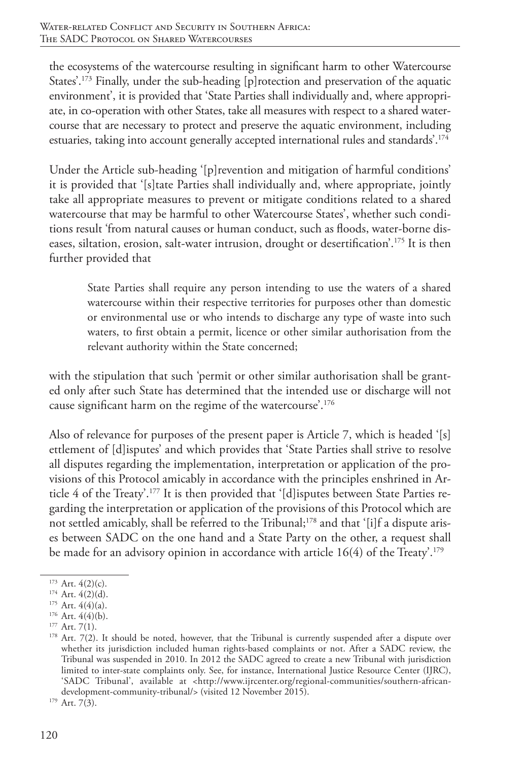the ecosystems of the watercourse resulting in significant harm to other Watercourse States'.[173] Finally, under the sub-heading [p]rotection and preservation of the aquatic environment', it is provided that 'State Parties shall individually and, where appropriate, in co-operation with other States, take all measures with respect to a shared watercourse that are necessary to protect and preserve the aquatic environment, including estuaries, taking into account generally accepted international rules and standards'.[174]

Under the Article sub-heading '[p]revention and mitigation of harmful conditions' it is provided that '[s]tate Parties shall individually and, where appropriate, jointly take all appropriate measures to prevent or mitigate conditions related to a shared watercourse that may be harmful to other Watercourse States', whether such conditions result 'from natural causes or human conduct, such as floods, water-borne diseases, siltation, erosion, salt-water intrusion, drought or desertification'.[175] It is then further provided that

> State Parties shall require any person intending to use the waters of a shared watercourse within their respective territories for purposes other than domestic or environmental use or who intends to discharge any type of waste into such waters, to first obtain a permit, licence or other similar authorisation from the relevant authority within the State concerned;

with the stipulation that such 'permit or other similar authorisation shall be granted only after such State has determined that the intended use or discharge will not cause significant harm on the regime of the watercourse'.[176]

Also of relevance for purposes of the present paper is Article 7, which is headed '[s]ettlement of [d]isputes' and which provides that 'State Parties shall strive to resolve all disputes regarding the implementation, interpretation or application of the provisions of this Protocol amicably in accordance with the principles enshrined in Article 4 of the Treaty'.[177] It is then provided that '[d]isputes between State Parties regarding the interpretation or application of the provisions of this Protocol which are not settled amicably, shall be referred to the Tribunal;[178] and that '[i]f a dispute arises between SADC on the one hand and a State Party on the other, a request shall be made for an advisory opinion in accordance with article 16(4) of the Treaty'.[179]

---

[173] Art. 4(2)(c).

[174] Art. 4(2)(d).

[175] Art. 4(4)(a).

[176] Art. 4(4)(b).

[177] Art. 7(1).

[178] Art. 7(2). It should be noted, however, that the Tribunal is currently suspended after a dispute over whether its jurisdiction included human rights-based complaints or not. After a SADC review, the Tribunal was suspended in 2010. In 2012 the SADC agreed to create a new Tribunal with jurisdiction limited to inter-state complaints only. See, for instance, International Justice Resource Center (IJRC), 'SADC Tribunal', available at <http://www.ijrcenter.org/regional-communities/southern-african-development-community-tribunal/> (visited 12 November 2015).

[179] Art. 7(3).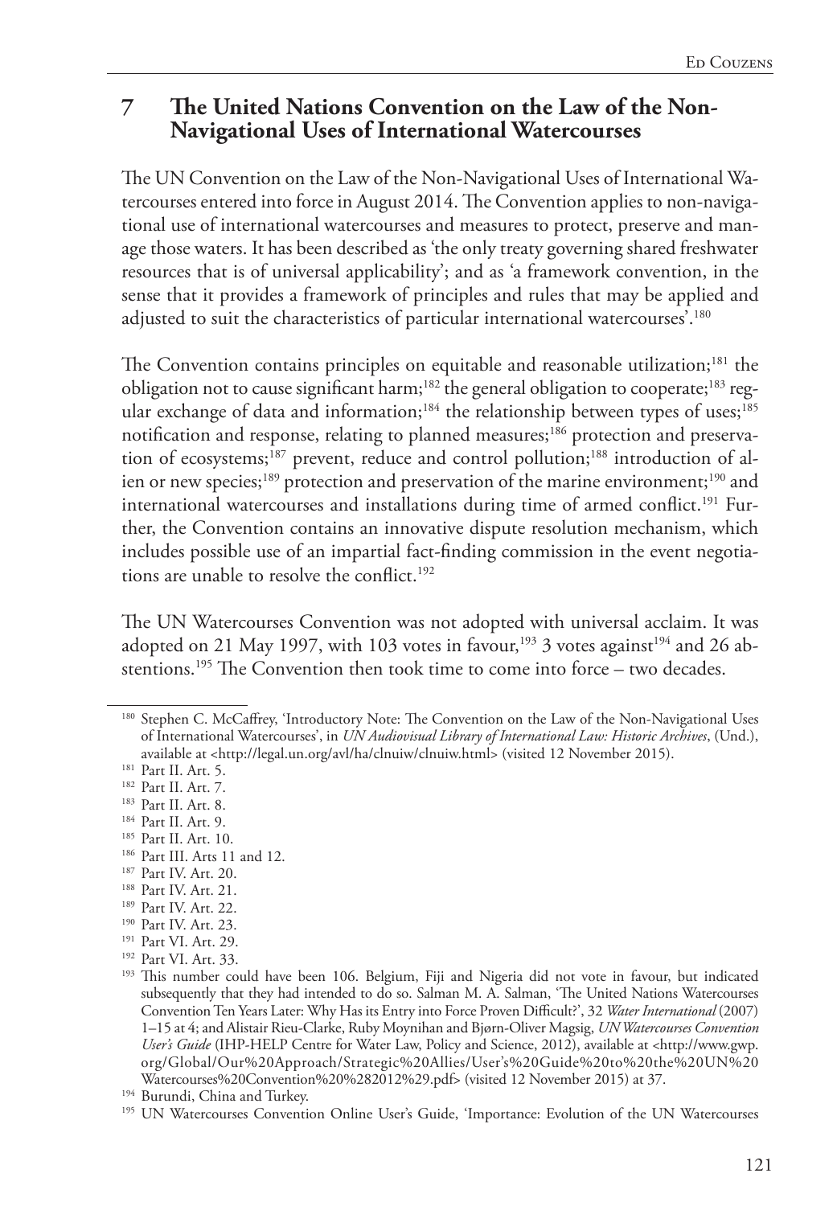## 7 The United Nations Convention on the Law of the Non-Navigational Uses of International Watercourses

The UN Convention on the Law of the Non-Navigational Uses of International Watercourses entered into force in August 2014. The Convention applies to non-navigational use of international watercourses and measures to protect, preserve and manage those waters. It has been described as 'the only treaty governing shared freshwater resources that is of universal applicability'; and as 'a framework convention, in the sense that it provides a framework of principles and rules that may be applied and adjusted to suit the characteristics of particular international watercourses'.[180]

The Convention contains principles on equitable and reasonable utilization;[181] the obligation not to cause significant harm;[182] the general obligation to cooperate;[183] regular exchange of data and information;[184] the relationship between types of uses;[185] notification and response, relating to planned measures;[186] protection and preservation of ecosystems;[187] prevent, reduce and control pollution;[188] introduction of alien or new species;[189] protection and preservation of the marine environment;[190] and international watercourses and installations during time of armed conflict.[191] Further, the Convention contains an innovative dispute resolution mechanism, which includes possible use of an impartial fact-finding commission in the event negotiations are unable to resolve the conflict.[192]

The UN Watercourses Convention was not adopted with universal acclaim. It was adopted on 21 May 1997, with 103 votes in favour,[193] 3 votes against[194] and 26 abstentions.[195] The Convention then took time to come into force – two decades.

---

[180] Stephen C. McCaffrey, 'Introductory Note: The Convention on the Law of the Non-Navigational Uses of International Watercourses', in *UN Audiovisual Library of International Law: Historic Archives*, (Und.), available at <http://legal.un.org/avl/ha/clnuiw/clnuiw.html> (visited 12 November 2015).

[181] Part II. Art. 5.

[182] Part II. Art. 7.

[183] Part II. Art. 8.

[184] Part II. Art. 9.

[185] Part II. Art. 10.

[186] Part III. Arts 11 and 12.

[187] Part IV. Art. 20.

[188] Part IV. Art. 21.

[189] Part IV. Art. 22.

[190] Part IV. Art. 23.

[191] Part VI. Art. 29.

[192] Part VI. Art. 33.

[193] This number could have been 106. Belgium, Fiji and Nigeria did not vote in favour, but indicated subsequently that they had intended to do so. Salman M. A. Salman, 'The United Nations Watercourses Convention Ten Years Later: Why Has its Entry into Force Proven Difficult?', 32 *Water International* (2007) 1–15 at 4; and Alistair Rieu-Clarke, Ruby Moynihan and Bjørn-Oliver Magsig, *UN Watercourses Convention User's Guide* (IHP-HELP Centre for Water Law, Policy and Science, 2012), available at <http://www.gwp.org/Global/Our%20Approach/Strategic%20Allies/User's%20Guide%20to%20the%20UN%20Watercourses%20Convention%20%282012%29.pdf> (visited 12 November 2015) at 37.

[194] Burundi, China and Turkey.

[195] UN Watercourses Convention Online User's Guide, 'Importance: Evolution of the UN Watercourses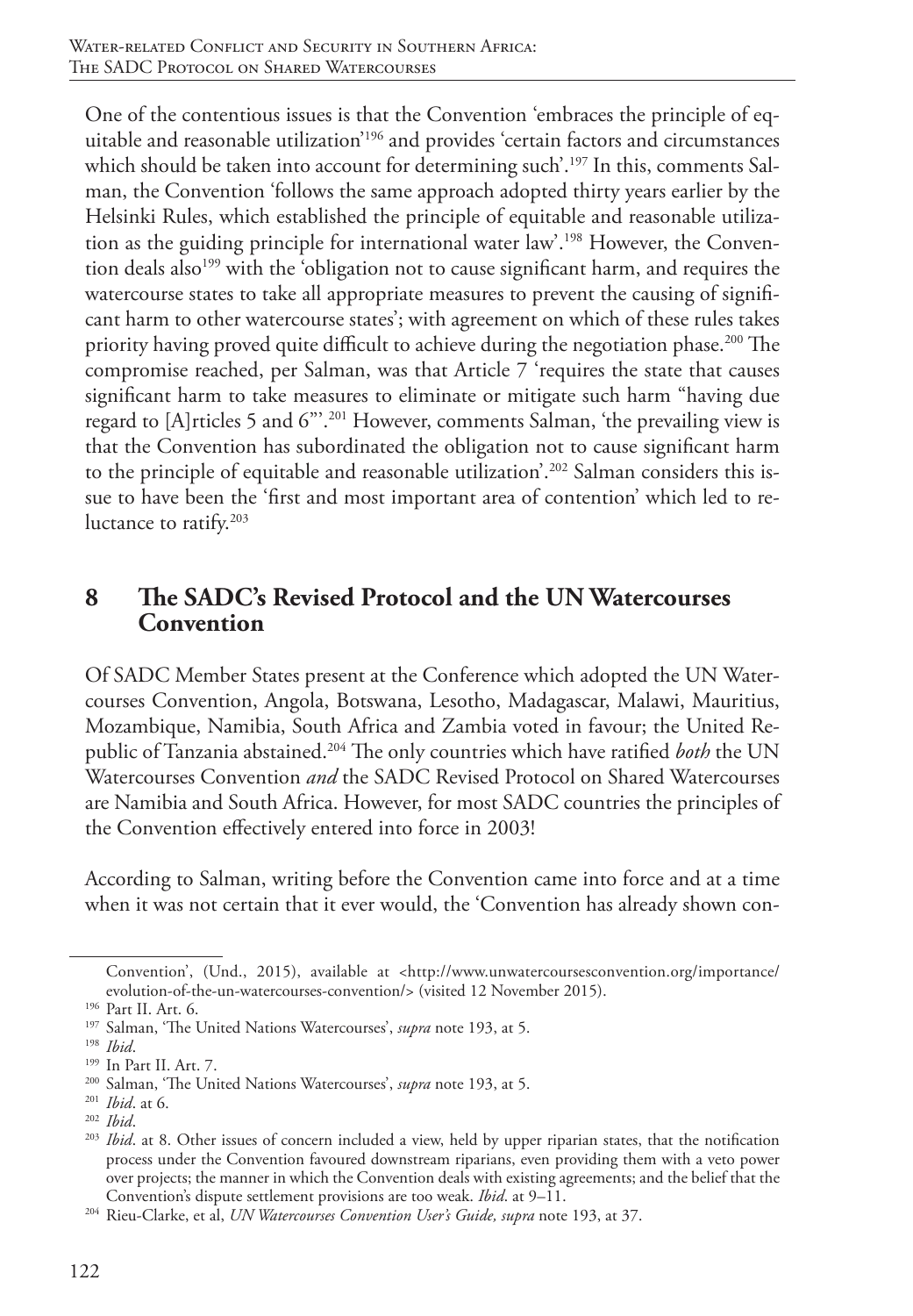One of the contentious issues is that the Convention 'embraces the principle of equitable and reasonable utilization'[196] and provides 'certain factors and circumstances which should be taken into account for determining such'.[197] In this, comments Salman, the Convention 'follows the same approach adopted thirty years earlier by the Helsinki Rules, which established the principle of equitable and reasonable utilization as the guiding principle for international water law'.[198] However, the Convention deals also[199] with the 'obligation not to cause significant harm, and requires the watercourse states to take all appropriate measures to prevent the causing of significant harm to other watercourse states'; with agreement on which of these rules takes priority having proved quite difficult to achieve during the negotiation phase.[200] The compromise reached, per Salman, was that Article 7 'requires the state that causes significant harm to take measures to eliminate or mitigate such harm "having due regard to [A]rticles 5 and 6"'.[201] However, comments Salman, 'the prevailing view is that the Convention has subordinated the obligation not to cause significant harm to the principle of equitable and reasonable utilization'.[202] Salman considers this issue to have been the 'first and most important area of contention' which led to reluctance to ratify.[203]

## 8 The SADC's Revised Protocol and the UN Watercourses Convention

Of SADC Member States present at the Conference which adopted the UN Watercourses Convention, Angola, Botswana, Lesotho, Madagascar, Malawi, Mauritius, Mozambique, Namibia, South Africa and Zambia voted in favour; the United Republic of Tanzania abstained.[204] The only countries which have ratified *both* the UN Watercourses Convention *and* the SADC Revised Protocol on Shared Watercourses are Namibia and South Africa. However, for most SADC countries the principles of the Convention effectively entered into force in 2003!

According to Salman, writing before the Convention came into force and at a time when it was not certain that it ever would, the 'Convention has already shown con-

---

Convention', (Und., 2015), available at <http://www.unwatercoursesconvention.org/importance/evolution-of-the-un-watercourses-convention/> (visited 12 November 2015).

[196] Part II. Art. 6.

[197] Salman, 'The United Nations Watercourses', *supra* note 193, at 5.

[198] *Ibid*.

[199] In Part II. Art. 7.

[200] Salman, 'The United Nations Watercourses', *supra* note 193, at 5.

[201] *Ibid*. at 6.

[202] *Ibid*.

[203] *Ibid*. at 8. Other issues of concern included a view, held by upper riparian states, that the notification process under the Convention favoured downstream riparians, even providing them with a veto power over projects; the manner in which the Convention deals with existing agreements; and the belief that the Convention's dispute settlement provisions are too weak. *Ibid*. at 9–11.

[204] Rieu-Clarke, et al, *UN Watercourses Convention User's Guide, supra* note 193, at 37.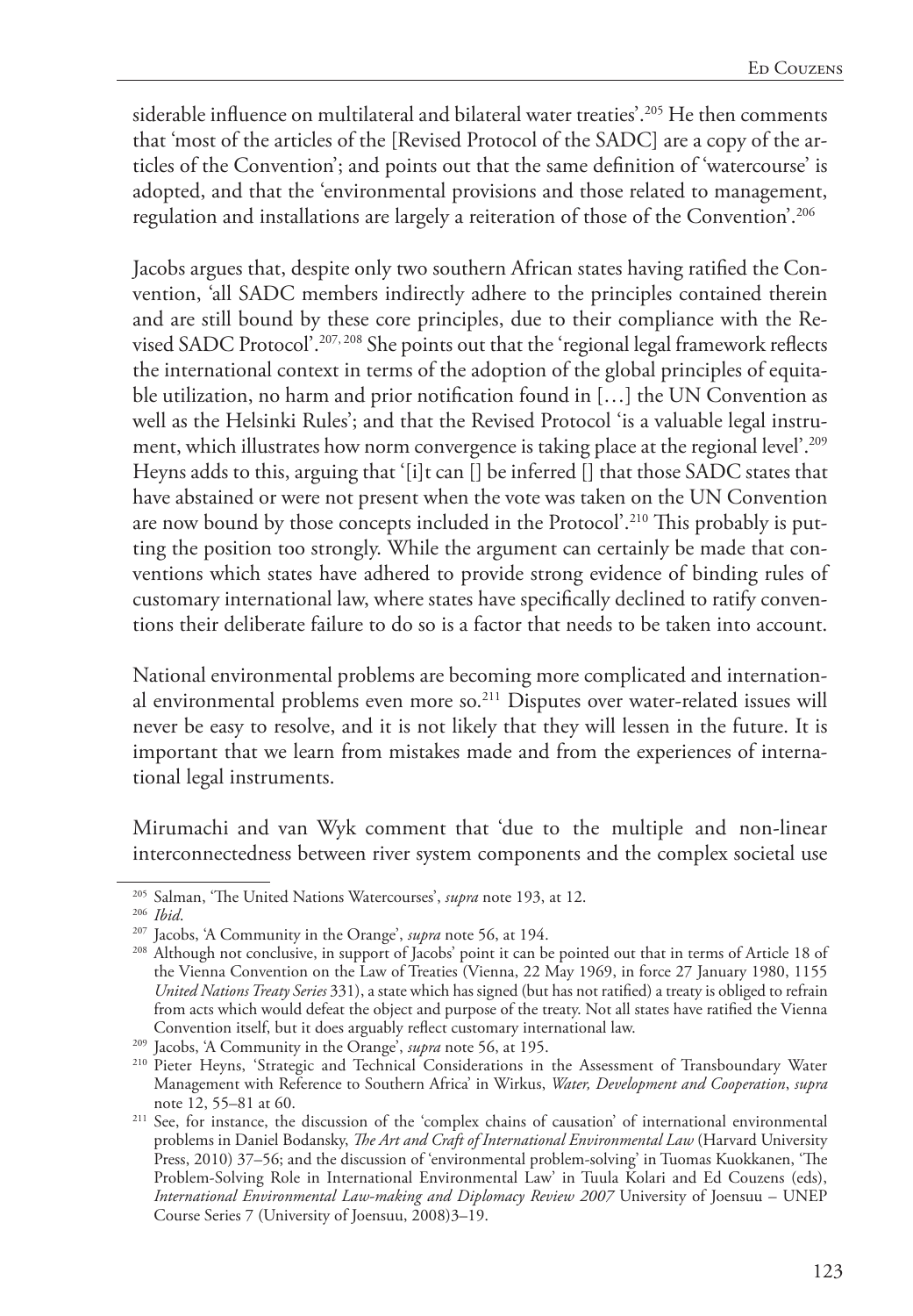siderable influence on multilateral and bilateral water treaties'.[205] He then comments that 'most of the articles of the [Revised Protocol of the SADC] are a copy of the articles of the Convention'; and points out that the same definition of 'watercourse' is adopted, and that the 'environmental provisions and those related to management, regulation and installations are largely a reiteration of those of the Convention'.[206]

Jacobs argues that, despite only two southern African states having ratified the Convention, 'all SADC members indirectly adhere to the principles contained therein and are still bound by these core principles, due to their compliance with the Revised SADC Protocol'.[207, 208] She points out that the 'regional legal framework reflects the international context in terms of the adoption of the global principles of equitable utilization, no harm and prior notification found in […] the UN Convention as well as the Helsinki Rules'; and that the Revised Protocol 'is a valuable legal instrument, which illustrates how norm convergence is taking place at the regional level'.[209] Heyns adds to this, arguing that '[i]t can [] be inferred [] that those SADC states that have abstained or were not present when the vote was taken on the UN Convention are now bound by those concepts included in the Protocol'.[210] This probably is putting the position too strongly. While the argument can certainly be made that conventions which states have adhered to provide strong evidence of binding rules of customary international law, where states have specifically declined to ratify conventions their deliberate failure to do so is a factor that needs to be taken into account.

National environmental problems are becoming more complicated and international environmental problems even more so.[211] Disputes over water-related issues will never be easy to resolve, and it is not likely that they will lessen in the future. It is important that we learn from mistakes made and from the experiences of international legal instruments.

Mirumachi and van Wyk comment that 'due to the multiple and non-linear interconnectedness between river system components and the complex societal use

---

[205] Salman, 'The United Nations Watercourses', *supra* note 193, at 12.

[206] *Ibid*.

[207] Jacobs, 'A Community in the Orange', *supra* note 56, at 194.

[208] Although not conclusive, in support of Jacobs' point it can be pointed out that in terms of Article 18 of the Vienna Convention on the Law of Treaties (Vienna, 22 May 1969, in force 27 January 1980, 1155 *United Nations Treaty Series* 331), a state which has signed (but has not ratified) a treaty is obliged to refrain from acts which would defeat the object and purpose of the treaty. Not all states have ratified the Vienna Convention itself, but it does arguably reflect customary international law.

[209] Jacobs, 'A Community in the Orange', *supra* note 56, at 195.

[210] Pieter Heyns, 'Strategic and Technical Considerations in the Assessment of Transboundary Water Management with Reference to Southern Africa' in Wirkus, *Water, Development and Cooperation*, *supra* note 12, 55–81 at 60.

[211] See, for instance, the discussion of the 'complex chains of causation' of international environmental problems in Daniel Bodansky, *The Art and Craft of International Environmental Law* (Harvard University Press, 2010) 37–56; and the discussion of 'environmental problem-solving' in Tuomas Kuokkanen, 'The Problem-Solving Role in International Environmental Law' in Tuula Kolari and Ed Couzens (eds), *International Environmental Law-making and Diplomacy Review 2007* University of Joensuu – UNEP Course Series 7 (University of Joensuu, 2008)3–19.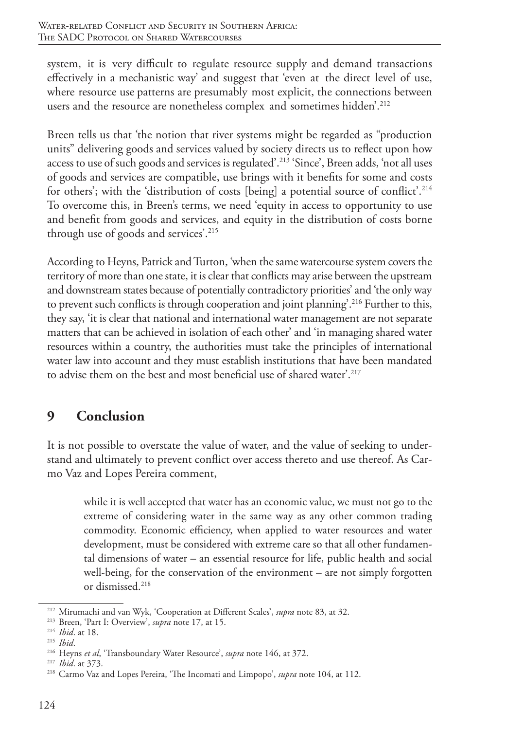system, it is very difficult to regulate resource supply and demand transactions effectively in a mechanistic way' and suggest that 'even at the direct level of use, where resource use patterns are presumably most explicit, the connections between users and the resource are nonetheless complex and sometimes hidden'.[212]

Breen tells us that 'the notion that river systems might be regarded as "production units" delivering goods and services valued by society directs us to reflect upon how access to use of such goods and services is regulated'.[213] 'Since', Breen adds, 'not all uses of goods and services are compatible, use brings with it benefits for some and costs for others'; with the 'distribution of costs [being] a potential source of conflict'.[214] To overcome this, in Breen's terms, we need 'equity in access to opportunity to use and benefit from goods and services, and equity in the distribution of costs borne through use of goods and services'.[215]

According to Heyns, Patrick and Turton, 'when the same watercourse system covers the territory of more than one state, it is clear that conflicts may arise between the upstream and downstream states because of potentially contradictory priorities' and 'the only way to prevent such conflicts is through cooperation and joint planning'.[216] Further to this, they say, 'it is clear that national and international water management are not separate matters that can be achieved in isolation of each other' and 'in managing shared water resources within a country, the authorities must take the principles of international water law into account and they must establish institutions that have been mandated to advise them on the best and most beneficial use of shared water'.[217]

## 9 Conclusion

It is not possible to overstate the value of water, and the value of seeking to understand and ultimately to prevent conflict over access thereto and use thereof. As Carmo Vaz and Lopes Pereira comment,

> while it is well accepted that water has an economic value, we must not go to the extreme of considering water in the same way as any other common trading commodity. Economic efficiency, when applied to water resources and water development, must be considered with extreme care so that all other fundamental dimensions of water – an essential resource for life, public health and social well-being, for the conservation of the environment – are not simply forgotten or dismissed.[218]

---

[212] Mirumachi and van Wyk, 'Cooperation at Different Scales', *supra* note 83, at 32.

[213] Breen, 'Part I: Overview', *supra* note 17, at 15.

[214] *Ibid*. at 18.

[215] *Ibid*.

[216] Heyns *et al*, 'Transboundary Water Resource', *supra* note 146, at 372.

[217] *Ibid*. at 373.

[218] Carmo Vaz and Lopes Pereira, 'The Incomati and Limpopo', *supra* note 104, at 112.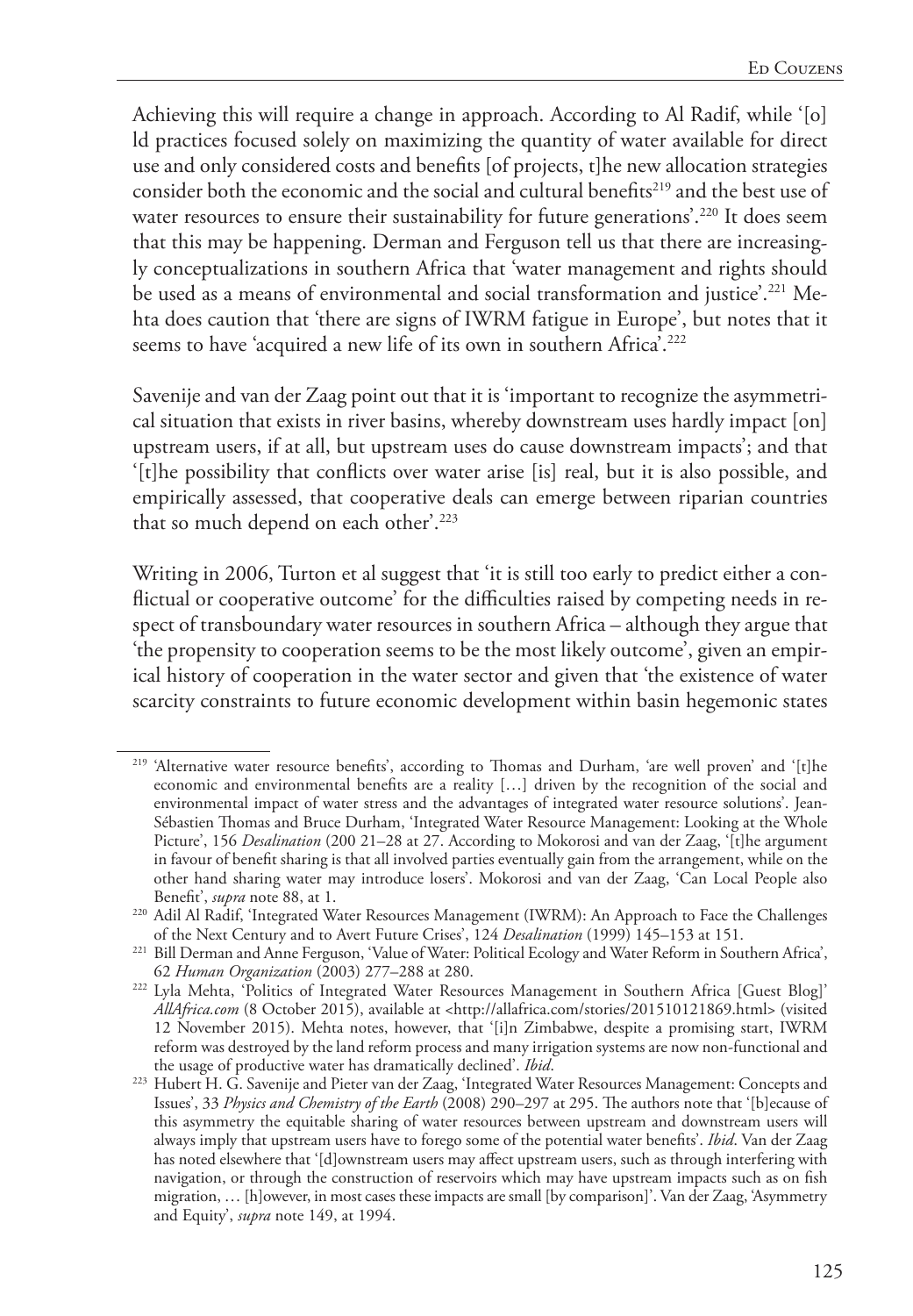Achieving this will require a change in approach. According to Al Radif, while '[o]ld practices focused solely on maximizing the quantity of water available for direct use and only considered costs and benefits [of projects, t]he new allocation strategies consider both the economic and the social and cultural benefits[219] and the best use of water resources to ensure their sustainability for future generations'.[220] It does seem that this may be happening. Derman and Ferguson tell us that there are increasingly conceptualizations in southern Africa that 'water management and rights should be used as a means of environmental and social transformation and justice'.[221] Mehta does caution that 'there are signs of IWRM fatigue in Europe', but notes that it seems to have 'acquired a new life of its own in southern Africa'.[222]

Savenije and van der Zaag point out that it is 'important to recognize the asymmetrical situation that exists in river basins, whereby downstream uses hardly impact [on] upstream users, if at all, but upstream uses do cause downstream impacts'; and that '[t]he possibility that conflicts over water arise [is] real, but it is also possible, and empirically assessed, that cooperative deals can emerge between riparian countries that so much depend on each other'.[223]

Writing in 2006, Turton et al suggest that 'it is still too early to predict either a conflictual or cooperative outcome' for the difficulties raised by competing needs in respect of transboundary water resources in southern Africa – although they argue that 'the propensity to cooperation seems to be the most likely outcome', given an empirical history of cooperation in the water sector and given that 'the existence of water scarcity constraints to future economic development within basin hegemonic states

---

[219] 'Alternative water resource benefits', according to Thomas and Durham, 'are well proven' and '[t]he economic and environmental benefits are a reality […] driven by the recognition of the social and environmental impact of water stress and the advantages of integrated water resource solutions'. Jean-Sébastien Thomas and Bruce Durham, 'Integrated Water Resource Management: Looking at the Whole Picture', 156 *Desalination* (200 21–28 at 27. According to Mokorosi and van der Zaag, '[t]he argument in favour of benefit sharing is that all involved parties eventually gain from the arrangement, while on the other hand sharing water may introduce losers'. Mokorosi and van der Zaag, 'Can Local People also Benefit', *supra* note 88, at 1.

[220] Adil Al Radif, 'Integrated Water Resources Management (IWRM): An Approach to Face the Challenges of the Next Century and to Avert Future Crises', 124 *Desalination* (1999) 145–153 at 151.

[221] Bill Derman and Anne Ferguson, 'Value of Water: Political Ecology and Water Reform in Southern Africa', 62 *Human Organization* (2003) 277–288 at 280.

[222] Lyla Mehta, 'Politics of Integrated Water Resources Management in Southern Africa [Guest Blog]' *AllAfrica.com* (8 October 2015), available at <http://allafrica.com/stories/201510121869.html> (visited 12 November 2015). Mehta notes, however, that '[i]n Zimbabwe, despite a promising start, IWRM reform was destroyed by the land reform process and many irrigation systems are now non-functional and the usage of productive water has dramatically declined'. *Ibid*.

[223] Hubert H. G. Savenije and Pieter van der Zaag, 'Integrated Water Resources Management: Concepts and Issues', 33 *Physics and Chemistry of the Earth* (2008) 290–297 at 295. The authors note that '[b]ecause of this asymmetry the equitable sharing of water resources between upstream and downstream users will always imply that upstream users have to forego some of the potential water benefits'. *Ibid*. Van der Zaag has noted elsewhere that '[d]ownstream users may affect upstream users, such as through interfering with navigation, or through the construction of reservoirs which may have upstream impacts such as on fish migration, … [h]owever, in most cases these impacts are small [by comparison]'. Van der Zaag, 'Asymmetry and Equity', *supra* note 149, at 1994.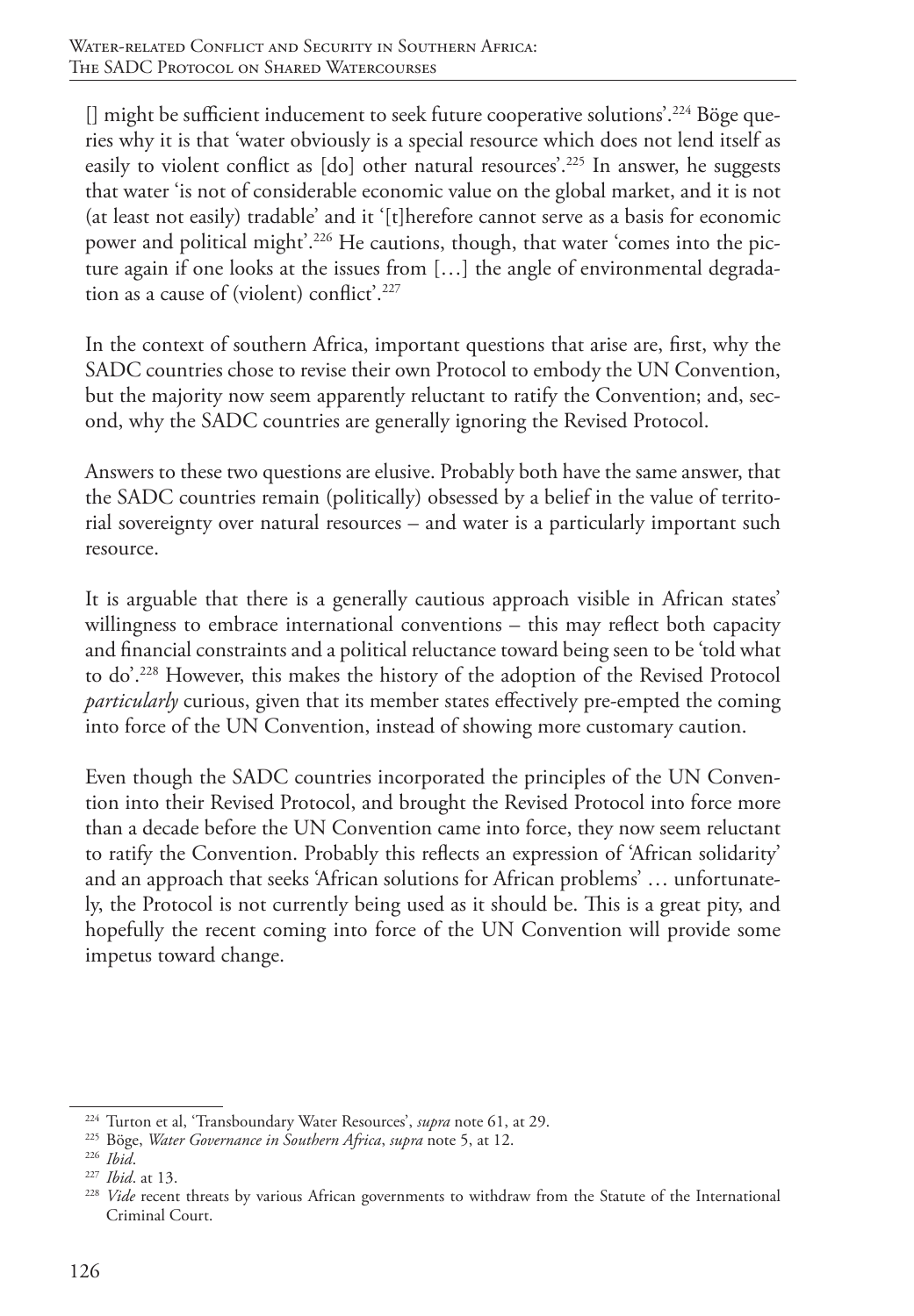[] might be sufficient inducement to seek future cooperative solutions'.[224] Böge queries why it is that 'water obviously is a special resource which does not lend itself as easily to violent conflict as [do] other natural resources'.[225] In answer, he suggests that water 'is not of considerable economic value on the global market, and it is not (at least not easily) tradable' and it '[t]herefore cannot serve as a basis for economic power and political might'.[226] He cautions, though, that water 'comes into the picture again if one looks at the issues from […] the angle of environmental degradation as a cause of (violent) conflict'.[227]

In the context of southern Africa, important questions that arise are, first, why the SADC countries chose to revise their own Protocol to embody the UN Convention, but the majority now seem apparently reluctant to ratify the Convention; and, second, why the SADC countries are generally ignoring the Revised Protocol.

Answers to these two questions are elusive. Probably both have the same answer, that the SADC countries remain (politically) obsessed by a belief in the value of territorial sovereignty over natural resources – and water is a particularly important such resource.

It is arguable that there is a generally cautious approach visible in African states' willingness to embrace international conventions – this may reflect both capacity and financial constraints and a political reluctance toward being seen to be 'told what to do'.[228] However, this makes the history of the adoption of the Revised Protocol *particularly* curious, given that its member states effectively pre-empted the coming into force of the UN Convention, instead of showing more customary caution.

Even though the SADC countries incorporated the principles of the UN Convention into their Revised Protocol, and brought the Revised Protocol into force more than a decade before the UN Convention came into force, they now seem reluctant to ratify the Convention. Probably this reflects an expression of 'African solidarity' and an approach that seeks 'African solutions for African problems' … unfortunately, the Protocol is not currently being used as it should be. This is a great pity, and hopefully the recent coming into force of the UN Convention will provide some impetus toward change.

---

[224] Turton et al, 'Transboundary Water Resources', *supra* note 61, at 29.

[225] Böge, *Water Governance in Southern Africa*, *supra* note 5, at 12.

[226] *Ibid*.

[227] *Ibid*. at 13.

[228] *Vide* recent threats by various African governments to withdraw from the Statute of the International Criminal Court.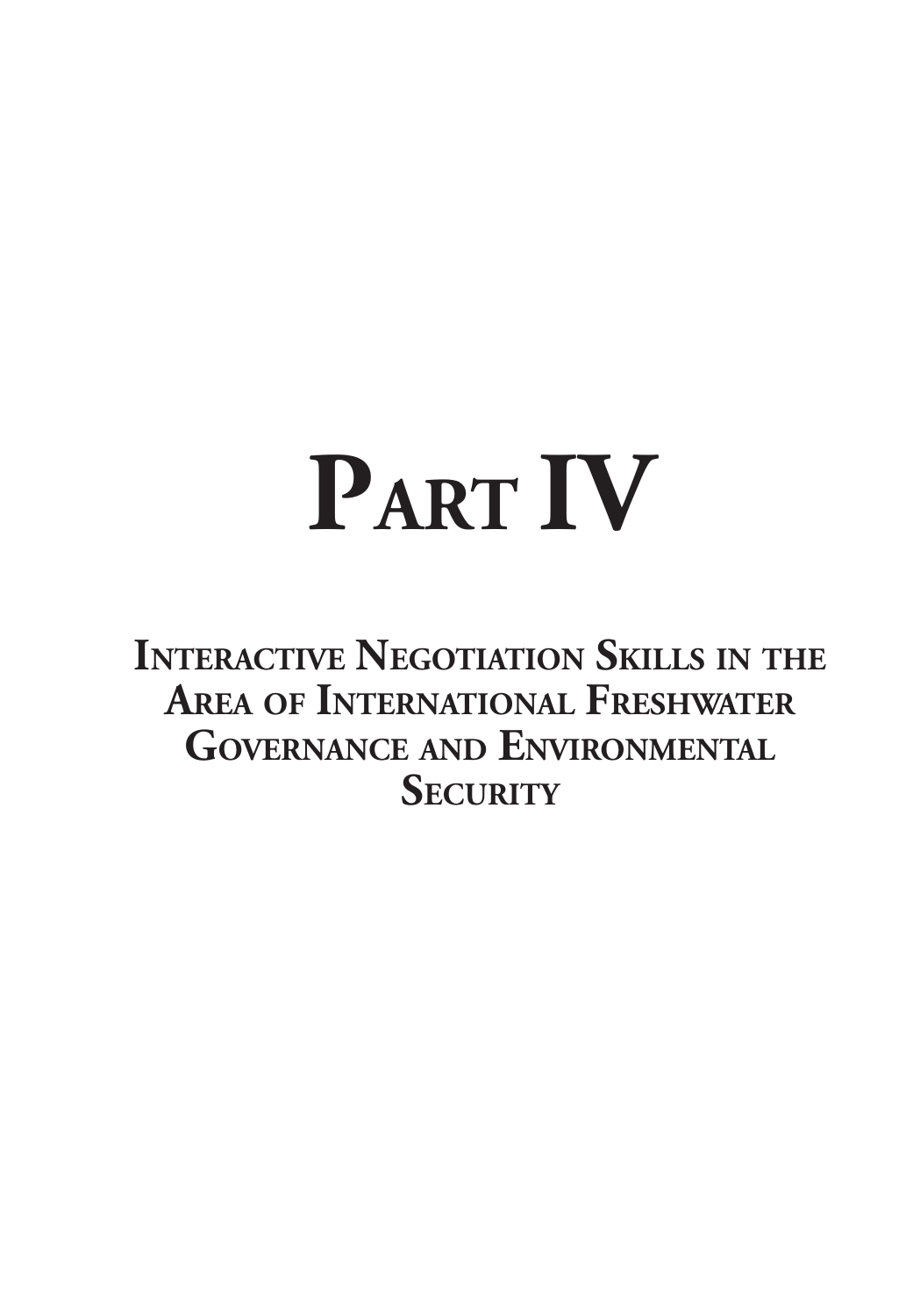# PART IV

## INTERACTIVE NEGOTIATION SKILLS IN THE AREA OF INTERNATIONAL FRESHWATER GOVERNANCE AND ENVIRONMENTAL SECURITY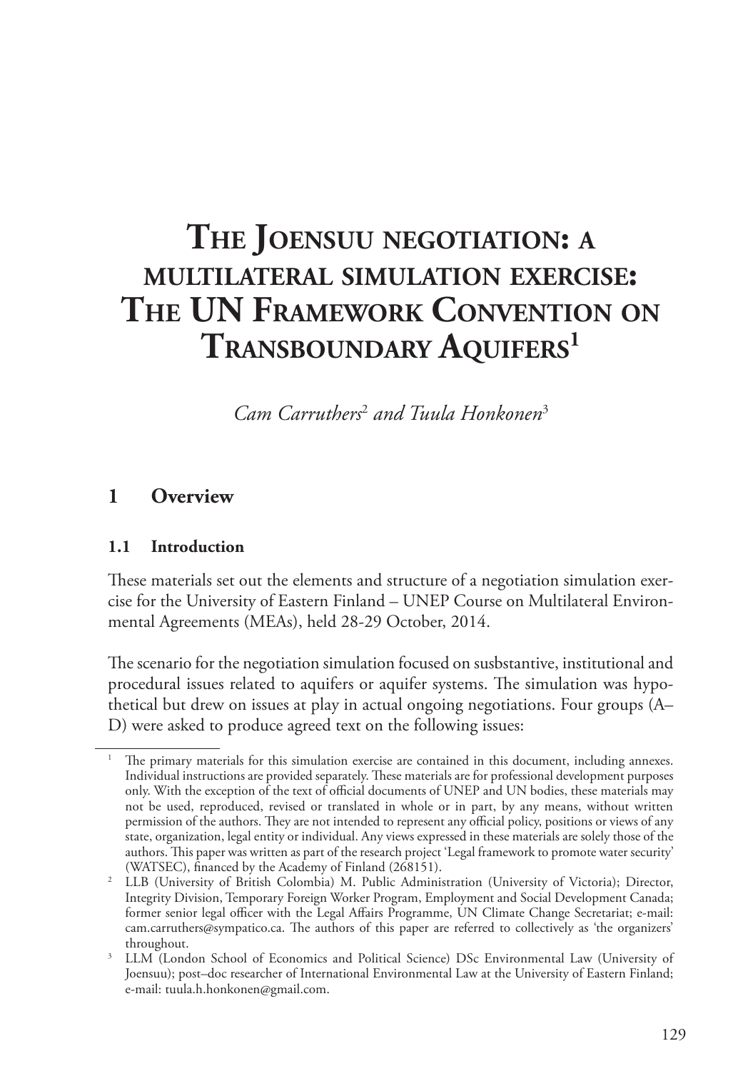# The Joensuu negotiation: a multilateral simulation exercise: The UN Framework Convention on Transboundary Aquifers[1]

*Cam Carruthers[2] and Tuula Honkonen[3]*

## 1 Overview

### 1.1 Introduction

These materials set out the elements and structure of a negotiation simulation exercise for the University of Eastern Finland – UNEP Course on Multilateral Environmental Agreements (MEAs), held 28-29 October, 2014.

The scenario for the negotiation simulation focused on susbstantive, institutional and procedural issues related to aquifers or aquifer systems. The simulation was hypothetical but drew on issues at play in actual ongoing negotiations. Four groups (A–D) were asked to produce agreed text on the following issues:

---

[1] The primary materials for this simulation exercise are contained in this document, including annexes. Individual instructions are provided separately. These materials are for professional development purposes only. With the exception of the text of official documents of UNEP and UN bodies, these materials may not be used, reproduced, revised or translated in whole or in part, by any means, without written permission of the authors. They are not intended to represent any official policy, positions or views of any state, organization, legal entity or individual. Any views expressed in these materials are solely those of the authors. This paper was written as part of the research project 'Legal framework to promote water security' (WATSEC), financed by the Academy of Finland (268151).

[2] LLB (University of British Colombia) M. Public Administration (University of Victoria); Director, Integrity Division, Temporary Foreign Worker Program, Employment and Social Development Canada; former senior legal officer with the Legal Affairs Programme, UN Climate Change Secretariat; e-mail: cam.carruthers@sympatico.ca. The authors of this paper are referred to collectively as 'the organizers' throughout.

[3] LLM (London School of Economics and Political Science) DSc Environmental Law (University of Joensuu); post–doc researcher of International Environmental Law at the University of Eastern Finland; e-mail: tuula.h.honkonen@gmail.com.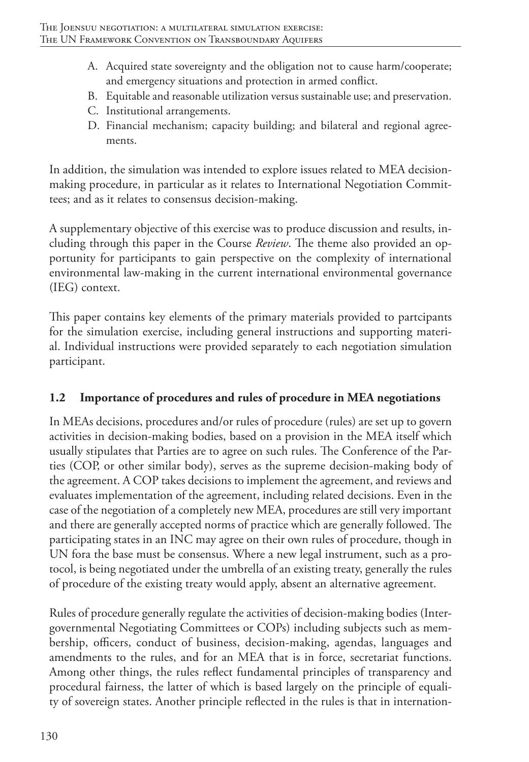A. Acquired state sovereignty and the obligation not to cause harm/cooperate; and emergency situations and protection in armed conflict.
B. Equitable and reasonable utilization versus sustainable use; and preservation.
C. Institutional arrangements.
D. Financial mechanism; capacity building; and bilateral and regional agreements.

In addition, the simulation was intended to explore issues related to MEA decision-making procedure, in particular as it relates to International Negotiation Committees; and as it relates to consensus decision-making.

A supplementary objective of this exercise was to produce discussion and results, including through this paper in the Course *Review*. The theme also provided an opportunity for participants to gain perspective on the complexity of international environmental law-making in the current international environmental governance (IEG) context.

This paper contains key elements of the primary materials provided to partcipants for the simulation exercise, including general instructions and supporting material. Individual instructions were provided separately to each negotiation simulation participant.

## 1.2 Importance of procedures and rules of procedure in MEA negotiations

In MEAs decisions, procedures and/or rules of procedure (rules) are set up to govern activities in decision-making bodies, based on a provision in the MEA itself which usually stipulates that Parties are to agree on such rules. The Conference of the Parties (COP, or other similar body), serves as the supreme decision-making body of the agreement. A COP takes decisions to implement the agreement, and reviews and evaluates implementation of the agreement, including related decisions. Even in the case of the negotiation of a completely new MEA, procedures are still very important and there are generally accepted norms of practice which are generally followed. The participating states in an INC may agree on their own rules of procedure, though in UN fora the base must be consensus. Where a new legal instrument, such as a protocol, is being negotiated under the umbrella of an existing treaty, generally the rules of procedure of the existing treaty would apply, absent an alternative agreement.

Rules of procedure generally regulate the activities of decision-making bodies (Intergovernmental Negotiating Committees or COPs) including subjects such as membership, officers, conduct of business, decision-making, agendas, languages and amendments to the rules, and for an MEA that is in force, secretariat functions. Among other things, the rules reflect fundamental principles of transparency and procedural fairness, the latter of which is based largely on the principle of equality of sovereign states. Another principle reflected in the rules is that in internation-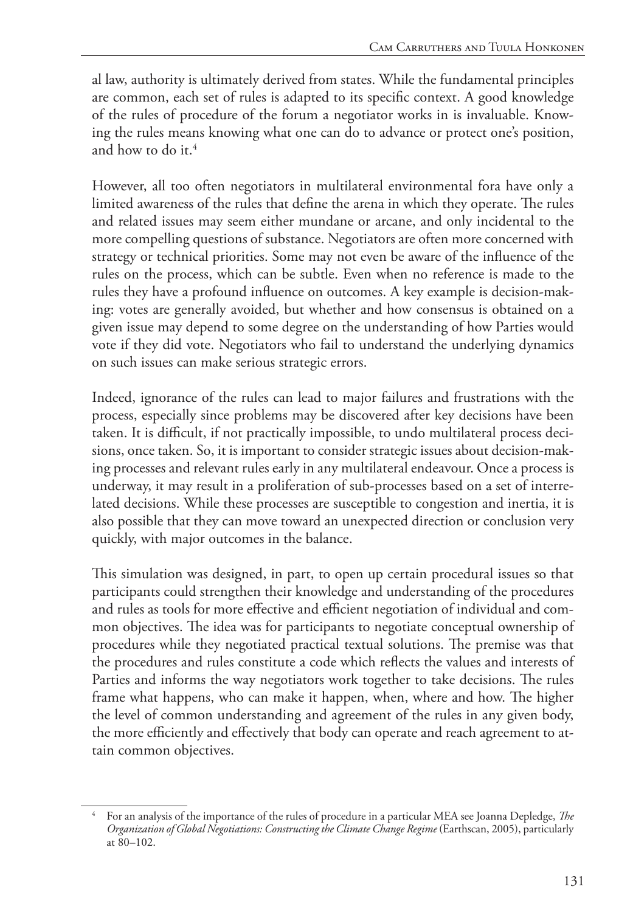al law, authority is ultimately derived from states. While the fundamental principles are common, each set of rules is adapted to its specific context. A good knowledge of the rules of procedure of the forum a negotiator works in is invaluable. Knowing the rules means knowing what one can do to advance or protect one's position, and how to do it.[4]

However, all too often negotiators in multilateral environmental fora have only a limited awareness of the rules that define the arena in which they operate. The rules and related issues may seem either mundane or arcane, and only incidental to the more compelling questions of substance. Negotiators are often more concerned with strategy or technical priorities. Some may not even be aware of the influence of the rules on the process, which can be subtle. Even when no reference is made to the rules they have a profound influence on outcomes. A key example is decision-making: votes are generally avoided, but whether and how consensus is obtained on a given issue may depend to some degree on the understanding of how Parties would vote if they did vote. Negotiators who fail to understand the underlying dynamics on such issues can make serious strategic errors.

Indeed, ignorance of the rules can lead to major failures and frustrations with the process, especially since problems may be discovered after key decisions have been taken. It is difficult, if not practically impossible, to undo multilateral process decisions, once taken. So, it is important to consider strategic issues about decision-making processes and relevant rules early in any multilateral endeavour. Once a process is underway, it may result in a proliferation of sub-processes based on a set of interrelated decisions. While these processes are susceptible to congestion and inertia, it is also possible that they can move toward an unexpected direction or conclusion very quickly, with major outcomes in the balance.

This simulation was designed, in part, to open up certain procedural issues so that participants could strengthen their knowledge and understanding of the procedures and rules as tools for more effective and efficient negotiation of individual and common objectives. The idea was for participants to negotiate conceptual ownership of procedures while they negotiated practical textual solutions. The premise was that the procedures and rules constitute a code which reflects the values and interests of Parties and informs the way negotiators work together to take decisions. The rules frame what happens, who can make it happen, when, where and how. The higher the level of common understanding and agreement of the rules in any given body, the more efficiently and effectively that body can operate and reach agreement to attain common objectives.

---

[4] For an analysis of the importance of the rules of procedure in a particular MEA see Joanna Depledge, *The Organization of Global Negotiations: Constructing the Climate Change Regime* (Earthscan, 2005), particularly at 80–102.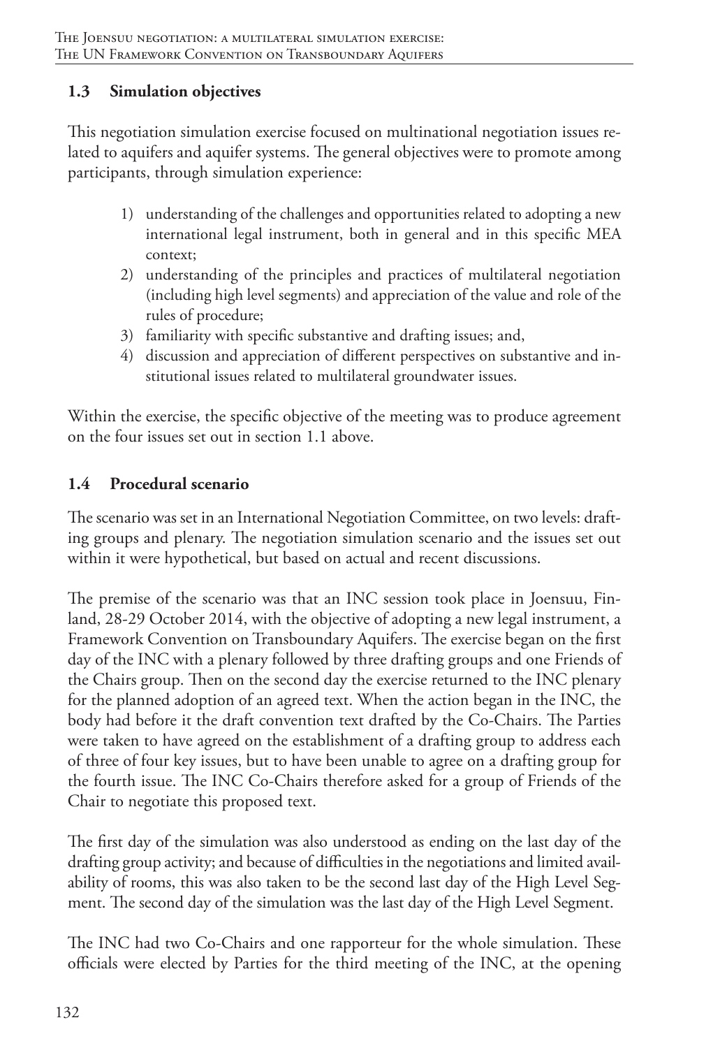## 1.3 Simulation objectives

This negotiation simulation exercise focused on multinational negotiation issues related to aquifers and aquifer systems. The general objectives were to promote among participants, through simulation experience:

1) understanding of the challenges and opportunities related to adopting a new international legal instrument, both in general and in this specific MEA context;
2) understanding of the principles and practices of multilateral negotiation (including high level segments) and appreciation of the value and role of the rules of procedure;
3) familiarity with specific substantive and drafting issues; and,
4) discussion and appreciation of different perspectives on substantive and institutional issues related to multilateral groundwater issues.

Within the exercise, the specific objective of the meeting was to produce agreement on the four issues set out in section 1.1 above.

## 1.4 Procedural scenario

The scenario was set in an International Negotiation Committee, on two levels: drafting groups and plenary. The negotiation simulation scenario and the issues set out within it were hypothetical, but based on actual and recent discussions.

The premise of the scenario was that an INC session took place in Joensuu, Finland, 28-29 October 2014, with the objective of adopting a new legal instrument, a Framework Convention on Transboundary Aquifers. The exercise began on the first day of the INC with a plenary followed by three drafting groups and one Friends of the Chairs group. Then on the second day the exercise returned to the INC plenary for the planned adoption of an agreed text. When the action began in the INC, the body had before it the draft convention text drafted by the Co-Chairs. The Parties were taken to have agreed on the establishment of a drafting group to address each of three of four key issues, but to have been unable to agree on a drafting group for the fourth issue. The INC Co-Chairs therefore asked for a group of Friends of the Chair to negotiate this proposed text.

The first day of the simulation was also understood as ending on the last day of the drafting group activity; and because of difficulties in the negotiations and limited availability of rooms, this was also taken to be the second last day of the High Level Segment. The second day of the simulation was the last day of the High Level Segment.

The INC had two Co-Chairs and one rapporteur for the whole simulation. These officials were elected by Parties for the third meeting of the INC, at the opening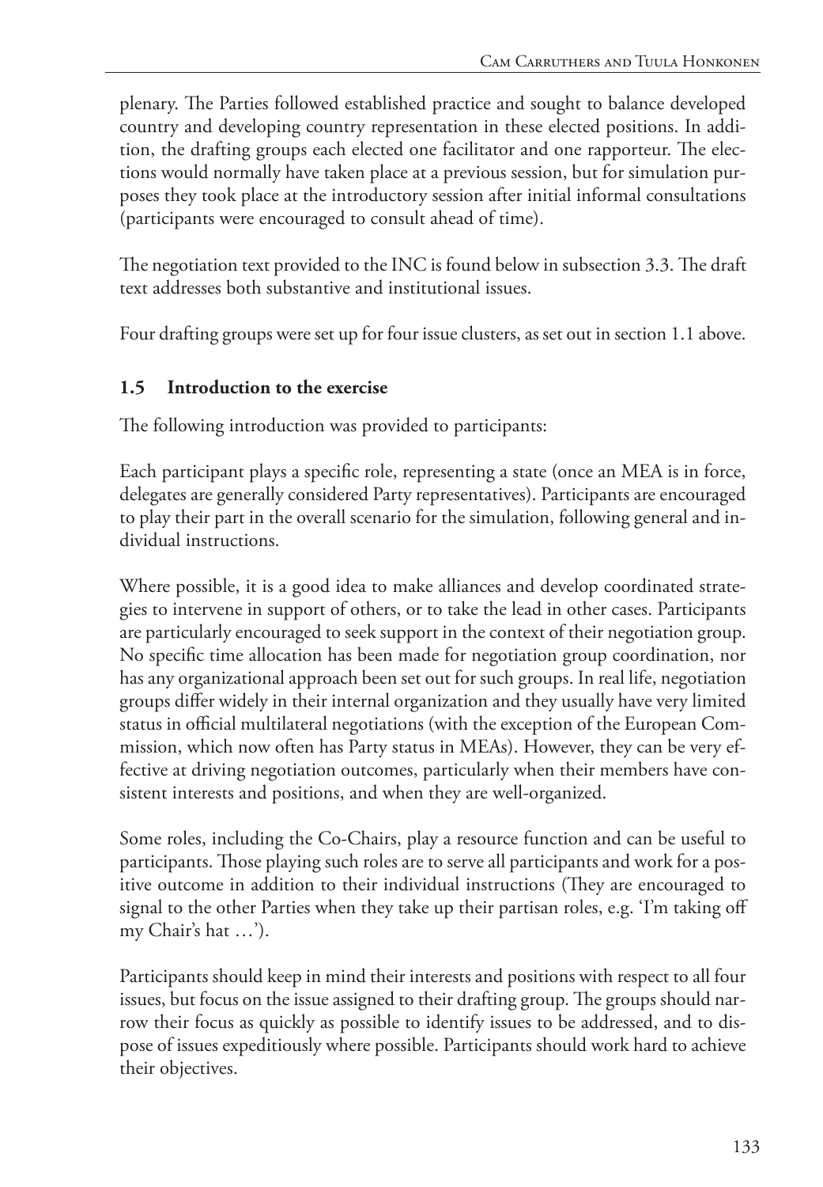plenary. The Parties followed established practice and sought to balance developed country and developing country representation in these elected positions. In addition, the drafting groups each elected one facilitator and one rapporteur. The elections would normally have taken place at a previous session, but for simulation purposes they took place at the introductory session after initial informal consultations (participants were encouraged to consult ahead of time).

The negotiation text provided to the INC is found below in subsection 3.3. The draft text addresses both substantive and institutional issues.

Four drafting groups were set up for four issue clusters, as set out in section 1.1 above.

### 1.5 Introduction to the exercise

The following introduction was provided to participants:

Each participant plays a specific role, representing a state (once an MEA is in force, delegates are generally considered Party representatives). Participants are encouraged to play their part in the overall scenario for the simulation, following general and individual instructions.

Where possible, it is a good idea to make alliances and develop coordinated strategies to intervene in support of others, or to take the lead in other cases. Participants are particularly encouraged to seek support in the context of their negotiation group. No specific time allocation has been made for negotiation group coordination, nor has any organizational approach been set out for such groups. In real life, negotiation groups differ widely in their internal organization and they usually have very limited status in official multilateral negotiations (with the exception of the European Commission, which now often has Party status in MEAs). However, they can be very effective at driving negotiation outcomes, particularly when their members have consistent interests and positions, and when they are well-organized.

Some roles, including the Co-Chairs, play a resource function and can be useful to participants. Those playing such roles are to serve all participants and work for a positive outcome in addition to their individual instructions (They are encouraged to signal to the other Parties when they take up their partisan roles, e.g. 'I'm taking off my Chair's hat …').

Participants should keep in mind their interests and positions with respect to all four issues, but focus on the issue assigned to their drafting group. The groups should narrow their focus as quickly as possible to identify issues to be addressed, and to dispose of issues expeditiously where possible. Participants should work hard to achieve their objectives.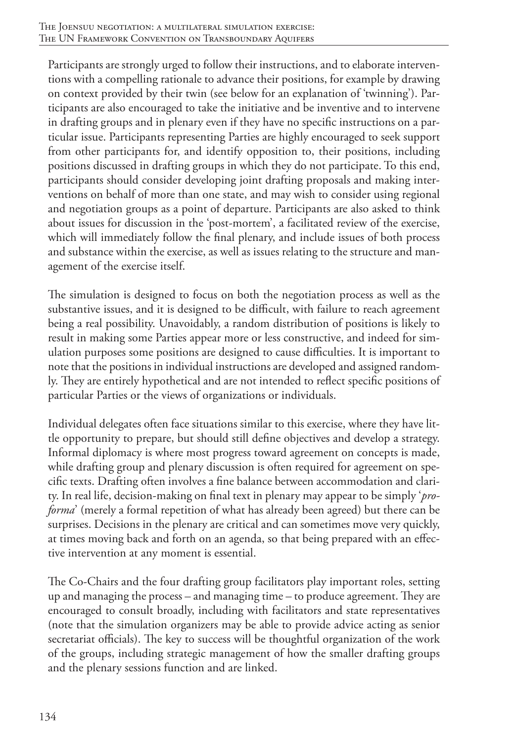Participants are strongly urged to follow their instructions, and to elaborate interventions with a compelling rationale to advance their positions, for example by drawing on context provided by their twin (see below for an explanation of 'twinning'). Participants are also encouraged to take the initiative and be inventive and to intervene in drafting groups and in plenary even if they have no specific instructions on a particular issue. Participants representing Parties are highly encouraged to seek support from other participants for, and identify opposition to, their positions, including positions discussed in drafting groups in which they do not participate. To this end, participants should consider developing joint drafting proposals and making interventions on behalf of more than one state, and may wish to consider using regional and negotiation groups as a point of departure. Participants are also asked to think about issues for discussion in the 'post-mortem', a facilitated review of the exercise, which will immediately follow the final plenary, and include issues of both process and substance within the exercise, as well as issues relating to the structure and management of the exercise itself.

The simulation is designed to focus on both the negotiation process as well as the substantive issues, and it is designed to be difficult, with failure to reach agreement being a real possibility. Unavoidably, a random distribution of positions is likely to result in making some Parties appear more or less constructive, and indeed for simulation purposes some positions are designed to cause difficulties. It is important to note that the positions in individual instructions are developed and assigned randomly. They are entirely hypothetical and are not intended to reflect specific positions of particular Parties or the views of organizations or individuals.

Individual delegates often face situations similar to this exercise, where they have little opportunity to prepare, but should still define objectives and develop a strategy. Informal diplomacy is where most progress toward agreement on concepts is made, while drafting group and plenary discussion is often required for agreement on specific texts. Drafting often involves a fine balance between accommodation and clarity. In real life, decision-making on final text in plenary may appear to be simply '*pro-forma*' (merely a formal repetition of what has already been agreed) but there can be surprises. Decisions in the plenary are critical and can sometimes move very quickly, at times moving back and forth on an agenda, so that being prepared with an effective intervention at any moment is essential.

The Co-Chairs and the four drafting group facilitators play important roles, setting up and managing the process – and managing time – to produce agreement. They are encouraged to consult broadly, including with facilitators and state representatives (note that the simulation organizers may be able to provide advice acting as senior secretariat officials). The key to success will be thoughtful organization of the work of the groups, including strategic management of how the smaller drafting groups and the plenary sessions function and are linked.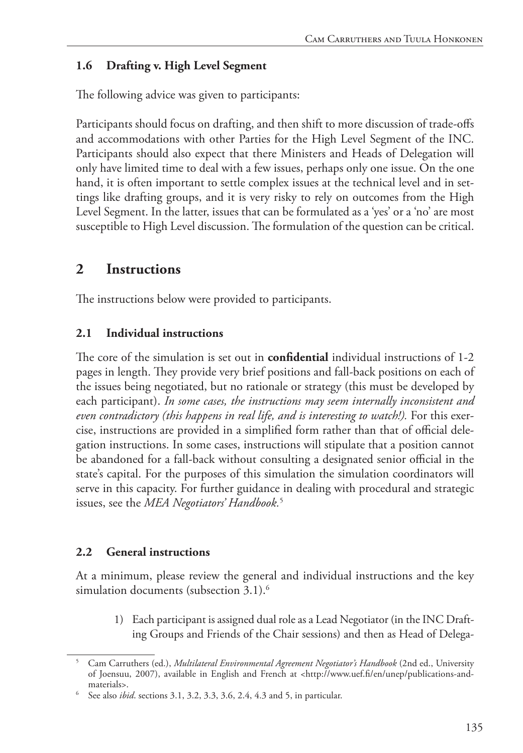### 1.6 Drafting v. High Level Segment

The following advice was given to participants:

Participants should focus on drafting, and then shift to more discussion of trade-offs and accommodations with other Parties for the High Level Segment of the INC. Participants should also expect that there Ministers and Heads of Delegation will only have limited time to deal with a few issues, perhaps only one issue. On the one hand, it is often important to settle complex issues at the technical level and in settings like drafting groups, and it is very risky to rely on outcomes from the High Level Segment. In the latter, issues that can be formulated as a 'yes' or a 'no' are most susceptible to High Level discussion. The formulation of the question can be critical.

## 2 Instructions

The instructions below were provided to participants.

### 2.1 Individual instructions

The core of the simulation is set out in **confidential** individual instructions of 1-2 pages in length. They provide very brief positions and fall-back positions on each of the issues being negotiated, but no rationale or strategy (this must be developed by each participant). *In some cases, the instructions may seem internally inconsistent and even contradictory (this happens in real life, and is interesting to watch!).* For this exercise, instructions are provided in a simplified form rather than that of official delegation instructions. In some cases, instructions will stipulate that a position cannot be abandoned for a fall-back without consulting a designated senior official in the state's capital. For the purposes of this simulation the simulation coordinators will serve in this capacity. For further guidance in dealing with procedural and strategic issues, see the *MEA Negotiators' Handbook.*[5]

### 2.2 General instructions

At a minimum, please review the general and individual instructions and the key simulation documents (subsection 3.1).[6]

1) Each participant is assigned dual role as a Lead Negotiator (in the INC Drafting Groups and Friends of the Chair sessions) and then as Head of Delega-

---

[5] Cam Carruthers (ed.), *Multilateral Environmental Agreement Negotiator's Handbook* (2nd ed., University of Joensuu, 2007), available in English and French at <http://www.uef.fi/en/unep/publications-and-materials>.

[6] See also *ibid*. sections 3.1, 3.2, 3.3, 3.6, 2.4, 4.3 and 5, in particular.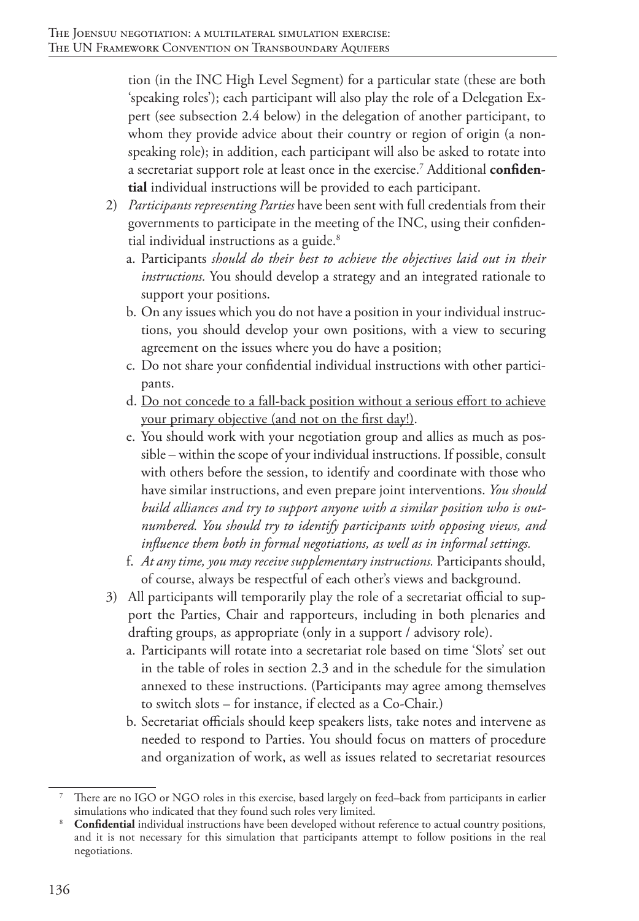tion (in the INC High Level Segment) for a particular state (these are both 'speaking roles'); each participant will also play the role of a Delegation Expert (see subsection 2.4 below) in the delegation of another participant, to whom they provide advice about their country or region of origin (a non-speaking role); in addition, each participant will also be asked to rotate into a secretariat support role at least once in the exercise.[7] Additional **confidential** individual instructions will be provided to each participant.

2) *Participants representing Parties* have been sent with full credentials from their governments to participate in the meeting of the INC, using their confidential individual instructions as a guide.[8]
   a. Participants *should do their best to achieve the objectives laid out in their instructions.* You should develop a strategy and an integrated rationale to support your positions.
   b. On any issues which you do not have a position in your individual instructions, you should develop your own positions, with a view to securing agreement on the issues where you do have a position;
   c. Do not share your confidential individual instructions with other participants.
   d. <u>Do not concede to a fall-back position without a serious effort to achieve your primary objective (and not on the first day!)</u>.
   e. You should work with your negotiation group and allies as much as possible – within the scope of your individual instructions. If possible, consult with others before the session, to identify and coordinate with those who have similar instructions, and even prepare joint interventions. *You should build alliances and try to support anyone with a similar position who is outnumbered. You should try to identify participants with opposing views, and influence them both in formal negotiations, as well as in informal settings.*
   f. *At any time, you may receive supplementary instructions.* Participants should, of course, always be respectful of each other's views and background.

3) All participants will temporarily play the role of a secretariat official to support the Parties, Chair and rapporteurs, including in both plenaries and drafting groups, as appropriate (only in a support / advisory role).
   a. Participants will rotate into a secretariat role based on time 'Slots' set out in the table of roles in section 2.3 and in the schedule for the simulation annexed to these instructions. (Participants may agree among themselves to switch slots – for instance, if elected as a Co-Chair.)
   b. Secretariat officials should keep speakers lists, take notes and intervene as needed to respond to Parties. You should focus on matters of procedure and organization of work, as well as issues related to secretariat resources

---

[7] There are no IGO or NGO roles in this exercise, based largely on feed–back from participants in earlier simulations who indicated that they found such roles very limited.

[8] **Confidential** individual instructions have been developed without reference to actual country positions, and it is not necessary for this simulation that participants attempt to follow positions in the real negotiations.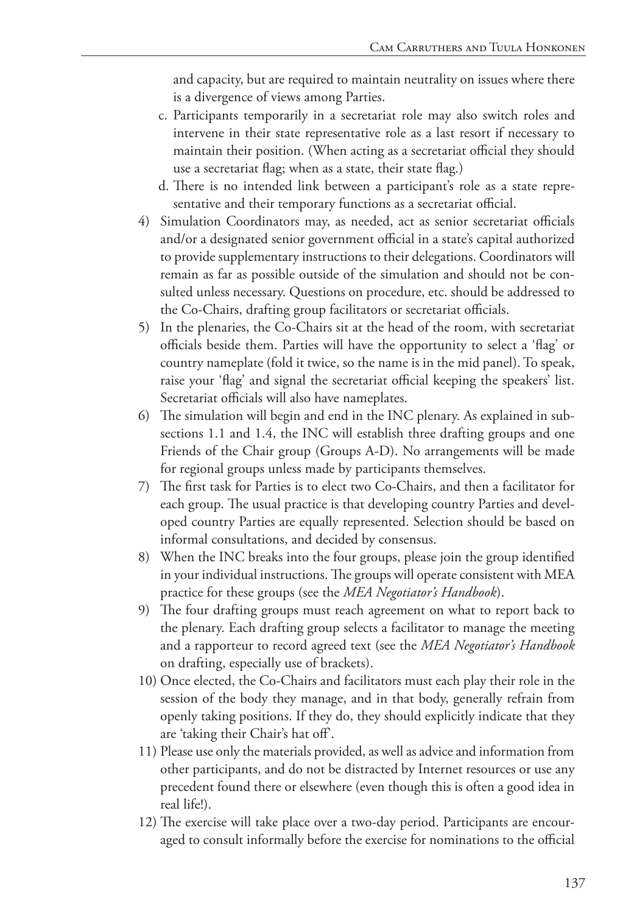and capacity, but are required to maintain neutrality on issues where there is a divergence of views among Parties.

   c. Participants temporarily in a secretariat role may also switch roles and intervene in their state representative role as a last resort if necessary to maintain their position. (When acting as a secretariat official they should use a secretariat flag; when as a state, their state flag.)

   d. There is no intended link between a participant's role as a state representative and their temporary functions as a secretariat official.

4) Simulation Coordinators may, as needed, act as senior secretariat officials and/or a designated senior government official in a state's capital authorized to provide supplementary instructions to their delegations. Coordinators will remain as far as possible outside of the simulation and should not be consulted unless necessary. Questions on procedure, etc. should be addressed to the Co-Chairs, drafting group facilitators or secretariat officials.

5) In the plenaries, the Co-Chairs sit at the head of the room, with secretariat officials beside them. Parties will have the opportunity to select a 'flag' or country nameplate (fold it twice, so the name is in the mid panel). To speak, raise your 'flag' and signal the secretariat official keeping the speakers' list. Secretariat officials will also have nameplates.

6) The simulation will begin and end in the INC plenary. As explained in subsections 1.1 and 1.4, the INC will establish three drafting groups and one Friends of the Chair group (Groups A-D). No arrangements will be made for regional groups unless made by participants themselves.

7) The first task for Parties is to elect two Co-Chairs, and then a facilitator for each group. The usual practice is that developing country Parties and developed country Parties are equally represented. Selection should be based on informal consultations, and decided by consensus.

8) When the INC breaks into the four groups, please join the group identified in your individual instructions. The groups will operate consistent with MEA practice for these groups (see the *MEA Negotiator's Handbook*).

9) The four drafting groups must reach agreement on what to report back to the plenary. Each drafting group selects a facilitator to manage the meeting and a rapporteur to record agreed text (see the *MEA Negotiator's Handbook* on drafting, especially use of brackets).

10) Once elected, the Co-Chairs and facilitators must each play their role in the session of the body they manage, and in that body, generally refrain from openly taking positions. If they do, they should explicitly indicate that they are 'taking their Chair's hat off'.

11) Please use only the materials provided, as well as advice and information from other participants, and do not be distracted by Internet resources or use any precedent found there or elsewhere (even though this is often a good idea in real life!).

12) The exercise will take place over a two-day period. Participants are encouraged to consult informally before the exercise for nominations to the official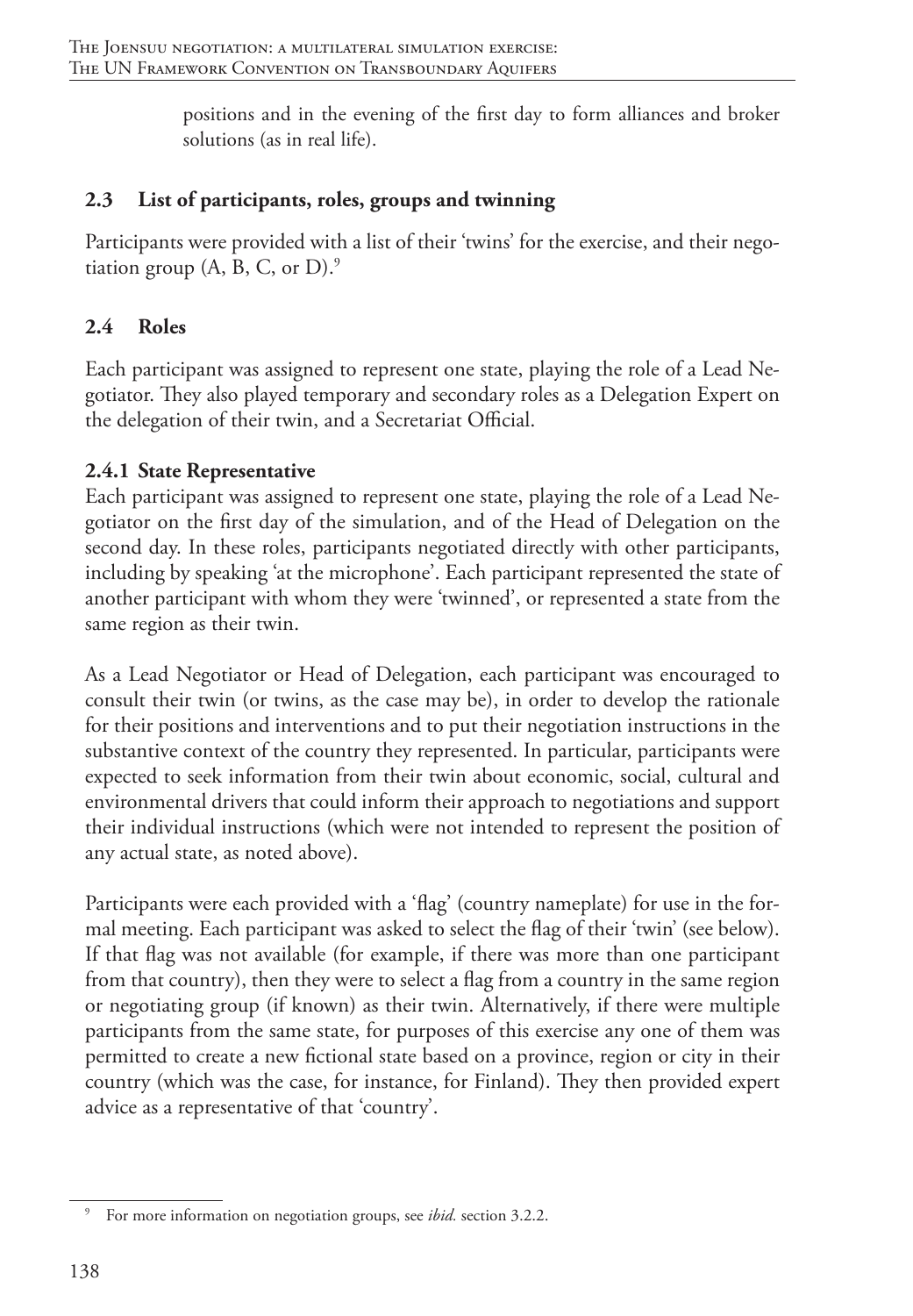positions and in the evening of the first day to form alliances and broker solutions (as in real life).

## 2.3 List of participants, roles, groups and twinning

Participants were provided with a list of their 'twins' for the exercise, and their negotiation group (A, B, C, or D).[9]

## 2.4 Roles

Each participant was assigned to represent one state, playing the role of a Lead Negotiator. They also played temporary and secondary roles as a Delegation Expert on the delegation of their twin, and a Secretariat Official.

### 2.4.1 State Representative

Each participant was assigned to represent one state, playing the role of a Lead Negotiator on the first day of the simulation, and of the Head of Delegation on the second day. In these roles, participants negotiated directly with other participants, including by speaking 'at the microphone'. Each participant represented the state of another participant with whom they were 'twinned', or represented a state from the same region as their twin.

As a Lead Negotiator or Head of Delegation, each participant was encouraged to consult their twin (or twins, as the case may be), in order to develop the rationale for their positions and interventions and to put their negotiation instructions in the substantive context of the country they represented. In particular, participants were expected to seek information from their twin about economic, social, cultural and environmental drivers that could inform their approach to negotiations and support their individual instructions (which were not intended to represent the position of any actual state, as noted above).

Participants were each provided with a 'flag' (country nameplate) for use in the formal meeting. Each participant was asked to select the flag of their 'twin' (see below). If that flag was not available (for example, if there was more than one participant from that country), then they were to select a flag from a country in the same region or negotiating group (if known) as their twin. Alternatively, if there were multiple participants from the same state, for purposes of this exercise any one of them was permitted to create a new fictional state based on a province, region or city in their country (which was the case, for instance, for Finland). They then provided expert advice as a representative of that 'country'.

[9] For more information on negotiation groups, see *ibid.* section 3.2.2.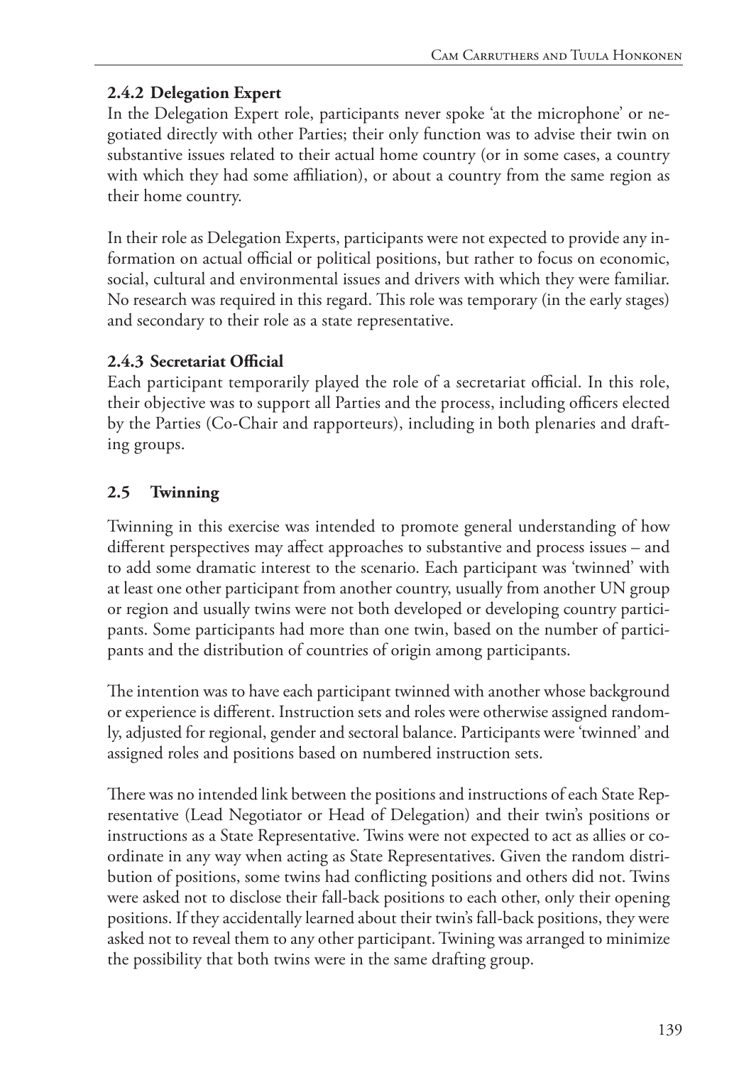### 2.4.2 Delegation Expert

In the Delegation Expert role, participants never spoke 'at the microphone' or negotiated directly with other Parties; their only function was to advise their twin on substantive issues related to their actual home country (or in some cases, a country with which they had some affiliation), or about a country from the same region as their home country.

In their role as Delegation Experts, participants were not expected to provide any information on actual official or political positions, but rather to focus on economic, social, cultural and environmental issues and drivers with which they were familiar. No research was required in this regard. This role was temporary (in the early stages) and secondary to their role as a state representative.

### 2.4.3 Secretariat Official

Each participant temporarily played the role of a secretariat official. In this role, their objective was to support all Parties and the process, including officers elected by the Parties (Co-Chair and rapporteurs), including in both plenaries and drafting groups.

## 2.5 Twinning

Twinning in this exercise was intended to promote general understanding of how different perspectives may affect approaches to substantive and process issues – and to add some dramatic interest to the scenario. Each participant was 'twinned' with at least one other participant from another country, usually from another UN group or region and usually twins were not both developed or developing country participants. Some participants had more than one twin, based on the number of participants and the distribution of countries of origin among participants.

The intention was to have each participant twinned with another whose background or experience is different. Instruction sets and roles were otherwise assigned randomly, adjusted for regional, gender and sectoral balance. Participants were 'twinned' and assigned roles and positions based on numbered instruction sets.

There was no intended link between the positions and instructions of each State Representative (Lead Negotiator or Head of Delegation) and their twin's positions or instructions as a State Representative. Twins were not expected to act as allies or coordinate in any way when acting as State Representatives. Given the random distribution of positions, some twins had conflicting positions and others did not. Twins were asked not to disclose their fall-back positions to each other, only their opening positions. If they accidentally learned about their twin's fall-back positions, they were asked not to reveal them to any other participant. Twining was arranged to minimize the possibility that both twins were in the same drafting group.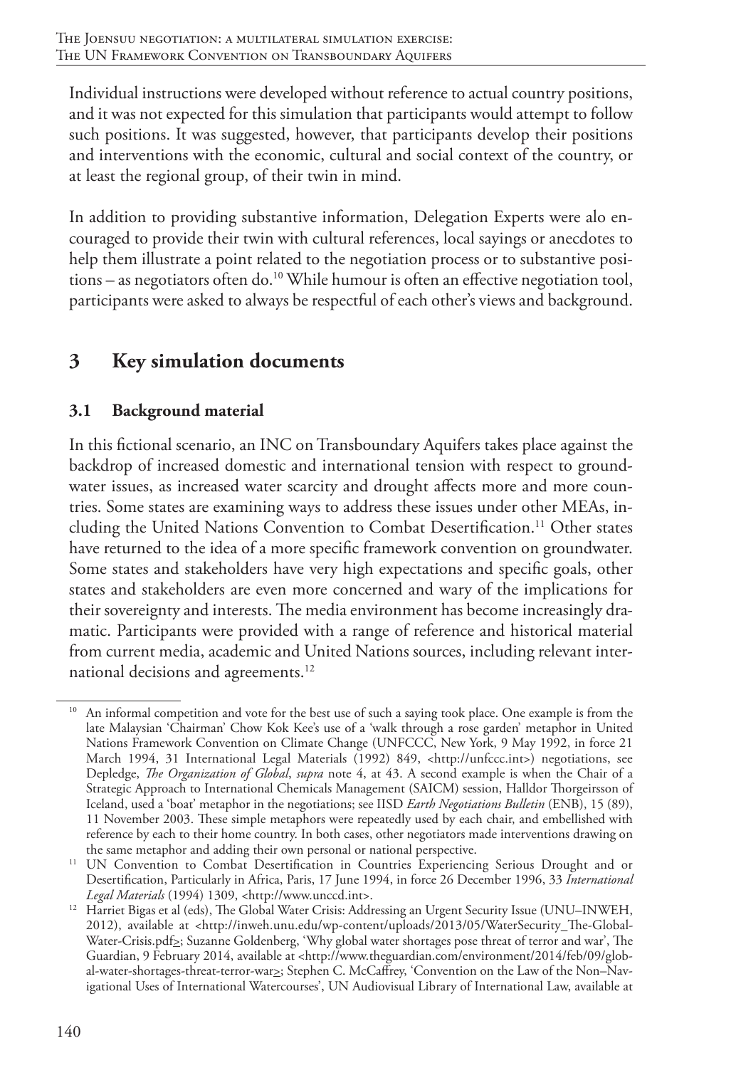Individual instructions were developed without reference to actual country positions, and it was not expected for this simulation that participants would attempt to follow such positions. It was suggested, however, that participants develop their positions and interventions with the economic, cultural and social context of the country, or at least the regional group, of their twin in mind.

In addition to providing substantive information, Delegation Experts were alo encouraged to provide their twin with cultural references, local sayings or anecdotes to help them illustrate a point related to the negotiation process or to substantive positions – as negotiators often do.[10] While humour is often an effective negotiation tool, participants were asked to always be respectful of each other's views and background.

## 3 Key simulation documents

### 3.1 Background material

In this fictional scenario, an INC on Transboundary Aquifers takes place against the backdrop of increased domestic and international tension with respect to groundwater issues, as increased water scarcity and drought affects more and more countries. Some states are examining ways to address these issues under other MEAs, including the United Nations Convention to Combat Desertification.[11] Other states have returned to the idea of a more specific framework convention on groundwater. Some states and stakeholders have very high expectations and specific goals, other states and stakeholders are even more concerned and wary of the implications for their sovereignty and interests. The media environment has become increasingly dramatic. Participants were provided with a range of reference and historical material from current media, academic and United Nations sources, including relevant international decisions and agreements.[12]

---

[10] An informal competition and vote for the best use of such a saying took place. One example is from the late Malaysian 'Chairman' Chow Kok Kee's use of a 'walk through a rose garden' metaphor in United Nations Framework Convention on Climate Change (UNFCCC, New York, 9 May 1992, in force 21 March 1994, 31 International Legal Materials (1992) 849, <http://unfccc.int>) negotiations, see Depledge, *The Organization of Global*, *supra* note 4, at 43. A second example is when the Chair of a Strategic Approach to International Chemicals Management (SAICM) session, Halldor Thorgeirsson of Iceland, used a 'boat' metaphor in the negotiations; see IISD *Earth Negotiations Bulletin* (ENB), 15 (89), 11 November 2003. These simple metaphors were repeatedly used by each chair, and embellished with reference by each to their home country. In both cases, other negotiators made interventions drawing on the same metaphor and adding their own personal or national perspective.

[11] UN Convention to Combat Desertification in Countries Experiencing Serious Drought and or Desertification, Particularly in Africa, Paris, 17 June 1994, in force 26 December 1996, 33 *International Legal Materials* (1994) 1309, <http://www.unccd.int>.

[12] Harriet Bigas et al (eds), The Global Water Crisis: Addressing an Urgent Security Issue (UNU–INWEH, 2012), available at <http://inweh.unu.edu/wp-content/uploads/2013/05/WaterSecurity_The-Global-Water-Crisis.pdf>; Suzanne Goldenberg, 'Why global water shortages pose threat of terror and war', The Guardian, 9 February 2014, available at <http://www.theguardian.com/environment/2014/feb/09/global-water-shortages-threat-terror-war>; Stephen C. McCaffrey, 'Convention on the Law of the Non–Navigational Uses of International Watercourses', UN Audiovisual Library of International Law, available at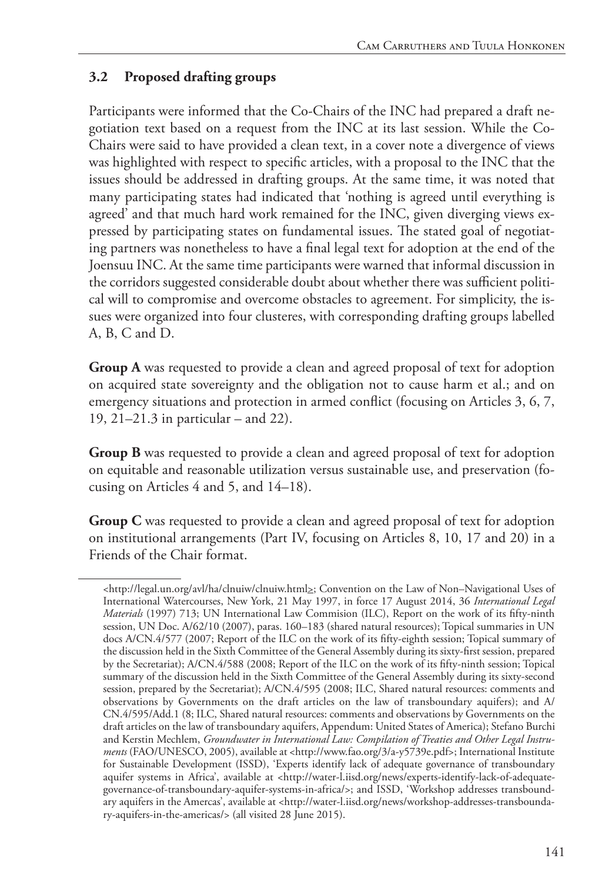### 3.2 Proposed drafting groups

Participants were informed that the Co-Chairs of the INC had prepared a draft negotiation text based on a request from the INC at its last session. While the Co-Chairs were said to have provided a clean text, in a cover note a divergence of views was highlighted with respect to specific articles, with a proposal to the INC that the issues should be addressed in drafting groups. At the same time, it was noted that many participating states had indicated that 'nothing is agreed until everything is agreed' and that much hard work remained for the INC, given diverging views expressed by participating states on fundamental issues. The stated goal of negotiating partners was nonetheless to have a final legal text for adoption at the end of the Joensuu INC. At the same time participants were warned that informal discussion in the corridors suggested considerable doubt about whether there was sufficient political will to compromise and overcome obstacles to agreement. For simplicity, the issues were organized into four clusteres, with corresponding drafting groups labelled A, B, C and D.

**Group A** was requested to provide a clean and agreed proposal of text for adoption on acquired state sovereignty and the obligation not to cause harm et al.; and on emergency situations and protection in armed conflict (focusing on Articles 3, 6, 7, 19, 21–21.3 in particular – and 22).

**Group B** was requested to provide a clean and agreed proposal of text for adoption on equitable and reasonable utilization versus sustainable use, and preservation (focusing on Articles 4 and 5, and 14–18).

**Group C** was requested to provide a clean and agreed proposal of text for adoption on institutional arrangements (Part IV, focusing on Articles 8, 10, 17 and 20) in a Friends of the Chair format.

---

<http://legal.un.org/avl/ha/clnuiw/clnuiw.html≥; Convention on the Law of Non–Navigational Uses of International Watercourses, New York, 21 May 1997, in force 17 August 2014, 36 *International Legal Materials* (1997) 713; UN International Law Commision (ILC), Report on the work of its fifty-ninth session, UN Doc. A/62/10 (2007), paras. 160–183 (shared natural resources); Topical summaries in UN docs A/CN.4/577 (2007; Report of the ILC on the work of its fifty-eighth session; Topical summary of the discussion held in the Sixth Committee of the General Assembly during its sixty-first session, prepared by the Secretariat); A/CN.4/588 (2008; Report of the ILC on the work of its fifty-ninth session; Topical summary of the discussion held in the Sixth Committee of the General Assembly during its sixty-second session, prepared by the Secretariat); A/CN.4/595 (2008; ILC, Shared natural resources: comments and observations by Governments on the draft articles on the law of transboundary aquifers); and A/CN.4/595/Add.1 (8; ILC, Shared natural resources: comments and observations by Governments on the draft articles on the law of transboundary aquifers, Appendum: United States of America); Stefano Burchi and Kerstin Mechlem, *Groundwater in International Law: Compilation of Treaties and Other Legal Instruments* (FAO/UNESCO, 2005), available at <http://www.fao.org/3/a-y5739e.pdf>; International Institute for Sustainable Development (ISSD), 'Experts identify lack of adequate governance of transboundary aquifer systems in Africa', available at <http://water-l.iisd.org/news/experts-identify-lack-of-adequate-governance-of-transboundary-aquifer-systems-in-africa/>; and ISSD, 'Workshop addresses transboundary aquifers in the Amercas', available at <http://water-l.iisd.org/news/workshop-addresses-transboundary-aquifers-in-the-americas/> (all visited 28 June 2015).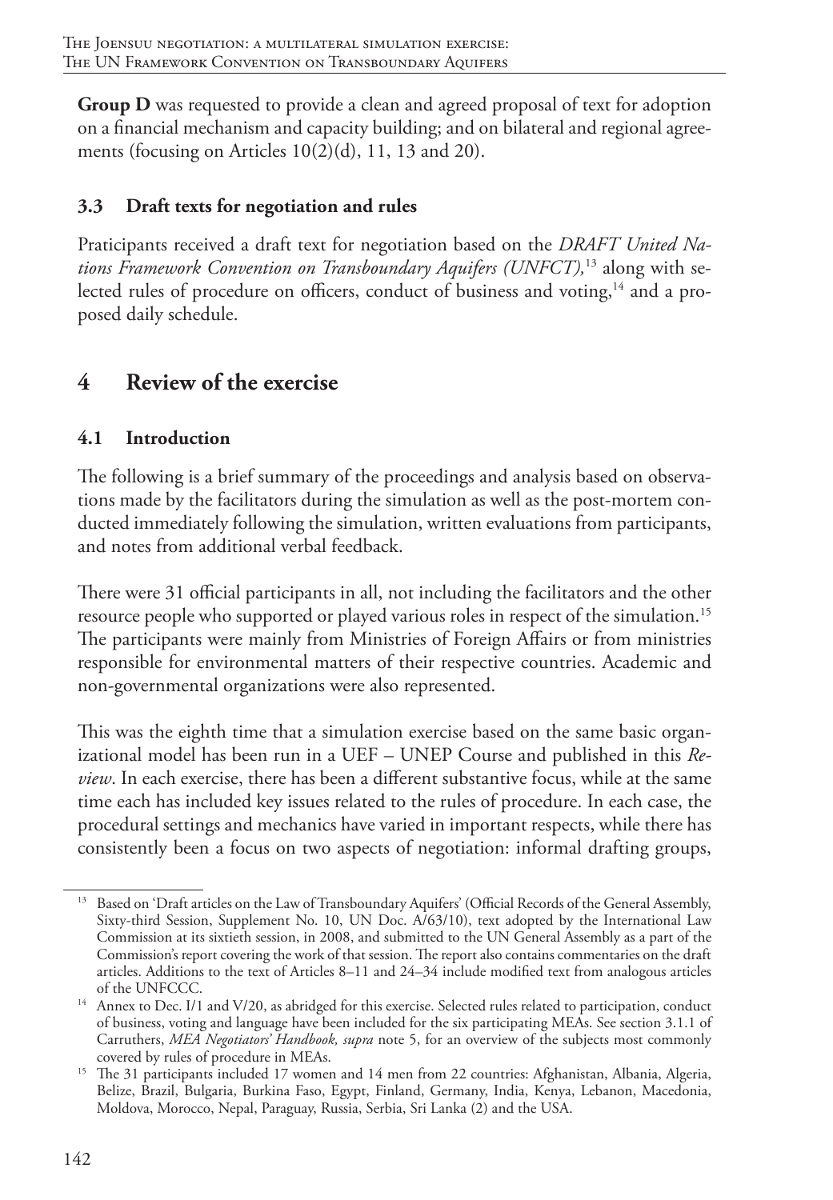**Group D** was requested to provide a clean and agreed proposal of text for adoption on a financial mechanism and capacity building; and on bilateral and regional agreements (focusing on Articles 10(2)(d), 11, 13 and 20).

### 3.3 Draft texts for negotiation and rules

Praticipants received a draft text for negotiation based on the *DRAFT United Nations Framework Convention on Transboundary Aquifers (UNFCT),*[13] along with selected rules of procedure on officers, conduct of business and voting,[14] and a proposed daily schedule.

## 4 Review of the exercise

### 4.1 Introduction

The following is a brief summary of the proceedings and analysis based on observations made by the facilitators during the simulation as well as the post-mortem conducted immediately following the simulation, written evaluations from participants, and notes from additional verbal feedback.

There were 31 official participants in all, not including the facilitators and the other resource people who supported or played various roles in respect of the simulation.[15] The participants were mainly from Ministries of Foreign Affairs or from ministries responsible for environmental matters of their respective countries. Academic and non-governmental organizations were also represented.

This was the eighth time that a simulation exercise based on the same basic organizational model has been run in a UEF – UNEP Course and published in this *Review*. In each exercise, there has been a different substantive focus, while at the same time each has included key issues related to the rules of procedure. In each case, the procedural settings and mechanics have varied in important respects, while there has consistently been a focus on two aspects of negotiation: informal drafting groups,

---

[13] Based on 'Draft articles on the Law of Transboundary Aquifers' (Official Records of the General Assembly, Sixty-third Session, Supplement No. 10, UN Doc. A/63/10), text adopted by the International Law Commission at its sixtieth session, in 2008, and submitted to the UN General Assembly as a part of the Commission's report covering the work of that session. The report also contains commentaries on the draft articles. Additions to the text of Articles 8–11 and 24–34 include modified text from analogous articles of the UNFCCC.

[14] Annex to Dec. I/1 and V/20, as abridged for this exercise. Selected rules related to participation, conduct of business, voting and language have been included for the six participating MEAs. See section 3.1.1 of Carruthers, *MEA Negotiators' Handbook, supra* note 5, for an overview of the subjects most commonly covered by rules of procedure in MEAs.

[15] The 31 participants included 17 women and 14 men from 22 countries: Afghanistan, Albania, Algeria, Belize, Brazil, Bulgaria, Burkina Faso, Egypt, Finland, Germany, India, Kenya, Lebanon, Macedonia, Moldova, Morocco, Nepal, Paraguay, Russia, Serbia, Sri Lanka (2) and the USA.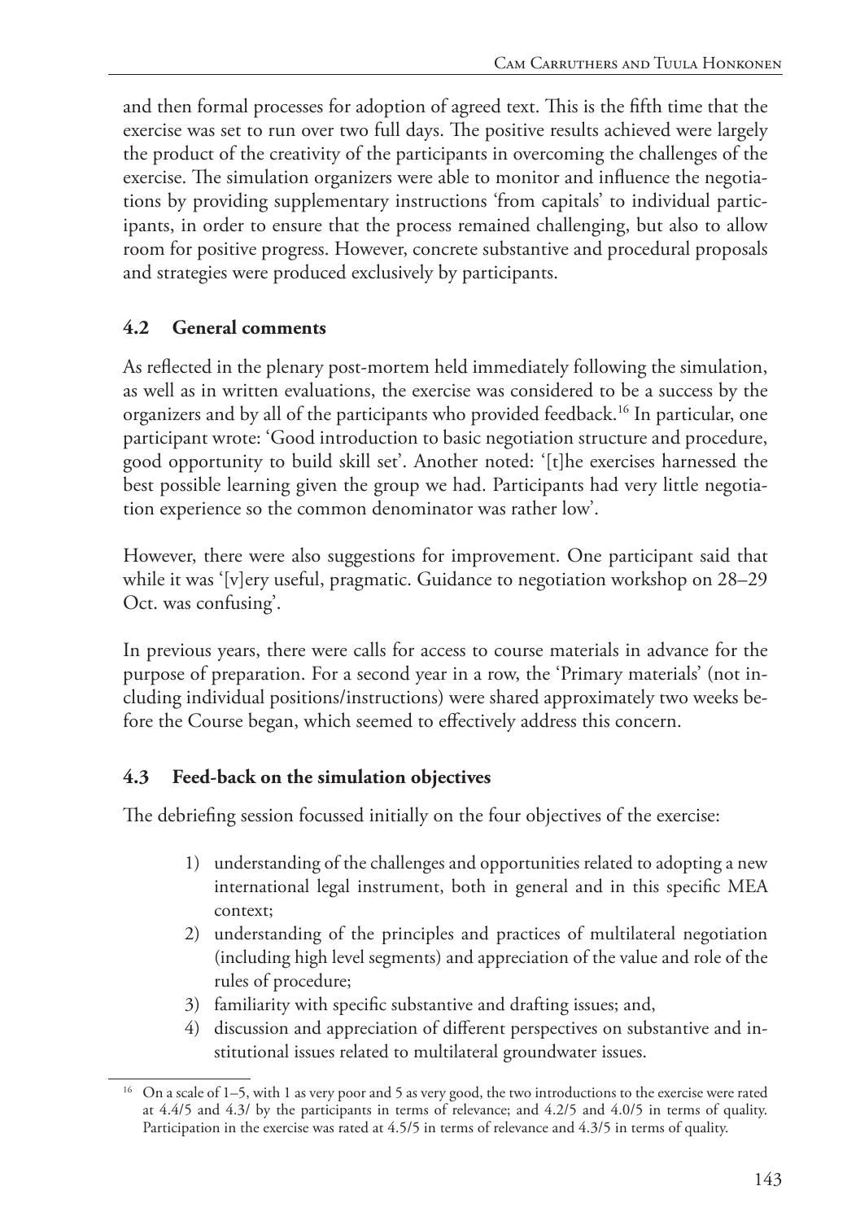and then formal processes for adoption of agreed text. This is the fifth time that the exercise was set to run over two full days. The positive results achieved were largely the product of the creativity of the participants in overcoming the challenges of the exercise. The simulation organizers were able to monitor and influence the negotiations by providing supplementary instructions 'from capitals' to individual participants, in order to ensure that the process remained challenging, but also to allow room for positive progress. However, concrete substantive and procedural proposals and strategies were produced exclusively by participants.

### 4.2 General comments

As reflected in the plenary post-mortem held immediately following the simulation, as well as in written evaluations, the exercise was considered to be a success by the organizers and by all of the participants who provided feedback.[16] In particular, one participant wrote: 'Good introduction to basic negotiation structure and procedure, good opportunity to build skill set'. Another noted: '[t]he exercises harnessed the best possible learning given the group we had. Participants had very little negotiation experience so the common denominator was rather low'.

However, there were also suggestions for improvement. One participant said that while it was '[v]ery useful, pragmatic. Guidance to negotiation workshop on 28–29 Oct. was confusing'.

In previous years, there were calls for access to course materials in advance for the purpose of preparation. For a second year in a row, the 'Primary materials' (not including individual positions/instructions) were shared approximately two weeks before the Course began, which seemed to effectively address this concern.

### 4.3 Feed-back on the simulation objectives

The debriefing session focussed initially on the four objectives of the exercise:

1) understanding of the challenges and opportunities related to adopting a new international legal instrument, both in general and in this specific MEA context;
2) understanding of the principles and practices of multilateral negotiation (including high level segments) and appreciation of the value and role of the rules of procedure;
3) familiarity with specific substantive and drafting issues; and,
4) discussion and appreciation of different perspectives on substantive and institutional issues related to multilateral groundwater issues.

---

[16] On a scale of 1–5, with 1 as very poor and 5 as very good, the two introductions to the exercise were rated at 4.4/5 and 4.3/ by the participants in terms of relevance; and 4.2/5 and 4.0/5 in terms of quality. Participation in the exercise was rated at 4.5/5 in terms of relevance and 4.3/5 in terms of quality.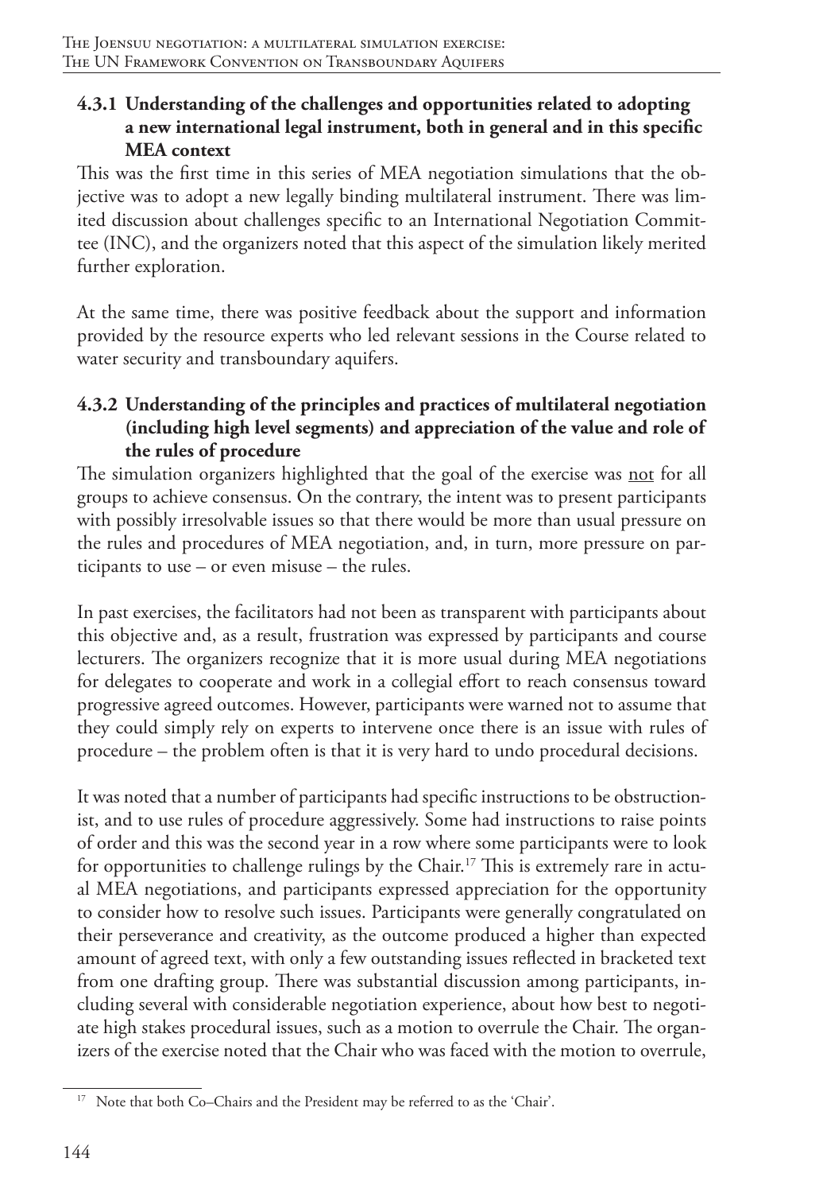### 4.3.1 Understanding of the challenges and opportunities related to adopting a new international legal instrument, both in general and in this specific MEA context

This was the first time in this series of MEA negotiation simulations that the objective was to adopt a new legally binding multilateral instrument. There was limited discussion about challenges specific to an International Negotiation Committee (INC), and the organizers noted that this aspect of the simulation likely merited further exploration.

At the same time, there was positive feedback about the support and information provided by the resource experts who led relevant sessions in the Course related to water security and transboundary aquifers.

### 4.3.2 Understanding of the principles and practices of multilateral negotiation (including high level segments) and appreciation of the value and role of the rules of procedure

The simulation organizers highlighted that the goal of the exercise was <u>not</u> for all groups to achieve consensus. On the contrary, the intent was to present participants with possibly irresolvable issues so that there would be more than usual pressure on the rules and procedures of MEA negotiation, and, in turn, more pressure on participants to use – or even misuse – the rules.

In past exercises, the facilitators had not been as transparent with participants about this objective and, as a result, frustration was expressed by participants and course lecturers. The organizers recognize that it is more usual during MEA negotiations for delegates to cooperate and work in a collegial effort to reach consensus toward progressive agreed outcomes. However, participants were warned not to assume that they could simply rely on experts to intervene once there is an issue with rules of procedure – the problem often is that it is very hard to undo procedural decisions.

It was noted that a number of participants had specific instructions to be obstructionist, and to use rules of procedure aggressively. Some had instructions to raise points of order and this was the second year in a row where some participants were to look for opportunities to challenge rulings by the Chair.[17] This is extremely rare in actual MEA negotiations, and participants expressed appreciation for the opportunity to consider how to resolve such issues. Participants were generally congratulated on their perseverance and creativity, as the outcome produced a higher than expected amount of agreed text, with only a few outstanding issues reflected in bracketed text from one drafting group. There was substantial discussion among participants, including several with considerable negotiation experience, about how best to negotiate high stakes procedural issues, such as a motion to overrule the Chair. The organizers of the exercise noted that the Chair who was faced with the motion to overrule,

[17] Note that both Co–Chairs and the President may be referred to as the 'Chair'.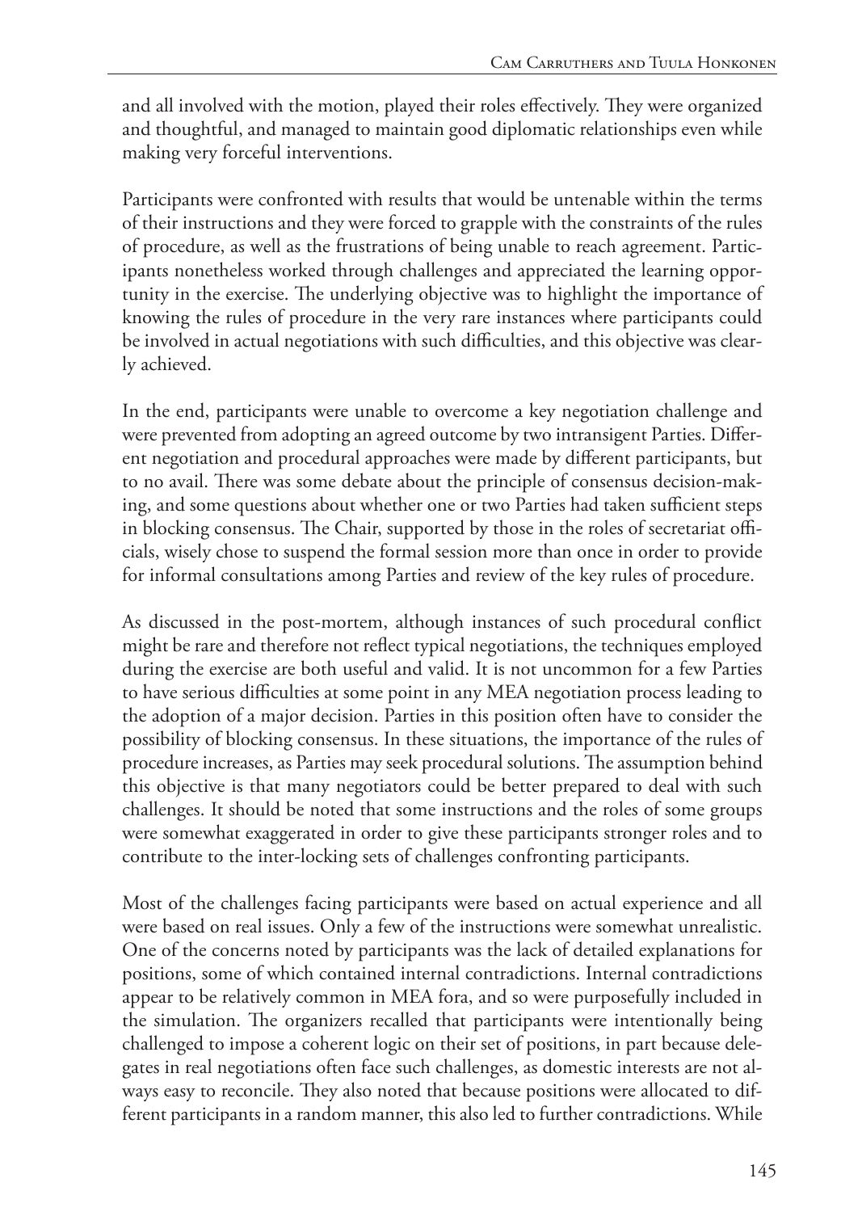and all involved with the motion, played their roles effectively. They were organized and thoughtful, and managed to maintain good diplomatic relationships even while making very forceful interventions.

Participants were confronted with results that would be untenable within the terms of their instructions and they were forced to grapple with the constraints of the rules of procedure, as well as the frustrations of being unable to reach agreement. Participants nonetheless worked through challenges and appreciated the learning opportunity in the exercise. The underlying objective was to highlight the importance of knowing the rules of procedure in the very rare instances where participants could be involved in actual negotiations with such difficulties, and this objective was clearly achieved.

In the end, participants were unable to overcome a key negotiation challenge and were prevented from adopting an agreed outcome by two intransigent Parties. Different negotiation and procedural approaches were made by different participants, but to no avail. There was some debate about the principle of consensus decision-making, and some questions about whether one or two Parties had taken sufficient steps in blocking consensus. The Chair, supported by those in the roles of secretariat officials, wisely chose to suspend the formal session more than once in order to provide for informal consultations among Parties and review of the key rules of procedure.

As discussed in the post-mortem, although instances of such procedural conflict might be rare and therefore not reflect typical negotiations, the techniques employed during the exercise are both useful and valid. It is not uncommon for a few Parties to have serious difficulties at some point in any MEA negotiation process leading to the adoption of a major decision. Parties in this position often have to consider the possibility of blocking consensus. In these situations, the importance of the rules of procedure increases, as Parties may seek procedural solutions. The assumption behind this objective is that many negotiators could be better prepared to deal with such challenges. It should be noted that some instructions and the roles of some groups were somewhat exaggerated in order to give these participants stronger roles and to contribute to the inter-locking sets of challenges confronting participants.

Most of the challenges facing participants were based on actual experience and all were based on real issues. Only a few of the instructions were somewhat unrealistic. One of the concerns noted by participants was the lack of detailed explanations for positions, some of which contained internal contradictions. Internal contradictions appear to be relatively common in MEA fora, and so were purposefully included in the simulation. The organizers recalled that participants were intentionally being challenged to impose a coherent logic on their set of positions, in part because delegates in real negotiations often face such challenges, as domestic interests are not always easy to reconcile. They also noted that because positions were allocated to different participants in a random manner, this also led to further contradictions. While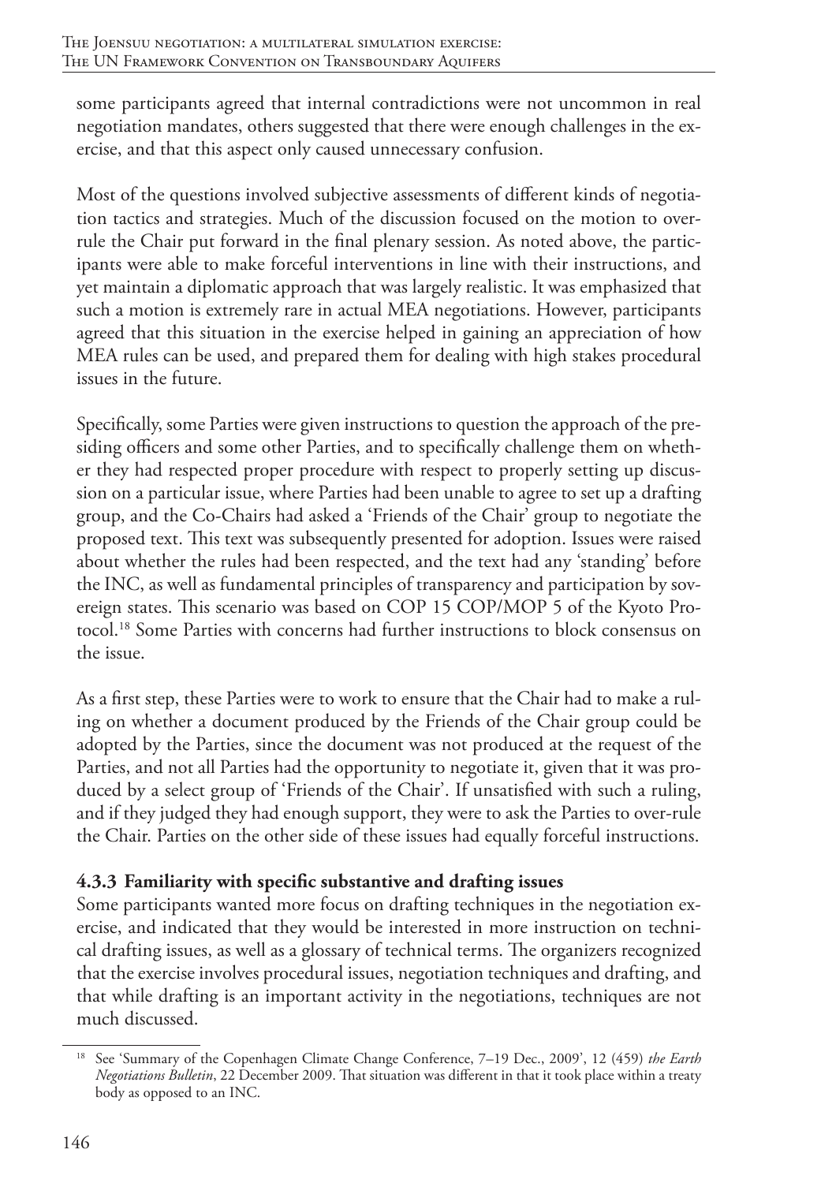some participants agreed that internal contradictions were not uncommon in real negotiation mandates, others suggested that there were enough challenges in the exercise, and that this aspect only caused unnecessary confusion.

Most of the questions involved subjective assessments of different kinds of negotiation tactics and strategies. Much of the discussion focused on the motion to overrule the Chair put forward in the final plenary session. As noted above, the participants were able to make forceful interventions in line with their instructions, and yet maintain a diplomatic approach that was largely realistic. It was emphasized that such a motion is extremely rare in actual MEA negotiations. However, participants agreed that this situation in the exercise helped in gaining an appreciation of how MEA rules can be used, and prepared them for dealing with high stakes procedural issues in the future.

Specifically, some Parties were given instructions to question the approach of the presiding officers and some other Parties, and to specifically challenge them on whether they had respected proper procedure with respect to properly setting up discussion on a particular issue, where Parties had been unable to agree to set up a drafting group, and the Co-Chairs had asked a 'Friends of the Chair' group to negotiate the proposed text. This text was subsequently presented for adoption. Issues were raised about whether the rules had been respected, and the text had any 'standing' before the INC, as well as fundamental principles of transparency and participation by sovereign states. This scenario was based on COP 15 COP/MOP 5 of the Kyoto Protocol.[18] Some Parties with concerns had further instructions to block consensus on the issue.

As a first step, these Parties were to work to ensure that the Chair had to make a ruling on whether a document produced by the Friends of the Chair group could be adopted by the Parties, since the document was not produced at the request of the Parties, and not all Parties had the opportunity to negotiate it, given that it was produced by a select group of 'Friends of the Chair'. If unsatisfied with such a ruling, and if they judged they had enough support, they were to ask the Parties to over-rule the Chair. Parties on the other side of these issues had equally forceful instructions.

### 4.3.3 Familiarity with specific substantive and drafting issues

Some participants wanted more focus on drafting techniques in the negotiation exercise, and indicated that they would be interested in more instruction on technical drafting issues, as well as a glossary of technical terms. The organizers recognized that the exercise involves procedural issues, negotiation techniques and drafting, and that while drafting is an important activity in the negotiations, techniques are not much discussed.

---

[18] See 'Summary of the Copenhagen Climate Change Conference, 7–19 Dec., 2009', 12 (459) *the Earth Negotiations Bulletin*, 22 December 2009. That situation was different in that it took place within a treaty body as opposed to an INC.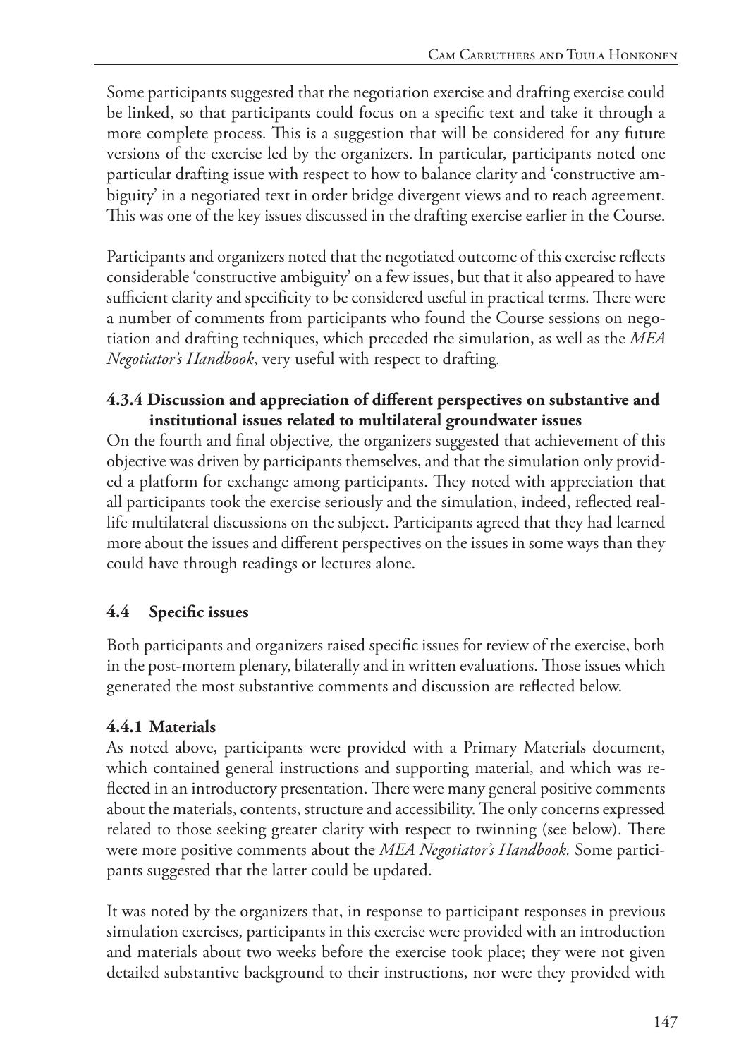Some participants suggested that the negotiation exercise and drafting exercise could be linked, so that participants could focus on a specific text and take it through a more complete process. This is a suggestion that will be considered for any future versions of the exercise led by the organizers. In particular, participants noted one particular drafting issue with respect to how to balance clarity and 'constructive ambiguity' in a negotiated text in order bridge divergent views and to reach agreement. This was one of the key issues discussed in the drafting exercise earlier in the Course.

Participants and organizers noted that the negotiated outcome of this exercise reflects considerable 'constructive ambiguity' on a few issues, but that it also appeared to have sufficient clarity and specificity to be considered useful in practical terms. There were a number of comments from participants who found the Course sessions on negotiation and drafting techniques, which preceded the simulation, as well as the *MEA Negotiator's Handbook*, very useful with respect to drafting.

#### 4.3.4 Discussion and appreciation of different perspectives on substantive and institutional issues related to multilateral groundwater issues

On the fourth and final objective*,* the organizers suggested that achievement of this objective was driven by participants themselves, and that the simulation only provided a platform for exchange among participants. They noted with appreciation that all participants took the exercise seriously and the simulation, indeed, reflected real-life multilateral discussions on the subject. Participants agreed that they had learned more about the issues and different perspectives on the issues in some ways than they could have through readings or lectures alone.

### 4.4 Specific issues

Both participants and organizers raised specific issues for review of the exercise, both in the post-mortem plenary, bilaterally and in written evaluations. Those issues which generated the most substantive comments and discussion are reflected below.

#### 4.4.1 Materials

As noted above, participants were provided with a Primary Materials document, which contained general instructions and supporting material, and which was reflected in an introductory presentation. There were many general positive comments about the materials, contents, structure and accessibility. The only concerns expressed related to those seeking greater clarity with respect to twinning (see below). There were more positive comments about the *MEA Negotiator's Handbook.* Some participants suggested that the latter could be updated.

It was noted by the organizers that, in response to participant responses in previous simulation exercises, participants in this exercise were provided with an introduction and materials about two weeks before the exercise took place; they were not given detailed substantive background to their instructions, nor were they provided with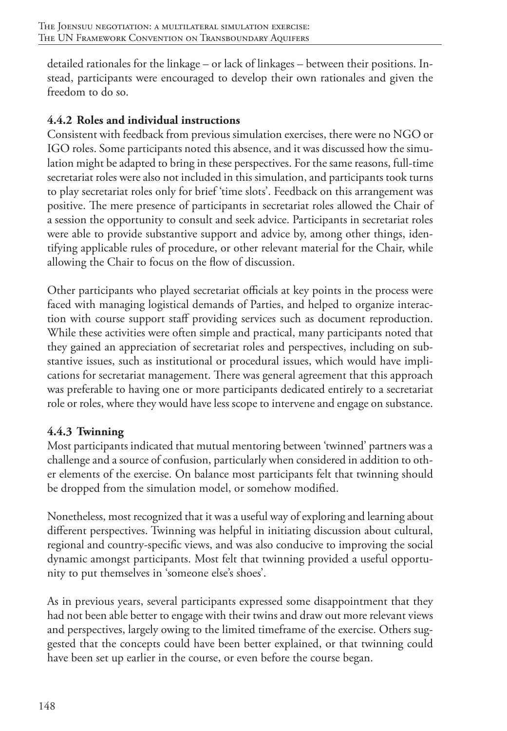detailed rationales for the linkage – or lack of linkages – between their positions. Instead, participants were encouraged to develop their own rationales and given the freedom to do so.

### 4.4.2 Roles and individual instructions

Consistent with feedback from previous simulation exercises, there were no NGO or IGO roles. Some participants noted this absence, and it was discussed how the simulation might be adapted to bring in these perspectives. For the same reasons, full-time secretariat roles were also not included in this simulation, and participants took turns to play secretariat roles only for brief 'time slots'. Feedback on this arrangement was positive. The mere presence of participants in secretariat roles allowed the Chair of a session the opportunity to consult and seek advice. Participants in secretariat roles were able to provide substantive support and advice by, among other things, identifying applicable rules of procedure, or other relevant material for the Chair, while allowing the Chair to focus on the flow of discussion.

Other participants who played secretariat officials at key points in the process were faced with managing logistical demands of Parties, and helped to organize interaction with course support staff providing services such as document reproduction. While these activities were often simple and practical, many participants noted that they gained an appreciation of secretariat roles and perspectives, including on substantive issues, such as institutional or procedural issues, which would have implications for secretariat management. There was general agreement that this approach was preferable to having one or more participants dedicated entirely to a secretariat role or roles, where they would have less scope to intervene and engage on substance.

### 4.4.3 Twinning

Most participants indicated that mutual mentoring between 'twinned' partners was a challenge and a source of confusion, particularly when considered in addition to other elements of the exercise. On balance most participants felt that twinning should be dropped from the simulation model, or somehow modified.

Nonetheless, most recognized that it was a useful way of exploring and learning about different perspectives. Twinning was helpful in initiating discussion about cultural, regional and country-specific views, and was also conducive to improving the social dynamic amongst participants. Most felt that twinning provided a useful opportunity to put themselves in 'someone else's shoes'.

As in previous years, several participants expressed some disappointment that they had not been able better to engage with their twins and draw out more relevant views and perspectives, largely owing to the limited timeframe of the exercise. Others suggested that the concepts could have been better explained, or that twinning could have been set up earlier in the course, or even before the course began.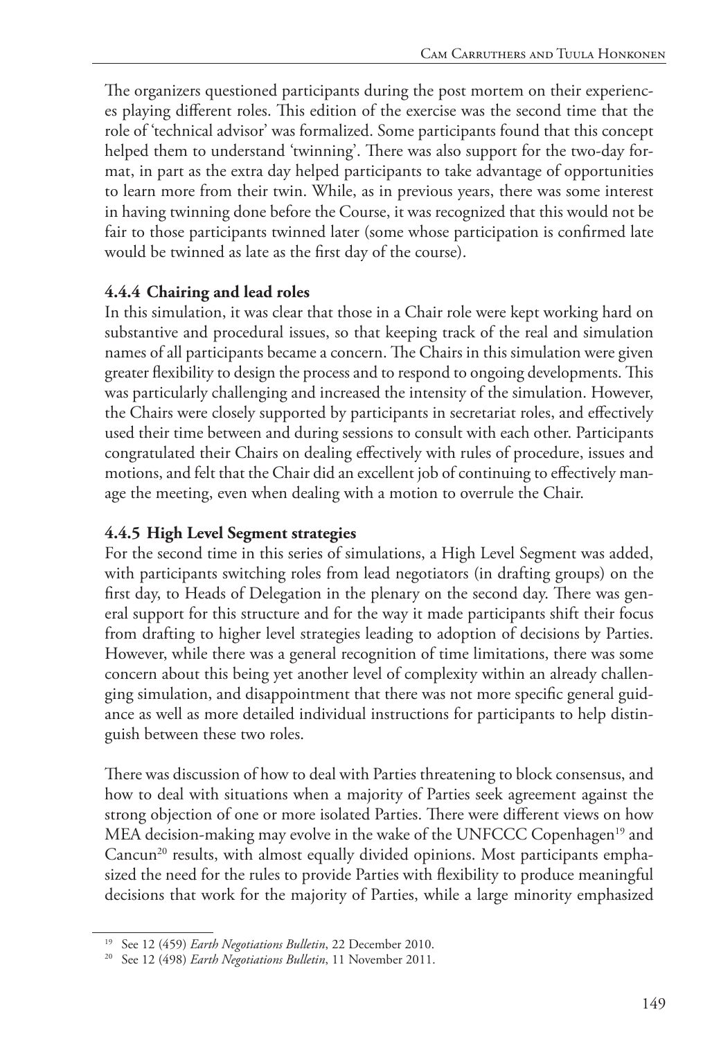The organizers questioned participants during the post mortem on their experiences playing different roles. This edition of the exercise was the second time that the role of 'technical advisor' was formalized. Some participants found that this concept helped them to understand 'twinning'. There was also support for the two-day format, in part as the extra day helped participants to take advantage of opportunities to learn more from their twin. While, as in previous years, there was some interest in having twinning done before the Course, it was recognized that this would not be fair to those participants twinned later (some whose participation is confirmed late would be twinned as late as the first day of the course).

### 4.4.4 Chairing and lead roles

In this simulation, it was clear that those in a Chair role were kept working hard on substantive and procedural issues, so that keeping track of the real and simulation names of all participants became a concern. The Chairs in this simulation were given greater flexibility to design the process and to respond to ongoing developments. This was particularly challenging and increased the intensity of the simulation. However, the Chairs were closely supported by participants in secretariat roles, and effectively used their time between and during sessions to consult with each other. Participants congratulated their Chairs on dealing effectively with rules of procedure, issues and motions, and felt that the Chair did an excellent job of continuing to effectively manage the meeting, even when dealing with a motion to overrule the Chair.

### 4.4.5 High Level Segment strategies

For the second time in this series of simulations, a High Level Segment was added, with participants switching roles from lead negotiators (in drafting groups) on the first day, to Heads of Delegation in the plenary on the second day. There was general support for this structure and for the way it made participants shift their focus from drafting to higher level strategies leading to adoption of decisions by Parties. However, while there was a general recognition of time limitations, there was some concern about this being yet another level of complexity within an already challenging simulation, and disappointment that there was not more specific general guidance as well as more detailed individual instructions for participants to help distinguish between these two roles.

There was discussion of how to deal with Parties threatening to block consensus, and how to deal with situations when a majority of Parties seek agreement against the strong objection of one or more isolated Parties. There were different views on how MEA decision-making may evolve in the wake of the UNFCCC Copenhagen[19] and Cancun[20] results, with almost equally divided opinions. Most participants emphasized the need for the rules to provide Parties with flexibility to produce meaningful decisions that work for the majority of Parties, while a large minority emphasized

---

[19] See 12 (459) *Earth Negotiations Bulletin*, 22 December 2010.

[20] See 12 (498) *Earth Negotiations Bulletin*, 11 November 2011.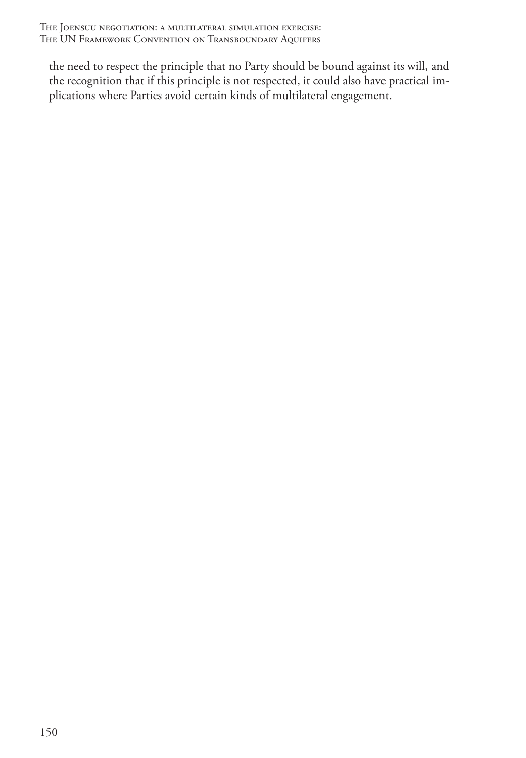the need to respect the principle that no Party should be bound against its will, and the recognition that if this principle is not respected, it could also have practical implications where Parties avoid certain kinds of multilateral engagement.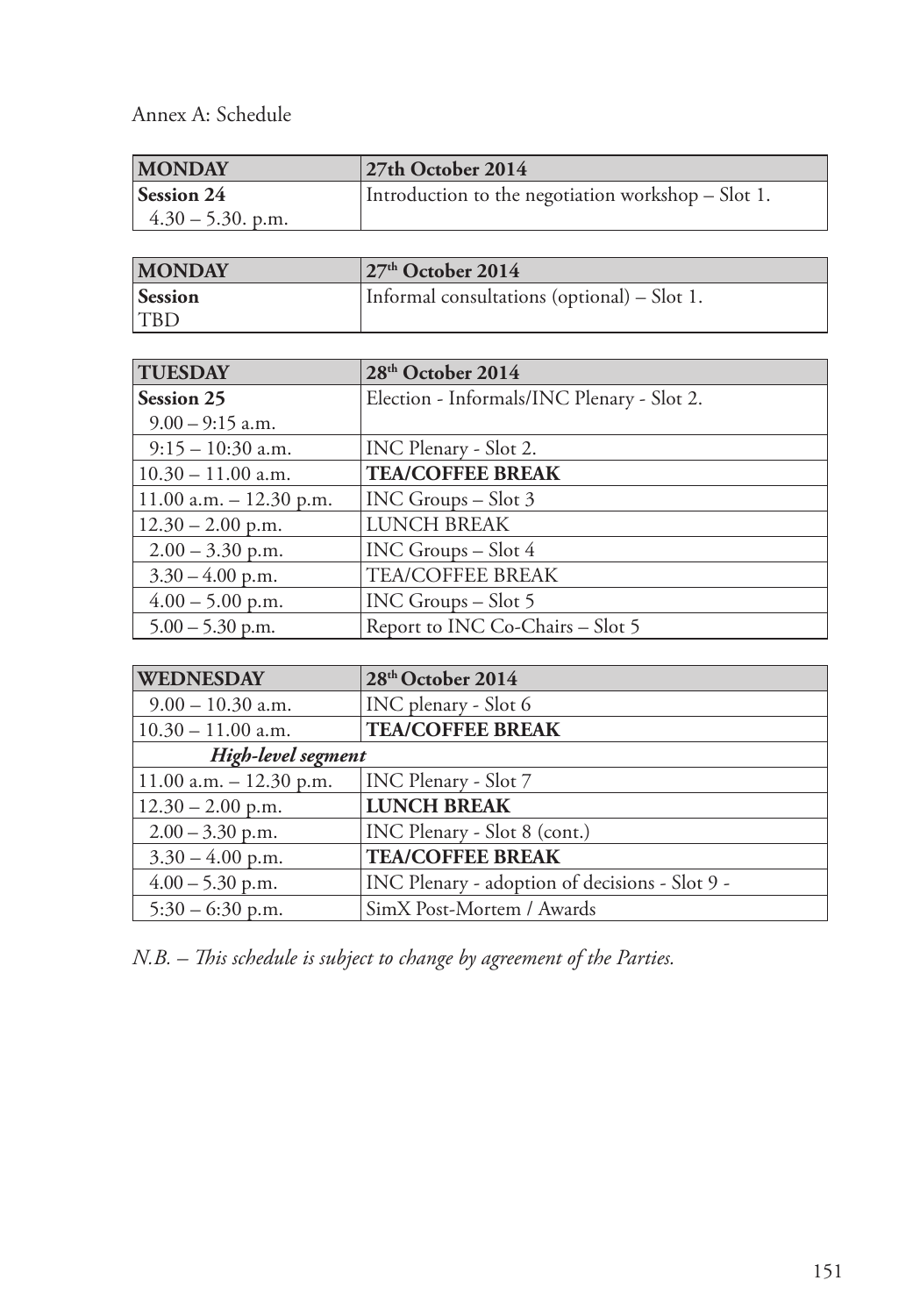Annex A: Schedule

| **MONDAY** | **27th October 2014** |
| --- | --- |
| **Session 24** 4.30 – 5.30. p.m. | Introduction to the negotiation workshop – Slot 1. |

| **MONDAY** | **27th October 2014** |
| --- | --- |
| **Session** TBD | Informal consultations (optional) – Slot 1. |

| **TUESDAY** | **28th October 2014** |
| --- | --- |
| **Session 25** 9.00 – 9:15 a.m. | Election - Informals/INC Plenary - Slot 2. |
| 9:15 – 10:30 a.m. | INC Plenary - Slot 2. |
| 10.30 – 11.00 a.m. | **TEA/COFFEE BREAK** |
| 11.00 a.m. – 12.30 p.m. | INC Groups – Slot 3 |
| 12.30 – 2.00 p.m. | LUNCH BREAK |
| 2.00 – 3.30 p.m. | INC Groups – Slot 4 |
| 3.30 – 4.00 p.m. | TEA/COFFEE BREAK |
| 4.00 – 5.00 p.m. | INC Groups – Slot 5 |
| 5.00 – 5.30 p.m. | Report to INC Co-Chairs – Slot 5 |

| **WEDNESDAY** | **28th October 2014** |
| --- | --- |
| 9.00 – 10.30 a.m. | INC plenary - Slot 6 |
| 10.30 – 11.00 a.m. | **TEA/COFFEE BREAK** |
| ***High-level segment*** | |
| 11.00 a.m. – 12.30 p.m. | INC Plenary - Slot 7 |
| 12.30 – 2.00 p.m. | **LUNCH BREAK** |
| 2.00 – 3.30 p.m. | INC Plenary - Slot 8 (cont.) |
| 3.30 – 4.00 p.m. | **TEA/COFFEE BREAK** |
| 4.00 – 5.30 p.m. | INC Plenary - adoption of decisions - Slot 9 - |
| 5:30 – 6:30 p.m. | SimX Post-Mortem / Awards |

*N.B. – This schedule is subject to change by agreement of the Parties.*